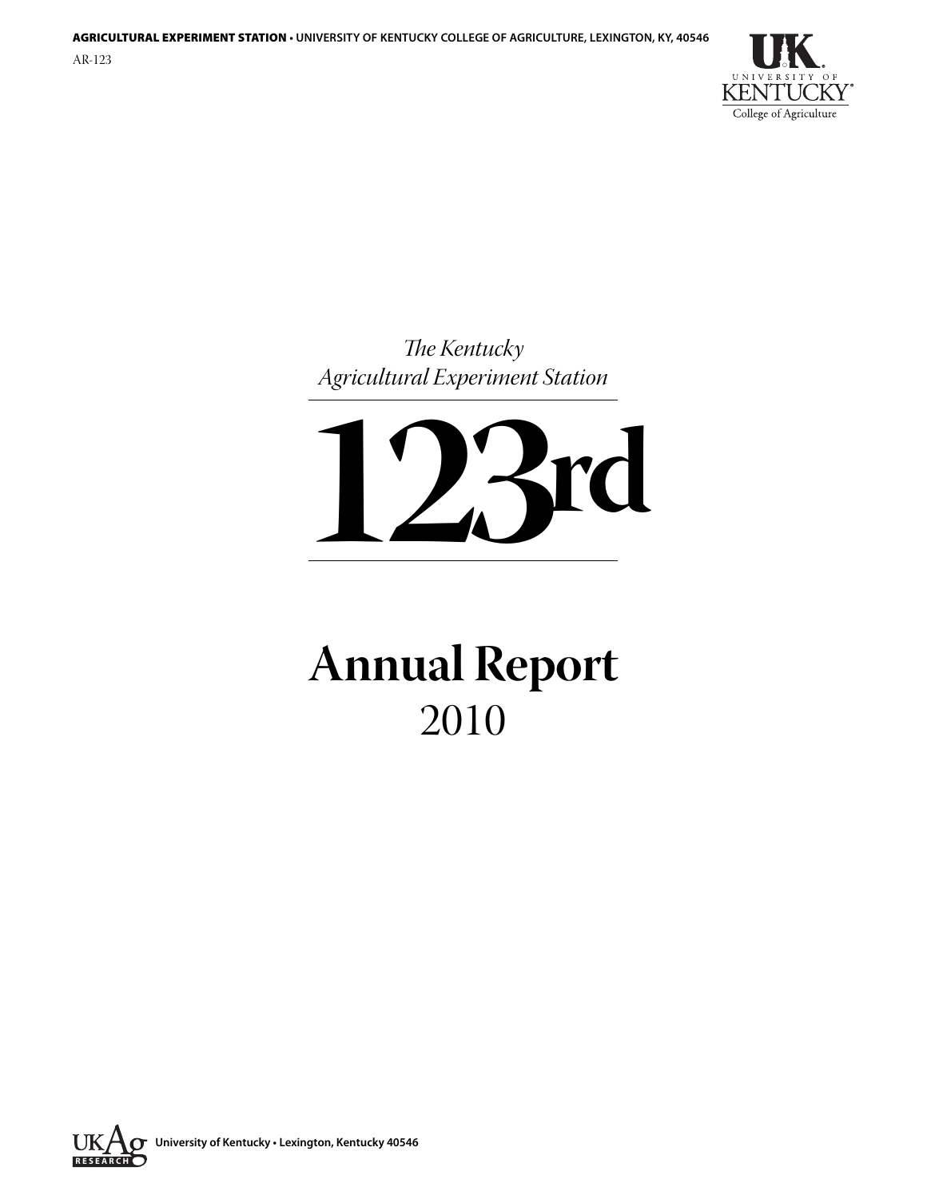**AGRICULTURAL EXPERIMENT STATION** • UNIVERSITY OF KENTUCKY COLLEGE OF AGRICULTURE, LEXINGTON, KY, 40546

AR-123

UK University of Kentucky College of Agriculture

*The Kentucky Agricultural Experiment Station*

# 123rd

# Annual Report
## 2010

UKAg RESEARCH **University of Kentucky • Lexington, Kentucky 40546**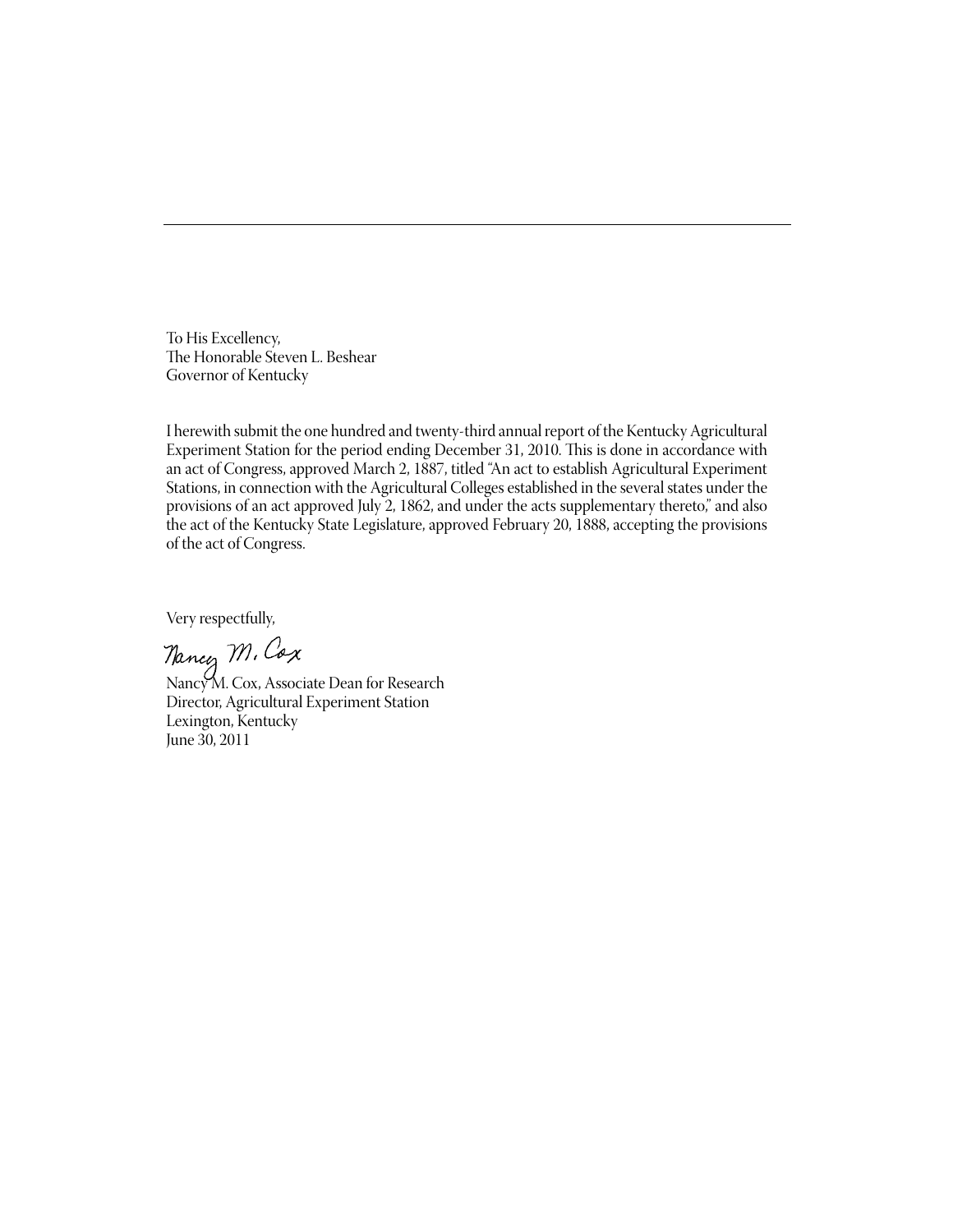To His Excellency,
The Honorable Steven L. Beshear
Governor of Kentucky

I herewith submit the one hundred and twenty-third annual report of the Kentucky Agricultural Experiment Station for the period ending December 31, 2010. This is done in accordance with an act of Congress, approved March 2, 1887, titled "An act to establish Agricultural Experiment Stations, in connection with the Agricultural Colleges established in the several states under the provisions of an act approved July 2, 1862, and under the acts supplementary thereto," and also the act of the Kentucky State Legislature, approved February 20, 1888, accepting the provisions of the act of Congress.

Very respectfully,

Nancy M. Cox

Nancy M. Cox, Associate Dean for Research
Director, Agricultural Experiment Station
Lexington, Kentucky
June 30, 2011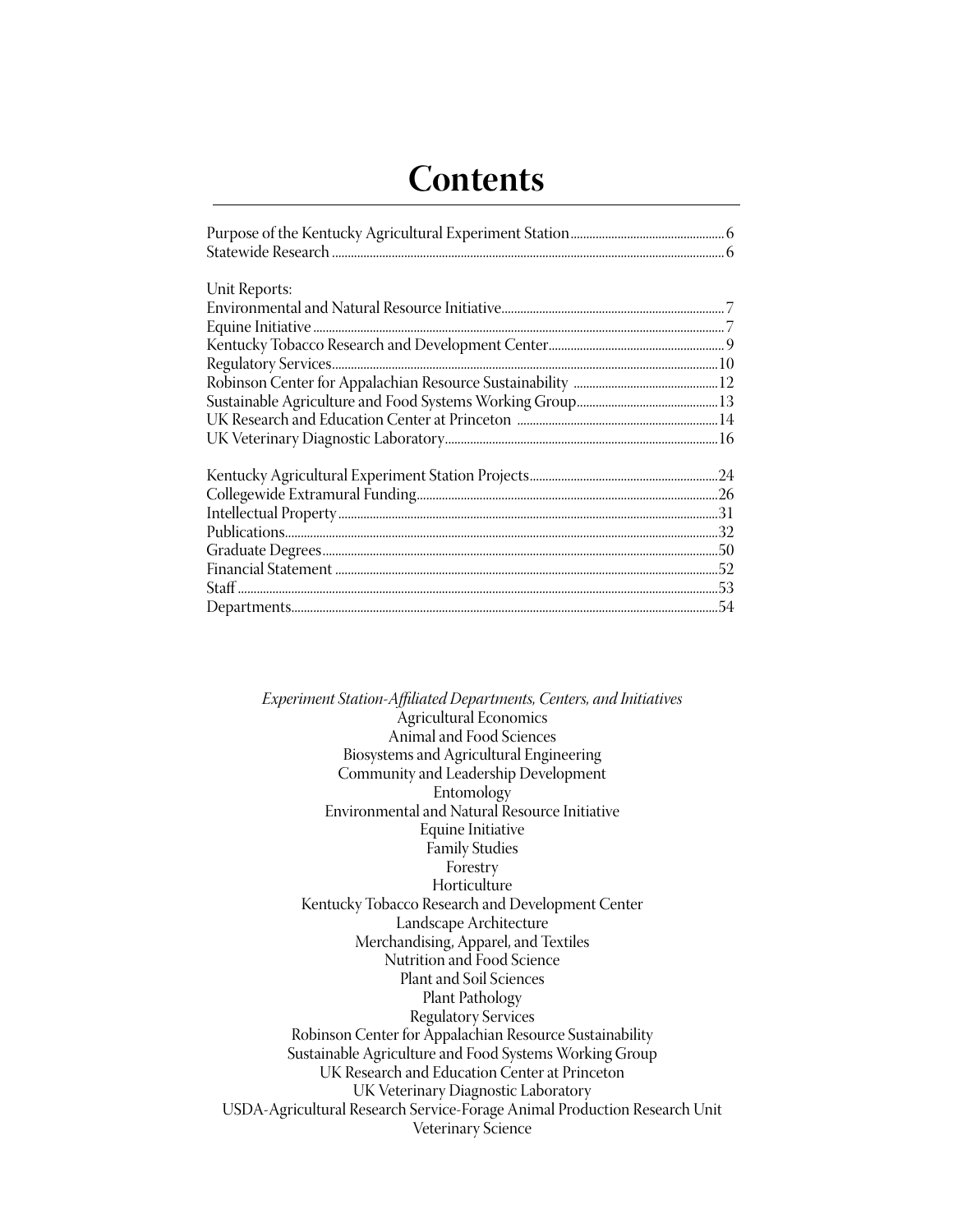# Contents

Purpose of the Kentucky Agricultural Experiment Station ........ 6
Statewide Research ........ 6

Unit Reports:
Environmental and Natural Resource Initiative ........ 7
Equine Initiative ........ 7
Kentucky Tobacco Research and Development Center ........ 9
Regulatory Services ........ 10
Robinson Center for Appalachian Resource Sustainability ........ 12
Sustainable Agriculture and Food Systems Working Group ........ 13
UK Research and Education Center at Princeton ........ 14
UK Veterinary Diagnostic Laboratory ........ 16

Kentucky Agricultural Experiment Station Projects ........ 24
Collegewide Extramural Funding ........ 26
Intellectual Property ........ 31
Publications ........ 32
Graduate Degrees ........ 50
Financial Statement ........ 52
Staff ........ 53
Departments ........ 54

*Experiment Station-Affiliated Departments, Centers, and Initiatives*

Agricultural Economics
Animal and Food Sciences
Biosystems and Agricultural Engineering
Community and Leadership Development
Entomology
Environmental and Natural Resource Initiative
Equine Initiative
Family Studies
Forestry
Horticulture
Kentucky Tobacco Research and Development Center
Landscape Architecture
Merchandising, Apparel, and Textiles
Nutrition and Food Science
Plant and Soil Sciences
Plant Pathology
Regulatory Services
Robinson Center for Appalachian Resource Sustainability
Sustainable Agriculture and Food Systems Working Group
UK Research and Education Center at Princeton
UK Veterinary Diagnostic Laboratory
USDA-Agricultural Research Service-Forage Animal Production Research Unit
Veterinary Science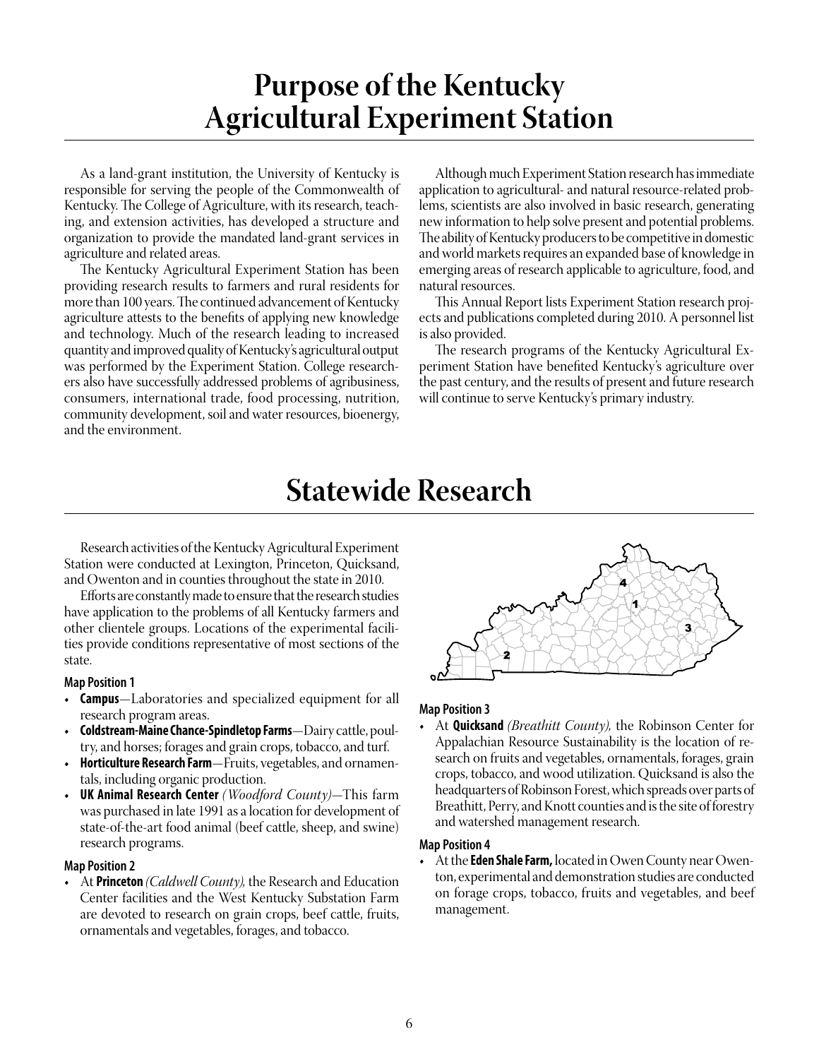# Purpose of the Kentucky Agricultural Experiment Station

As a land-grant institution, the University of Kentucky is responsible for serving the people of the Commonwealth of Kentucky. The College of Agriculture, with its research, teaching, and extension activities, has developed a structure and organization to provide the mandated land-grant services in agriculture and related areas.

The Kentucky Agricultural Experiment Station has been providing research results to farmers and rural residents for more than 100 years. The continued advancement of Kentucky agriculture attests to the benefits of applying new knowledge and technology. Much of the research leading to increased quantity and improved quality of Kentucky's agricultural output was performed by the Experiment Station. College researchers also have successfully addressed problems of agribusiness, consumers, international trade, food processing, nutrition, community development, soil and water resources, bioenergy, and the environment.

Although much Experiment Station research has immediate application to agricultural- and natural resource-related problems, scientists are also involved in basic research, generating new information to help solve present and potential problems. The ability of Kentucky producers to be competitive in domestic and world markets requires an expanded base of knowledge in emerging areas of research applicable to agriculture, food, and natural resources.

This Annual Report lists Experiment Station research projects and publications completed during 2010. A personnel list is also provided.

The research programs of the Kentucky Agricultural Experiment Station have benefited Kentucky's agriculture over the past century, and the results of present and future research will continue to serve Kentucky's primary industry.

# Statewide Research

Research activities of the Kentucky Agricultural Experiment Station were conducted at Lexington, Princeton, Quicksand, and Owenton and in counties throughout the state in 2010.

Efforts are constantly made to ensure that the research studies have application to the problems of all Kentucky farmers and other clientele groups. Locations of the experimental facilities provide conditions representative of most sections of the state.

### Map Position 1

- **Campus**—Laboratories and specialized equipment for all research program areas.
- **Coldstream-Maine Chance-Spindletop Farms**—Dairy cattle, poultry, and horses; forages and grain crops, tobacco, and turf.
- **Horticulture Research Farm**—Fruits, vegetables, and ornamentals, including organic production.
- **UK Animal Research Center** *(Woodford County)*—This farm was purchased in late 1991 as a location for development of state-of-the-art food animal (beef cattle, sheep, and swine) research programs.

### Map Position 2

- At **Princeton** *(Caldwell County)*, the Research and Education Center facilities and the West Kentucky Substation Farm are devoted to research on grain crops, beef cattle, fruits, ornamentals and vegetables, forages, and tobacco.

### Map Position 3

- At **Quicksand** *(Breathitt County)*, the Robinson Center for Appalachian Resource Sustainability is the location of research on fruits and vegetables, ornamentals, forages, grain crops, tobacco, and wood utilization. Quicksand is also the headquarters of Robinson Forest, which spreads over parts of Breathitt, Perry, and Knott counties and is the site of forestry and watershed management research.

### Map Position 4

- At the **Eden Shale Farm,** located in Owen County near Owenton, experimental and demonstration studies are conducted on forage crops, tobacco, fruits and vegetables, and beef management.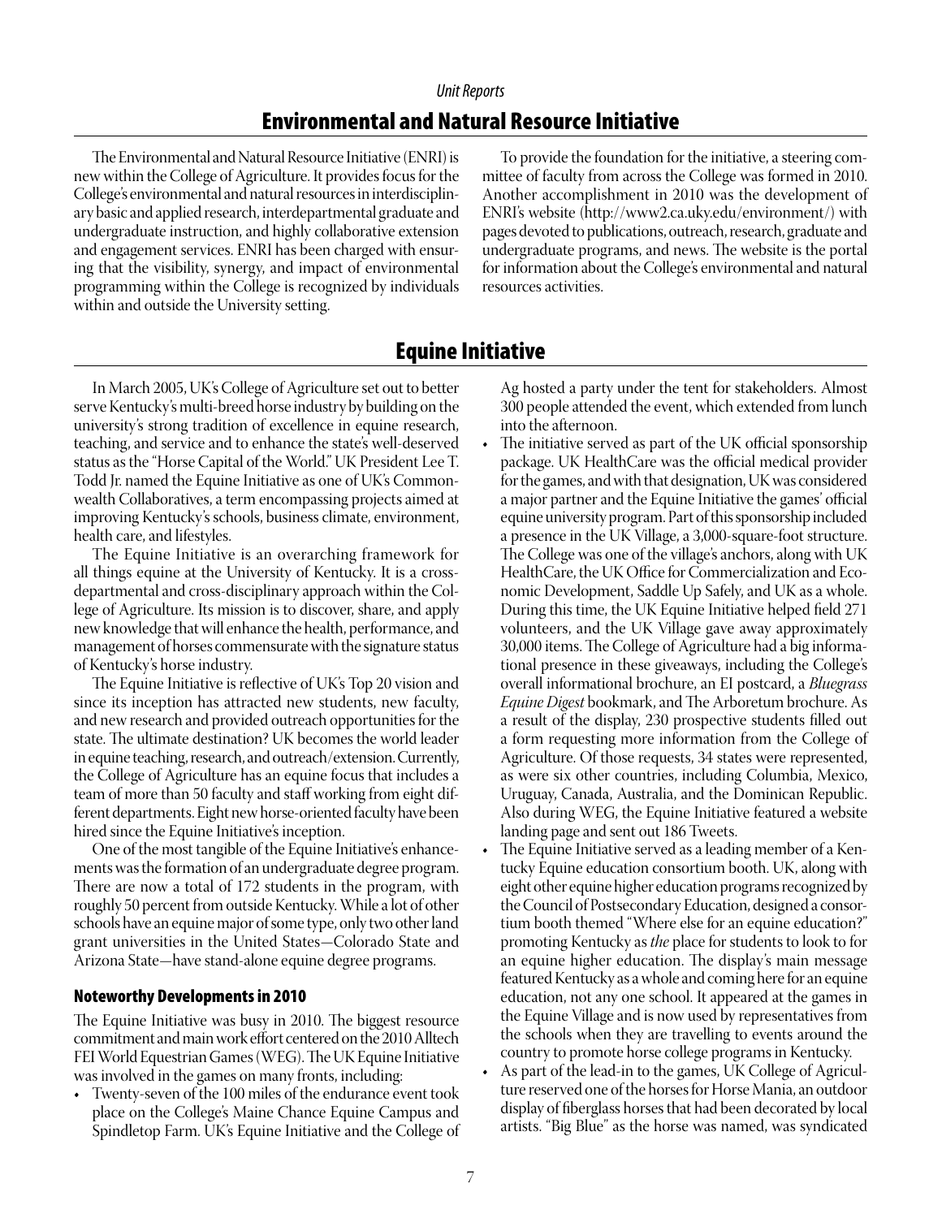*Unit Reports*

## Environmental and Natural Resource Initiative

The Environmental and Natural Resource Initiative (ENRI) is new within the College of Agriculture. It provides focus for the College's environmental and natural resources in interdisciplinary basic and applied research, interdepartmental graduate and undergraduate instruction, and highly collaborative extension and engagement services. ENRI has been charged with ensuring that the visibility, synergy, and impact of environmental programming within the College is recognized by individuals within and outside the University setting.

To provide the foundation for the initiative, a steering committee of faculty from across the College was formed in 2010. Another accomplishment in 2010 was the development of ENRI's website (http://www2.ca.uky.edu/environment/) with pages devoted to publications, outreach, research, graduate and undergraduate programs, and news. The website is the portal for information about the College's environmental and natural resources activities.

## Equine Initiative

In March 2005, UK's College of Agriculture set out to better serve Kentucky's multi-breed horse industry by building on the university's strong tradition of excellence in equine research, teaching, and service and to enhance the state's well-deserved status as the "Horse Capital of the World." UK President Lee T. Todd Jr. named the Equine Initiative as one of UK's Commonwealth Collaboratives, a term encompassing projects aimed at improving Kentucky's schools, business climate, environment, health care, and lifestyles.

The Equine Initiative is an overarching framework for all things equine at the University of Kentucky. It is a cross-departmental and cross-disciplinary approach within the College of Agriculture. Its mission is to discover, share, and apply new knowledge that will enhance the health, performance, and management of horses commensurate with the signature status of Kentucky's horse industry.

The Equine Initiative is reflective of UK's Top 20 vision and since its inception has attracted new students, new faculty, and new research and provided outreach opportunities for the state. The ultimate destination? UK becomes the world leader in equine teaching, research, and outreach/extension. Currently, the College of Agriculture has an equine focus that includes a team of more than 50 faculty and staff working from eight different departments. Eight new horse-oriented faculty have been hired since the Equine Initiative's inception.

One of the most tangible of the Equine Initiative's enhancements was the formation of an undergraduate degree program. There are now a total of 172 students in the program, with roughly 50 percent from outside Kentucky. While a lot of other schools have an equine major of some type, only two other land grant universities in the United States—Colorado State and Arizona State—have stand-alone equine degree programs.

### Noteworthy Developments in 2010

The Equine Initiative was busy in 2010. The biggest resource commitment and main work effort centered on the 2010 Alltech FEI World Equestrian Games (WEG). The UK Equine Initiative was involved in the games on many fronts, including:

- Twenty-seven of the 100 miles of the endurance event took place on the College's Maine Chance Equine Campus and Spindletop Farm. UK's Equine Initiative and the College of Ag hosted a party under the tent for stakeholders. Almost 300 people attended the event, which extended from lunch into the afternoon.
- The initiative served as part of the UK official sponsorship package. UK HealthCare was the official medical provider for the games, and with that designation, UK was considered a major partner and the Equine Initiative the games' official equine university program. Part of this sponsorship included a presence in the UK Village, a 3,000-square-foot structure. The College was one of the village's anchors, along with UK HealthCare, the UK Office for Commercialization and Economic Development, Saddle Up Safely, and UK as a whole. During this time, the UK Equine Initiative helped field 271 volunteers, and the UK Village gave away approximately 30,000 items. The College of Agriculture had a big informational presence in these giveaways, including the College's overall informational brochure, an EI postcard, a *Bluegrass Equine Digest* bookmark, and The Arboretum brochure. As a result of the display, 230 prospective students filled out a form requesting more information from the College of Agriculture. Of those requests, 34 states were represented, as were six other countries, including Columbia, Mexico, Uruguay, Canada, Australia, and the Dominican Republic. Also during WEG, the Equine Initiative featured a website landing page and sent out 186 Tweets.
- The Equine Initiative served as a leading member of a Kentucky Equine education consortium booth. UK, along with eight other equine higher education programs recognized by the Council of Postsecondary Education, designed a consortium booth themed "Where else for an equine education?" promoting Kentucky as *the* place for students to look to for an equine higher education. The display's main message featured Kentucky as a whole and coming here for an equine education, not any one school. It appeared at the games in the Equine Village and is now used by representatives from the schools when they are travelling to events around the country to promote horse college programs in Kentucky.
- As part of the lead-in to the games, UK College of Agriculture reserved one of the horses for Horse Mania, an outdoor display of fiberglass horses that had been decorated by local artists. "Big Blue" as the horse was named, was syndicated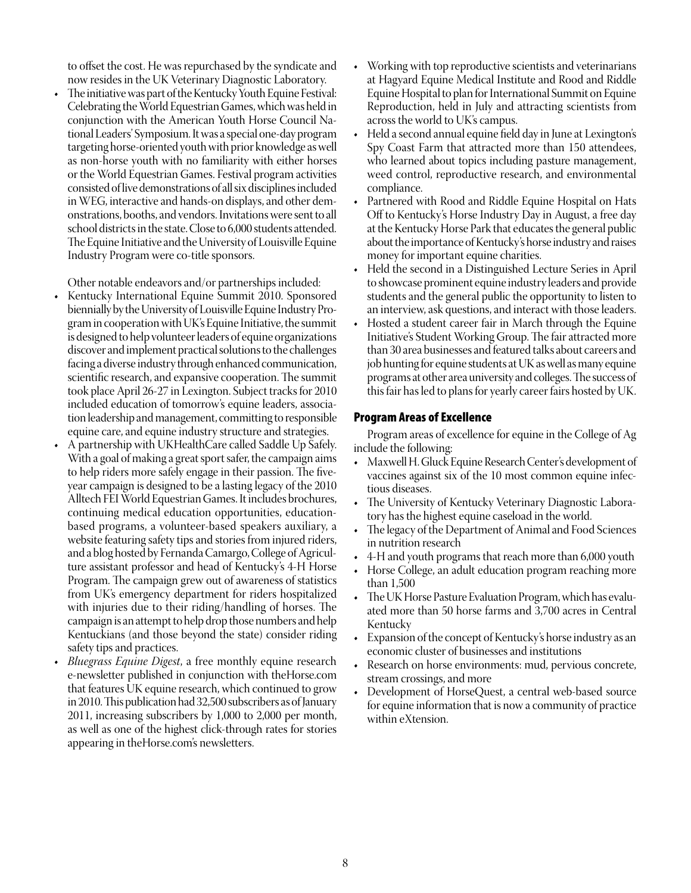to offset the cost. He was repurchased by the syndicate and now resides in the UK Veterinary Diagnostic Laboratory.

- The initiative was part of the Kentucky Youth Equine Festival: Celebrating the World Equestrian Games, which was held in conjunction with the American Youth Horse Council National Leaders' Symposium. It was a special one-day program targeting horse-oriented youth with prior knowledge as well as non-horse youth with no familiarity with either horses or the World Equestrian Games. Festival program activities consisted of live demonstrations of all six disciplines included in WEG, interactive and hands-on displays, and other demonstrations, booths, and vendors. Invitations were sent to all school districts in the state. Close to 6,000 students attended. The Equine Initiative and the University of Louisville Equine Industry Program were co-title sponsors.

Other notable endeavors and/or partnerships included:

- Kentucky International Equine Summit 2010. Sponsored biennially by the University of Louisville Equine Industry Program in cooperation with UK's Equine Initiative, the summit is designed to help volunteer leaders of equine organizations discover and implement practical solutions to the challenges facing a diverse industry through enhanced communication, scientific research, and expansive cooperation. The summit took place April 26-27 in Lexington. Subject tracks for 2010 included education of tomorrow's equine leaders, association leadership and management, committing to responsible equine care, and equine industry structure and strategies.
- A partnership with UKHealthCare called Saddle Up Safely. With a goal of making a great sport safer, the campaign aims to help riders more safely engage in their passion. The five-year campaign is designed to be a lasting legacy of the 2010 Alltech FEI World Equestrian Games. It includes brochures, continuing medical education opportunities, education-based programs, a volunteer-based speakers auxiliary, a website featuring safety tips and stories from injured riders, and a blog hosted by Fernanda Camargo, College of Agriculture assistant professor and head of Kentucky's 4-H Horse Program. The campaign grew out of awareness of statistics from UK's emergency department for riders hospitalized with injuries due to their riding/handling of horses. The campaign is an attempt to help drop those numbers and help Kentuckians (and those beyond the state) consider riding safety tips and practices.
- *Bluegrass Equine Digest*, a free monthly equine research e-newsletter published in conjunction with theHorse.com that features UK equine research, which continued to grow in 2010. This publication had 32,500 subscribers as of January 2011, increasing subscribers by 1,000 to 2,000 per month, as well as one of the highest click-through rates for stories appearing in theHorse.com's newsletters.
- Working with top reproductive scientists and veterinarians at Hagyard Equine Medical Institute and Rood and Riddle Equine Hospital to plan for International Summit on Equine Reproduction, held in July and attracting scientists from across the world to UK's campus.
- Held a second annual equine field day in June at Lexington's Spy Coast Farm that attracted more than 150 attendees, who learned about topics including pasture management, weed control, reproductive research, and environmental compliance.
- Partnered with Rood and Riddle Equine Hospital on Hats Off to Kentucky's Horse Industry Day in August, a free day at the Kentucky Horse Park that educates the general public about the importance of Kentucky's horse industry and raises money for important equine charities.
- Held the second in a Distinguished Lecture Series in April to showcase prominent equine industry leaders and provide students and the general public the opportunity to listen to an interview, ask questions, and interact with those leaders.
- Hosted a student career fair in March through the Equine Initiative's Student Working Group. The fair attracted more than 30 area businesses and featured talks about careers and job hunting for equine students at UK as well as many equine programs at other area university and colleges. The success of this fair has led to plans for yearly career fairs hosted by UK.

## Program Areas of Excellence

Program areas of excellence for equine in the College of Ag include the following:

- Maxwell H. Gluck Equine Research Center's development of vaccines against six of the 10 most common equine infectious diseases.
- The University of Kentucky Veterinary Diagnostic Laboratory has the highest equine caseload in the world.
- The legacy of the Department of Animal and Food Sciences in nutrition research
- 4-H and youth programs that reach more than 6,000 youth
- Horse College, an adult education program reaching more than 1,500
- The UK Horse Pasture Evaluation Program, which has evaluated more than 50 horse farms and 3,700 acres in Central Kentucky
- Expansion of the concept of Kentucky's horse industry as an economic cluster of businesses and institutions
- Research on horse environments: mud, pervious concrete, stream crossings, and more
- Development of HorseQuest, a central web-based source for equine information that is now a community of practice within eXtension.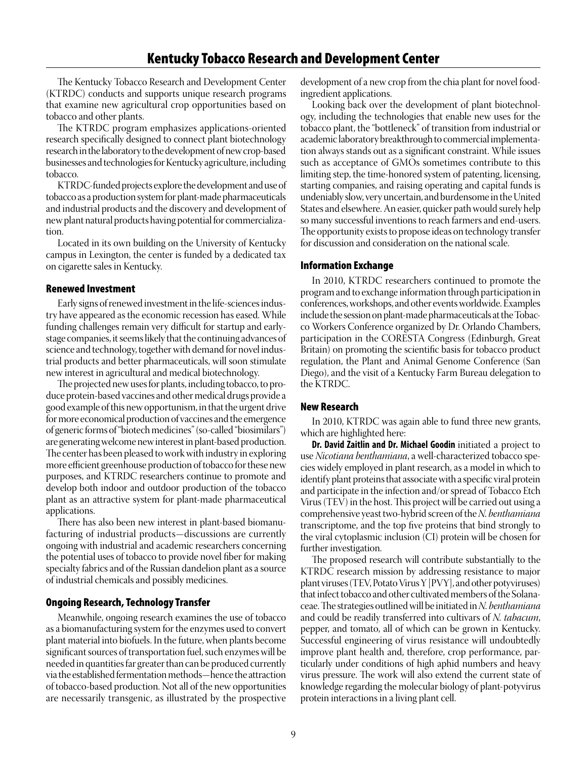# Kentucky Tobacco Research and Development Center

The Kentucky Tobacco Research and Development Center (KTRDC) conducts and supports unique research programs that examine new agricultural crop opportunities based on tobacco and other plants.

The KTRDC program emphasizes applications-oriented research specifically designed to connect plant biotechnology research in the laboratory to the development of new crop-based businesses and technologies for Kentucky agriculture, including tobacco.

KTRDC-funded projects explore the development and use of tobacco as a production system for plant-made pharmaceuticals and industrial products and the discovery and development of new plant natural products having potential for commercialization.

Located in its own building on the University of Kentucky campus in Lexington, the center is funded by a dedicated tax on cigarette sales in Kentucky.

## Renewed Investment

Early signs of renewed investment in the life-sciences industry have appeared as the economic recession has eased. While funding challenges remain very difficult for startup and early-stage companies, it seems likely that the continuing advances of science and technology, together with demand for novel industrial products and better pharmaceuticals, will soon stimulate new interest in agricultural and medical biotechnology.

The projected new uses for plants, including tobacco, to produce protein-based vaccines and other medical drugs provide a good example of this new opportunism, in that the urgent drive for more economical production of vaccines and the emergence of generic forms of "biotech medicines" (so-called "biosimilars") are generating welcome new interest in plant-based production. The center has been pleased to work with industry in exploring more efficient greenhouse production of tobacco for these new purposes, and KTRDC researchers continue to promote and develop both indoor and outdoor production of the tobacco plant as an attractive system for plant-made pharmaceutical applications.

There has also been new interest in plant-based biomanufacturing of industrial products—discussions are currently ongoing with industrial and academic researchers concerning the potential uses of tobacco to provide novel fiber for making specialty fabrics and of the Russian dandelion plant as a source of industrial chemicals and possibly medicines.

## Ongoing Research, Technology Transfer

Meanwhile, ongoing research examines the use of tobacco as a biomanufacturing system for the enzymes used to convert plant material into biofuels. In the future, when plants become significant sources of transportation fuel, such enzymes will be needed in quantities far greater than can be produced currently via the established fermentation methods—hence the attraction of tobacco-based production. Not all of the new opportunities are necessarily transgenic, as illustrated by the prospective development of a new crop from the chia plant for novel food-ingredient applications.

Looking back over the development of plant biotechnology, including the technologies that enable new uses for the tobacco plant, the "bottleneck" of transition from industrial or academic laboratory breakthrough to commercial implementation always stands out as a significant constraint. While issues such as acceptance of GMOs sometimes contribute to this limiting step, the time-honored system of patenting, licensing, starting companies, and raising operating and capital funds is undeniably slow, very uncertain, and burdensome in the United States and elsewhere. An easier, quicker path would surely help so many successful inventions to reach farmers and end-users. The opportunity exists to propose ideas on technology transfer for discussion and consideration on the national scale.

## Information Exchange

In 2010, KTRDC researchers continued to promote the program and to exchange information through participation in conferences, workshops, and other events worldwide. Examples include the session on plant-made pharmaceuticals at the Tobacco Workers Conference organized by Dr. Orlando Chambers, participation in the CORESTA Congress (Edinburgh, Great Britain) on promoting the scientific basis for tobacco product regulation, the Plant and Animal Genome Conference (San Diego), and the visit of a Kentucky Farm Bureau delegation to the KTRDC.

## New Research

In 2010, KTRDC was again able to fund three new grants, which are highlighted here:

**Dr. David Zaitlin and Dr. Michael Goodin** initiated a project to use *Nicotiana benthamiana*, a well-characterized tobacco species widely employed in plant research, as a model in which to identify plant proteins that associate with a specific viral protein and participate in the infection and/or spread of Tobacco Etch Virus (TEV) in the host. This project will be carried out using a comprehensive yeast two-hybrid screen of the *N. benthamiana* transcriptome, and the top five proteins that bind strongly to the viral cytoplasmic inclusion (CI) protein will be chosen for further investigation.

The proposed research will contribute substantially to the KTRDC research mission by addressing resistance to major plant viruses (TEV, Potato Virus Y [PVY], and other potyviruses) that infect tobacco and other cultivated members of the Solanaceae. The strategies outlined will be initiated in *N. benthamiana* and could be readily transferred into cultivars of *N. tabacum*, pepper, and tomato, all of which can be grown in Kentucky. Successful engineering of virus resistance will undoubtedly improve plant health and, therefore, crop performance, particularly under conditions of high aphid numbers and heavy virus pressure. The work will also extend the current state of knowledge regarding the molecular biology of plant-potyvirus protein interactions in a living plant cell.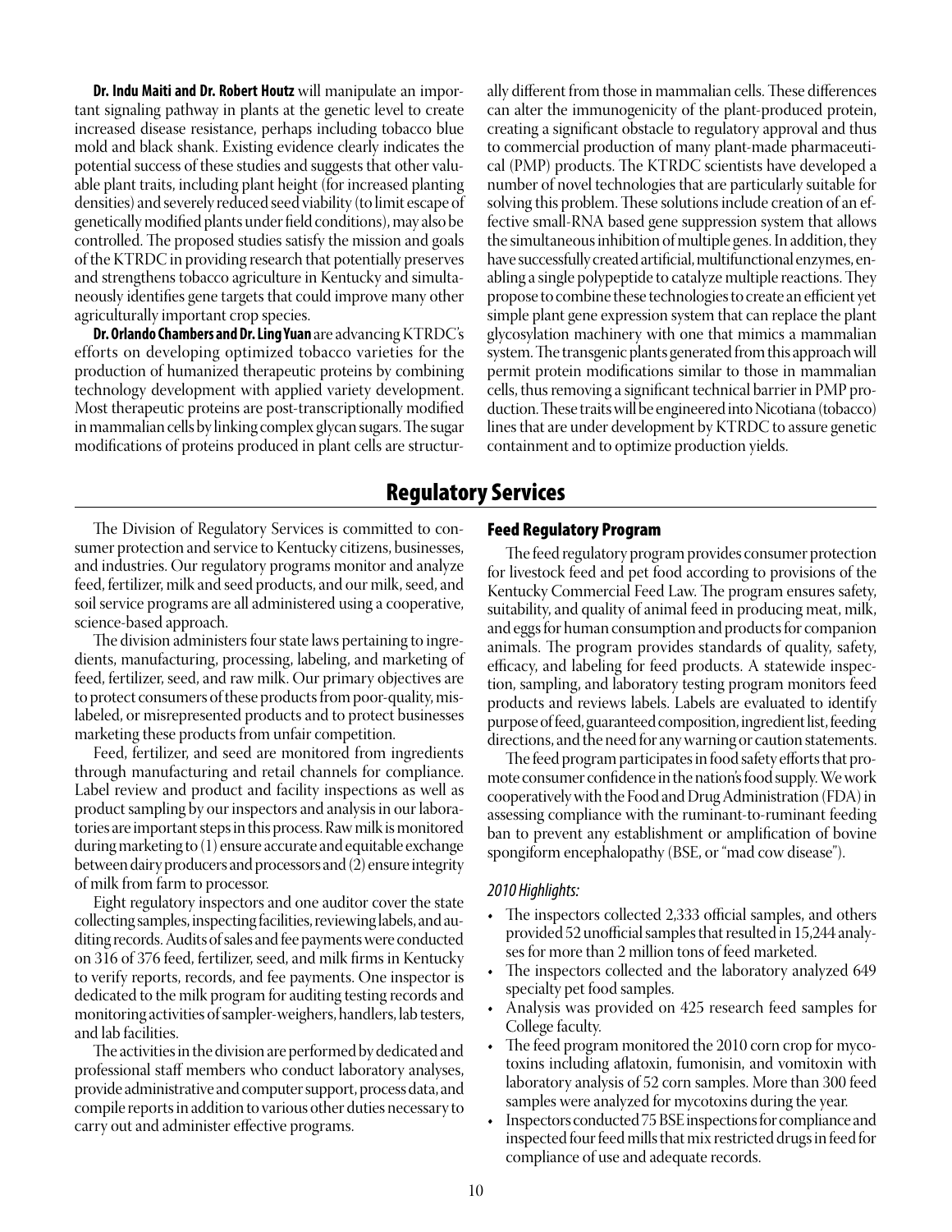**Dr. Indu Maiti and Dr. Robert Houtz** will manipulate an important signaling pathway in plants at the genetic level to create increased disease resistance, perhaps including tobacco blue mold and black shank. Existing evidence clearly indicates the potential success of these studies and suggests that other valuable plant traits, including plant height (for increased planting densities) and severely reduced seed viability (to limit escape of genetically modified plants under field conditions), may also be controlled. The proposed studies satisfy the mission and goals of the KTRDC in providing research that potentially preserves and strengthens tobacco agriculture in Kentucky and simultaneously identifies gene targets that could improve many other agriculturally important crop species.

**Dr. Orlando Chambers and Dr. Ling Yuan** are advancing KTRDC's efforts on developing optimized tobacco varieties for the production of humanized therapeutic proteins by combining technology development with applied variety development. Most therapeutic proteins are post-transcriptionally modified in mammalian cells by linking complex glycan sugars. The sugar modifications of proteins produced in plant cells are structurally different from those in mammalian cells. These differences can alter the immunogenicity of the plant-produced protein, creating a significant obstacle to regulatory approval and thus to commercial production of many plant-made pharmaceutical (PMP) products. The KTRDC scientists have developed a number of novel technologies that are particularly suitable for solving this problem. These solutions include creation of an effective small-RNA based gene suppression system that allows the simultaneous inhibition of multiple genes. In addition, they have successfully created artificial, multifunctional enzymes, enabling a single polypeptide to catalyze multiple reactions. They propose to combine these technologies to create an efficient yet simple plant gene expression system that can replace the plant glycosylation machinery with one that mimics a mammalian system. The transgenic plants generated from this approach will permit protein modifications similar to those in mammalian cells, thus removing a significant technical barrier in PMP production. These traits will be engineered into Nicotiana (tobacco) lines that are under development by KTRDC to assure genetic containment and to optimize production yields.

## Regulatory Services

The Division of Regulatory Services is committed to consumer protection and service to Kentucky citizens, businesses, and industries. Our regulatory programs monitor and analyze feed, fertilizer, milk and seed products, and our milk, seed, and soil service programs are all administered using a cooperative, science-based approach.

The division administers four state laws pertaining to ingredients, manufacturing, processing, labeling, and marketing of feed, fertilizer, seed, and raw milk. Our primary objectives are to protect consumers of these products from poor-quality, mislabeled, or misrepresented products and to protect businesses marketing these products from unfair competition.

Feed, fertilizer, and seed are monitored from ingredients through manufacturing and retail channels for compliance. Label review and product and facility inspections as well as product sampling by our inspectors and analysis in our laboratories are important steps in this process. Raw milk is monitored during marketing to (1) ensure accurate and equitable exchange between dairy producers and processors and (2) ensure integrity of milk from farm to processor.

Eight regulatory inspectors and one auditor cover the state collecting samples, inspecting facilities, reviewing labels, and auditing records. Audits of sales and fee payments were conducted on 316 of 376 feed, fertilizer, seed, and milk firms in Kentucky to verify reports, records, and fee payments. One inspector is dedicated to the milk program for auditing testing records and monitoring activities of sampler-weighers, handlers, lab testers, and lab facilities.

The activities in the division are performed by dedicated and professional staff members who conduct laboratory analyses, provide administrative and computer support, process data, and compile reports in addition to various other duties necessary to carry out and administer effective programs.

### Feed Regulatory Program

The feed regulatory program provides consumer protection for livestock feed and pet food according to provisions of the Kentucky Commercial Feed Law. The program ensures safety, suitability, and quality of animal feed in producing meat, milk, and eggs for human consumption and products for companion animals. The program provides standards of quality, safety, efficacy, and labeling for feed products. A statewide inspection, sampling, and laboratory testing program monitors feed products and reviews labels. Labels are evaluated to identify purpose of feed, guaranteed composition, ingredient list, feeding directions, and the need for any warning or caution statements.

The feed program participates in food safety efforts that promote consumer confidence in the nation's food supply. We work cooperatively with the Food and Drug Administration (FDA) in assessing compliance with the ruminant-to-ruminant feeding ban to prevent any establishment or amplification of bovine spongiform encephalopathy (BSE, or "mad cow disease").

*2010 Highlights:*

- The inspectors collected 2,333 official samples, and others provided 52 unofficial samples that resulted in 15,244 analyses for more than 2 million tons of feed marketed.
- The inspectors collected and the laboratory analyzed 649 specialty pet food samples.
- Analysis was provided on 425 research feed samples for College faculty.
- The feed program monitored the 2010 corn crop for mycotoxins including aflatoxin, fumonisin, and vomitoxin with laboratory analysis of 52 corn samples. More than 300 feed samples were analyzed for mycotoxins during the year.
- Inspectors conducted 75 BSE inspections for compliance and inspected four feed mills that mix restricted drugs in feed for compliance of use and adequate records.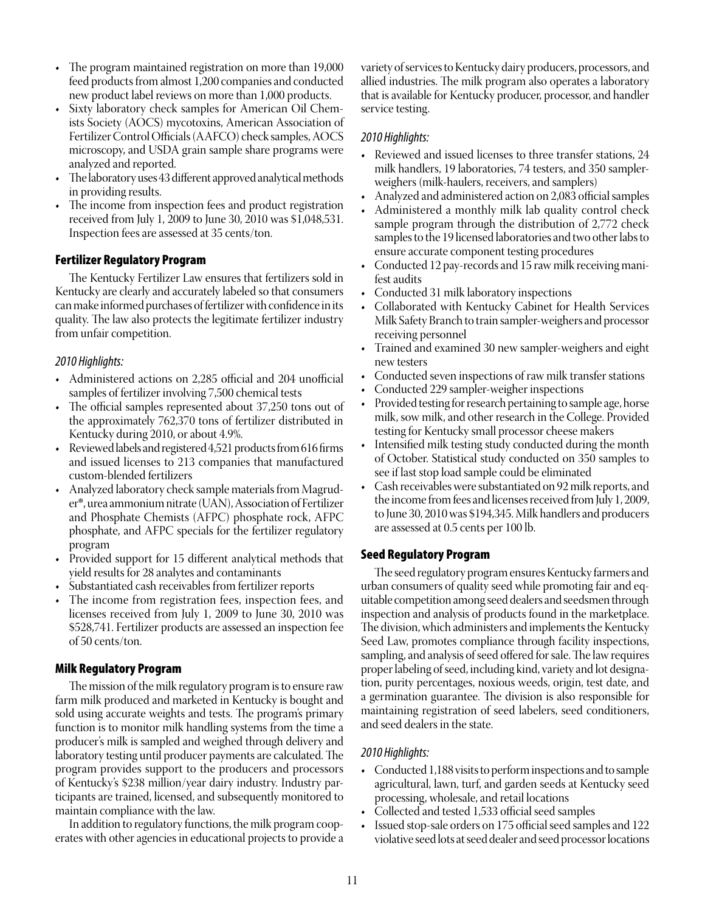- The program maintained registration on more than 19,000 feed products from almost 1,200 companies and conducted new product label reviews on more than 1,000 products.
- Sixty laboratory check samples for American Oil Chemists Society (AOCS) mycotoxins, American Association of Fertilizer Control Officials (AAFCO) check samples, AOCS microscopy, and USDA grain sample share programs were analyzed and reported.
- The laboratory uses 43 different approved analytical methods in providing results.
- The income from inspection fees and product registration received from July 1, 2009 to June 30, 2010 was $1,048,531. Inspection fees are assessed at 35 cents/ton.

## Fertilizer Regulatory Program

The Kentucky Fertilizer Law ensures that fertilizers sold in Kentucky are clearly and accurately labeled so that consumers can make informed purchases of fertilizer with confidence in its quality. The law also protects the legitimate fertilizer industry from unfair competition.

*2010 Highlights:*

- Administered actions on 2,285 official and 204 unofficial samples of fertilizer involving 7,500 chemical tests
- The official samples represented about 37,250 tons out of the approximately 762,370 tons of fertilizer distributed in Kentucky during 2010, or about 4.9%.
- Reviewed labels and registered 4,521 products from 616 firms and issued licenses to 213 companies that manufactured custom-blended fertilizers
- Analyzed laboratory check sample materials from Magruder®, urea ammonium nitrate (UAN), Association of Fertilizer and Phosphate Chemists (AFPC) phosphate rock, AFPC phosphate, and AFPC specials for the fertilizer regulatory program
- Provided support for 15 different analytical methods that yield results for 28 analytes and contaminants
- Substantiated cash receivables from fertilizer reports
- The income from registration fees, inspection fees, and licenses received from July 1, 2009 to June 30, 2010 was $528,741. Fertilizer products are assessed an inspection fee of 50 cents/ton.

## Milk Regulatory Program

The mission of the milk regulatory program is to ensure raw farm milk produced and marketed in Kentucky is bought and sold using accurate weights and tests. The program's primary function is to monitor milk handling systems from the time a producer's milk is sampled and weighed through delivery and laboratory testing until producer payments are calculated. The program provides support to the producers and processors of Kentucky's $238 million/year dairy industry. Industry participants are trained, licensed, and subsequently monitored to maintain compliance with the law.

In addition to regulatory functions, the milk program cooperates with other agencies in educational projects to provide a variety of services to Kentucky dairy producers, processors, and allied industries. The milk program also operates a laboratory that is available for Kentucky producer, processor, and handler service testing.

*2010 Highlights:*

- Reviewed and issued licenses to three transfer stations, 24 milk handlers, 19 laboratories, 74 testers, and 350 sampler-weighers (milk-haulers, receivers, and samplers)
- Analyzed and administered action on 2,083 official samples
- Administered a monthly milk lab quality control check sample program through the distribution of 2,772 check samples to the 19 licensed laboratories and two other labs to ensure accurate component testing procedures
- Conducted 12 pay-records and 15 raw milk receiving manifest audits
- Conducted 31 milk laboratory inspections
- Collaborated with Kentucky Cabinet for Health Services Milk Safety Branch to train sampler-weighers and processor receiving personnel
- Trained and examined 30 new sampler-weighers and eight new testers
- Conducted seven inspections of raw milk transfer stations
- Conducted 229 sampler-weigher inspections
- Provided testing for research pertaining to sample age, horse milk, sow milk, and other research in the College. Provided testing for Kentucky small processor cheese makers
- Intensified milk testing study conducted during the month of October. Statistical study conducted on 350 samples to see if last stop load sample could be eliminated
- Cash receivables were substantiated on 92 milk reports, and the income from fees and licenses received from July 1, 2009, to June 30, 2010 was $194,345. Milk handlers and producers are assessed at 0.5 cents per 100 lb.

## Seed Regulatory Program

The seed regulatory program ensures Kentucky farmers and urban consumers of quality seed while promoting fair and equitable competition among seed dealers and seedsmen through inspection and analysis of products found in the marketplace. The division, which administers and implements the Kentucky Seed Law, promotes compliance through facility inspections, sampling, and analysis of seed offered for sale. The law requires proper labeling of seed, including kind, variety and lot designation, purity percentages, noxious weeds, origin, test date, and a germination guarantee. The division is also responsible for maintaining registration of seed labelers, seed conditioners, and seed dealers in the state.

*2010 Highlights:*

- Conducted 1,188 visits to perform inspections and to sample agricultural, lawn, turf, and garden seeds at Kentucky seed processing, wholesale, and retail locations
- Collected and tested 1,533 official seed samples
- Issued stop-sale orders on 175 official seed samples and 122 violative seed lots at seed dealer and seed processor locations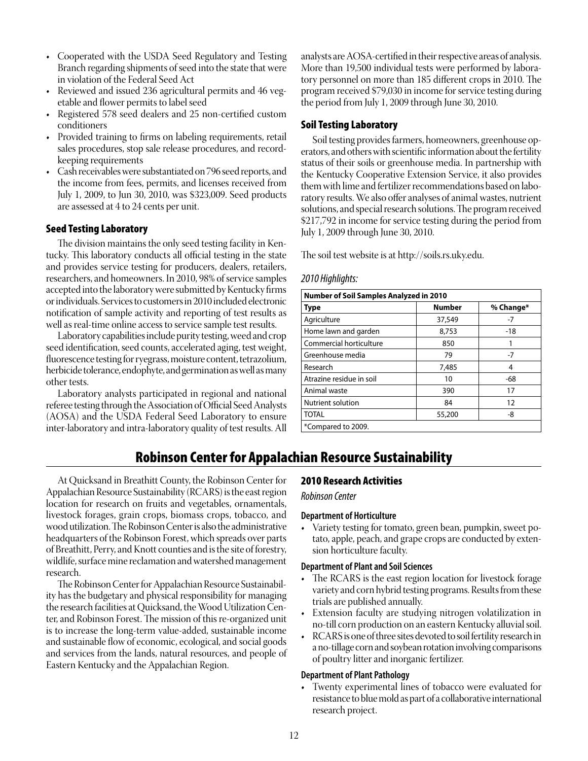- Cooperated with the USDA Seed Regulatory and Testing Branch regarding shipments of seed into the state that were in violation of the Federal Seed Act
- Reviewed and issued 236 agricultural permits and 46 vegetable and flower permits to label seed
- Registered 578 seed dealers and 25 non-certified custom conditioners
- Provided training to firms on labeling requirements, retail sales procedures, stop sale release procedures, and record-keeping requirements
- Cash receivables were substantiated on 796 seed reports, and the income from fees, permits, and licenses received from July 1, 2009, to Jun 30, 2010, was $323,009. Seed products are assessed at 4 to 24 cents per unit.

### Seed Testing Laboratory

The division maintains the only seed testing facility in Kentucky. This laboratory conducts all official testing in the state and provides service testing for producers, dealers, retailers, researchers, and homeowners. In 2010, 98% of service samples accepted into the laboratory were submitted by Kentucky firms or individuals. Services to customers in 2010 included electronic notification of sample activity and reporting of test results as well as real-time online access to service sample test results.

Laboratory capabilities include purity testing, weed and crop seed identification, seed counts, accelerated aging, test weight, fluorescence testing for ryegrass, moisture content, tetrazolium, herbicide tolerance, endophyte, and germination as well as many other tests.

Laboratory analysts participated in regional and national referee testing through the Association of Official Seed Analysts (AOSA) and the USDA Federal Seed Laboratory to ensure inter-laboratory and intra-laboratory quality of test results. All analysts are AOSA-certified in their respective areas of analysis. More than 19,500 individual tests were performed by laboratory personnel on more than 185 different crops in 2010. The program received $79,030 in income for service testing during the period from July 1, 2009 through June 30, 2010.

### Soil Testing Laboratory

Soil testing provides farmers, homeowners, greenhouse operators, and others with scientific information about the fertility status of their soils or greenhouse media. In partnership with the Kentucky Cooperative Extension Service, it also provides them with lime and fertilizer recommendations based on laboratory results. We also offer analyses of animal wastes, nutrient solutions, and special research solutions. The program received $217,792 in income for service testing during the period from July 1, 2009 through June 30, 2010.

The soil test website is at http://soils.rs.uky.edu.

*2010 Highlights:*

| Number of Soil Samples Analyzed in 2010 | | |
|---|---|---|
| **Type** | **Number** | **% Change*** |
| Agriculture | 37,549 | -7 |
| Home lawn and garden | 8,753 | -18 |
| Commercial horticulture | 850 | 1 |
| Greenhouse media | 79 | -7 |
| Research | 7,485 | 4 |
| Atrazine residue in soil | 10 | -68 |
| Animal waste | 390 | 17 |
| Nutrient solution | 84 | 12 |
| TOTAL | 55,200 | -8 |

*Compared to 2009.

## Robinson Center for Appalachian Resource Sustainability

At Quicksand in Breathitt County, the Robinson Center for Appalachian Resource Sustainability (RCARS) is the east region location for research on fruits and vegetables, ornamentals, livestock forages, grain crops, biomass crops, tobacco, and wood utilization. The Robinson Center is also the administrative headquarters of the Robinson Forest, which spreads over parts of Breathitt, Perry, and Knott counties and is the site of forestry, wildlife, surface mine reclamation and watershed management research.

The Robinson Center for Appalachian Resource Sustainability has the budgetary and physical responsibility for managing the research facilities at Quicksand, the Wood Utilization Center, and Robinson Forest. The mission of this re-organized unit is to increase the long-term value-added, sustainable income and sustainable flow of economic, ecological, and social goods and services from the lands, natural resources, and people of Eastern Kentucky and the Appalachian Region.

### 2010 Research Activities

*Robinson Center*

#### Department of Horticulture

- Variety testing for tomato, green bean, pumpkin, sweet potato, apple, peach, and grape crops are conducted by extension horticulture faculty.

#### Department of Plant and Soil Sciences

- The RCARS is the east region location for livestock forage variety and corn hybrid testing programs. Results from these trials are published annually.
- Extension faculty are studying nitrogen volatilization in no-till corn production on an eastern Kentucky alluvial soil.
- RCARS is one of three sites devoted to soil fertility research in a no-tillage corn and soybean rotation involving comparisons of poultry litter and inorganic fertilizer.

#### Department of Plant Pathology

- Twenty experimental lines of tobacco were evaluated for resistance to blue mold as part of a collaborative international research project.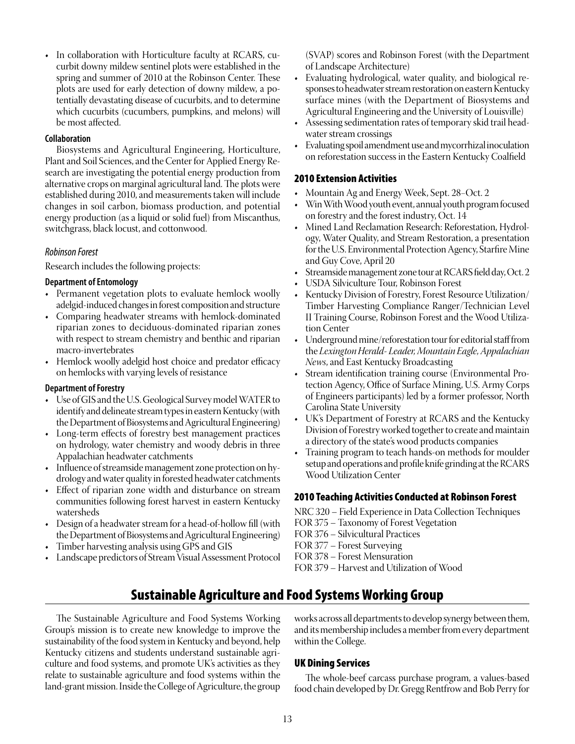- In collaboration with Horticulture faculty at RCARS, cucurbit downy mildew sentinel plots were established in the spring and summer of 2010 at the Robinson Center. These plots are used for early detection of downy mildew, a potentially devastating disease of cucurbits, and to determine which cucurbits (cucumbers, pumpkins, and melons) will be most affected.

#### Collaboration

Biosystems and Agricultural Engineering, Horticulture, Plant and Soil Sciences, and the Center for Applied Energy Research are investigating the potential energy production from alternative crops on marginal agricultural land. The plots were established during 2010, and measurements taken will include changes in soil carbon, biomass production, and potential energy production (as a liquid or solid fuel) from Miscanthus, switchgrass, black locust, and cottonwood.

*Robinson Forest*

Research includes the following projects:

#### Department of Entomology

- Permanent vegetation plots to evaluate hemlock woolly adelgid-induced changes in forest composition and structure
- Comparing headwater streams with hemlock-dominated riparian zones to deciduous-dominated riparian zones with respect to stream chemistry and benthic and riparian macro-invertebrates
- Hemlock woolly adelgid host choice and predator efficacy on hemlocks with varying levels of resistance

#### Department of Forestry

- Use of GIS and the U.S. Geological Survey model WATER to identify and delineate stream types in eastern Kentucky (with the Department of Biosystems and Agricultural Engineering)
- Long-term effects of forestry best management practices on hydrology, water chemistry and woody debris in three Appalachian headwater catchments
- Influence of streamside management zone protection on hydrology and water quality in forested headwater catchments
- Effect of riparian zone width and disturbance on stream communities following forest harvest in eastern Kentucky watersheds
- Design of a headwater stream for a head-of-hollow fill (with the Department of Biosystems and Agricultural Engineering)
- Timber harvesting analysis using GPS and GIS
- Landscape predictors of Stream Visual Assessment Protocol (SVAP) scores and Robinson Forest (with the Department of Landscape Architecture)
- Evaluating hydrological, water quality, and biological responses to headwater stream restoration on eastern Kentucky surface mines (with the Department of Biosystems and Agricultural Engineering and the University of Louisville)
- Assessing sedimentation rates of temporary skid trail headwater stream crossings
- Evaluating spoil amendment use and mycorrhizal inoculation on reforestation success in the Eastern Kentucky Coalfield

### 2010 Extension Activities

- Mountain Ag and Energy Week, Sept. 28–Oct. 2
- Win With Wood youth event, annual youth program focused on forestry and the forest industry, Oct. 14
- Mined Land Reclamation Research: Reforestation, Hydrology, Water Quality, and Stream Restoration, a presentation for the U.S. Environmental Protection Agency, Starfire Mine and Guy Cove, April 20
- Streamside management zone tour at RCARS field day, Oct. 2
- USDA Silviculture Tour, Robinson Forest
- Kentucky Division of Forestry, Forest Resource Utilization/Timber Harvesting Compliance Ranger/Technician Level II Training Course, Robinson Forest and the Wood Utilization Center
- Underground mine/reforestation tour for editorial staff from the *Lexington Herald-Leader, Mountain Eagle, Appalachian News*, and East Kentucky Broadcasting
- Stream identification training course (Environmental Protection Agency, Office of Surface Mining, U.S. Army Corps of Engineers participants) led by a former professor, North Carolina State University
- UK's Department of Forestry at RCARS and the Kentucky Division of Forestry worked together to create and maintain a directory of the state's wood products companies
- Training program to teach hands-on methods for moulder setup and operations and profile knife grinding at the RCARS Wood Utilization Center

### 2010 Teaching Activities Conducted at Robinson Forest

NRC 320 – Field Experience in Data Collection Techniques
FOR 375 – Taxonomy of Forest Vegetation
FOR 376 – Silvicultural Practices
FOR 377 – Forest Surveying
FOR 378 – Forest Mensuration
FOR 379 – Harvest and Utilization of Wood

## Sustainable Agriculture and Food Systems Working Group

The Sustainable Agriculture and Food Systems Working Group's mission is to create new knowledge to improve the sustainability of the food system in Kentucky and beyond, help Kentucky citizens and students understand sustainable agriculture and food systems, and promote UK's activities as they relate to sustainable agriculture and food systems within the land-grant mission. Inside the College of Agriculture, the group works across all departments to develop synergy between them, and its membership includes a member from every department within the College.

### UK Dining Services

The whole-beef carcass purchase program, a values-based food chain developed by Dr. Gregg Rentfrow and Bob Perry for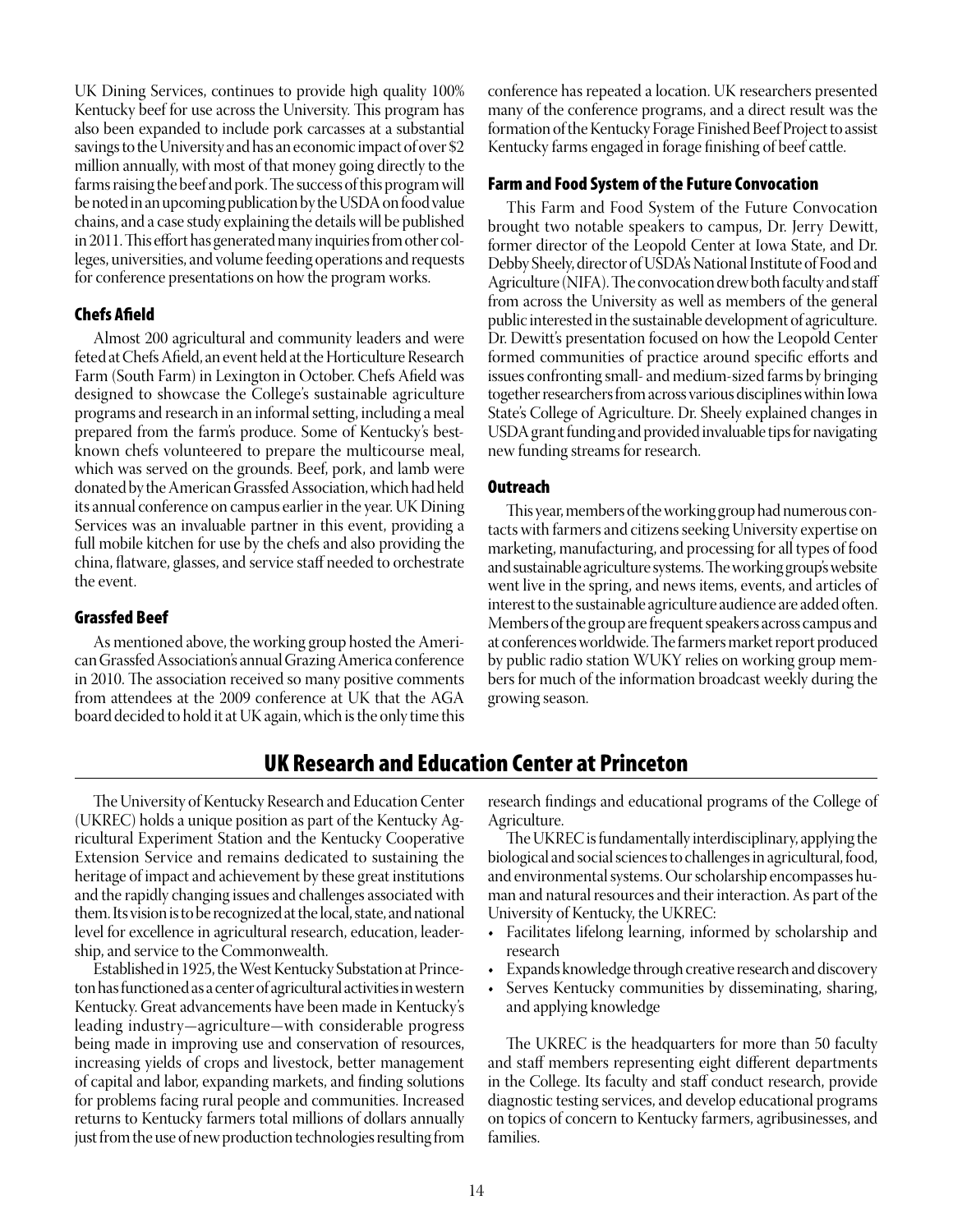UK Dining Services, continues to provide high quality 100% Kentucky beef for use across the University. This program has also been expanded to include pork carcasses at a substantial savings to the University and has an economic impact of over $2 million annually, with most of that money going directly to the farms raising the beef and pork. The success of this program will be noted in an upcoming publication by the USDA on food value chains, and a case study explaining the details will be published in 2011. This effort has generated many inquiries from other colleges, universities, and volume feeding operations and requests for conference presentations on how the program works.

### Chefs Afield

Almost 200 agricultural and community leaders and were feted at Chefs Afield, an event held at the Horticulture Research Farm (South Farm) in Lexington in October. Chefs Afield was designed to showcase the College's sustainable agriculture programs and research in an informal setting, including a meal prepared from the farm's produce. Some of Kentucky's best-known chefs volunteered to prepare the multicourse meal, which was served on the grounds. Beef, pork, and lamb were donated by the American Grassfed Association, which had held its annual conference on campus earlier in the year. UK Dining Services was an invaluable partner in this event, providing a full mobile kitchen for use by the chefs and also providing the china, flatware, glasses, and service staff needed to orchestrate the event.

### Grassfed Beef

As mentioned above, the working group hosted the American Grassfed Association's annual Grazing America conference in 2010. The association received so many positive comments from attendees at the 2009 conference at UK that the AGA board decided to hold it at UK again, which is the only time this conference has repeated a location. UK researchers presented many of the conference programs, and a direct result was the formation of the Kentucky Forage Finished Beef Project to assist Kentucky farms engaged in forage finishing of beef cattle.

### Farm and Food System of the Future Convocation

This Farm and Food System of the Future Convocation brought two notable speakers to campus, Dr. Jerry Dewitt, former director of the Leopold Center at Iowa State, and Dr. Debby Sheely, director of USDA's National Institute of Food and Agriculture (NIFA). The convocation drew both faculty and staff from across the University as well as members of the general public interested in the sustainable development of agriculture. Dr. Dewitt's presentation focused on how the Leopold Center formed communities of practice around specific efforts and issues confronting small- and medium-sized farms by bringing together researchers from across various disciplines within Iowa State's College of Agriculture. Dr. Sheely explained changes in USDA grant funding and provided invaluable tips for navigating new funding streams for research.

### Outreach

This year, members of the working group had numerous contacts with farmers and citizens seeking University expertise on marketing, manufacturing, and processing for all types of food and sustainable agriculture systems. The working group's website went live in the spring, and news items, events, and articles of interest to the sustainable agriculture audience are added often. Members of the group are frequent speakers across campus and at conferences worldwide. The farmers market report produced by public radio station WUKY relies on working group members for much of the information broadcast weekly during the growing season.

## UK Research and Education Center at Princeton

The University of Kentucky Research and Education Center (UKREC) holds a unique position as part of the Kentucky Agricultural Experiment Station and the Kentucky Cooperative Extension Service and remains dedicated to sustaining the heritage of impact and achievement by these great institutions and the rapidly changing issues and challenges associated with them. Its vision is to be recognized at the local, state, and national level for excellence in agricultural research, education, leadership, and service to the Commonwealth.

Established in 1925, the West Kentucky Substation at Princeton has functioned as a center of agricultural activities in western Kentucky. Great advancements have been made in Kentucky's leading industry—agriculture—with considerable progress being made in improving use and conservation of resources, increasing yields of crops and livestock, better management of capital and labor, expanding markets, and finding solutions for problems facing rural people and communities. Increased returns to Kentucky farmers total millions of dollars annually just from the use of new production technologies resulting from research findings and educational programs of the College of Agriculture.

The UKREC is fundamentally interdisciplinary, applying the biological and social sciences to challenges in agricultural, food, and environmental systems. Our scholarship encompasses human and natural resources and their interaction. As part of the University of Kentucky, the UKREC:

- Facilitates lifelong learning, informed by scholarship and research
- Expands knowledge through creative research and discovery
- Serves Kentucky communities by disseminating, sharing, and applying knowledge

The UKREC is the headquarters for more than 50 faculty and staff members representing eight different departments in the College. Its faculty and staff conduct research, provide diagnostic testing services, and develop educational programs on topics of concern to Kentucky farmers, agribusinesses, and families.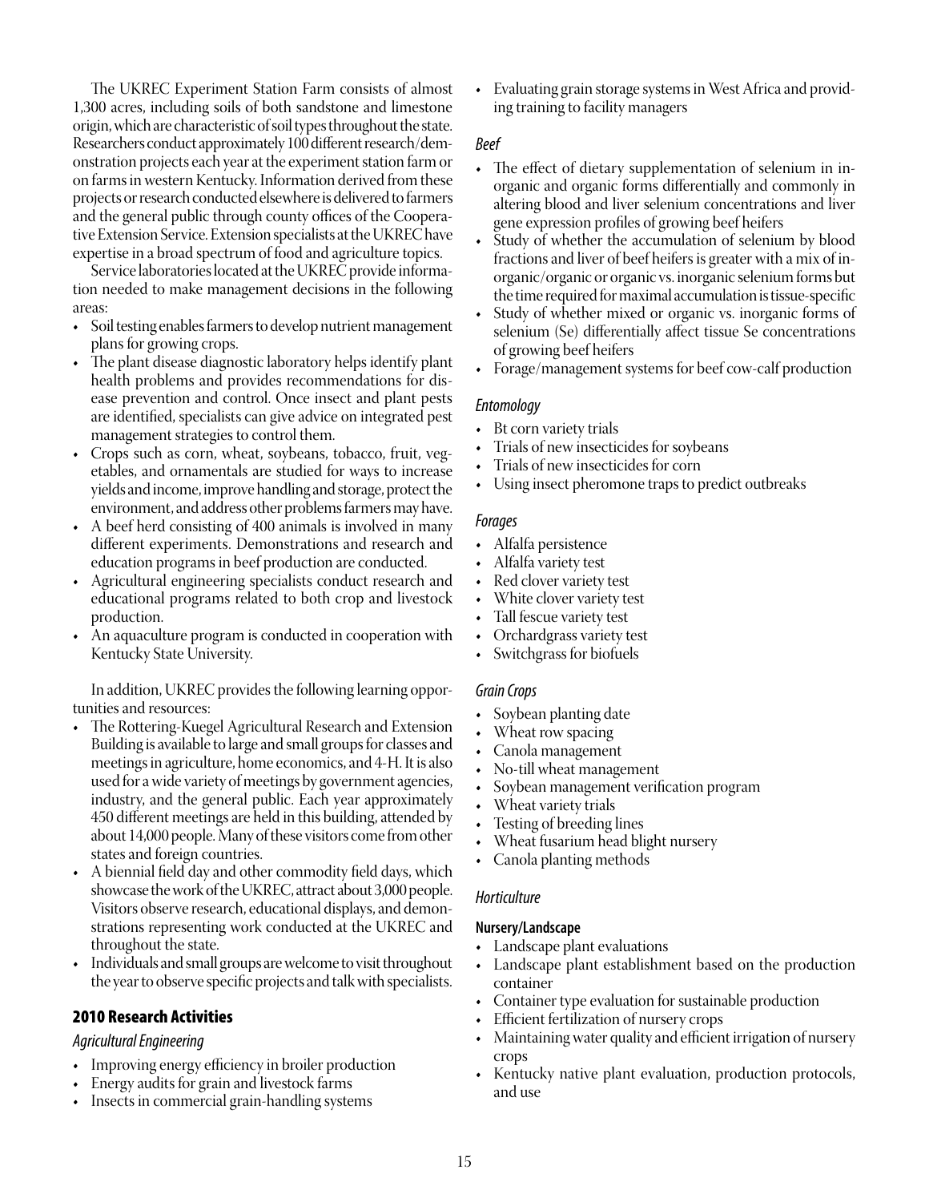The UKREC Experiment Station Farm consists of almost 1,300 acres, including soils of both sandstone and limestone origin, which are characteristic of soil types throughout the state. Researchers conduct approximately 100 different research/demonstration projects each year at the experiment station farm or on farms in western Kentucky. Information derived from these projects or research conducted elsewhere is delivered to farmers and the general public through county offices of the Cooperative Extension Service. Extension specialists at the UKREC have expertise in a broad spectrum of food and agriculture topics.

Service laboratories located at the UKREC provide information needed to make management decisions in the following areas:

- Soil testing enables farmers to develop nutrient management plans for growing crops.
- The plant disease diagnostic laboratory helps identify plant health problems and provides recommendations for disease prevention and control. Once insect and plant pests are identified, specialists can give advice on integrated pest management strategies to control them.
- Crops such as corn, wheat, soybeans, tobacco, fruit, vegetables, and ornamentals are studied for ways to increase yields and income, improve handling and storage, protect the environment, and address other problems farmers may have.
- A beef herd consisting of 400 animals is involved in many different experiments. Demonstrations and research and education programs in beef production are conducted.
- Agricultural engineering specialists conduct research and educational programs related to both crop and livestock production.
- An aquaculture program is conducted in cooperation with Kentucky State University.

In addition, UKREC provides the following learning opportunities and resources:

- The Rottering-Kuegel Agricultural Research and Extension Building is available to large and small groups for classes and meetings in agriculture, home economics, and 4-H. It is also used for a wide variety of meetings by government agencies, industry, and the general public. Each year approximately 450 different meetings are held in this building, attended by about 14,000 people. Many of these visitors come from other states and foreign countries.
- A biennial field day and other commodity field days, which showcase the work of the UKREC, attract about 3,000 people. Visitors observe research, educational displays, and demonstrations representing work conducted at the UKREC and throughout the state.
- Individuals and small groups are welcome to visit throughout the year to observe specific projects and talk with specialists.

## 2010 Research Activities

### *Agricultural Engineering*

- Improving energy efficiency in broiler production
- Energy audits for grain and livestock farms
- Insects in commercial grain-handling systems
- Evaluating grain storage systems in West Africa and providing training to facility managers

### *Beef*

- The effect of dietary supplementation of selenium in inorganic and organic forms differentially and commonly in altering blood and liver selenium concentrations and liver gene expression profiles of growing beef heifers
- Study of whether the accumulation of selenium by blood fractions and liver of beef heifers is greater with a mix of inorganic/organic or organic vs. inorganic selenium forms but the time required for maximal accumulation is tissue-specific
- Study of whether mixed or organic vs. inorganic forms of selenium (Se) differentially affect tissue Se concentrations of growing beef heifers
- Forage/management systems for beef cow-calf production

### *Entomology*

- Bt corn variety trials
- Trials of new insecticides for soybeans
- Trials of new insecticides for corn
- Using insect pheromone traps to predict outbreaks

### *Forages*

- Alfalfa persistence
- Alfalfa variety test
- Red clover variety test
- White clover variety test
- Tall fescue variety test
- Orchardgrass variety test
- Switchgrass for biofuels

### *Grain Crops*

- Soybean planting date
- Wheat row spacing
- Canola management
- No-till wheat management
- Soybean management verification program
- Wheat variety trials
- Testing of breeding lines
- Wheat fusarium head blight nursery
- Canola planting methods

### *Horticulture*

#### **Nursery/Landscape**

- Landscape plant evaluations
- Landscape plant establishment based on the production container
- Container type evaluation for sustainable production
- Efficient fertilization of nursery crops
- Maintaining water quality and efficient irrigation of nursery crops
- Kentucky native plant evaluation, production protocols, and use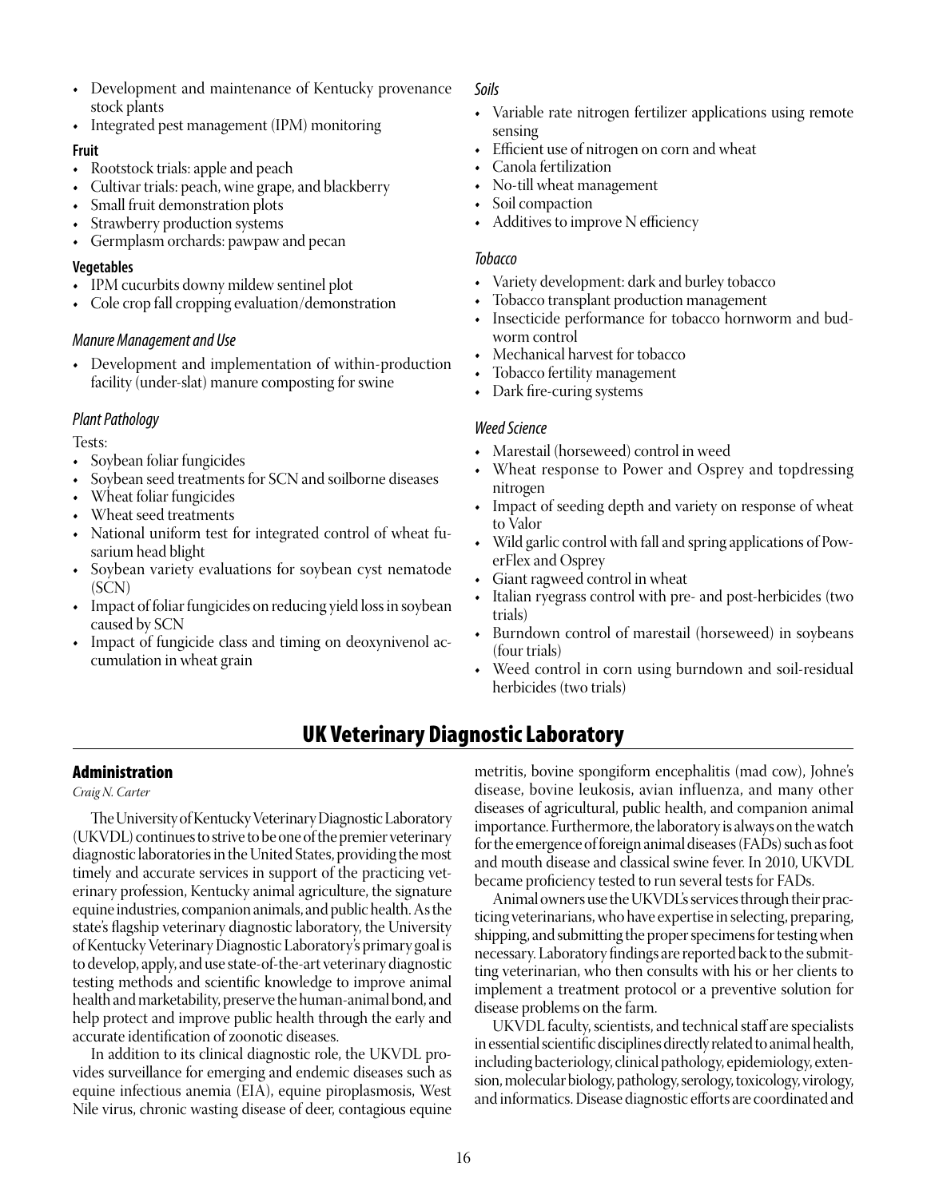- Development and maintenance of Kentucky provenance stock plants
- Integrated pest management (IPM) monitoring

**Fruit**

- Rootstock trials: apple and peach
- Cultivar trials: peach, wine grape, and blackberry
- Small fruit demonstration plots
- Strawberry production systems
- Germplasm orchards: pawpaw and pecan

**Vegetables**

- IPM cucurbits downy mildew sentinel plot
- Cole crop fall cropping evaluation/demonstration

*Manure Management and Use*

- Development and implementation of within-production facility (under-slat) manure composting for swine

*Plant Pathology*

Tests:

- Soybean foliar fungicides
- Soybean seed treatments for SCN and soilborne diseases
- Wheat foliar fungicides
- Wheat seed treatments
- National uniform test for integrated control of wheat fusarium head blight
- Soybean variety evaluations for soybean cyst nematode (SCN)
- Impact of foliar fungicides on reducing yield loss in soybean caused by SCN
- Impact of fungicide class and timing on deoxynivenol accumulation in wheat grain

*Soils*

- Variable rate nitrogen fertilizer applications using remote sensing
- Efficient use of nitrogen on corn and wheat
- Canola fertilization
- No-till wheat management
- Soil compaction
- Additives to improve N efficiency

*Tobacco*

- Variety development: dark and burley tobacco
- Tobacco transplant production management
- Insecticide performance for tobacco hornworm and budworm control
- Mechanical harvest for tobacco
- Tobacco fertility management
- Dark fire-curing systems

*Weed Science*

- Marestail (horseweed) control in weed
- Wheat response to Power and Osprey and topdressing nitrogen
- Impact of seeding depth and variety on response of wheat to Valor
- Wild garlic control with fall and spring applications of PowerFlex and Osprey
- Giant ragweed control in wheat
- Italian ryegrass control with pre- and post-herbicides (two trials)
- Burndown control of marestail (horseweed) in soybeans (four trials)
- Weed control in corn using burndown and soil-residual herbicides (two trials)

# UK Veterinary Diagnostic Laboratory

## Administration

*Craig N. Carter*

The University of Kentucky Veterinary Diagnostic Laboratory (UKVDL) continues to strive to be one of the premier veterinary diagnostic laboratories in the United States, providing the most timely and accurate services in support of the practicing veterinary profession, Kentucky animal agriculture, the signature equine industries, companion animals, and public health. As the state's flagship veterinary diagnostic laboratory, the University of Kentucky Veterinary Diagnostic Laboratory's primary goal is to develop, apply, and use state-of-the-art veterinary diagnostic testing methods and scientific knowledge to improve animal health and marketability, preserve the human-animal bond, and help protect and improve public health through the early and accurate identification of zoonotic diseases.

In addition to its clinical diagnostic role, the UKVDL provides surveillance for emerging and endemic diseases such as equine infectious anemia (EIA), equine piroplasmosis, West Nile virus, chronic wasting disease of deer, contagious equine metritis, bovine spongiform encephalitis (mad cow), Johne's disease, bovine leukosis, avian influenza, and many other diseases of agricultural, public health, and companion animal importance. Furthermore, the laboratory is always on the watch for the emergence of foreign animal diseases (FADs) such as foot and mouth disease and classical swine fever. In 2010, UKVDL became proficiency tested to run several tests for FADs.

Animal owners use the UKVDL's services through their practicing veterinarians, who have expertise in selecting, preparing, shipping, and submitting the proper specimens for testing when necessary. Laboratory findings are reported back to the submitting veterinarian, who then consults with his or her clients to implement a treatment protocol or a preventive solution for disease problems on the farm.

UKVDL faculty, scientists, and technical staff are specialists in essential scientific disciplines directly related to animal health, including bacteriology, clinical pathology, epidemiology, extension, molecular biology, pathology, serology, toxicology, virology, and informatics. Disease diagnostic efforts are coordinated and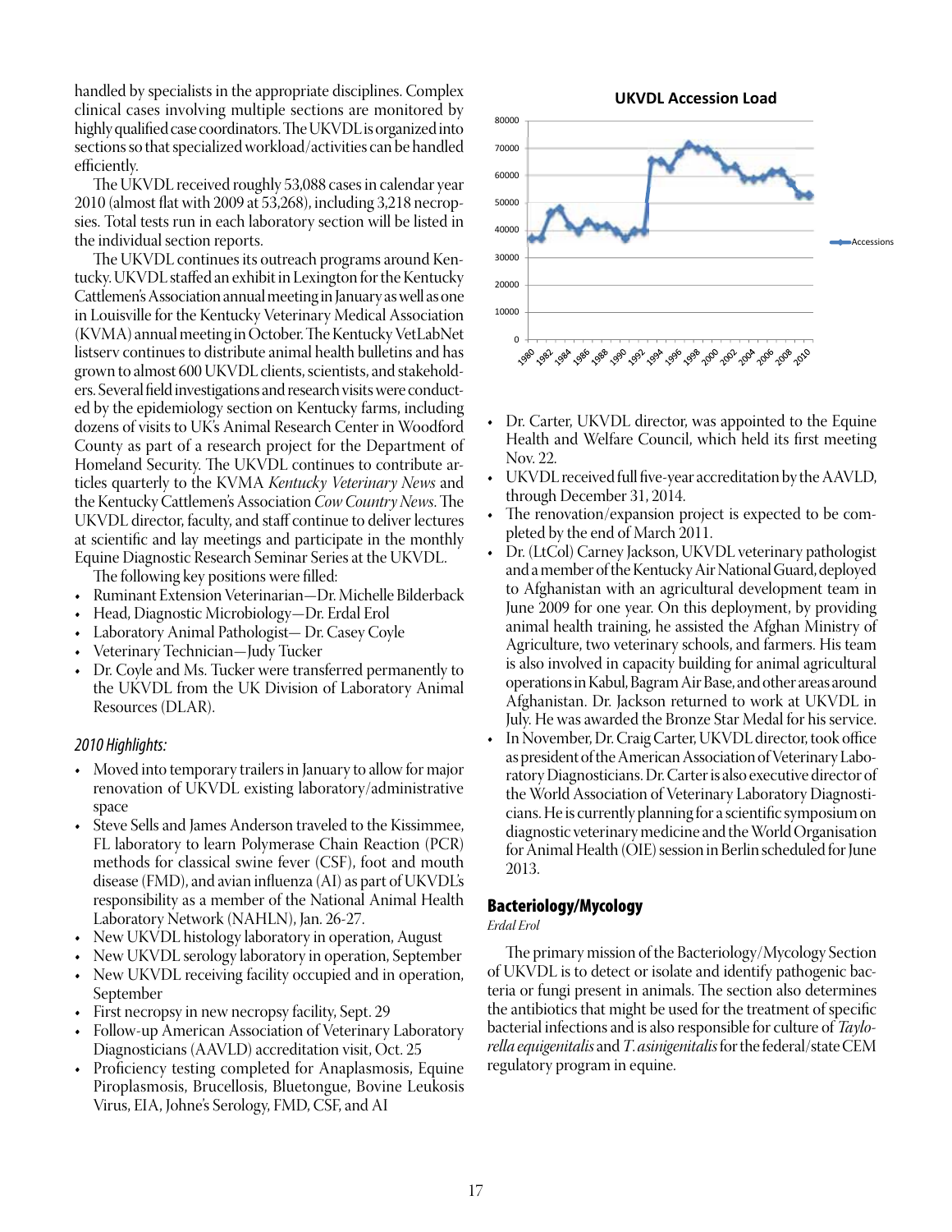handled by specialists in the appropriate disciplines. Complex clinical cases involving multiple sections are monitored by highly qualified case coordinators. The UKVDL is organized into sections so that specialized workload/activities can be handled efficiently.

The UKVDL received roughly 53,088 cases in calendar year 2010 (almost flat with 2009 at 53,268), including 3,218 necropsies. Total tests run in each laboratory section will be listed in the individual section reports.

The UKVDL continues its outreach programs around Kentucky. UKVDL staffed an exhibit in Lexington for the Kentucky Cattlemen's Association annual meeting in January as well as one in Louisville for the Kentucky Veterinary Medical Association (KVMA) annual meeting in October. The Kentucky VetLabNet listserv continues to distribute animal health bulletins and has grown to almost 600 UKVDL clients, scientists, and stakeholders. Several field investigations and research visits were conducted by the epidemiology section on Kentucky farms, including dozens of visits to UK's Animal Research Center in Woodford County as part of a research project for the Department of Homeland Security. The UKVDL continues to contribute articles quarterly to the KVMA *Kentucky Veterinary News* and the Kentucky Cattlemen's Association *Cow Country News*. The UKVDL director, faculty, and staff continue to deliver lectures at scientific and lay meetings and participate in the monthly Equine Diagnostic Research Seminar Series at the UKVDL.

The following key positions were filled:

- Ruminant Extension Veterinarian—Dr. Michelle Bilderback
- Head, Diagnostic Microbiology—Dr. Erdal Erol
- Laboratory Animal Pathologist— Dr. Casey Coyle
- Veterinary Technician—Judy Tucker
- Dr. Coyle and Ms. Tucker were transferred permanently to the UKVDL from the UK Division of Laboratory Animal Resources (DLAR).

*2010 Highlights:*

- Moved into temporary trailers in January to allow for major renovation of UKVDL existing laboratory/administrative space
- Steve Sells and James Anderson traveled to the Kissimmee, FL laboratory to learn Polymerase Chain Reaction (PCR) methods for classical swine fever (CSF), foot and mouth disease (FMD), and avian influenza (AI) as part of UKVDL's responsibility as a member of the National Animal Health Laboratory Network (NAHLN), Jan. 26-27.
- New UKVDL histology laboratory in operation, August
- New UKVDL serology laboratory in operation, September
- New UKVDL receiving facility occupied and in operation, September
- First necropsy in new necropsy facility, Sept. 29
- Follow-up American Association of Veterinary Laboratory Diagnosticians (AAVLD) accreditation visit, Oct. 25
- Proficiency testing completed for Anaplasmosis, Equine Piroplasmosis, Brucellosis, Bluetongue, Bovine Leukosis Virus, EIA, Johne's Serology, FMD, CSF, and AI

**UKVDL Accession Load**

| Year | Accessions (approx.) |
|---|---|
| 1980 | 37000 |
| 1981 | 37000 |
| 1982 | 46500 |
| 1983 | 48000 |
| 1984 | 42000 |
| 1985 | 40000 |
| 1986 | 43000 |
| 1987 | 41500 |
| 1988 | 42000 |
| 1989 | 40000 |
| 1990 | 37500 |
| 1991 | 40000 |
| 1992 | 40000 |
| 1993 | 65500 |
| 1994 | 65500 |
| 1995 | 62500 |
| 1996 | 68000 |
| 1997 | 71500 |
| 1998 | 70000 |
| 1999 | 69500 |
| 2000 | 67500 |
| 2001 | 62500 |
| 2002 | 63500 |
| 2003 | 59000 |
| 2004 | 58500 |
| 2005 | 60000 |
| 2006 | 61500 |
| 2007 | 61500 |
| 2008 | 57000 |
| 2009 | 53000 |
| 2010 | 53000 |

- Dr. Carter, UKVDL director, was appointed to the Equine Health and Welfare Council, which held its first meeting Nov. 22.
- UKVDL received full five-year accreditation by the AAVLD, through December 31, 2014.
- The renovation/expansion project is expected to be completed by the end of March 2011.
- Dr. (LtCol) Carney Jackson, UKVDL veterinary pathologist and a member of the Kentucky Air National Guard, deployed to Afghanistan with an agricultural development team in June 2009 for one year. On this deployment, by providing animal health training, he assisted the Afghan Ministry of Agriculture, two veterinary schools, and farmers. His team is also involved in capacity building for animal agricultural operations in Kabul, Bagram Air Base, and other areas around Afghanistan. Dr. Jackson returned to work at UKVDL in July. He was awarded the Bronze Star Medal for his service.
- In November, Dr. Craig Carter, UKVDL director, took office as president of the American Association of Veterinary Laboratory Diagnosticians. Dr. Carter is also executive director of the World Association of Veterinary Laboratory Diagnosticians. He is currently planning for a scientific symposium on diagnostic veterinary medicine and the World Organisation for Animal Health (OIE) session in Berlin scheduled for June 2013.

## Bacteriology/Mycology

*Erdal Erol*

The primary mission of the Bacteriology/Mycology Section of UKVDL is to detect or isolate and identify pathogenic bacteria or fungi present in animals. The section also determines the antibiotics that might be used for the treatment of specific bacterial infections and is also responsible for culture of *Taylorella equigenitalis* and *T. asinigenitalis* for the federal/state CEM regulatory program in equine.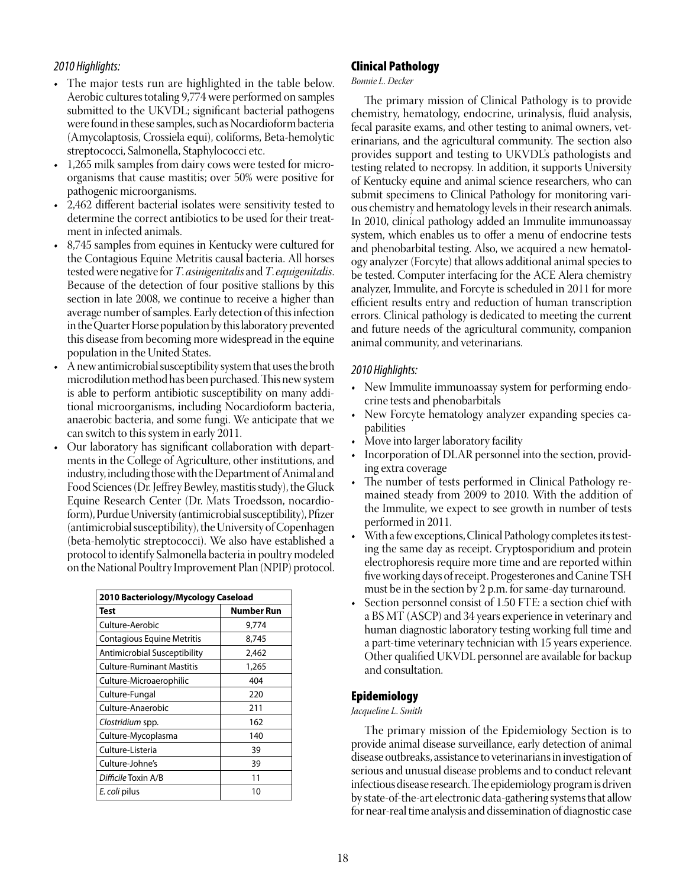*2010 Highlights:*

- The major tests run are highlighted in the table below. Aerobic cultures totaling 9,774 were performed on samples submitted to the UKVDL; significant bacterial pathogens were found in these samples, such as Nocardioform bacteria (Amycolaptosis, Crossiela equi), coliforms, Beta-hemolytic streptococci, Salmonella, Staphylococci etc.
- 1,265 milk samples from dairy cows were tested for microorganisms that cause mastitis; over 50% were positive for pathogenic microorganisms.
- 2,462 different bacterial isolates were sensitivity tested to determine the correct antibiotics to be used for their treatment in infected animals.
- 8,745 samples from equines in Kentucky were cultured for the Contagious Equine Metritis causal bacteria. All horses tested were negative for *T. asinigenitalis* and *T. equigenitalis*. Because of the detection of four positive stallions by this section in late 2008, we continue to receive a higher than average number of samples. Early detection of this infection in the Quarter Horse population by this laboratory prevented this disease from becoming more widespread in the equine population in the United States.
- A new antimicrobial susceptibility system that uses the broth microdilution method has been purchased. This new system is able to perform antibiotic susceptibility on many additional microorganisms, including Nocardioform bacteria, anaerobic bacteria, and some fungi. We anticipate that we can switch to this system in early 2011.
- Our laboratory has significant collaboration with departments in the College of Agriculture, other institutions, and industry, including those with the Department of Animal and Food Sciences (Dr. Jeffrey Bewley, mastitis study), the Gluck Equine Research Center (Dr. Mats Troedsson, nocardioform), Purdue University (antimicrobial susceptibility), Pfizer (antimicrobial susceptibility), the University of Copenhagen (beta-hemolytic streptococci). We also have established a protocol to identify Salmonella bacteria in poultry modeled on the National Poultry Improvement Plan (NPIP) protocol.

| **2010 Bacteriology/Mycology Caseload** | |
|---|---|
| **Test** | **Number Run** |
| Culture-Aerobic | 9,774 |
| Contagious Equine Metritis | 8,745 |
| Antimicrobial Susceptibility | 2,462 |
| Culture-Ruminant Mastitis | 1,265 |
| Culture-Microaerophilic | 404 |
| Culture-Fungal | 220 |
| Culture-Anaerobic | 211 |
| *Clostridium* spp. | 162 |
| Culture-Mycoplasma | 140 |
| Culture-Listeria | 39 |
| Culture-Johne's | 39 |
| *Difficile* Toxin A/B | 11 |
| *E. coli* pilus | 10 |

## Clinical Pathology

*Bonnie L. Decker*

The primary mission of Clinical Pathology is to provide chemistry, hematology, endocrine, urinalysis, fluid analysis, fecal parasite exams, and other testing to animal owners, veterinarians, and the agricultural community. The section also provides support and testing to UKVDL's pathologists and testing related to necropsy. In addition, it supports University of Kentucky equine and animal science researchers, who can submit specimens to Clinical Pathology for monitoring various chemistry and hematology levels in their research animals. In 2010, clinical pathology added an Immulite immunoassay system, which enables us to offer a menu of endocrine tests and phenobarbital testing. Also, we acquired a new hematology analyzer (Forcyte) that allows additional animal species to be tested. Computer interfacing for the ACE Alera chemistry analyzer, Immulite, and Forcyte is scheduled in 2011 for more efficient results entry and reduction of human transcription errors. Clinical pathology is dedicated to meeting the current and future needs of the agricultural community, companion animal community, and veterinarians.

*2010 Highlights:*

- New Immulite immunoassay system for performing endocrine tests and phenobarbitals
- New Forcyte hematology analyzer expanding species capabilities
- Move into larger laboratory facility
- Incorporation of DLAR personnel into the section, providing extra coverage
- The number of tests performed in Clinical Pathology remained steady from 2009 to 2010. With the addition of the Immulite, we expect to see growth in number of tests performed in 2011.
- With a few exceptions, Clinical Pathology completes its testing the same day as receipt. Cryptosporidium and protein electrophoresis require more time and are reported within five working days of receipt. Progesterones and Canine TSH must be in the section by 2 p.m. for same-day turnaround.
- Section personnel consist of 1.50 FTE: a section chief with a BS MT (ASCP) and 34 years experience in veterinary and human diagnostic laboratory testing working full time and a part-time veterinary technician with 15 years experience. Other qualified UKVDL personnel are available for backup and consultation.

## Epidemiology

*Jacqueline L. Smith*

The primary mission of the Epidemiology Section is to provide animal disease surveillance, early detection of animal disease outbreaks, assistance to veterinarians in investigation of serious and unusual disease problems and to conduct relevant infectious disease research. The epidemiology program is driven by state-of-the-art electronic data-gathering systems that allow for near-real time analysis and dissemination of diagnostic case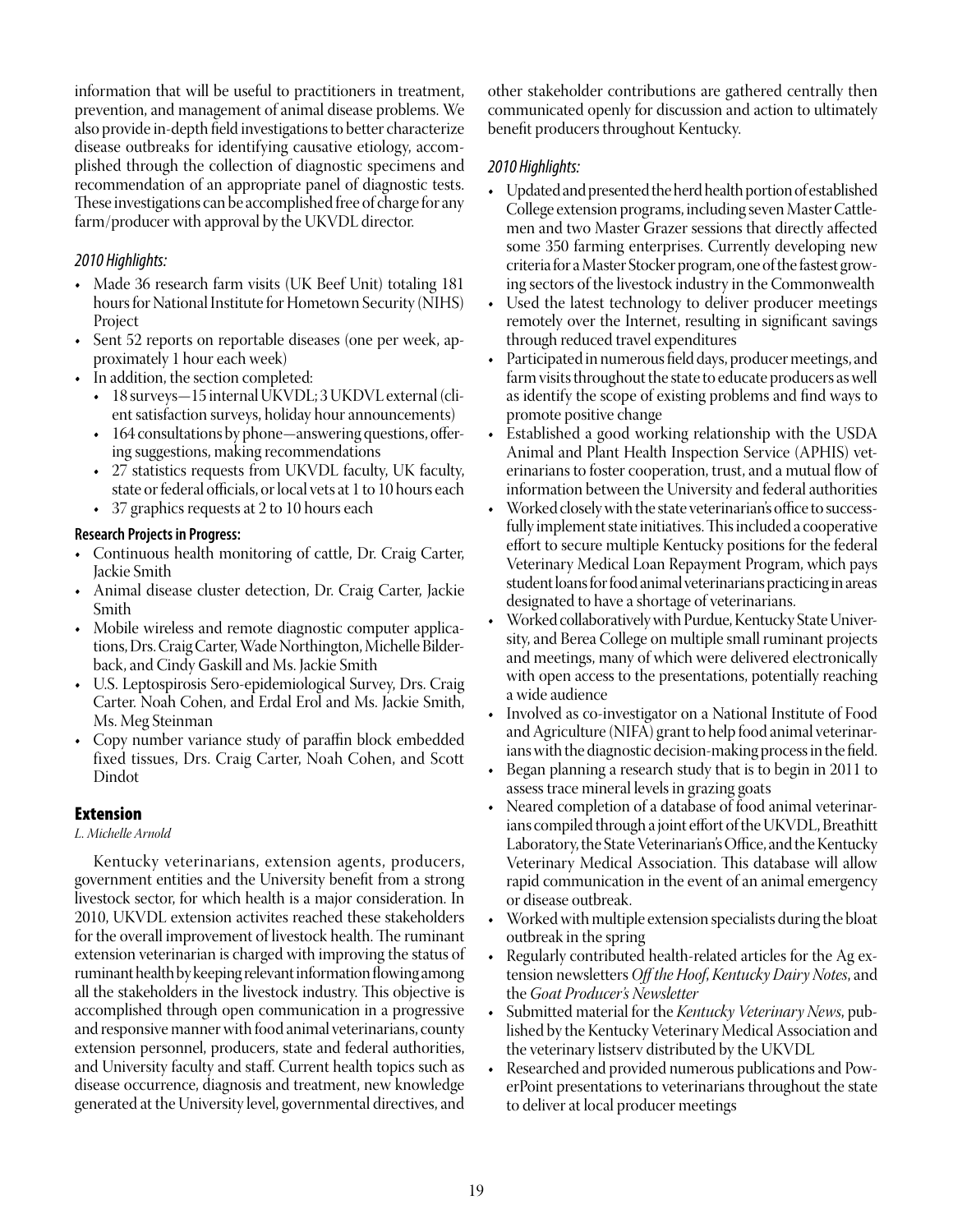information that will be useful to practitioners in treatment, prevention, and management of animal disease problems. We also provide in-depth field investigations to better characterize disease outbreaks for identifying causative etiology, accomplished through the collection of diagnostic specimens and recommendation of an appropriate panel of diagnostic tests. These investigations can be accomplished free of charge for any farm/producer with approval by the UKVDL director.

*2010 Highlights:*

- Made 36 research farm visits (UK Beef Unit) totaling 181 hours for National Institute for Hometown Security (NIHS) Project
- Sent 52 reports on reportable diseases (one per week, approximately 1 hour each week)
- In addition, the section completed:
  - 18 surveys—15 internal UKVDL; 3 UKDVL external (client satisfaction surveys, holiday hour announcements)
  - 164 consultations by phone—answering questions, offering suggestions, making recommendations
  - 27 statistics requests from UKVDL faculty, UK faculty, state or federal officials, or local vets at 1 to 10 hours each
  - 37 graphics requests at 2 to 10 hours each

**Research Projects in Progress:**

- Continuous health monitoring of cattle, Dr. Craig Carter, Jackie Smith
- Animal disease cluster detection, Dr. Craig Carter, Jackie Smith
- Mobile wireless and remote diagnostic computer applications, Drs. Craig Carter, Wade Northington, Michelle Bilderback, and Cindy Gaskill and Ms. Jackie Smith
- U.S. Leptospirosis Sero-epidemiological Survey, Drs. Craig Carter. Noah Cohen, and Erdal Erol and Ms. Jackie Smith, Ms. Meg Steinman
- Copy number variance study of paraffin block embedded fixed tissues, Drs. Craig Carter, Noah Cohen, and Scott Dindot

## Extension

*L. Michelle Arnold*

Kentucky veterinarians, extension agents, producers, government entities and the University benefit from a strong livestock sector, for which health is a major consideration. In 2010, UKVDL extension activites reached these stakeholders for the overall improvement of livestock health. The ruminant extension veterinarian is charged with improving the status of ruminant health by keeping relevant information flowing among all the stakeholders in the livestock industry. This objective is accomplished through open communication in a progressive and responsive manner with food animal veterinarians, county extension personnel, producers, state and federal authorities, and University faculty and staff. Current health topics such as disease occurrence, diagnosis and treatment, new knowledge generated at the University level, governmental directives, and other stakeholder contributions are gathered centrally then communicated openly for discussion and action to ultimately benefit producers throughout Kentucky.

*2010 Highlights:*

- Updated and presented the herd health portion of established College extension programs, including seven Master Cattlemen and two Master Grazer sessions that directly affected some 350 farming enterprises. Currently developing new criteria for a Master Stocker program, one of the fastest growing sectors of the livestock industry in the Commonwealth
- Used the latest technology to deliver producer meetings remotely over the Internet, resulting in significant savings through reduced travel expenditures
- Participated in numerous field days, producer meetings, and farm visits throughout the state to educate producers as well as identify the scope of existing problems and find ways to promote positive change
- Established a good working relationship with the USDA Animal and Plant Health Inspection Service (APHIS) veterinarians to foster cooperation, trust, and a mutual flow of information between the University and federal authorities
- Worked closely with the state veterinarian's office to successfully implement state initiatives. This included a cooperative effort to secure multiple Kentucky positions for the federal Veterinary Medical Loan Repayment Program, which pays student loans for food animal veterinarians practicing in areas designated to have a shortage of veterinarians.
- Worked collaboratively with Purdue, Kentucky State University, and Berea College on multiple small ruminant projects and meetings, many of which were delivered electronically with open access to the presentations, potentially reaching a wide audience
- Involved as co-investigator on a National Institute of Food and Agriculture (NIFA) grant to help food animal veterinarians with the diagnostic decision-making process in the field.
- Began planning a research study that is to begin in 2011 to assess trace mineral levels in grazing goats
- Neared completion of a database of food animal veterinarians compiled through a joint effort of the UKVDL, Breathitt Laboratory, the State Veterinarian's Office, and the Kentucky Veterinary Medical Association. This database will allow rapid communication in the event of an animal emergency or disease outbreak.
- Worked with multiple extension specialists during the bloat outbreak in the spring
- Regularly contributed health-related articles for the Ag extension newsletters *Off the Hoof*, *Kentucky Dairy Notes*, and the *Goat Producer's Newsletter*
- Submitted material for the *Kentucky Veterinary News*, published by the Kentucky Veterinary Medical Association and the veterinary listserv distributed by the UKVDL
- Researched and provided numerous publications and PowerPoint presentations to veterinarians throughout the state to deliver at local producer meetings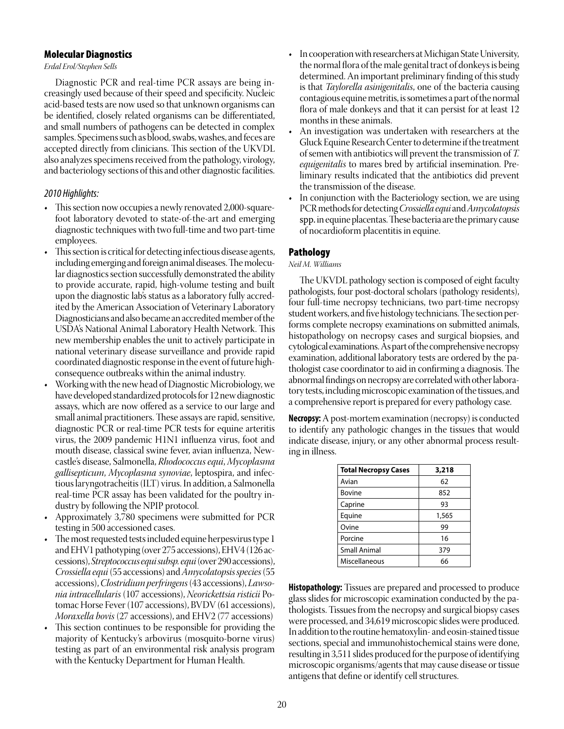## Molecular Diagnostics

*Erdal Erol/Stephen Sells*

Diagnostic PCR and real-time PCR assays are being increasingly used because of their speed and specificity. Nucleic acid-based tests are now used so that unknown organisms can be identified, closely related organisms can be differentiated, and small numbers of pathogens can be detected in complex samples. Specimens such as blood, swabs, washes, and feces are accepted directly from clinicians. This section of the UKVDL also analyzes specimens received from the pathology, virology, and bacteriology sections of this and other diagnostic facilities.

### *2010 Highlights:*

- This section now occupies a newly renovated 2,000-square-foot laboratory devoted to state-of-the-art and emerging diagnostic techniques with two full-time and two part-time employees.
- This section is critical for detecting infectious disease agents, including emerging and foreign animal diseases. The molecular diagnostics section successfully demonstrated the ability to provide accurate, rapid, high-volume testing and built upon the diagnostic lab's status as a laboratory fully accredited by the American Association of Veterinary Laboratory Diagnosticians and also became an accredited member of the USDA's National Animal Laboratory Health Network. This new membership enables the unit to actively participate in national veterinary disease surveillance and provide rapid coordinated diagnostic response in the event of future high-consequence outbreaks within the animal industry.
- Working with the new head of Diagnostic Microbiology, we have developed standardized protocols for 12 new diagnostic assays, which are now offered as a service to our large and small animal practitioners. These assays are rapid, sensitive, diagnostic PCR or real-time PCR tests for equine arteritis virus, the 2009 pandemic H1N1 influenza virus, foot and mouth disease, classical swine fever, avian influenza, Newcastle's disease, Salmonella, *Rhodococcus equi*, *Mycoplasma gallisepticum*, *Mycoplasma synoviae*, leptospira, and infectious laryngotracheitis (ILT) virus. In addition, a Salmonella real-time PCR assay has been validated for the poultry industry by following the NPIP protocol.
- Approximately 3,780 specimens were submitted for PCR testing in 500 accessioned cases.
- The most requested tests included equine herpesvirus type 1 and EHV1 pathotyping (over 275 accessions), EHV4 (126 accessions), *Streptococcus equi subsp. equi* (over 290 accessions), *Crossiella equi* (55 accessions) and *Amycolatopsis species* (55 accessions), *Clostridium perfringens* (43 accessions), *Lawsonia intracellularis* (107 accessions), *Neorickettsia risticii* Potomac Horse Fever (107 accessions), BVDV (61 accessions), *Moraxella bovis* (27 accessions), and EHV2 (77 accessions)
- This section continues to be responsible for providing the majority of Kentucky's arbovirus (mosquito-borne virus) testing as part of an environmental risk analysis program with the Kentucky Department for Human Health.
- In cooperation with researchers at Michigan State University, the normal flora of the male genital tract of donkeys is being determined. An important preliminary finding of this study is that *Taylorella asinigenitalis*, one of the bacteria causing contagious equine metritis, is sometimes a part of the normal flora of male donkeys and that it can persist for at least 12 months in these animals.
- An investigation was undertaken with researchers at the Gluck Equine Research Center to determine if the treatment of semen with antibiotics will prevent the transmission of *T. equigenitalis* to mares bred by artificial insemination. Preliminary results indicated that the antibiotics did prevent the transmission of the disease.
- In conjunction with the Bacteriology section, we are using PCR methods for detecting *Crossiella equi* and *Amycolatopsis* spp. in equine placentas. These bacteria are the primary cause of nocardioform placentitis in equine.

## Pathology

*Neil M. Williams*

The UKVDL pathology section is composed of eight faculty pathologists, four post-doctoral scholars (pathology residents), four full-time necropsy technicians, two part-time necropsy student workers, and five histology technicians. The section performs complete necropsy examinations on submitted animals, histopathology on necropsy cases and surgical biopsies, and cytological examinations. As part of the comprehensive necropsy examination, additional laboratory tests are ordered by the pathologist case coordinator to aid in confirming a diagnosis. The abnormal findings on necropsy are correlated with other laboratory tests, including microscopic examination of the tissues, and a comprehensive report is prepared for every pathology case.

**Necropsy:** A post-mortem examination (necropsy) is conducted to identify any pathologic changes in the tissues that would indicate disease, injury, or any other abnormal process resulting in illness.

| Total Necropsy Cases | 3,218 |
|---|---|
| Avian | 62 |
| Bovine | 852 |
| Caprine | 93 |
| Equine | 1,565 |
| Ovine | 99 |
| Porcine | 16 |
| Small Animal | 379 |
| Miscellaneous | 66 |

**Histopathology:** Tissues are prepared and processed to produce glass slides for microscopic examination conducted by the pathologists. Tissues from the necropsy and surgical biopsy cases were processed, and 34,619 microscopic slides were produced. In addition to the routine hematoxylin- and eosin-stained tissue sections, special and immunohistochemical stains were done, resulting in 3,511 slides produced for the purpose of identifying microscopic organisms/agents that may cause disease or tissue antigens that define or identify cell structures.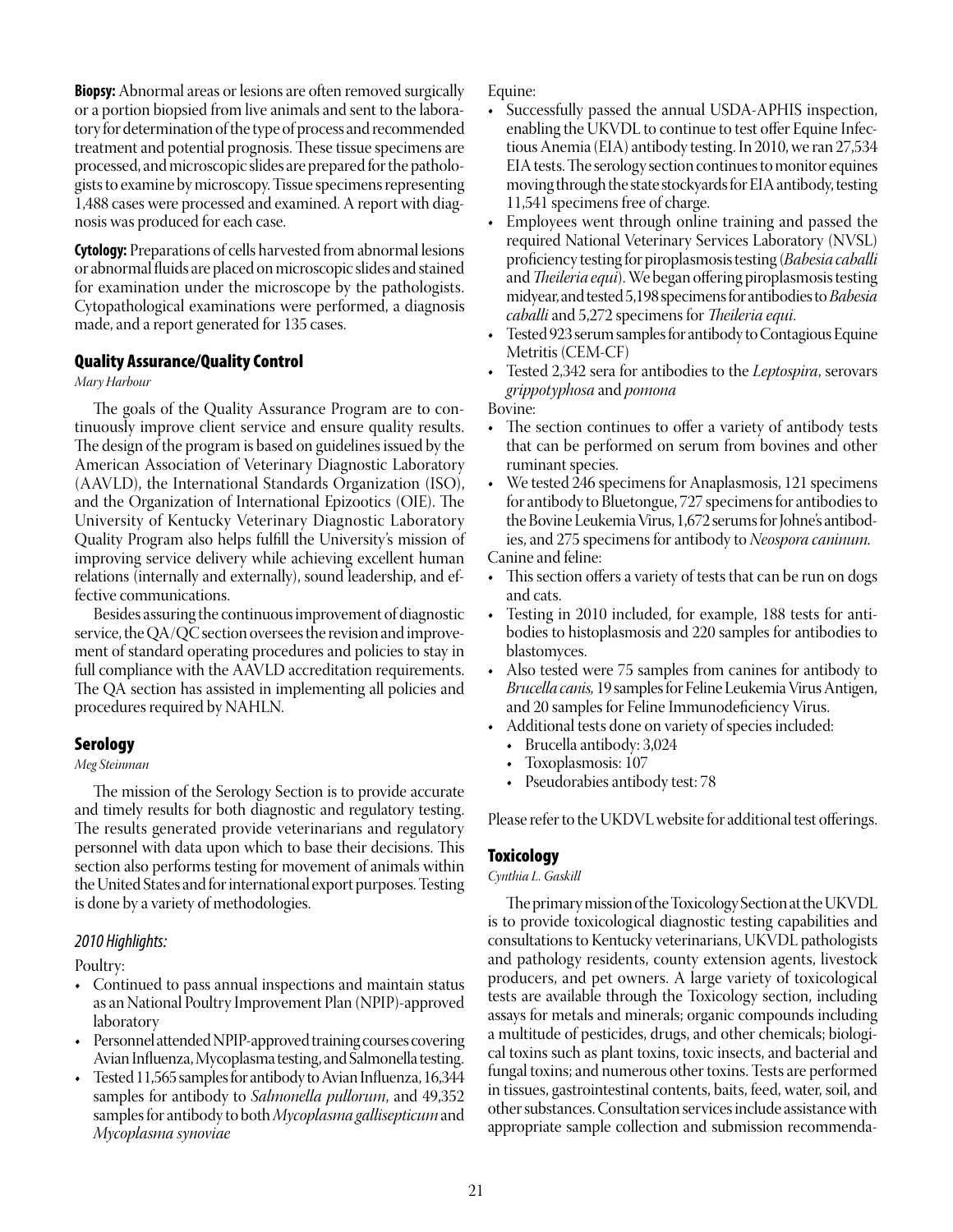**Biopsy:** Abnormal areas or lesions are often removed surgically or a portion biopsied from live animals and sent to the laboratory for determination of the type of process and recommended treatment and potential prognosis. These tissue specimens are processed, and microscopic slides are prepared for the pathologists to examine by microscopy. Tissue specimens representing 1,488 cases were processed and examined. A report with diagnosis was produced for each case.

**Cytology:** Preparations of cells harvested from abnormal lesions or abnormal fluids are placed on microscopic slides and stained for examination under the microscope by the pathologists. Cytopathological examinations were performed, a diagnosis made, and a report generated for 135 cases.

## Quality Assurance/Quality Control

*Mary Harbour*

The goals of the Quality Assurance Program are to continuously improve client service and ensure quality results. The design of the program is based on guidelines issued by the American Association of Veterinary Diagnostic Laboratory (AAVLD), the International Standards Organization (ISO), and the Organization of International Epizootics (OIE). The University of Kentucky Veterinary Diagnostic Laboratory Quality Program also helps fulfill the University's mission of improving service delivery while achieving excellent human relations (internally and externally), sound leadership, and effective communications.

Besides assuring the continuous improvement of diagnostic service, the QA/QC section oversees the revision and improvement of standard operating procedures and policies to stay in full compliance with the AAVLD accreditation requirements. The QA section has assisted in implementing all policies and procedures required by NAHLN.

## Serology

*Meg Steinman*

The mission of the Serology Section is to provide accurate and timely results for both diagnostic and regulatory testing. The results generated provide veterinarians and regulatory personnel with data upon which to base their decisions. This section also performs testing for movement of animals within the United States and for international export purposes. Testing is done by a variety of methodologies.

### *2010 Highlights:*

Poultry:

- Continued to pass annual inspections and maintain status as an National Poultry Improvement Plan (NPIP)-approved laboratory
- Personnel attended NPIP-approved training courses covering Avian Influenza, Mycoplasma testing, and Salmonella testing.
- Tested 11,565 samples for antibody to Avian Influenza, 16,344 samples for antibody to *Salmonella pullorum*, and 49,352 samples for antibody to both *Mycoplasma gallisepticum* and *Mycoplasma synoviae*

Equine:

- Successfully passed the annual USDA-APHIS inspection, enabling the UKVDL to continue to test offer Equine Infectious Anemia (EIA) antibody testing. In 2010, we ran 27,534 EIA tests. The serology section continues to monitor equines moving through the state stockyards for EIA antibody, testing 11,541 specimens free of charge.
- Employees went through online training and passed the required National Veterinary Services Laboratory (NVSL) proficiency testing for piroplasmosis testing (*Babesia caballi* and *Theileria equi*). We began offering piroplasmosis testing midyear, and tested 5,198 specimens for antibodies to *Babesia caballi* and 5,272 specimens for *Theileria equi*.
- Tested 923 serum samples for antibody to Contagious Equine Metritis (CEM-CF)
- Tested 2,342 sera for antibodies to the *Leptospira*, serovars *grippotyphosa* and *pomona*

Bovine:

- The section continues to offer a variety of antibody tests that can be performed on serum from bovines and other ruminant species.
- We tested 246 specimens for Anaplasmosis, 121 specimens for antibody to Bluetongue, 727 specimens for antibodies to the Bovine Leukemia Virus, 1,672 serums for Johne's antibodies, and 275 specimens for antibody to *Neospora caninum*.

Canine and feline:

- This section offers a variety of tests that can be run on dogs and cats.
- Testing in 2010 included, for example, 188 tests for antibodies to histoplasmosis and 220 samples for antibodies to blastomyces.
- Also tested were 75 samples from canines for antibody to *Brucella canis*, 19 samples for Feline Leukemia Virus Antigen, and 20 samples for Feline Immunodeficiency Virus.
- Additional tests done on variety of species included:
  - Brucella antibody: 3,024
  - Toxoplasmosis: 107
  - Pseudorabies antibody test: 78

Please refer to the UKDVL website for additional test offerings.

## Toxicology

*Cynthia L. Gaskill*

The primary mission of the Toxicology Section at the UKVDL is to provide toxicological diagnostic testing capabilities and consultations to Kentucky veterinarians, UKVDL pathologists and pathology residents, county extension agents, livestock producers, and pet owners. A large variety of toxicological tests are available through the Toxicology section, including assays for metals and minerals; organic compounds including a multitude of pesticides, drugs, and other chemicals; biological toxins such as plant toxins, toxic insects, and bacterial and fungal toxins; and numerous other toxins. Tests are performed in tissues, gastrointestinal contents, baits, feed, water, soil, and other substances. Consultation services include assistance with appropriate sample collection and submission recommenda-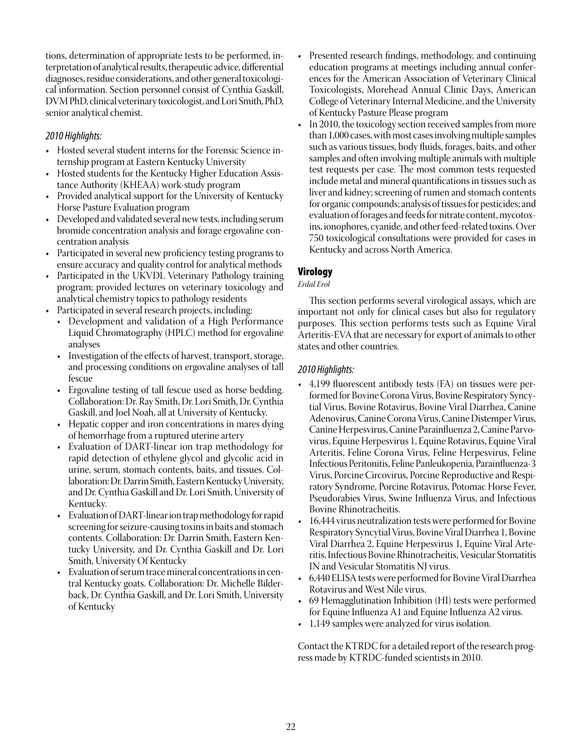tions, determination of appropriate tests to be performed, interpretation of analytical results, therapeutic advice, differential diagnoses, residue considerations, and other general toxicological information. Section personnel consist of Cynthia Gaskill, DVM PhD, clinical veterinary toxicologist, and Lori Smith, PhD, senior analytical chemist.

*2010 Highlights:*

- Hosted several student interns for the Forensic Science internship program at Eastern Kentucky University
- Hosted students for the Kentucky Higher Education Assistance Authority (KHEAA) work-study program
- Provided analytical support for the University of Kentucky Horse Pasture Evaluation program
- Developed and validated several new tests, including serum bromide concentration analysis and forage ergovaline concentration analysis
- Participated in several new proficiency testing programs to ensure accuracy and quality control for analytical methods
- Participated in the UKVDL Veterinary Pathology training program; provided lectures on veterinary toxicology and analytical chemistry topics to pathology residents
- Participated in several research projects, including:
  - Development and validation of a High Performance Liquid Chromatography (HPLC) method for ergovaline analyses
  - Investigation of the effects of harvest, transport, storage, and processing conditions on ergovaline analyses of tall fescue
  - Ergovaline testing of tall fescue used as horse bedding. Collaboration: Dr. Ray Smith, Dr. Lori Smith, Dr. Cynthia Gaskill, and Joel Noah, all at University of Kentucky.
  - Hepatic copper and iron concentrations in mares dying of hemorrhage from a ruptured uterine artery
  - Evaluation of DART-linear ion trap methodology for rapid detection of ethylene glycol and glycolic acid in urine, serum, stomach contents, baits, and tissues. Collaboration: Dr. Darrin Smith, Eastern Kentucky University, and Dr. Cynthia Gaskill and Dr. Lori Smith, University of Kentucky.
  - Evaluation of DART-linear ion trap methodology for rapid screening for seizure-causing toxins in baits and stomach contents. Collaboration: Dr. Darrin Smith, Eastern Kentucky University, and Dr. Cynthia Gaskill and Dr. Lori Smith, University Of Kentucky
  - Evaluation of serum trace mineral concentrations in central Kentucky goats. Collaboration: Dr. Michelle Bilderback, Dr. Cynthia Gaskill, and Dr. Lori Smith, University of Kentucky
- Presented research findings, methodology, and continuing education programs at meetings including annual conferences for the American Association of Veterinary Clinical Toxicologists, Morehead Annual Clinic Days, American College of Veterinary Internal Medicine, and the University of Kentucky Pasture Please program
- In 2010, the toxicology section received samples from more than 1,000 cases, with most cases involving multiple samples such as various tissues, body fluids, forages, baits, and other samples and often involving multiple animals with multiple test requests per case. The most common tests requested include metal and mineral quantifications in tissues such as liver and kidney; screening of rumen and stomach contents for organic compounds; analysis of tissues for pesticides; and evaluation of forages and feeds for nitrate content, mycotoxins, ionophores, cyanide, and other feed-related toxins. Over 750 toxicological consultations were provided for cases in Kentucky and across North America.

## Virology

*Erdal Erol*

This section performs several virological assays, which are important not only for clinical cases but also for regulatory purposes. This section performs tests such as Equine Viral Arteritis-EVA that are necessary for export of animals to other states and other countries.

*2010 Highlights:*

- 4,199 fluorescent antibody tests (FA) on tissues were performed for Bovine Corona Virus, Bovine Respiratory Syncytial Virus, Bovine Rotavirus, Bovine Viral Diarrhea, Canine Adenovirus, Canine Corona Virus, Canine Distemper Virus, Canine Herpesvirus, Canine Parainfluenza 2, Canine Parvovirus, Equine Herpesvirus 1, Equine Rotavirus, Equine Viral Arteritis, Feline Corona Virus, Feline Herpesvirus, Feline Infectious Peritonitis, Feline Panleukopenia, Parainfluenza-3 Virus, Porcine Circovirus, Porcine Reproductive and Respiratory Syndrome, Porcine Rotavirus, Potomac Horse Fever, Pseudorabies Virus, Swine Influenza Virus, and Infectious Bovine Rhinotracheitis.
- 16,444 virus neutralization tests were performed for Bovine Respiratory Syncytial Virus, Bovine Viral Diarrhea 1, Bovine Viral Diarrhea 2, Equine Herpesvirus 1, Equine Viral Arteritis, Infectious Bovine Rhinotracheitis, Vesicular Stomatitis IN and Vesicular Stomatitis NJ virus.
- 6,440 ELISA tests were performed for Bovine Viral Diarrhea Rotavirus and West Nile virus.
- 69 Hemagglutination Inhibition (HI) tests were performed for Equine Influenza A1 and Equine Influenza A2 virus.
- 1,149 samples were analyzed for virus isolation.

Contact the KTRDC for a detailed report of the research progress made by KTRDC-funded scientists in 2010.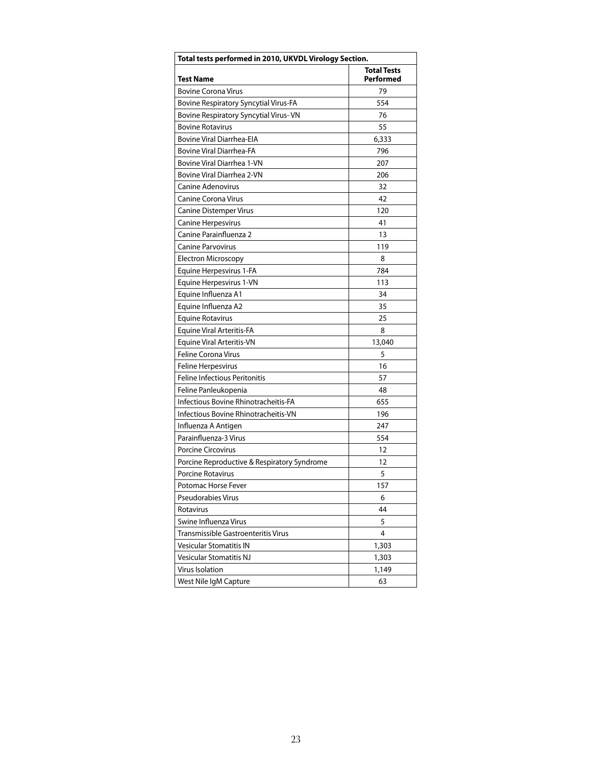| Total tests performed in 2010, UKVDL Virology Section. | |
|---|---|
| **Test Name** | **Total Tests Performed** |
| Bovine Corona Virus | 79 |
| Bovine Respiratory Syncytial Virus-FA | 554 |
| Bovine Respiratory Syncytial Virus- VN | 76 |
| Bovine Rotavirus | 55 |
| Bovine Viral Diarrhea-EIA | 6,333 |
| Bovine Viral Diarrhea-FA | 796 |
| Bovine Viral Diarrhea 1-VN | 207 |
| Bovine Viral Diarrhea 2-VN | 206 |
| Canine Adenovirus | 32 |
| Canine Corona Virus | 42 |
| Canine Distemper Virus | 120 |
| Canine Herpesvirus | 41 |
| Canine Parainfluenza 2 | 13 |
| Canine Parvovirus | 119 |
| Electron Microscopy | 8 |
| Equine Herpesvirus 1-FA | 784 |
| Equine Herpesvirus 1-VN | 113 |
| Equine Influenza A1 | 34 |
| Equine Influenza A2 | 35 |
| Equine Rotavirus | 25 |
| Equine Viral Arteritis-FA | 8 |
| Equine Viral Arteritis-VN | 13,040 |
| Feline Corona Virus | 5 |
| Feline Herpesvirus | 16 |
| Feline Infectious Peritonitis | 57 |
| Feline Panleukopenia | 48 |
| Infectious Bovine Rhinotracheitis-FA | 655 |
| Infectious Bovine Rhinotracheitis-VN | 196 |
| Influenza A Antigen | 247 |
| Parainfluenza-3 Virus | 554 |
| Porcine Circovirus | 12 |
| Porcine Reproductive & Respiratory Syndrome | 12 |
| Porcine Rotavirus | 5 |
| Potomac Horse Fever | 157 |
| Pseudorabies Virus | 6 |
| Rotavirus | 44 |
| Swine Influenza Virus | 5 |
| Transmissible Gastroenteritis Virus | 4 |
| Vesicular Stomatitis IN | 1,303 |
| Vesicular Stomatitis NJ | 1,303 |
| Virus Isolation | 1,149 |
| West Nile IgM Capture | 63 |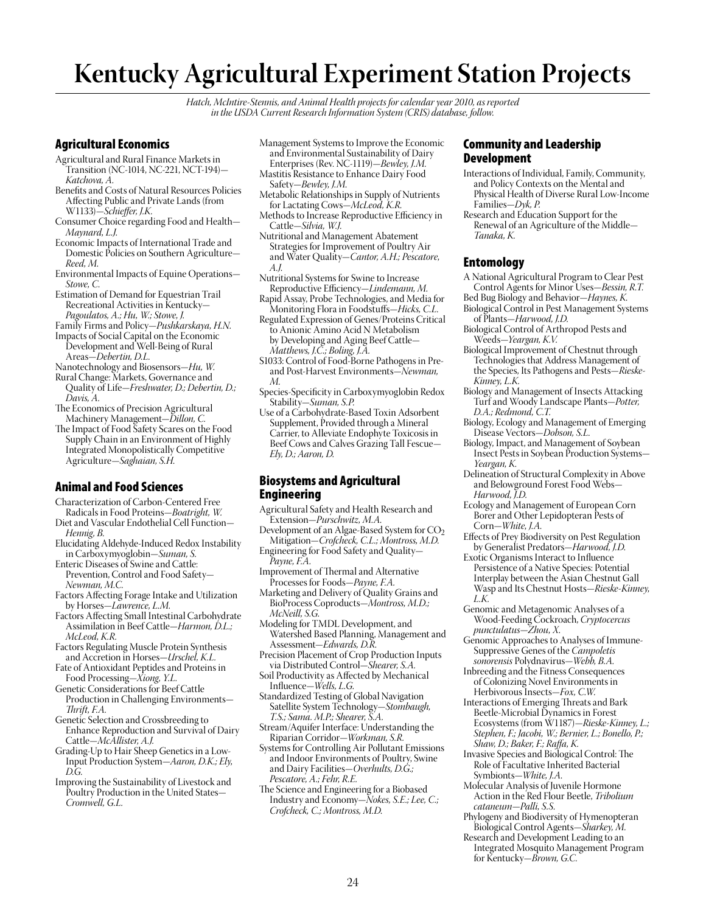# Kentucky Agricultural Experiment Station Projects

*Hatch, McIntire-Stennis, and Animal Health projects for calendar year 2010, as reported in the USDA Current Research Information System (CRIS) database, follow.*

## Agricultural Economics

Agricultural and Rural Finance Markets in Transition (NC-1014, NC-221, NCT-194)—*Katchova, A.*

Benefits and Costs of Natural Resources Policies Affecting Public and Private Lands (from W1133)—*Schieffer, J.K.*

Consumer Choice regarding Food and Health—*Maynard, L.J.*

Economic Impacts of International Trade and Domestic Policies on Southern Agriculture—*Reed, M.*

Environmental Impacts of Equine Operations—*Stowe, C.*

Estimation of Demand for Equestrian Trail Recreational Activities in Kentucky—*Pagoulatos, A.; Hu, W.; Stowe, J.*

Family Firms and Policy—*Pushkarskaya, H.N.*

Impacts of Social Capital on the Economic Development and Well-Being of Rural Areas—*Debertin, D.L.*

Nanotechnology and Biosensors—*Hu, W.*

Rural Change: Markets, Governance and Quality of Life—*Freshwater, D.; Debertin, D.; Davis, A.*

The Economics of Precision Agricultural Machinery Management—*Dillon, C.*

The Impact of Food Safety Scares on the Food Supply Chain in an Environment of Highly Integrated Monopolistically Competitive Agriculture—*Saghaian, S.H.*

## Animal and Food Sciences

Characterization of Carbon-Centered Free Radicals in Food Proteins—*Boatright, W.*

Diet and Vascular Endothelial Cell Function—*Hennig, B.*

Elucidating Aldehyde-Induced Redox Instability in Carboxymyoglobin—*Suman, S.*

Enteric Diseases of Swine and Cattle: Prevention, Control and Food Safety—*Newman, M.C.*

Factors Affecting Forage Intake and Utilization by Horses—*Lawrence, L.M.*

Factors Affecting Small Intestinal Carbohydrate Assimilation in Beef Cattle—*Harmon, D.L.; McLeod, K.R.*

Factors Regulating Muscle Protein Synthesis and Accretion in Horses—*Urschel, K.L.*

Fate of Antioxidant Peptides and Proteins in Food Processing—*Xiong, Y.L.*

Genetic Considerations for Beef Cattle Production in Challenging Environments—*Thrift, F.A.*

Genetic Selection and Crossbreeding to Enhance Reproduction and Survival of Dairy Cattle—*McAllister, A.J.*

Grading-Up to Hair Sheep Genetics in a Low-Input Production System—*Aaron, D.K.; Ely, D.G.*

Improving the Sustainability of Livestock and Poultry Production in the United States—*Cromwell, G.L.*

Management Systems to Improve the Economic and Environmental Sustainability of Dairy Enterprises (Rev. NC-1119)—*Bewley, J.M.*

Mastitis Resistance to Enhance Dairy Food Safety—*Bewley, J.M.*

Metabolic Relationships in Supply of Nutrients for Lactating Cows—*McLeod, K.R.*

Methods to Increase Reproductive Efficiency in Cattle—*Silvia, W.J.*

Nutritional and Management Abatement Strategies for Improvement of Poultry Air and Water Quality—*Cantor, A.H.; Pescatore, A.J.*

Nutritional Systems for Swine to Increase Reproductive Efficiency—*Lindemann, M.*

Rapid Assay, Probe Technologies, and Media for Monitoring Flora in Foodstuffs—*Hicks, C.L.*

Regulated Expression of Genes/Proteins Critical to Anionic Amino Acid N Metabolism by Developing and Aging Beef Cattle—*Matthews, J.C.; Boling, J.A.*

S1033: Control of Food-Borne Pathogens in Pre- and Post-Harvest Environments—*Newman, M.*

Species-Specificity in Carboxymyoglobin Redox Stability—*Suman, S.P.*

Use of a Carbohydrate-Based Toxin Adsorbent Supplement, Provided through a Mineral Carrier, to Alleviate Endophyte Toxicosis in Beef Cows and Calves Grazing Tall Fescue—*Ely, D.; Aaron, D.*

## Biosystems and Agricultural Engineering

Agricultural Safety and Health Research and Extension—*Purschwitz, M.A.*

Development of an Algae-Based System for $CO_2$ Mitigation—*Crofcheck, C.L.; Montross, M.D.*

Engineering for Food Safety and Quality—*Payne, F.A.*

Improvement of Thermal and Alternative Processes for Foods—*Payne, F.A.*

Marketing and Delivery of Quality Grains and BioProcess Coproducts—*Montross, M.D.; McNeill, S.G.*

Modeling for TMDL Development, and Watershed Based Planning, Management and Assessment—*Edwards, D.R.*

Precision Placement of Crop Production Inputs via Distributed Control—*Shearer, S.A.*

Soil Productivity as Affected by Mechanical Influence—*Wells, L.G.*

Standardized Testing of Global Navigation Satellite System Technology—*Stombaugh, T.S.; Sama. M.P.; Shearer, S.A.*

Stream/Aquifer Interface: Understanding the Riparian Corridor—*Workman, S.R.*

Systems for Controlling Air Pollutant Emissions and Indoor Environments of Poultry, Swine and Dairy Facilities—*Overhults, D.G.; Pescatore, A.; Fehr, R.E.*

The Science and Engineering for a Biobased Industry and Economy—*Nokes, S.E.; Lee, C.; Crofcheck, C.; Montross, M.D.*

## Community and Leadership Development

Interactions of Individual, Family, Community, and Policy Contexts on the Mental and Physical Health of Diverse Rural Low-Income Families—*Dyk, P.*

Research and Education Support for the Renewal of an Agriculture of the Middle—*Tanaka, K.*

## Entomology

A National Agricultural Program to Clear Pest Control Agents for Minor Uses—*Bessin, R.T.*

Bed Bug Biology and Behavior—*Haynes, K.*

Biological Control in Pest Management Systems of Plants—*Harwood, J.D.*

Biological Control of Arthropod Pests and Weeds—*Yeargan, K.V.*

Biological Improvement of Chestnut through Technologies that Address Management of the Species, Its Pathogens and Pests—*Rieske-Kinney, L.K.*

Biology and Management of Insects Attacking Turf and Woody Landscape Plants—*Potter, D.A.; Redmond, C.T.*

Biology, Ecology and Management of Emerging Disease Vectors—*Dobson, S.L.*

Biology, Impact, and Management of Soybean Insect Pests in Soybean Production Systems—*Yeargan, K.*

Delineation of Structural Complexity in Above and Belowground Forest Food Webs—*Harwood, J.D.*

Ecology and Management of European Corn Borer and Other Lepidopteran Pests of Corn—*White, J.A.*

Effects of Prey Biodiversity on Pest Regulation by Generalist Predators—*Harwood, J.D.*

Exotic Organisms Interact to Influence Persistence of a Native Species: Potential Interplay between the Asian Chestnut Gall Wasp and Its Chestnut Hosts—*Rieske-Kinney, L.K.*

Genomic and Metagenomic Analyses of a Wood-Feeding Cockroach, *Cryptocercus punctulatus*—*Zhou, X.*

Genomic Approaches to Analyses of Immune-Suppressive Genes of the *Campoletis sonorensis* Polydnavirus—*Webb, B.A.*

Inbreeding and the Fitness Consequences of Colonizing Novel Environments in Herbivorous Insects—*Fox, C.W.*

Interactions of Emerging Threats and Bark Beetle-Microbial Dynamics in Forest Ecosystems (from W1187)—*Rieske-Kinney, L.; Stephen, F.; Jacobi, W.; Bernier, L.; Bonello, P.; Shaw, D.; Baker, F.; Raffa, K.*

Invasive Species and Biological Control: The Role of Facultative Inherited Bacterial Symbionts—*White, J.A.*

Molecular Analysis of Juvenile Hormone Action in the Red Flour Beetle, *Tribolium cataneum*—*Palli, S.S.*

Phylogeny and Biodiversity of Hymenopteran Biological Control Agents—*Sharkey, M.*

Research and Development Leading to an Integrated Mosquito Management Program for Kentucky—*Brown, G.C.*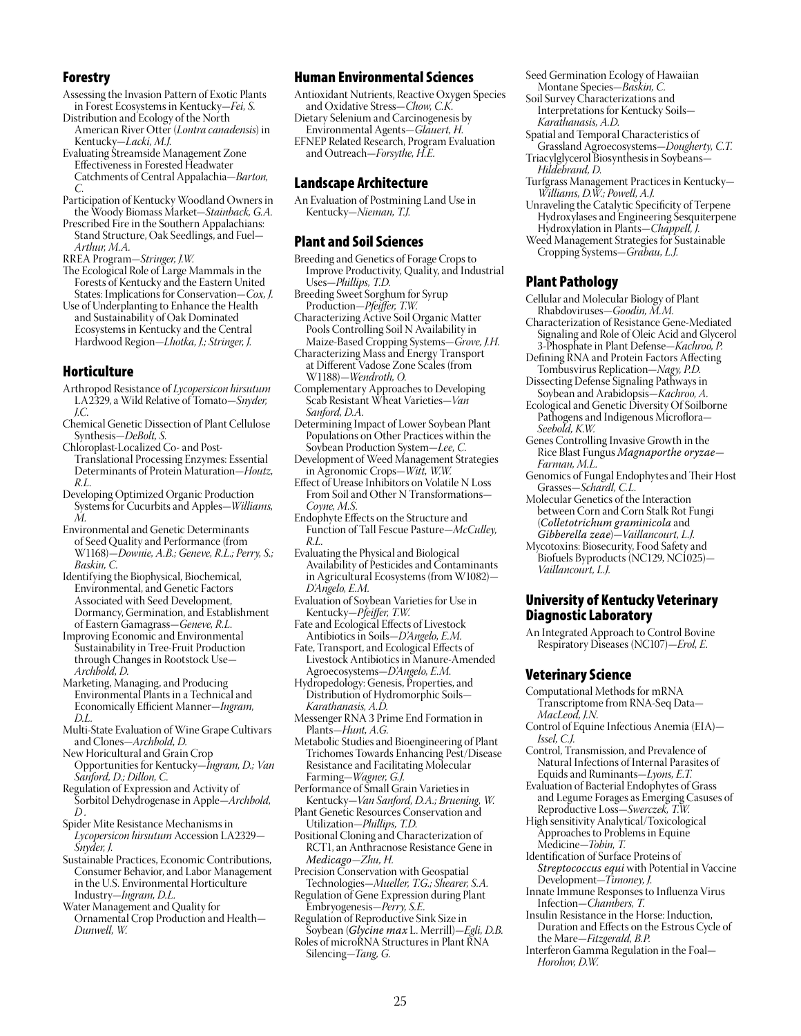## Forestry

Assessing the Invasion Pattern of Exotic Plants in Forest Ecosystems in Kentucky—*Fei, S.*

Distribution and Ecology of the North American River Otter (*Lontra canadensis*) in Kentucky—*Lacki, M.J.*

Evaluating Streamside Management Zone Effectiveness in Forested Headwater Catchments of Central Appalachia—*Barton, C.*

Participation of Kentucky Woodland Owners in the Woody Biomass Market—*Stainback, G.A.*

Prescribed Fire in the Southern Appalachians: Stand Structure, Oak Seedlings, and Fuel—*Arthur, M.A.*

RREA Program—*Stringer, J.W.*

The Ecological Role of Large Mammals in the Forests of Kentucky and the Eastern United States: Implications for Conservation—*Cox, J.*

Use of Underplanting to Enhance the Health and Sustainability of Oak Dominated Ecosystems in Kentucky and the Central Hardwood Region—*Lhotka, J.; Stringer, J.*

## Horticulture

Arthropod Resistance of *Lycopersicon hirsutum* LA2329, a Wild Relative of Tomato—*Snyder, J.C.*

Chemical Genetic Dissection of Plant Cellulose Synthesis—*DeBolt, S.*

Chloroplast-Localized Co- and Post-Translational Processing Enzymes: Essential Determinants of Protein Maturation—*Houtz, R.L.*

Developing Optimized Organic Production Systems for Cucurbits and Apples—*Williams, M.*

Environmental and Genetic Determinants of Seed Quality and Performance (from W1168)—*Downie, A.B.; Geneve, R.L.; Perry, S.; Baskin, C.*

Identifying the Biophysical, Biochemical, Environmental, and Genetic Factors Associated with Seed Development, Dormancy, Germination, and Establishment of Eastern Gamagrass—*Geneve, R.L.*

Improving Economic and Environmental Sustainability in Tree-Fruit Production through Changes in Rootstock Use—*Archbold, D.*

Marketing, Managing, and Producing Environmental Plants in a Technical and Economically Efficient Manner—*Ingram, D.L.*

Multi-State Evaluation of Wine Grape Cultivars and Clones—*Archbold, D.*

New Horicultural and Grain Crop Opportunities for Kentucky—*Ingram, D.; Van Sanford, D.; Dillon, C.*

Regulation of Expression and Activity of Sorbitol Dehydrogenase in Apple—*Archbold, D.*

Spider Mite Resistance Mechanisms in *Lycopersicon hirsutum* Accession LA2329—*Snyder, J.*

Sustainable Practices, Economic Contributions, Consumer Behavior, and Labor Management in the U.S. Environmental Horticulture Industry—*Ingram, D.L.*

Water Management and Quality for Ornamental Crop Production and Health—*Dunwell, W.*

## Human Environmental Sciences

Antioxidant Nutrients, Reactive Oxygen Species and Oxidative Stress—*Chow, C.K.*

Dietary Selenium and Carcinogenesis by Environmental Agents—*Glauert, H.*

EFNEP Related Research, Program Evaluation and Outreach—*Forsythe, H.E.*

## Landscape Architecture

An Evaluation of Postmining Land Use in Kentucky—*Nieman, T.J.*

## Plant and Soil Sciences

Breeding and Genetics of Forage Crops to Improve Productivity, Quality, and Industrial Uses—*Phillips, T.D.*

Breeding Sweet Sorghum for Syrup Production—*Pfeiffer, T.W.*

Characterizing Active Soil Organic Matter Pools Controlling Soil N Availability in Maize-Based Cropping Systems—*Grove, J.H.*

Characterizing Mass and Energy Transport at Different Vadose Zone Scales (from W1188)—*Wendroth, O.*

Complementary Approaches to Developing Scab Resistant Wheat Varieties—*Van Sanford, D.A.*

Determining Impact of Lower Soybean Plant Populations on Other Practices within the Soybean Production System—*Lee, C.*

Development of Weed Management Strategies in Agronomic Crops—*Witt, W.W.*

Effect of Urease Inhibitors on Volatile N Loss From Soil and Other N Transformations—*Coyne, M.S.*

Endophyte Effects on the Structure and Function of Tall Fescue Pasture—*McCulley, R.L.*

Evaluating the Physical and Biological Availability of Pesticides and Contaminants in Agricultural Ecosystems (from W1082)—*D'Angelo, E.M.*

Evaluation of Soybean Varieties for Use in Kentucky—*Pfeiffer, T.W.*

Fate and Ecological Effects of Livestock Antibiotics in Soils—*D'Angelo, E.M.*

Fate, Transport, and Ecological Effects of Livestock Antibiotics in Manure-Amended Agroecosystems—*D'Angelo, E.M.*

Hydropedology: Genesis, Properties, and Distribution of Hydromorphic Soils—*Karathanasis, A.D.*

Messenger RNA 3 Prime End Formation in Plants—*Hunt, A.G.*

Metabolic Studies and Bioengineering of Plant Trichomes Towards Enhancing Pest/Disease Resistance and Facilitating Molecular Farming—*Wagner, G.J.*

Performance of Small Grain Varieties in Kentucky—*Van Sanford, D.A.; Bruening, W.*

Plant Genetic Resources Conservation and Utilization—*Phillips, T.D.*

Positional Cloning and Characterization of RCT1, an Anthracnose Resistance Gene in *Medicago*—*Zhu, H.*

Precision Conservation with Geospatial Technologies—*Mueller, T.G.; Shearer, S.A.*

Regulation of Gene Expression during Plant Embryogenesis—*Perry, S.E.*

Regulation of Reproductive Sink Size in Soybean (***Glycine max*** L. Merrill)—*Egli, D.B.*

Roles of microRNA Structures in Plant RNA Silencing—*Tang, G.*

Seed Germination Ecology of Hawaiian Montane Species—*Baskin, C.*

Soil Survey Characterizations and Interpretations for Kentucky Soils—*Karathanasis, A.D.*

Spatial and Temporal Characteristics of Grassland Agroecosystems—*Dougherty, C.T.*

Triacylglycerol Biosynthesis in Soybeans—*Hildebrand, D.*

Turfgrass Management Practices in Kentucky—*Williams, D.W.; Powell, A.J.*

Unraveling the Catalytic Specificity of Terpene Hydroxylases and Engineering Sesquiterpene Hydroxylation in Plants—*Chappell, J.*

Weed Management Strategies for Sustainable Cropping Systems—*Grabau, L.J.*

## Plant Pathology

Cellular and Molecular Biology of Plant Rhabdoviruses—*Goodin, M.M.*

Characterization of Resistance Gene-Mediated Signaling and Role of Oleic Acid and Glycerol 3-Phosphate in Plant Defense—*Kachroo, P.*

Defining RNA and Protein Factors Affecting Tombusvirus Replication—*Nagy, P.D.*

Dissecting Defense Signaling Pathways in Soybean and Arabidopsis—*Kachroo, A.*

Ecological and Genetic Diversity Of Soilborne Pathogens and Indigenous Microflora—*Seebold, K.W.*

Genes Controlling Invasive Growth in the Rice Blast Fungus ***Magnaporthe oryzae***—*Farman, M.L.*

Genomics of Fungal Endophytes and Their Host Grasses—*Schardl, C.L.*

Molecular Genetics of the Interaction between Corn and Corn Stalk Rot Fungi (***Colletotrichum graminicola*** and ***Gibberella zeae***)—*Vaillancourt, L.J.*

Mycotoxins: Biosecurity, Food Safety and Biofuels Byproducts (NC129, NC1025)—*Vaillancourt, L.J.*

## University of Kentucky Veterinary Diagnostic Laboratory

An Integrated Approach to Control Bovine Respiratory Diseases (NC107)—*Erol, E.*

## Veterinary Science

Computational Methods for mRNA Transcriptome from RNA-Seq Data—*MacLeod, J.N.*

Control of Equine Infectious Anemia (EIA)—*Issel, C.J.*

Control, Transmission, and Prevalence of Natural Infections of Internal Parasites of Equids and Ruminants—*Lyons, E.T.*

Evaluation of Bacterial Endophytes of Grass and Legume Forages as Emerging Casuses of Reproductive Loss—*Swerczek, T.W.*

High sensitivity Analytical/Toxicological Approaches to Problems in Equine Medicine—*Tobin, T.*

Identification of Surface Proteins of ***Streptococcus equi*** with Potential in Vaccine Development—*Timoney, J.*

Innate Immune Responses to Influenza Virus Infection—*Chambers, T.*

Insulin Resistance in the Horse: Induction, Duration and Effects on the Estrous Cycle of the Mare—*Fitzgerald, B.P.*

Interferon Gamma Regulation in the Foal—*Horohov, D.W.*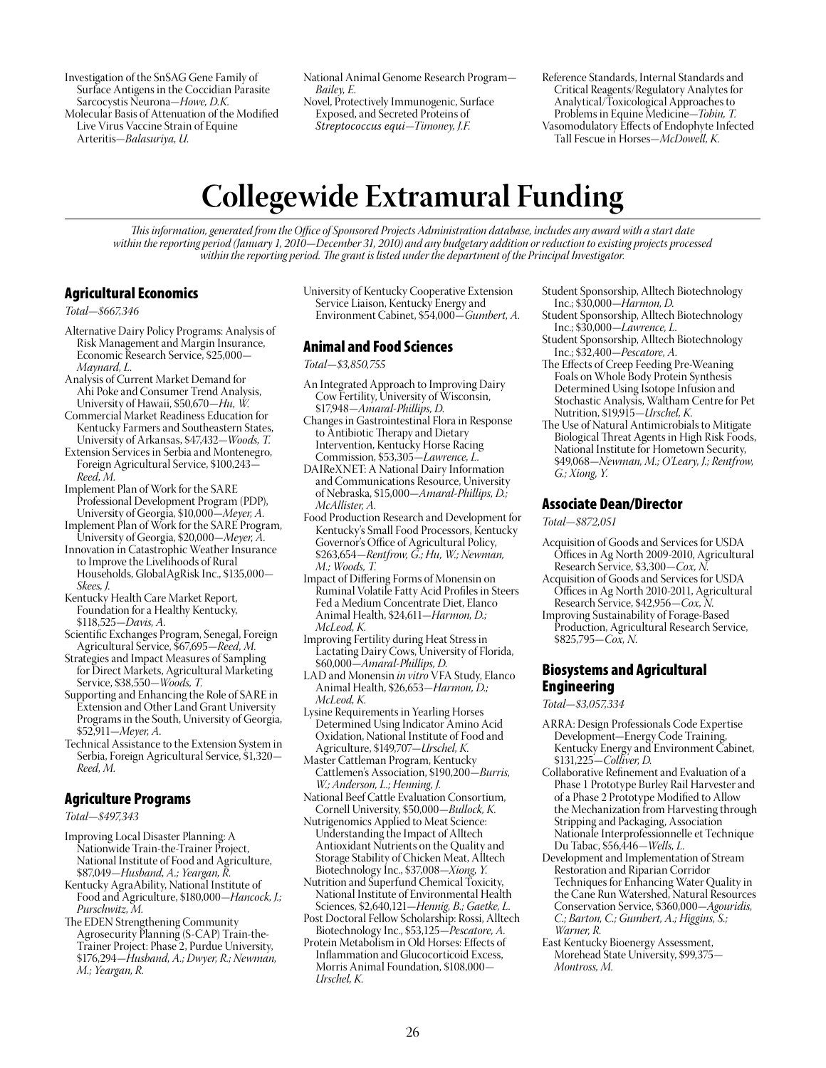Investigation of the SnSAG Gene Family of Surface Antigens in the Coccidian Parasite Sarcocystis Neurona—*Howe, D.K.*

Molecular Basis of Attenuation of the Modified Live Virus Vaccine Strain of Equine Arteritis—*Balasuriya, U.*

National Animal Genome Research Program—*Bailey, E.*

Novel, Protectively Immunogenic, Surface Exposed, and Secreted Proteins of *Streptococcus equi*—*Timoney, J.F.*

Reference Standards, Internal Standards and Critical Reagents/Regulatory Analytes for Analytical/Toxicological Approaches to Problems in Equine Medicine—*Tobin, T.*

Vasomodulatory Effects of Endophyte Infected Tall Fescue in Horses—*McDowell, K.*

# Collegewide Extramural Funding

*This information, generated from the Office of Sponsored Projects Administration database, includes any award with a start date within the reporting period (January 1, 2010—December 31, 2010) and any budgetary addition or reduction to existing projects processed within the reporting period. The grant is listed under the department of the Principal Investigator.*

## Agricultural Economics

*Total—$667,346*

Alternative Dairy Policy Programs: Analysis of Risk Management and Margin Insurance, Economic Research Service, $25,000—*Maynard, L.*

Analysis of Current Market Demand for Ahi Poke and Consumer Trend Analysis, University of Hawaii, $50,670—*Hu, W.*

Commercial Market Readiness Education for Kentucky Farmers and Southeastern States, University of Arkansas, $47,432—*Woods, T.*

Extension Services in Serbia and Montenegro, Foreign Agricultural Service, $100,243—*Reed, M.*

Implement Plan of Work for the SARE Professional Development Program (PDP), University of Georgia, $10,000—*Meyer, A.*

Implement Plan of Work for the SARE Program, University of Georgia, $20,000—*Meyer, A.*

Innovation in Catastrophic Weather Insurance to Improve the Livelihoods of Rural Households, GlobalAgRisk Inc., $135,000—*Skees, J.*

Kentucky Health Care Market Report, Foundation for a Healthy Kentucky, $118,525—*Davis, A.*

Scientific Exchanges Program, Senegal, Foreign Agricultural Service, $67,695—*Reed, M.*

Strategies and Impact Measures of Sampling for Direct Markets, Agricultural Marketing Service, $38,550—*Woods, T.*

Supporting and Enhancing the Role of SARE in Extension and Other Land Grant University Programs in the South, University of Georgia, $52,911—*Meyer, A.*

Technical Assistance to the Extension System in Serbia, Foreign Agricultural Service, $1,320—*Reed, M.*

## Agriculture Programs

*Total—$497,343*

Improving Local Disaster Planning: A Nationwide Train-the-Trainer Project, National Institute of Food and Agriculture, $87,049—*Husband, A.; Yeargan, R.*

Kentucky AgrAbility, National Institute of Food and Agriculture, $180,000—*Hancock, J.; Purschwitz, M.*

The EDEN Strengthening Community Agrosecurity Planning (S-CAP) Train-the-Trainer Project: Phase 2, Purdue University, $176,294—*Husband, A.; Dwyer, R.; Newman, M.; Yeargan, R.*

University of Kentucky Cooperative Extension Service Liaison, Kentucky Energy and Environment Cabinet, $54,000—*Gumbert, A.*

## Animal and Food Sciences

*Total—$3,850,755*

An Integrated Approach to Improving Dairy Cow Fertility, University of Wisconsin, $17,948—*Amaral-Phillips, D.*

Changes in Gastrointestinal Flora in Response to Antibiotic Therapy and Dietary Intervention, Kentucky Horse Racing Commission, $53,305—*Lawrence, L.*

DAIReXNET: A National Dairy Information and Communications Resource, University of Nebraska, $15,000—*Amaral-Phillips, D.; McAllister, A.*

Food Production Research and Development for Kentucky's Small Food Processors, Kentucky Governor's Office of Agricultural Policy, $263,654—*Rentfrow, G.; Hu, W.; Newman, M.; Woods, T.*

Impact of Differing Forms of Monensin on Ruminal Volatile Fatty Acid Profiles in Steers Fed a Medium Concentrate Diet, Elanco Animal Health, $24,611—*Harmon, D.; McLeod, K.*

Improving Fertility during Heat Stress in Lactating Dairy Cows, University of Florida, $60,000—*Amaral-Phillips, D.*

LAD and Monensin *in vitro* VFA Study, Elanco Animal Health, $26,653—*Harmon, D.; McLeod, K.*

Lysine Requirements in Yearling Horses Determined Using Indicator Amino Acid Oxidation, National Institute of Food and Agriculture, $149,707—*Urschel, K.*

Master Cattleman Program, Kentucky Cattlemen's Association, $190,200—*Burris, W.; Anderson, L.; Henning, J.*

National Beef Cattle Evaluation Consortium, Cornell University, $50,000—*Bullock, K.*

Nutrigenomics Applied to Meat Science: Understanding the Impact of Alltech Antioxidant Nutrients on the Quality and Storage Stability of Chicken Meat, Alltech Biotechnology Inc., $37,008—*Xiong, Y.*

Nutrition and Superfund Chemical Toxicity, National Institute of Environmental Health Sciences, $2,640,121—*Hennig, B.; Gaetke, L.*

Post Doctoral Fellow Scholarship: Rossi, Alltech Biotechnology Inc., $53,125—*Pescatore, A.*

Protein Metabolism in Old Horses: Effects of Inflammation and Glucocorticoid Excess, Morris Animal Foundation, $108,000—*Urschel, K.*

Student Sponsorship, Alltech Biotechnology Inc.; $30,000—*Harmon, D.*

Student Sponsorship, Alltech Biotechnology Inc.; $30,000—*Lawrence, L.*

Student Sponsorship, Alltech Biotechnology Inc.; $32,400—*Pescatore, A.*

The Effects of Creep Feeding Pre-Weaning Foals on Whole Body Protein Synthesis Determined Using Isotope Infusion and Stochastic Analysis, Waltham Centre for Pet Nutrition, $19,915—*Urschel, K.*

The Use of Natural Antimicrobials to Mitigate Biological Threat Agents in High Risk Foods, National Institute for Hometown Security, $49,068—*Newman, M.; O'Leary, J.; Rentfrow, G.; Xiong, Y.*

## Associate Dean/Director

*Total—$872,051*

Acquisition of Goods and Services for USDA Offices in Ag North 2009-2010, Agricultural Research Service, $3,300—*Cox, N.*

Acquisition of Goods and Services for USDA Offices in Ag North 2010-2011, Agricultural Research Service, $42,956—*Cox, N.*

Improving Sustainability of Forage-Based Production, Agricultural Research Service, $825,795—*Cox, N.*

## Biosystems and Agricultural Engineering

*Total—$3,057,334*

ARRA: Design Professionals Code Expertise Development—Energy Code Training, Kentucky Energy and Environment Cabinet, $131,225—*Colliver, D.*

Collaborative Refinement and Evaluation of a Phase 1 Prototype Burley Rail Harvester and of a Phase 2 Prototype Modified to Allow the Mechanization from Harvesting through Stripping and Packaging, Association Nationale Interprofessionnelle et Technique Du Tabac, $56,446—*Wells, L.*

Development and Implementation of Stream Restoration and Riparian Corridor Techniques for Enhancing Water Quality in the Cane Run Watershed, Natural Resources Conservation Service, $360,000—*Agouridis, C.; Barton, C.; Gumbert, A.; Higgins, S.; Warner, R.*

East Kentucky Bioenergy Assessment, Morehead State University, $99,375—*Montross, M.*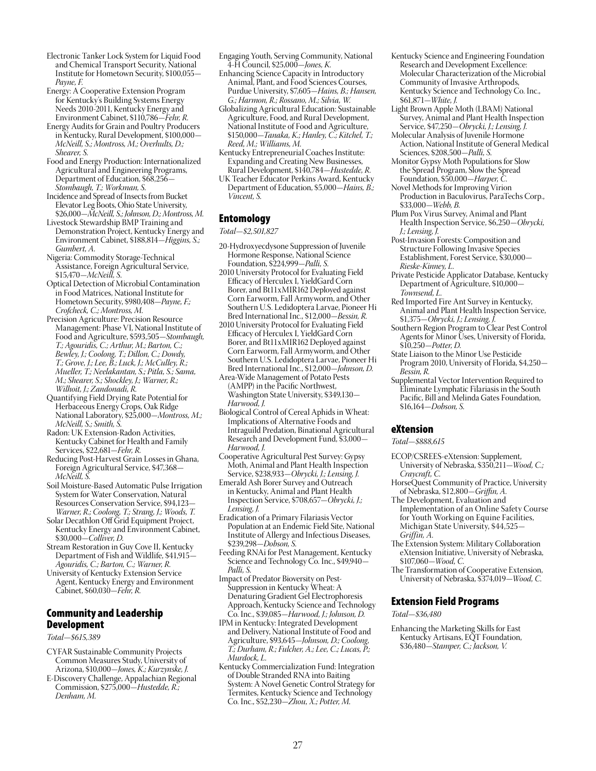Electronic Tanker Lock System for Liquid Food and Chemical Transport Security, National Institute for Hometown Security, $100,055—*Payne, F.*

Energy: A Cooperative Extension Program for Kentucky's Building Systems Energy Needs 2010-2011, Kentucky Energy and Environment Cabinet, $110,786—*Fehr, R.*

Energy Audits for Grain and Poultry Producers in Kentucky, Rural Development, $100,000—*McNeill, S.; Montross, M.; Overhults, D.; Shearer, S.*

Food and Energy Production: Internationalized Agricultural and Engineering Programs, Department of Education, $68,256—*Stombaugh, T.; Workman, S.*

Incidence and Spread of Insects from Bucket Elevator Leg Boots, Ohio State University, $26,000—*McNeill, S.; Johnson, D.; Montross, M.*

Livestock Stewardship BMP Training and Demonstration Project, Kentucky Energy and Environment Cabinet, $188,814—*Higgins, S.; Gumbert, A.*

Nigeria: Commodity Storage-Technical Assistance, Foreign Agricultural Service, $15,470—*McNeill, S.*

Optical Detection of Microbial Contamination in Food Matrices, National Institute for Hometown Security, $980,408—*Payne, F.; Crofcheck, C.; Montross, M.*

Precision Agriculture: Precision Resource Management: Phase VI, National Institute of Food and Agriculture, $593,505—*Stombaugh, T.; Agouridis, C.; Arthur, M.; Barton, C.; Bewley, J.; Coolong, T.; Dillon, C.; Dowdy, T.; Grove, J.; Lee, B.; Luck, J.; McCulley, R.; Mueller, T.; Neelakantan, S.; Pitla, S.; Sama, M.; Shearer, S.; Shockley, J.; Warner, R.; Wilhoit, J.; Zandonadi, R.*

Quantifying Field Drying Rate Potential for Herbaceous Energy Crops, Oak Ridge National Laboratory, $25,000—*Montross, M.; McNeill, S.; Smith, S.*

Radon: UK Extension-Radon Activities, Kentucky Cabinet for Health and Family Services, $22,681—*Fehr, R.*

Reducing Post-Harvest Grain Losses in Ghana, Foreign Agricultural Service, $47,368—*McNeill, S.*

Soil Moisture-Based Automatic Pulse Irrigation System for Water Conservation, Natural Resources Conservation Service, $94,123—*Warner, R.; Coolong, T.; Strang, J.; Woods, T.*

Solar Decathlon Off Grid Equipment Project, Kentucky Energy and Environment Cabinet, $30,000—*Colliver, D.*

Stream Restoration in Guy Cove II, Kentucky Department of Fish and Wildlife, $41,915—*Agouridis, C.; Barton, C.; Warner, R.*

University of Kentucky Extension Service Agent, Kentucky Energy and Environment Cabinet, $60,030—*Fehr, R.*

## Community and Leadership Development

*Total—$615,389*

CYFAR Sustainable Community Projects Common Measures Study, University of Arizona, $10,000—*Jones, K.; Kurzynske, J.*

E-Discovery Challenge, Appalachian Regional Commission, $275,000—*Hustedde, R.; Denham, M.*

Engaging Youth, Serving Community, National 4-H Council, $25,000—*Jones, K.*

Enhancing Science Capacity in Introductory Animal, Plant, and Food Sciences Courses, Purdue University, $7,605—*Hains, B.; Hansen, G.; Harmon, R.; Rossano, M.; Silvia, W.*

Globalizing Agricultural Education: Sustainable Agriculture, Food, and Rural Development, National Institute of Food and Agriculture, $150,000—*Tanaka, K.; Hanley, C.; Kitchel, T.; Reed, M.; Williams, M.*

Kentucky Entrepreneurial Coaches Institute: Expanding and Creating New Businesses, Rural Development, $140,784—*Hustedde, R.*

UK Teacher Educator Perkins Award, Kentucky Department of Education, $5,000—*Hains, B.; Vincent, S.*

## Entomology

*Total—$2,501,827*

20-Hydroxyecdysone Suppression of Juvenile Hormone Response, National Science Foundation, $224,999—*Palli, S.*

2010 University Protocol for Evaluating Field Efficacy of Herculex I, YieldGard Corn Borer, and Bt11xMIR162 Deployed against Corn Earworm, Fall Armyworm, and Other Southern U.S. Ledidoptera Larvae, Pioneer Hi Bred International Inc., $12,000—*Bessin, R.*

2010 University Protocol for Evaluating Field Efficacy of Herculex I, YieldGard Corn Borer, and Bt11xMIR162 Deployed against Corn Earworm, Fall Armyworm, and Other Southern U.S. Ledidoptera Larvae, Pioneer Hi Bred International Inc., $12,000—*Johnson, D.*

Area-Wide Management of Potato Pests (AMPP) in the Pacific Northwest, Washington State University, $349,130—*Harwood, J.*

Biological Control of Cereal Aphids in Wheat: Implications of Alternative Foods and Intraguild Predation, Binational Agricultural Research and Development Fund, $3,000—*Harwood, J.*

Cooperative Agricultural Pest Survey: Gypsy Moth, Animal and Plant Health Inspection Service, $238,933—*Obrycki, J.; Lensing, J.*

Emerald Ash Borer Survey and Outreach in Kentucky, Animal and Plant Health Inspection Service, $708,657—*Obrycki, J.; Lensing, J.*

Eradication of a Primary Filariasis Vector Population at an Endemic Field Site, National Institute of Allergy and Infectious Diseases, $239,298—*Dobson, S.*

Feeding RNAi for Pest Management, Kentucky Science and Technology Co. Inc., $49,940—*Palli, S.*

Impact of Predator Bioversity on Pest-Suppression in Kentucky Wheat: A Denaturing Gradient Gel Electrophoresis Approach, Kentucky Science and Technology Co. Inc., $39,085—*Harwood, J.; Johnson, D.*

IPM in Kentucky: Integrated Development and Delivery, National Institute of Food and Agriculture, $93,645—*Johnson, D.; Coolong, T.; Durham, R.; Fulcher, A.; Lee, C.; Lucas, P.; Murdock, L.*

Kentucky Commercialization Fund: Integration of Double Stranded RNA into Baiting System: A Novel Genetic Control Strategy for Termites, Kentucky Science and Technology Co. Inc., $52,230—*Zhou, X.; Potter, M.*

Kentucky Science and Engineering Foundation Research and Development Excellence: Molecular Characterization of the Microbial Community of Invasive Arthropods, Kentucky Science and Technology Co. Inc., $61,871—*White, J.*

Light Brown Apple Moth (LBAM) National Survey, Animal and Plant Health Inspection Service, $47,250—*Obrycki, J.; Lensing, J.*

Molecular Analysis of Juvenile Hormone Action, National Institute of General Medical Sciences, $208,500—*Palli, S.*

Monitor Gypsy Moth Populations for Slow the Spread Program, Slow the Spread Foundation, $50,000—*Harper, C.*

Novel Methods for Improving Virion Production in Baculovirus, ParaTechs Corp., $33,000—*Webb, B.*

Plum Pox Virus Survey, Animal and Plant Health Inspection Service, $6,250—*Obrycki, J.; Lensing, J.*

Post-Invasion Forests: Composition and Structure Following Invasive Species Establishment, Forest Service, $30,000—*Rieske-Kinney, L.*

Private Pesticide Applicator Database, Kentucky Department of Agriculture, $10,000—*Townsend, L.*

Red Imported Fire Ant Survey in Kentucky, Animal and Plant Health Inspection Service, $1,375—*Obrycki, J.; Lensing, J.*

Southern Region Program to Clear Pest Control Agents for Minor Uses, University of Florida, $10,250—*Potter, D.*

State Liaison to the Minor Use Pesticide Program 2010, University of Florida, $4,250—*Bessin, R.*

Supplemental Vector Intervention Required to Eliminate Lymphatic Filariasis in the South Pacific, Bill and Melinda Gates Foundation, $16,164—*Dobson, S.*

## eXtension

*Total—$888,615*

ECOP/CSREES-eXtension: Supplement, University of Nebraska, $350,211—*Wood, C.; Craycraft, C.*

HorseQuest Community of Practice, University of Nebraska, $12,800—*Griffin, A.*

The Development, Evaluation and Implementation of an Online Safety Course for Youth Working on Equine Facilities, Michigan State University, $44,525—*Griffin, A.*

The Extension System: Military Collaboration eXtension Initiative, University of Nebraska, $107,060—*Wood, C.*

The Transformation of Cooperative Extension, University of Nebraska, $374,019—*Wood, C.*

## Extension Field Programs

*Total—$36,480*

Enhancing the Marketing Skills for East Kentucky Artisans, EQT Foundation, $36,480—*Stamper, C.; Jackson, V.*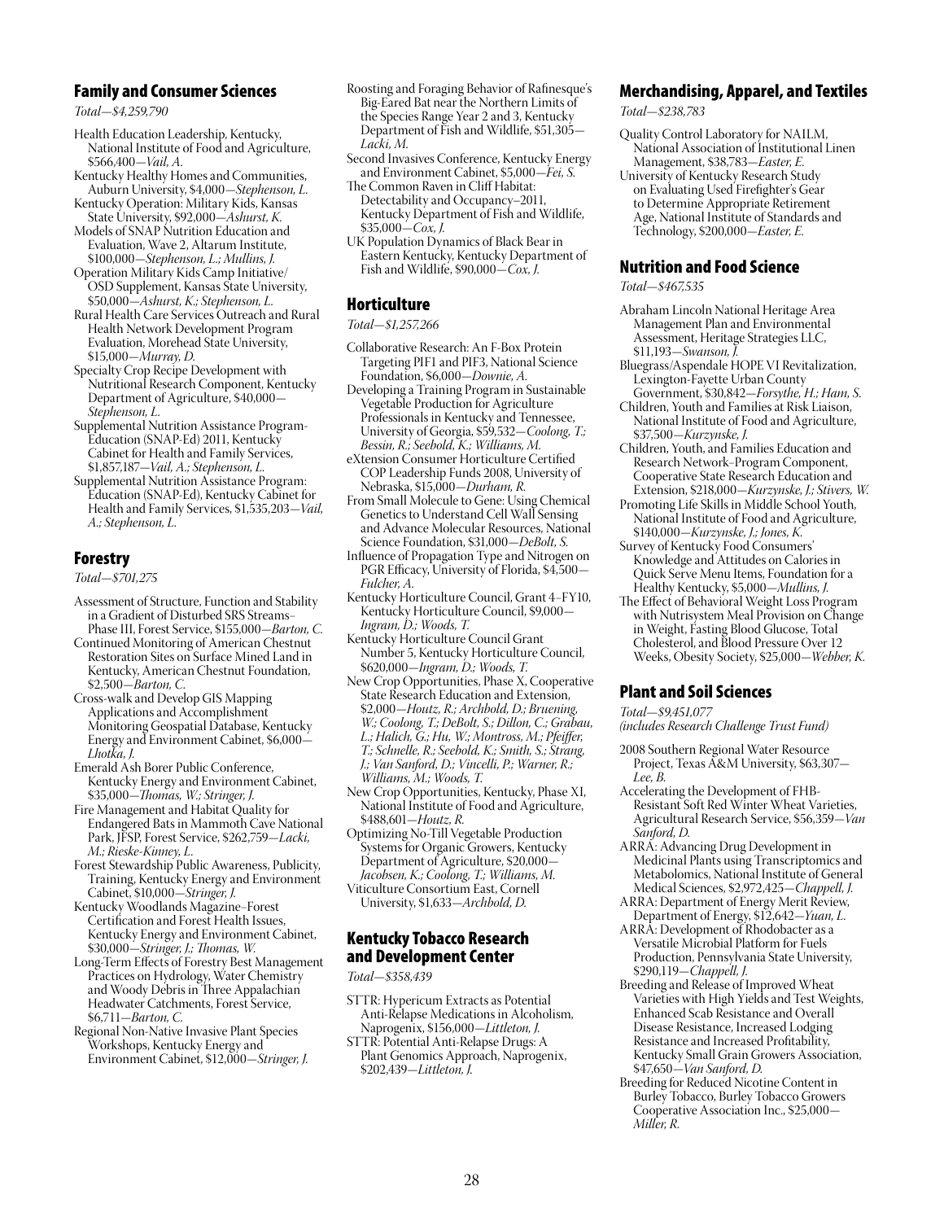## Family and Consumer Sciences

*Total—$4,259,790*

Health Education Leadership, Kentucky, National Institute of Food and Agriculture, $566,400—*Vail, A.*

Kentucky Healthy Homes and Communities, Auburn University, $4,000—*Stephenson, L.*

Kentucky Operation: Military Kids, Kansas State University, $92,000—*Ashurst, K.*

Models of SNAP Nutrition Education and Evaluation, Wave 2, Altarum Institute, $100,000—*Stephenson, L.; Mullins, J.*

Operation Military Kids Camp Initiative/ OSD Supplement, Kansas State University, $50,000—*Ashurst, K.; Stephenson, L.*

Rural Health Care Services Outreach and Rural Health Network Development Program Evaluation, Morehead State University, $15,000—*Murray, D.*

Specialty Crop Recipe Development with Nutritional Research Component, Kentucky Department of Agriculture, $40,000—*Stephenson, L.*

Supplemental Nutrition Assistance Program-Education (SNAP-Ed) 2011, Kentucky Cabinet for Health and Family Services, $1,857,187—*Vail, A.; Stephenson, L.*

Supplemental Nutrition Assistance Program: Education (SNAP-Ed), Kentucky Cabinet for Health and Family Services, $1,535,203—*Vail, A.; Stephenson, L.*

## Forestry

*Total—$701,275*

Assessment of Structure, Function and Stability in a Gradient of Disturbed SRS Streams–Phase III, Forest Service, $155,000—*Barton, C.*

Continued Monitoring of American Chestnut Restoration Sites on Surface Mined Land in Kentucky, American Chestnut Foundation, $2,500—*Barton, C.*

Cross-walk and Develop GIS Mapping Applications and Accomplishment Monitoring Geospatial Database, Kentucky Energy and Environment Cabinet, $6,000—*Lhotka, J.*

Emerald Ash Borer Public Conference, Kentucky Energy and Environment Cabinet, $35,000—*Thomas, W.; Stringer, J.*

Fire Management and Habitat Quality for Endangered Bats in Mammoth Cave National Park, JFSP, Forest Service, $262,759—*Lacki, M.; Rieske-Kinney, L.*

Forest Stewardship Public Awareness, Publicity, Training, Kentucky Energy and Environment Cabinet, $10,000—*Stringer, J.*

Kentucky Woodlands Magazine–Forest Certification and Forest Health Issues, Kentucky Energy and Environment Cabinet, $30,000—*Stringer, J.; Thomas, W.*

Long-Term Effects of Forestry Best Management Practices on Hydrology, Water Chemistry and Woody Debris in Three Appalachian Headwater Catchments, Forest Service, $6,711—*Barton, C.*

Regional Non-Native Invasive Plant Species Workshops, Kentucky Energy and Environment Cabinet, $12,000—*Stringer, J.*

Roosting and Foraging Behavior of Rafinesque's Big-Eared Bat near the Northern Limits of the Species Range Year 2 and 3, Kentucky Department of Fish and Wildlife, $51,305—*Lacki, M.*

Second Invasives Conference, Kentucky Energy and Environment Cabinet, $5,000—*Fei, S.*

The Common Raven in Cliff Habitat: Detectability and Occupancy–2011, Kentucky Department of Fish and Wildlife, $35,000—*Cox, J.*

UK Population Dynamics of Black Bear in Eastern Kentucky, Kentucky Department of Fish and Wildlife, $90,000—*Cox, J.*

## Horticulture

*Total—$1,257,266*

Collaborative Research: An F-Box Protein Targeting PIF1 and PIF3, National Science Foundation, $6,000—*Downie, A.*

Developing a Training Program in Sustainable Vegetable Production for Agriculture Professionals in Kentucky and Tennessee, University of Georgia, $59,532—*Coolong, T.; Bessin, R.; Seebold, K.; Williams, M.*

eXtension Consumer Horticulture Certified COP Leadership Funds 2008, University of Nebraska, $15,000—*Durham, R.*

From Small Molecule to Gene: Using Chemical Genetics to Understand Cell Wall Sensing and Advance Molecular Resources, National Science Foundation, $31,000—*DeBolt, S.*

Influence of Propagation Type and Nitrogen on PGR Efficacy, University of Florida, $4,500—*Fulcher, A.*

Kentucky Horticulture Council, Grant 4–FY10, Kentucky Horticulture Council, $9,000—*Ingram, D.; Woods, T.*

Kentucky Horticulture Council Grant Number 5, Kentucky Horticulture Council, $620,000—*Ingram, D.; Woods, T.*

New Crop Opportunities, Phase X, Cooperative State Research Education and Extension, $2,000—*Houtz, R.; Archbold, D.; Bruening, W.; Coolong, T.; DeBolt, S.; Dillon, C.; Grabau, L.; Halich, G.; Hu, W.; Montross, M.; Pfeiffer, T.; Schnelle, R.; Seebold, K.; Smith, S.; Strang, J.; Van Sanford, D.; Vincelli, P.; Warner, R.; Williams, M.; Woods, T.*

New Crop Opportunities, Kentucky, Phase XI, National Institute of Food and Agriculture, $488,601—*Houtz, R.*

Optimizing No-Till Vegetable Production Systems for Organic Growers, Kentucky Department of Agriculture, $20,000—*Jacobsen, K.; Coolong, T.; Williams, M.*

Viticulture Consortium East, Cornell University, $1,633—*Archbold, D.*

## Kentucky Tobacco Research and Development Center

*Total—$358,439*

STTR: Hypericum Extracts as Potential Anti-Relapse Medications in Alcoholism, Naprogenix, $156,000—*Littleton, J.*

STTR: Potential Anti-Relapse Drugs: A Plant Genomics Approach, Naprogenix, $202,439—*Littleton, J.*

## Merchandising, Apparel, and Textiles

*Total—$238,783*

Quality Control Laboratory for NAILM, National Association of Institutional Linen Management, $38,783—*Easter, E.*

University of Kentucky Research Study on Evaluating Used Firefighter's Gear to Determine Appropriate Retirement Age, National Institute of Standards and Technology, $200,000—*Easter, E.*

## Nutrition and Food Science

*Total—$467,535*

Abraham Lincoln National Heritage Area Management Plan and Environmental Assessment, Heritage Strategies LLC, $11,193—*Swanson, J.*

Bluegrass/Aspendale HOPE VI Revitalization, Lexington-Fayette Urban County Government, $30,842—*Forsythe, H.; Ham, S.*

Children, Youth and Families at Risk Liaison, National Institute of Food and Agriculture, $37,500—*Kurzynske, J.*

Children, Youth, and Families Education and Research Network–Program Component, Cooperative State Research Education and Extension, $218,000—*Kurzynske, J.; Stivers, W.*

Promoting Life Skills in Middle School Youth, National Institute of Food and Agriculture, $140,000—*Kurzynske, J.; Jones, K.*

Survey of Kentucky Food Consumers' Knowledge and Attitudes on Calories in Quick Serve Menu Items, Foundation for a Healthy Kentucky, $5,000—*Mullins, J.*

The Effect of Behavioral Weight Loss Program with Nutrisystem Meal Provision on Change in Weight, Fasting Blood Glucose, Total Cholesterol, and Blood Pressure Over 12 Weeks, Obesity Society, $25,000—*Webber, K.*

## Plant and Soil Sciences

*Total—$9,451,077*
*(includes Research Challenge Trust Fund)*

2008 Southern Regional Water Resource Project, Texas A&M University, $63,307—*Lee, B.*

Accelerating the Development of FHB-Resistant Soft Red Winter Wheat Varieties, Agricultural Research Service, $56,359—*Van Sanford, D.*

ARRA: Advancing Drug Development in Medicinal Plants using Transcriptomics and Metabolomics, National Institute of General Medical Sciences, $2,972,425—*Chappell, J.*

ARRA: Department of Energy Merit Review, Department of Energy, $12,642—*Yuan, L.*

ARRA: Development of Rhodobacter as a Versatile Microbial Platform for Fuels Production, Pennsylvania State University, $290,119—*Chappell, J.*

Breeding and Release of Improved Wheat Varieties with High Yields and Test Weights, Enhanced Scab Resistance and Overall Disease Resistance, Increased Lodging Resistance and Increased Profitability, Kentucky Small Grain Growers Association, $47,650—*Van Sanford, D.*

Breeding for Reduced Nicotine Content in Burley Tobacco, Burley Tobacco Growers Cooperative Association Inc., $25,000—*Miller, R.*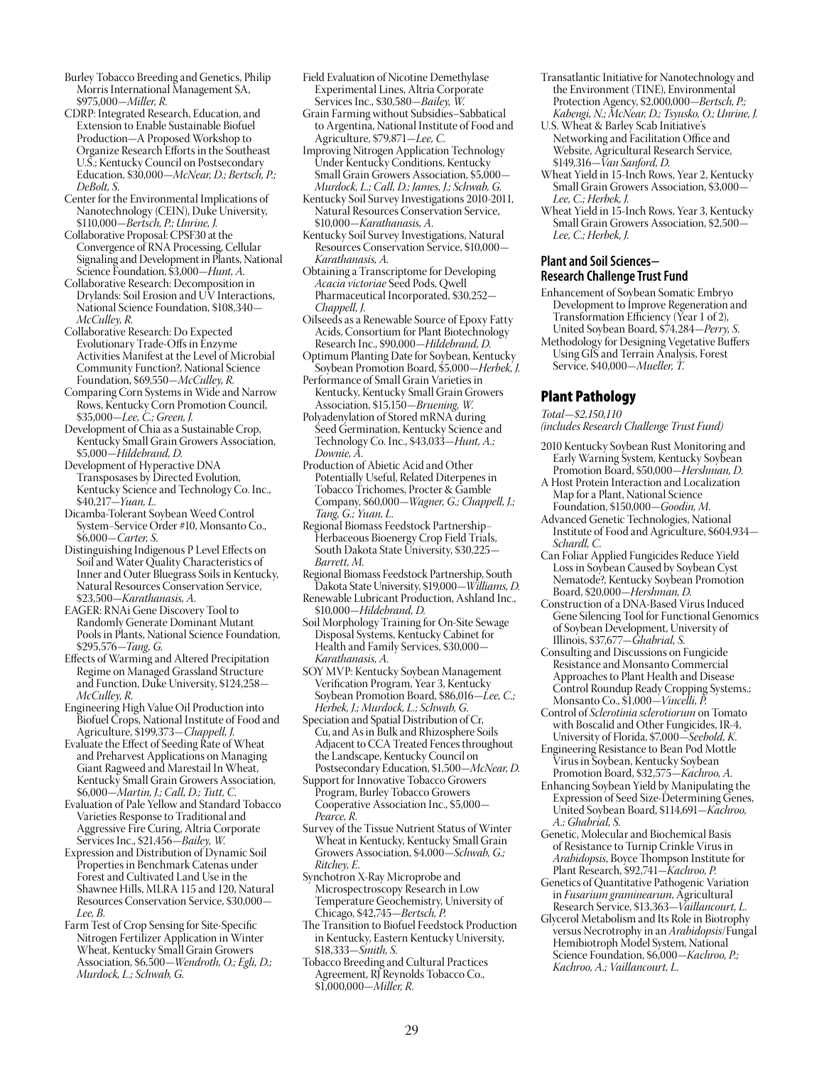Burley Tobacco Breeding and Genetics, Philip Morris International Management SA, $975,000—*Miller, R.*

CDRP: Integrated Research, Education, and Extension to Enable Sustainable Biofuel Production—A Proposed Workshop to Organize Research Efforts in the Southeast U.S.; Kentucky Council on Postsecondary Education, $30,000—*McNear, D.; Bertsch, P.; DeBolt, S.*

Center for the Environmental Implications of Nanotechnology (CEIN), Duke University, $110,000—*Bertsch, P.; Unrine, J.*

Collaborative Proposal: CPSF30 at the Convergence of RNA Processing, Cellular Signaling and Development in Plants, National Science Foundation, $3,000—*Hunt, A.*

Collaborative Research: Decomposition in Drylands: Soil Erosion and UV Interactions, National Science Foundation, $108,340—*McCulley, R.*

Collaborative Research: Do Expected Evolutionary Trade-Offs in Enzyme Activities Manifest at the Level of Microbial Community Function?, National Science Foundation, $69,550—*McCulley, R.*

Comparing Corn Systems in Wide and Narrow Rows, Kentucky Corn Promotion Council, $35,000—*Lee, C.; Green, J.*

Development of Chia as a Sustainable Crop, Kentucky Small Grain Growers Association, $5,000—*Hildebrand, D.*

Development of Hyperactive DNA Transposases by Directed Evolution, Kentucky Science and Technology Co. Inc., $40,217—*Yuan, L.*

Dicamba-Tolerant Soybean Weed Control System–Service Order #10, Monsanto Co., $6,000—*Carter, S.*

Distinguishing Indigenous P Level Effects on Soil and Water Quality Characteristics of Inner and Outer Bluegrass Soils in Kentucky, Natural Resources Conservation Service, $23,500—*Karathanasis, A.*

EAGER: RNAi Gene Discovery Tool to Randomly Generate Dominant Mutant Pools in Plants, National Science Foundation, $295,576—*Tang, G.*

Effects of Warming and Altered Precipitation Regime on Managed Grassland Structure and Function, Duke University, $124,258—*McCulley, R.*

Engineering High Value Oil Production into Biofuel Crops, National Institute of Food and Agriculture, $199,373—*Chappell, J.*

Evaluate the Effect of Seeding Rate of Wheat and Preharvest Applications on Managing Giant Ragweed and Marestail In Wheat, Kentucky Small Grain Growers Association, $6,000—*Martin, J.; Call, D.; Tutt, C.*

Evaluation of Pale Yellow and Standard Tobacco Varieties Response to Traditional and Aggressive Fire Curing, Altria Corporate Services Inc., $21,456—*Bailey, W.*

Expression and Distribution of Dynamic Soil Properties in Benchmark Catenas under Forest and Cultivated Land Use in the Shawnee Hills, MLRA 115 and 120, Natural Resources Conservation Service, $30,000—*Lee, B.*

Farm Test of Crop Sensing for Site-Specific Nitrogen Fertilizer Application in Winter Wheat, Kentucky Small Grain Growers Association, $6,500—*Wendroth, O.; Egli, D.; Murdock, L.; Schwab, G.*

Field Evaluation of Nicotine Demethylase Experimental Lines, Altria Corporate Services Inc., $30,580—*Bailey, W.*

Grain Farming without Subsidies–Sabbatical to Argentina, National Institute of Food and Agriculture, $79,871—*Lee, C.*

Improving Nitrogen Application Technology Under Kentucky Conditions, Kentucky Small Grain Growers Association, $5,000—*Murdock, L.; Call, D.; James, J.; Schwab, G.*

Kentucky Soil Survey Investigations 2010-2011, Natural Resources Conservation Service, $10,000—*Karathanasis, A.*

Kentucky Soil Survey Investigations, Natural Resources Conservation Service, $10,000—*Karathanasis, A.*

Obtaining a Transcriptome for Developing *Acacia victoriae* Seed Pods, Qwell Pharmaceutical Incorporated, $30,252—*Chappell, J.*

Oilseeds as a Renewable Source of Epoxy Fatty Acids, Consortium for Plant Biotechnology Research Inc., $90,000—*Hildebrand, D.*

Optimum Planting Date for Soybean, Kentucky Soybean Promotion Board, $5,000—*Herbek, J.*

Performance of Small Grain Varieties in Kentucky, Kentucky Small Grain Growers Association, $15,150—*Bruening, W.*

Polyadenylation of Stored mRNA during Seed Germination, Kentucky Science and Technology Co. Inc., $43,033—*Hunt, A.; Downie, A.*

Production of Abietic Acid and Other Potentially Useful, Related Diterpenes in Tobacco Trichomes, Procter & Gamble Company, $60,000—*Wagner, G.; Chappell, J.; Tang, G.; Yuan, L.*

Regional Biomass Feedstock Partnership–Herbaceous Bioenergy Crop Field Trials, South Dakota State University, $30,225—*Barrett, M.*

Regional Biomass Feedstock Partnership, South Dakota State University, $19,000—*Williams, D.*

Renewable Lubricant Production, Ashland Inc., $10,000—*Hildebrand, D.*

Soil Morphology Training for On-Site Sewage Disposal Systems, Kentucky Cabinet for Health and Family Services, $30,000—*Karathanasis, A.*

SOY MVP: Kentucky Soybean Management Verification Program, Year 3, Kentucky Soybean Promotion Board, $86,016—*Lee, C.; Herbek, J.; Murdock, L.; Schwab, G.*

Speciation and Spatial Distribution of Cr, Cu, and As in Bulk and Rhizosphere Soils Adjacent to CCA Treated Fences throughout the Landscape, Kentucky Council on Postsecondary Education, $1,500—*McNear, D.*

Support for Innovative Tobacco Growers Program, Burley Tobacco Growers Cooperative Association Inc., $5,000—*Pearce, R.*

Survey of the Tissue Nutrient Status of Winter Wheat in Kentucky, Kentucky Small Grain Growers Association, $4,000—*Schwab, G.; Ritchey, E.*

Synchotron X-Ray Microprobe and Microspectroscopy Research in Low Temperature Geochemistry, University of Chicago, $42,745—*Bertsch, P.*

The Transition to Biofuel Feedstock Production in Kentucky, Eastern Kentucky University, $18,333—*Smith, S.*

Tobacco Breeding and Cultural Practices Agreement, RJ Reynolds Tobacco Co., $1,000,000—*Miller, R.*

Transatlantic Initiative for Nanotechnology and the Environment (TINE), Environmental Protection Agency, $2,000,000—*Bertsch, P.; Kabengi, N.; McNear, D.; Tsyusko, O.; Unrine, J.*

U.S. Wheat & Barley Scab Initiative's Networking and Facilitation Office and Website, Agricultural Research Service, $149,316—*Van Sanford, D.*

Wheat Yield in 15-Inch Rows, Year 2, Kentucky Small Grain Growers Association, $3,000—*Lee, C.; Herbek, J.*

Wheat Yield in 15-Inch Rows, Year 3, Kentucky Small Grain Growers Association, $2,500—*Lee, C.; Herbek, J.*

### Plant and Soil Sciences—Research Challenge Trust Fund

Enhancement of Soybean Somatic Embryo Development to Improve Regeneration and Transformation Efficiency (Year 1 of 2), United Soybean Board, $74,284—*Perry, S.*

Methodology for Designing Vegetative Buffers Using GIS and Terrain Analysis, Forest Service, $40,000—*Mueller, T.*

## Plant Pathology

*Total—$2,150,110*
*(includes Research Challenge Trust Fund)*

2010 Kentucky Soybean Rust Monitoring and Early Warning System, Kentucky Soybean Promotion Board, $50,000—*Hershman, D.*

A Host Protein Interaction and Localization Map for a Plant, National Science Foundation, $150,000—*Goodin, M.*

Advanced Genetic Technologies, National Institute of Food and Agriculture, $604,934—*Schardl, C.*

Can Foliar Applied Fungicides Reduce Yield Loss in Soybean Caused by Soybean Cyst Nematode?, Kentucky Soybean Promotion Board, $20,000—*Hershman, D.*

Construction of a DNA-Based Virus Induced Gene Silencing Tool for Functional Genomics of Soybean Development, University of Illinois, $37,677—*Ghabrial, S.*

Consulting and Discussions on Fungicide Resistance and Monsanto Commercial Approaches to Plant Health and Disease Control Roundup Ready Cropping Systems.; Monsanto Co., $1,000—*Vincelli, P.*

Control of *Sclerotinia sclerotiorum* on Tomato with Boscalid and Other Fungicides, IR-4, University of Florida, $7,000—*Seebold, K.*

Engineering Resistance to Bean Pod Mottle Virus in Soybean, Kentucky Soybean Promotion Board, $32,575—*Kachroo, A.*

Enhancing Soybean Yield by Manipulating the Expression of Seed Size-Determining Genes, United Soybean Board, $114,691—*Kachroo, A.; Ghabrial, S.*

Genetic, Molecular and Biochemical Basis of Resistance to Turnip Crinkle Virus in *Arabidopsis*, Boyce Thompson Institute for Plant Research, $92,741—*Kachroo, P.*

Genetics of Quantitative Pathogenic Variation in *Fusarium graminearum*, Agricultural Research Service, $13,363—*Vaillancourt, L.*

Glycerol Metabolism and Its Role in Biotrophy versus Necrotrophy in an *Arabidopsis*/Fungal Hemibiotroph Model System, National Science Foundation, $6,000—*Kachroo, P.; Kachroo, A.; Vaillancourt, L.*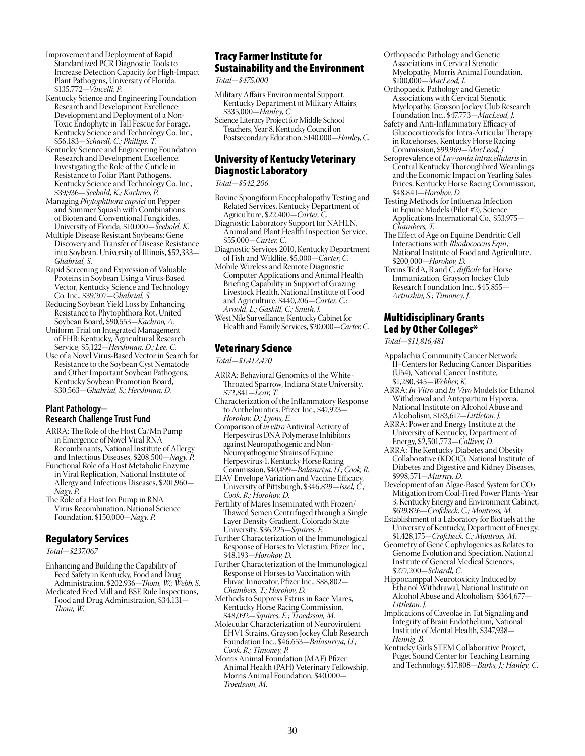Improvement and Deployment of Rapid Standardized PCR Diagnostic Tools to Increase Detection Capacity for High-Impact Plant Pathogens, University of Florida, \$135,772—*Vincelli, P.*

Kentucky Science and Engineering Foundation Research and Development Excellence: Development and Deployment of a Non-Toxic Endophyte in Tall Fescue for Forage, Kentucky Science and Technology Co. Inc., \$56,183—*Schardl, C.; Phillips, T.*

Kentucky Science and Engineering Foundation Research and Development Excellence: Investigating the Role of the Cuticle in Resistance to Foliar Plant Pathogens, Kentucky Science and Technology Co. Inc., \$39,936—*Seebold, K.; Kachroo, P.*

Managing *Phytophthora capsici* on Pepper and Summer Squash with Combinations of Bioten and Conventional Fungicides, University of Florida, \$10,000—*Seebold, K.*

Multiple Disease Resistant Soybeans: Gene Discovery and Transfer of Disease Resistance into Soybean, University of Illinois, \$52,333—*Ghabrial, S.*

Rapid Screening and Expression of Valuable Proteins in Soybean Using a Virus-Based Vector, Kentucky Science and Technology Co. Inc., \$39,207—*Ghabrial, S.*

Reducing Soybean Yield Loss by Enhancing Resistance to Phytophthora Rot, United Soybean Board, \$90,553—*Kachroo, A.*

Uniform Trial on Integrated Management of FHB: Kentucky, Agricultural Research Service, \$5,122—*Hershman, D.; Lee, C.*

Use of a Novel Virus-Based Vector in Search for Resistance to the Soybean Cyst Nematode and Other Important Soybean Pathogens, Kentucky Soybean Promotion Board, \$30,563—*Ghabrial, S.; Hershman, D.*

### Plant Pathology—Research Challenge Trust Fund

ARRA: The Role of the Host Ca/Mn Pump in Emergence of Novel Viral RNA Recombinants, National Institute of Allergy and Infectious Diseases, \$208,500—*Nagy, P.*

Functional Role of a Host Metabolic Enzyme in Viral Replication, National Institute of Allergy and Infectious Diseases, \$201,960—*Nagy, P.*

The Role of a Host Ion Pump in RNA Virus Recombination, National Science Foundation, \$150,000—*Nagy, P.*

## Regulatory Services

*Total—\$237,067*

Enhancing and Building the Capability of Feed Safety in Kentucky, Food and Drug Administration, \$202,936—*Thom, W.; Webb, S.*

Medicated Feed Mill and BSE Rule Inspections, Food and Drug Administration, \$34,131—*Thom, W.*

## Tracy Farmer Institute for Sustainability and the Environment

*Total—\$475,000*

Military Affairs Environmental Support, Kentucky Department of Military Affairs, \$335,000—*Hanley, C.*

Science Literacy Project for Middle School Teachers, Year 8, Kentucky Council on Postsecondary Education, \$140,000—*Hanley, C.*

## University of Kentucky Veterinary Diagnostic Laboratory

*Total—\$542,206*

Bovine Spongiform Encephalopathy Testing and Related Services, Kentucky Department of Agriculture, \$22,400—*Carter, C.*

Diagnostic Laboratory Support for NAHLN, Animal and Plant Health Inspection Service, \$55,000—*Carter, C.*

Diagnostic Services 2010, Kentucky Department of Fish and Wildlife, \$5,000—*Carter, C.*

Mobile Wireless and Remote Diagnostic Computer Applications and Animal Health Briefing Capability in Support of Grazing Livestock Health, National Institute of Food and Agriculture, \$440,206—*Carter, C.; Arnold, L.; Gaskill, C.; Smith, J.*

West Nile Surveillance, Kentucky Cabinet for Health and Family Services, \$20,000—*Carter, C.*

## Veterinary Science

*Total—\$1,412,470*

ARRA: Behavioral Genomics of the White-Throated Sparrow, Indiana State University, \$72,841—*Lear, T.*

Characterization of the Inflammatory Response to Anthelmintics, Pfizer Inc., \$47,923—*Horohov, D.; Lyons, E.*

Comparison of *in vitro* Antiviral Activity of Herpesvirus DNA Polymerase Inhibitors against Neuropathogenic and Non-Neuropathogenic Strains of Equine Herpesvirus-1, Kentucky Horse Racing Commission, \$40,499—*Balasuriya, U.; Cook, R.*

EIAV Envelope Variation and Vaccine Efficacy, University of Pittsburgh, \$346,829—*Issel, C.; Cook, R.; Horohov, D.*

Fertility of Mares Inseminated with Frozen/Thawed Semen Centrifuged through a Single Layer Density Gradient, Colorado State University, \$36,225—*Squires, E.*

Further Characterization of the Immunological Response of Horses to Metastim, Pfizer Inc., \$48,193—*Horohov, D.*

Further Characterization of the Immunological Response of Horses to Vaccination with Fluvac Innovator, Pfizer Inc., \$88,802—*Chambers, T.; Horohov, D.*

Methods to Suppress Estrus in Race Mares, Kentucky Horse Racing Commission, \$48,092—*Squires, E.; Troedsson, M.*

Molecular Characterization of Neurovirulent EHV1 Strains, Grayson Jockey Club Research Foundation Inc., \$46,653—*Balasuriya, U.; Cook, R.; Timoney, P.*

Morris Animal Foundation (MAF) Pfizer Animal Health (PAH) Veterinary Fellowship, Morris Animal Foundation, \$40,000—*Troedsson, M.*

Orthopaedic Pathology and Genetic Associations in Cervical Stenotic Myelopathy, Morris Animal Foundation, \$100,000—*MacLeod, J.*

Orthopaedic Pathology and Genetic Associations with Cervical Stenotic Myelopathy, Grayson Jockey Club Research Foundation Inc., \$47,773—*MacLeod, J.*

Safety and Anti-Inflammatory Efficacy of Glucocorticoids for Intra-Articular Therapy in Racehorses, Kentucky Horse Racing Commission, \$99,969—*MacLeod, J.*

Seroprevalence of *Lawsonia intracellularis* in Central Kentucky Thoroughbred Weanlings and the Economic Impact on Yearling Sales Prices, Kentucky Horse Racing Commission, \$48,841—*Horohov, D.*

Testing Methods for Influenza Infection in Equine Models (Pilot #2), Science Applications International Co., \$53,975—*Chambers, T.*

The Effect of Age on Equine Dendritic Cell Interactions with *Rhodococcus Equi*, National Institute of Food and Agriculture, \$200,000—*Horohov, D.*

Toxins TcdA, B and *C. difficile* for Horse Immunization, Grayson Jockey Club Research Foundation Inc., \$45,855—*Artiushin, S.; Timoney, J.*

## Multidisciplinary Grants Led by Other Colleges*

*Total—\$11,816,481*

Appalachia Community Cancer Network II–Centers for Reducing Cancer Disparities (U54), National Cancer Institute, \$1,280,345—*Webber, K.*

ARRA: *In Vitro* and *In Vivo* Models for Ethanol Withdrawal and Antepartum Hypoxia, National Institute on Alcohol Abuse and Alcoholism, \$183,617—*Littleton, J.*

ARRA: Power and Energy Institute at the University of Kentucky, Department of Energy, \$2,501,773—*Colliver, D.*

ARRA: The Kentucky Diabetes and Obesity Collaborative (KDOC), National Institute of Diabetes and Digestive and Kidney Diseases, \$998,571—*Murray, D.*

Development of an Algae-Based System for $CO_2$ Mitigation from Coal-Fired Power Plants–Year 3, Kentucky Energy and Environment Cabinet, \$629,826—*Crofcheck, C.; Montross, M.*

Establishment of a Laboratory for Biofuels at the University of Kentucky, Department of Energy, \$1,428,175—*Crofcheck, C.; Montross, M.*

Geometry of Gene Cophylogenies as Relates to Genome Evolution and Speciation, National Institute of General Medical Sciences, \$277,200—*Schardl, C.*

Hippocamppal Neurotoxicity Induced by Ethanol Withdrawal, National Institute on Alcohol Abuse and Alcoholism, \$364,677—*Littleton, J.*

Implications of Caveolae in Tat Signaling and Integrity of Brain Endothelium, National Institute of Mental Health, \$347,938—*Hennig, B.*

Kentucky Girls STEM Collaborative Project, Puget Sound Center for Teaching Learning and Technology, \$17,808—*Burks, J.; Hanley, C.*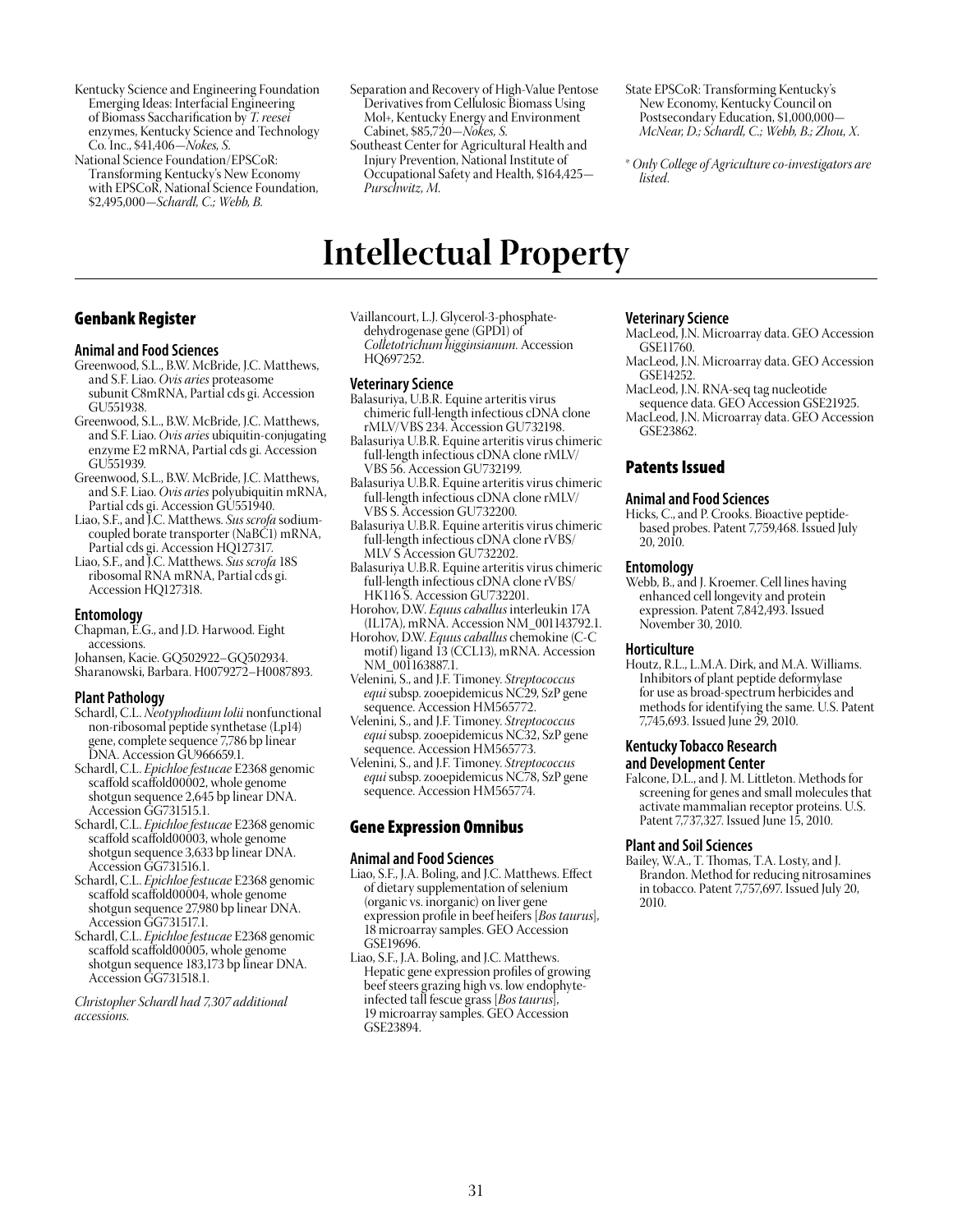Kentucky Science and Engineering Foundation Emerging Ideas: Interfacial Engineering of Biomass Saccharification by *T. reesei* enzymes, Kentucky Science and Technology Co. Inc., $41,406—*Nokes, S.*

National Science Foundation/EPSCoR: Transforming Kentucky's New Economy with EPSCoR, National Science Foundation, $2,495,000—*Schardl, C.; Webb, B.*

Separation and Recovery of High-Value Pentose Derivatives from Cellulosic Biomass Using Mol+, Kentucky Energy and Environment Cabinet, $85,720—*Nokes, S.*

Southeast Center for Agricultural Health and Injury Prevention, National Institute of Occupational Safety and Health, $164,425—*Purschwitz, M.*

State EPSCoR: Transforming Kentucky's New Economy, Kentucky Council on Postsecondary Education, $1,000,000—*McNear, D.; Schardl, C.; Webb, B.; Zhou, X.*

* *Only College of Agriculture co-investigators are listed.*

# Intellectual Property

## Genbank Register

### Animal and Food Sciences

Greenwood, S.L., B.W. McBride, J.C. Matthews, and S.F. Liao. *Ovis aries* proteasome subunit C8mRNA, Partial cds gi. Accession GU551938.

Greenwood, S.L., B.W. McBride, J.C. Matthews, and S.F. Liao. *Ovis aries* ubiquitin-conjugating enzyme E2 mRNA, Partial cds gi. Accession GU551939.

Greenwood, S.L., B.W. McBride, J.C. Matthews, and S.F. Liao. *Ovis aries* polyubiquitin mRNA, Partial cds gi. Accession GU551940.

Liao, S.F., and J.C. Matthews. *Sus scrofa* sodium-coupled borate transporter (NaBC1) mRNA, Partial cds gi. Accession HQ127317.

Liao, S.F., and J.C. Matthews. *Sus scrofa* 18S ribosomal RNA mRNA, Partial cds gi. Accession HQ127318.

### Entomology

Chapman, E.G., and J.D. Harwood. Eight accessions.

Johansen, Kacie. GQ502922–GQ502934.

Sharanowski, Barbara. H0079272–H0087893.

### Plant Pathology

Schardl, C.L. *Neotyphodium lolii* nonfunctional non-ribosomal peptide synthetase (Lp14) gene, complete sequence 7,786 bp linear DNA. Accession GU966659.1.

Schardl, C.L. *Epichloe festucae* E2368 genomic scaffold scaffold00002, whole genome shotgun sequence 2,645 bp linear DNA. Accession GG731515.1.

Schardl, C.L. *Epichloe festucae* E2368 genomic scaffold scaffold00003, whole genome shotgun sequence 3,633 bp linear DNA. Accession GG731516.1.

Schardl, C.L. *Epichloe festucae* E2368 genomic scaffold scaffold00004, whole genome shotgun sequence 27,980 bp linear DNA. Accession GG731517.1.

Schardl, C.L. *Epichloe festucae* E2368 genomic scaffold scaffold00005, whole genome shotgun sequence 183,173 bp linear DNA. Accession GG731518.1.

*Christopher Schardl had 7,307 additional accessions.*

Vaillancourt, L.J. Glycerol-3-phosphate-dehydrogenase gene (GPD1) of *Colletotrichum higginsianum*. Accession HQ697252.

### Veterinary Science

Balasuriya, U.B.R. Equine arteritis virus chimeric full-length infectious cDNA clone rMLV/VBS 234. Accession GU732198.

Balasuriya U.B.R. Equine arteritis virus chimeric full-length infectious cDNA clone rMLV/VBS 56. Accession GU732199.

Balasuriya U.B.R. Equine arteritis virus chimeric full-length infectious cDNA clone rMLV/VBS S. Accession GU732200.

Balasuriya U.B.R. Equine arteritis virus chimeric full-length infectious cDNA clone rVBS/MLV S Accession GU732202.

Balasuriya U.B.R. Equine arteritis virus chimeric full-length infectious cDNA clone rVBS/HK116 S. Accession GU732201.

Horohov, D.W. *Equus caballus* interleukin 17A (IL17A), mRNA. Accession NM_001143792.1.

Horohov, D.W. *Equus caballus* chemokine (C-C motif) ligand 13 (CCL13), mRNA. Accession NM_001163887.1.

Velenini, S., and J.F. Timoney. *Streptococcus equi* subsp. zooepidemicus NC29, SzP gene sequence. Accession HM565772.

Velenini, S., and J.F. Timoney. *Streptococcus equi* subsp. zooepidemicus NC32, SzP gene sequence. Accession HM565773.

Velenini, S., and J.F. Timoney. *Streptococcus equi* subsp. zooepidemicus NC78, SzP gene sequence. Accession HM565774.

## Gene Expression Omnibus

### Animal and Food Sciences

Liao, S.F., J.A. Boling, and J.C. Matthews. Effect of dietary supplementation of selenium (organic vs. inorganic) on liver gene expression profile in beef heifers [*Bos taurus*], 18 microarray samples. GEO Accession GSE19696.

Liao, S.F., J.A. Boling, and J.C. Matthews. Hepatic gene expression profiles of growing beef steers grazing high vs. low endophyte-infected tall fescue grass [*Bos taurus*], 19 microarray samples. GEO Accession GSE23894.

### Veterinary Science

MacLeod, J.N. Microarray data. GEO Accession GSE11760.

MacLeod, J.N. Microarray data. GEO Accession GSE14252.

MacLeod, J.N. RNA-seq tag nucleotide sequence data. GEO Accession GSE21925.

MacLeod, J.N. Microarray data. GEO Accession GSE23862.

## Patents Issued

### Animal and Food Sciences

Hicks, C., and P. Crooks. Bioactive peptide-based probes. Patent 7,759,468. Issued July 20, 2010.

### Entomology

Webb, B., and J. Kroemer. Cell lines having enhanced cell longevity and protein expression. Patent 7,842,493. Issued November 30, 2010.

### Horticulture

Houtz, R.L., L.M.A. Dirk, and M.A. Williams. Inhibitors of plant peptide deformylase for use as broad-spectrum herbicides and methods for identifying the same. U.S. Patent 7,745,693. Issued June 29, 2010.

### Kentucky Tobacco Research and Development Center

Falcone, D.L., and J. M. Littleton. Methods for screening for genes and small molecules that activate mammalian receptor proteins. U.S. Patent 7,737,327. Issued June 15, 2010.

### Plant and Soil Sciences

Bailey, W.A., T. Thomas, T.A. Losty, and J. Brandon. Method for reducing nitrosamines in tobacco. Patent 7,757,697. Issued July 20, 2010.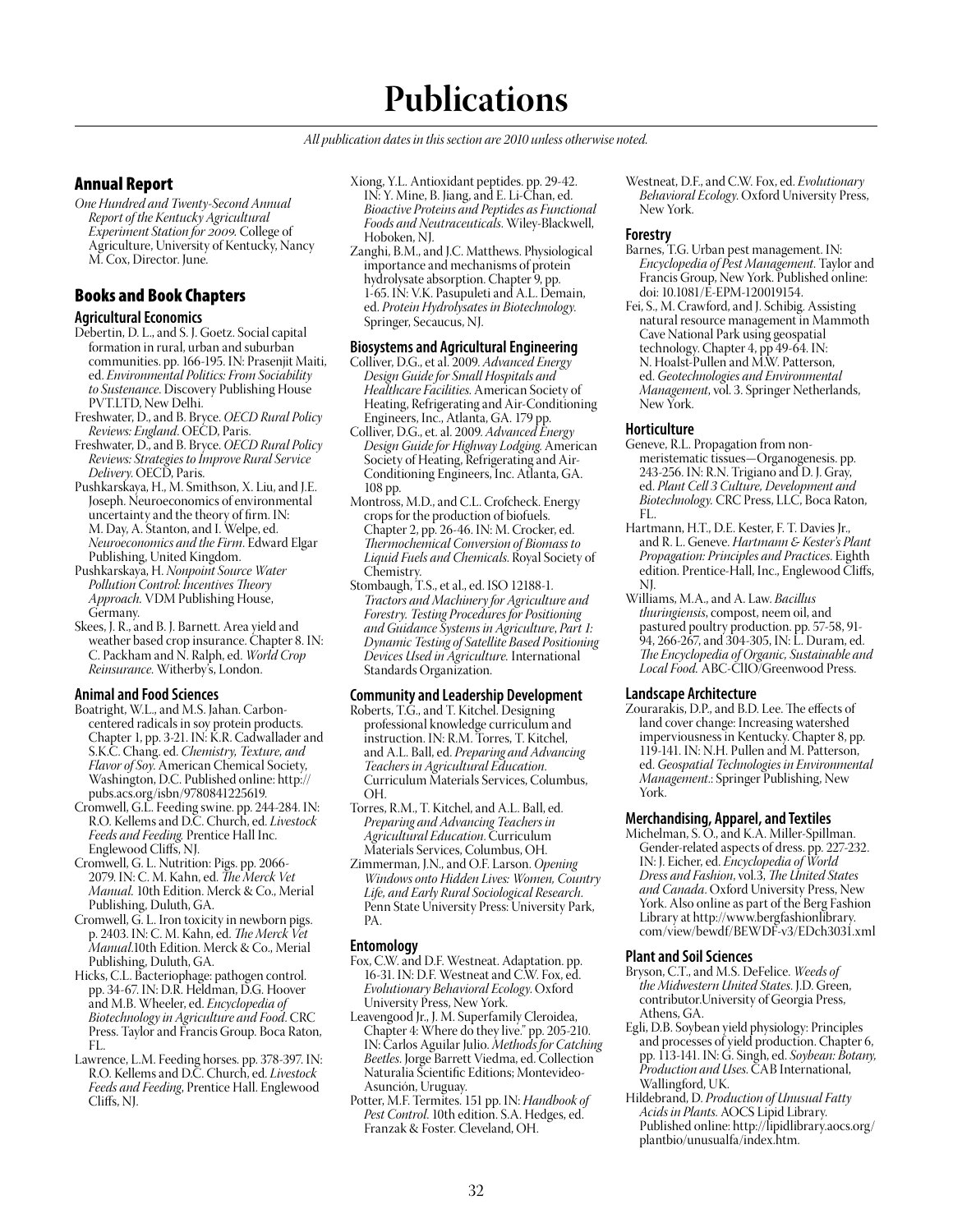# Publications

*All publication dates in this section are 2010 unless otherwise noted.*

## Annual Report

*One Hundred and Twenty-Second Annual Report of the Kentucky Agricultural Experiment Station for 2009.* College of Agriculture, University of Kentucky, Nancy M. Cox, Director. June.

## Books and Book Chapters

### Agricultural Economics

Debertin, D. L., and S. J. Goetz. Social capital formation in rural, urban and suburban communities. pp. 166-195. IN: Prasenjit Maiti, ed. *Environmental Politics: From Sociability to Sustenance*. Discovery Publishing House PVT.LTD, New Delhi.

Freshwater, D., and B. Bryce. *OECD Rural Policy Reviews: England*. OECD, Paris.

Freshwater, D., and B. Bryce. *OECD Rural Policy Reviews: Strategies to Improve Rural Service Delivery*. OECD, Paris.

Pushkarskaya, H., M. Smithson, X. Liu, and J.E. Joseph. Neuroeconomics of environmental uncertainty and the theory of firm. IN: M. Day, A. Stanton, and I. Welpe, ed. *Neuroeconomics and the Firm*. Edward Elgar Publishing, United Kingdom.

Pushkarskaya, H. *Nonpoint Source Water Pollution Control: Incentives Theory Approach.* VDM Publishing House, Germany.

Skees, J. R., and B. J. Barnett. Area yield and weather based crop insurance. Chapter 8. IN: C. Packham and N. Ralph, ed. *World Crop Reinsurance*. Witherby's, London.

### Animal and Food Sciences

Boatright, W.L., and M.S. Jahan. Carbon-centered radicals in soy protein products. Chapter 1, pp. 3-21. IN: K.R. Cadwallader and S.K.C. Chang. ed. *Chemistry, Texture, and Flavor of Soy.* American Chemical Society, Washington, D.C. Published online: http://pubs.acs.org/isbn/9780841225619.

Cromwell, G.L. Feeding swine. pp. 244-284. IN: R.O. Kellems and D.C. Church, ed. *Livestock Feeds and Feeding.* Prentice Hall Inc. Englewood Cliffs, NJ.

Cromwell, G. L. Nutrition: Pigs. pp. 2066-2079. IN: C. M. Kahn, ed. *The Merck Vet Manual.* 10th Edition. Merck & Co., Merial Publishing, Duluth, GA.

Cromwell, G. L. Iron toxicity in newborn pigs. p. 2403. IN: C. M. Kahn, ed. *The Merck Vet Manual.*10th Edition. Merck & Co., Merial Publishing, Duluth, GA.

Hicks, C.L. Bacteriophage: pathogen control. pp. 34-67. IN: D.R. Heldman, D.G. Hoover and M.B. Wheeler, ed. *Encyclopedia of Biotechnology in Agriculture and Food*. CRC Press. Taylor and Francis Group. Boca Raton, FL.

Lawrence, L.M. Feeding horses. pp. 378-397. IN: R.O. Kellems and D.C. Church, ed. *Livestock Feeds and Feeding*, Prentice Hall. Englewood Cliffs, NJ.

Xiong, Y.L. Antioxidant peptides. pp. 29-42. IN: Y. Mine, B. Jiang, and E. Li-Chan, ed. *Bioactive Proteins and Peptides as Functional Foods and Neutraceuticals*. Wiley-Blackwell, Hoboken, NJ.

Zanghi, B.M., and J.C. Matthews. Physiological importance and mechanisms of protein hydrolysate absorption. Chapter 9, pp. 1-65. IN: V.K. Pasupuleti and A.L. Demain, ed. *Protein Hydrolysates in Biotechnology*. Springer, Secaucus, NJ.

### Biosystems and Agricultural Engineering

Colliver, D.G., et al. 2009. *Advanced Energy Design Guide for Small Hospitals and Healthcare Facilities.* American Society of Heating, Refrigerating and Air-Conditioning Engineers, Inc., Atlanta, GA. 179 pp.

Colliver, D.G., et. al. 2009. *Advanced Energy Design Guide for Highway Lodging.* American Society of Heating, Refrigerating and Air-Conditioning Engineers, Inc. Atlanta, GA. 108 pp.

Montross, M.D., and C.L. Crofcheck. Energy crops for the production of biofuels. Chapter 2, pp. 26-46. IN: M. Crocker, ed. *Thermochemical Conversion of Biomass to Liquid Fuels and Chemicals.* Royal Society of Chemistry.

Stombaugh, T.S., et al., ed. ISO 12188-1. *Tractors and Machinery for Agriculture and Forestry. Testing Procedures for Positioning and Guidance Systems in Agriculture, Part 1: Dynamic Testing of Satellite Based Positioning Devices Used in Agriculture.* International Standards Organization.

### Community and Leadership Development

Roberts, T.G., and T. Kitchel. Designing professional knowledge curriculum and instruction. IN: R.M. Torres, T. Kitchel, and A.L. Ball, ed. *Preparing and Advancing Teachers in Agricultural Education*. Curriculum Materials Services, Columbus, OH.

Torres, R.M., T. Kitchel, and A.L. Ball, ed. *Preparing and Advancing Teachers in Agricultural Education*. Curriculum Materials Services, Columbus, OH.

Zimmerman, J.N., and O.F. Larson. *Opening Windows onto Hidden Lives: Women, Country Life, and Early Rural Sociological Research*. Penn State University Press: University Park, PA.

### Entomology

Fox, C.W. and D.F. Westneat. Adaptation. pp. 16-31. IN: D.F. Westneat and C.W. Fox, ed. *Evolutionary Behavioral Ecology*. Oxford University Press, New York.

Leavengood Jr., J. M. Superfamily Cleroidea, Chapter 4: Where do they live." pp. 205-210. IN: Carlos Aguilar Julio. *Methods for Catching Beetles*. Jorge Barrett Viedma, ed. Collection Naturalia Scientific Editions; Montevideo-Asunción, Uruguay.

Potter, M.F. Termites. 151 pp. IN: *Handbook of Pest Control*. 10th edition. S.A. Hedges, ed. Franzak & Foster. Cleveland, OH.

Westneat, D.F., and C.W. Fox, ed. *Evolutionary Behavioral Ecology*. Oxford University Press, New York.

### Forestry

Barnes, T.G. Urban pest management. IN: *Encyclopedia of Pest Management.* Taylor and Francis Group, New York. Published online: doi: 10.1081/E-EPM-120019154.

Fei, S., M. Crawford, and J. Schibig. Assisting natural resource management in Mammoth Cave National Park using geospatial technology. Chapter 4, pp 49-64. IN: N. Hoalst-Pullen and M.W. Patterson, ed. *Geotechnologies and Environmental Management*, vol. 3. Springer Netherlands, New York.

### Horticulture

Geneve, R.L. Propagation from non-meristematic tissues—Organogenesis. pp. 243-256. IN: R.N. Trigiano and D. J. Gray, ed. *Plant Cell 3 Culture, Development and Biotechnology.* CRC Press, LLC, Boca Raton, FL.

Hartmann, H.T., D.E. Kester, F. T. Davies Jr., and R. L. Geneve. *Hartmann & Kester's Plant Propagation: Principles and Practices.* Eighth edition. Prentice-Hall, Inc., Englewood Cliffs, NJ.

Williams, M.A., and A. Law. *Bacillus thuringiensis*, compost, neem oil, and pastured poultry production. pp. 57-58, 91-94, 266-267, and 304-305, IN: L. Duram, ed. *The Encyclopedia of Organic, Sustainable and Local Food.* ABC-ClIO/Greenwood Press.

### Landscape Architecture

Zourarakis, D.P., and B.D. Lee. The effects of land cover change: Increasing watershed imperviousness in Kentucky. Chapter 8, pp. 119-141. IN: N.H. Pullen and M. Patterson, ed. *Geospatial Technologies in Environmental Management*.: Springer Publishing, New York.

### Merchandising, Apparel, and Textiles

Michelman, S. O., and K.A. Miller-Spillman. Gender-related aspects of dress. pp. 227-232. IN: J. Eicher, ed. *Encyclopedia of World Dress and Fashion*, vol.3, *The United States and Canada*. Oxford University Press, New York. Also online as part of the Berg Fashion Library at http://www.bergfashionlibrary.com/view/bewdf/BEWDF-v3/EDch3031.xml

### Plant and Soil Sciences

Bryson, C.T., and M.S. DeFelice. *Weeds of the Midwestern United States*. J.D. Green, contributor.University of Georgia Press, Athens, GA.

Egli, D.B. Soybean yield physiology: Principles and processes of yield production. Chapter 6, pp. 113-141. IN: G. Singh, ed. *Soybean: Botany, Production and Uses.* CAB International, Wallingford, UK.

Hildebrand, D. *Production of Unusual Fatty Acids in Plants.* AOCS Lipid Library. Published online: http://lipidlibrary.aocs.org/plantbio/unusualfa/index.htm.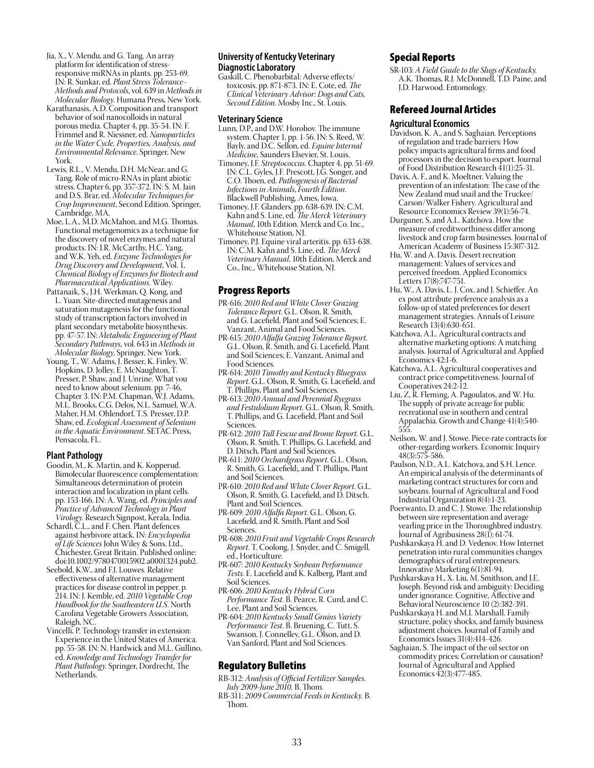Jia, X., V. Mendu, and G. Tang. An array platform for identification of stress-responsive miRNAs in plants. pp. 253-69. IN: R. Sunkar, ed. *Plant Stress Tolerance–Methods and Protocols*, vol. 639 in *Methods in Molecular Biology*. Humana Press, New York.

Karathanasis, A.D. Composition and transport behavior of soil nanocolloids in natural porous media. Chapter 4, pp. 35-54. IN: F. Frimmel and R. Niessner, ed. *Nanoparticles in the Water Cycle. Properties, Analysis, and Environmental Relevance*. Springer, New York.

Lewis, R.L., V. Mendu, D.H. McNear, and G. Tang. Role of micro-RNAs in plant abiotic stress. Chapter 6, pp. 357-372. IN: S. M. Jain and D.S. Brar, ed. *Molecular Techniques for Crop Improvement*, Second Edition. Springer, Cambridge, MA.

Moe, L.A., M.D. McMahon, and M.G. Thomas. Functional metagenomics as a technique for the discovery of novel enzymes and natural products. IN: J.R. McCarthy, H.C. Yang, and W.K. Yeh, ed. *Enzyme Technologies for Drug Discovery and Development*, Vol. 1, *Chemical Biology of Enzymes for Biotech and Pharmaceutical Applications*. Wiley.

Pattanaik, S., J.H. Werkman, Q. Kong, and L. Yuan. Site-directed mutagenesis and saturation mutagenesis for the functional study of transcription factors involved in plant secondary metabolite biosynthesis. pp. 47-57. IN: *Metabolic Engineering of Plant Secondary Pathways*, vol. 643 in *Methods in Molecular Biology*, Springer, New York.

Young, T., W. Adams, J. Besser, K. Finley, W. Hopkins, D. Jolley, E. McNaughton, T. Presser, P. Shaw, and J. Unrine. What you need to know about selenium. pp. 7-46, Chapter 3. IN: P.M. Chapman, W.J. Adams, M.L. Brooks, C.G. Delos, N.L. Samuel, W.A. Maher, H.M. Ohlendorf, T.S. Presser, D.P. Shaw, ed. *Ecological Assessment of Selenium in the Aquatic Environment*. SETAC Press, Pensacola, FL.

### Plant Pathology

Goodin, M., K. Martin, and K. Kopperud. Bimolecular fluorescence complementation: Simultaneous determination of protein interaction and localization in plant cells. pp. 153-166. IN: A. Wang, ed. *Principles and Practice of Advanced Technology in Plant Virology*. Research Signpost, Kerala, India.

Schardl, C.L., and F. Chen. Plant defences against herbivore attack. IN: *Encyclopedia of Life Sciences* John Wiley & Sons, Ltd., Chichester, Great Britain. Published online: doi:10.1002/9780470015902.a0001324.pub2.

Seebold, K.W., and F.J. Louwes. Relative effectiveness of alternative management practices for disease control in pepper. p. 214. IN: J. Kemble, ed. *2010 Vegetable Crop Handbook for the Southeastern U.S.* North Carolina Vegetable Growers Association, Raleigh, NC.

Vincelli, P. Technology transfer in extension: Experience in the United States of America. pp. 55-58. IN: N. Hardwick and M.L. Gullino, ed. *Knowledge and Technology Transfer for Plant Pathology*. Springer, Dordrecht, The Netherlands.

### University of Kentucky Veterinary Diagnostic Laboratory

Gaskill, C. Phenobarbital: Adverse effects/toxicosis. pp. 871-873. IN: E. Cote, ed. *The Clinical Veterinary Advisor: Dogs and Cats, Second Edition*. Mosby Inc., St. Louis.

### Veterinary Science

Lunn, D.P., and D.W. Horohov. The immune system. Chapter 1, pp. 1-56. IN: S. Reed, W. Bayly, and D.C. Sellon, ed. *Equine Internal Medicine*, Saunders Elsevier, St. Louis.

Timoney, J.F. *Streptococcus*. Chapter 4, pp. 51-69. IN: C.L. Gyles, J.F. Prescott, J.G. Songer, and C.O. Thoen, ed. *Pathogenesis of Bacterial Infections in Animals, Fourth Edition*. Blackwell Publishing, Ames, Iowa.

Timoney, J.F. Glanders. pp. 638-639. IN: C.M. Kahn and S. Line, ed. *The Merck Veterinary Manual*, 10th Edition. Merck and Co. Inc., Whitehouse Station, NJ.

Timoney, P.J. Equine viral arteritis. pp. 633-638. IN: C.M. Kahn and S. Line, ed. *The Merck Veterinary Manual*, 10th Edition, Merck and Co., Inc., Whitehouse Station, NJ.

## Progress Reports

PR-616: *2010 Red and White Clover Grazing Tolerance Report*. G.L. Olson, R. Smith, and G. Lacefield, Plant and Soil Sciences; E. Vanzant, Animal and Food Sciences.

PR-615: *2010 Alfalfa Grazing Tolerance Report*. G.L. Olson, R. Smith, and G. Lacefield, Plant and Soil Sciences; E. Vanzant, Animal and Food Sciences.

PR-614: *2010 Timothy and Kentucky Bluegrass Report*. G.L. Olson, R. Smith, G. Lacefield, and T. Phillips, Plant and Soil Sciences.

PR-613: *2010 Annual and Perennial Ryegrass and Festulolium Report*. G.L. Olson, R. Smith, T. Phillips, and G. Lacefield, Plant and Soil Sciences.

PR-612: *2010 Tall Fescue and Brome Report*. G.L. Olson, R. Smith, T. Phillips, G. Lacefield, and D. Ditsch, Plant and Soil Sciences.

PR-611: *2010 Orchardgrass Report*. G.L. Olson, R. Smith, G. Lacefield;, and T. Phillips, Plant and Soil Sciences.

PR-610: *2010 Red and White Clover Report*. G.L. Olson, R. Smith, G. Lacefield, and D. Ditsch, Plant and Soil Sciences.

PR-609: *2010 Alfalfa Report*. G.L. Olson, G. Lacefield, and R. Smith, Plant and Soil Sciences.

PR-608: *2010 Fruit and Vegetable Crops Research Report*. T. Coolong, J. Snyder, and C. Smigell, ed., Horticulture.

PR-607: *2010 Kentucky Soybean Performance Tests*. E. Lacefield and K. Kalberg, Plant and Soil Sciences.

PR-606: *2010 Kentucky Hybrid Corn Performance Test*. B. Pearce, R. Curd, and C. Lee, Plant and Soil Sciences.

PR-604: *2010 Kentucky Small Grains Variety Performance Test*. B. Bruening, C. Tutt, S. Swanson, J. Connelley, G.L. Olson, and D. Van Sanford, Plant and Soil Sciences.

## Regulatory Bulletins

RB-312: *Analysis of Official Fertilizer Samples. July 2009-June 2010*. B. Thom.

RB-311: *2009 Commercial Feeds in Kentucky*. B. Thom.

## Special Reports

SR-103: *A Field Guide to the Slugs of Kentucky*. A.K. Thomas, R.J. McDonnell, T.D. Paine, and J.D. Harwood. Entomology.

## Refereed Journal Articles

### Agricultural Economics

Davidson, K. A., and S. Saghaian. Perceptions of regulation and trade barriers: How policy impacts agricultural firms and food processors in the decision to export. Journal of Food Distribution Research 41(1):25-31.

Davis, A. F., and K. Moeltner. Valuing the prevention of an infestation: The case of the New Zealand mud snail and the Truckee/Carson/Walker Fishery. Agricultural and Resource Economics Review 39(1):56-74.

Durguner, S, and A.L. Katchova. How the measure of creditworthiness differ among livestock and crop farm businesses. Journal of American Academy of Business 15:307-312.

Hu, W. and A. Davis. Desert recreation management: Values of services and perceived freedom. Applied Economics Letters 17(8):747-751.

Hu, W., A. Davis, L. J. Cox, and J. Schieffer. An ex post attribute preference analysis as a follow-up of stated preferences for desert management strategies. Annals of Leisure Research 13(4):630-651.

Katchova, A.L. Agricultural contracts and alternative marketing options: A matching analysis. Journal of Agricultural and Applied Economics 42:1-6.

Katchova, A.L. Agricultural cooperatives and contract price competitiveness. Journal of Cooperatives 24:2-12.

Liu, Z, R. Fleming, A. Pagoulatos, and W. Hu. The supply of private acreage for public recreational use in southern and central Appalachia. Growth and Change 41(4):540-555.

Neilson, W. and J. Stowe. Piece-rate contracts for other-regarding workers. Economic Inquiry 48(3):575-586.

Paulson, N.D., A.L. Katchova, and S.H. Lence. An empirical analysis of the determinants of marketing contract structures for corn and soybeans. Journal of Agricultural and Food Industrial Organization 8(4):1-23.

Poerwanto, D. and C. J. Stowe. The relationship between sire representation and average yearling price in the Thoroughbred industry. Journal of Agribusiness 28(1): 61-74.

Pushkarskaya H. and D. Vedenov. How Internet penetration into rural communities changes demographics of rural entrepreneurs. Innovative Marketing 6(1):81-94.

Pushkarskaya H., X. Liu, M. Smithson, and J.E. Joseph. Beyond risk and ambiguity: Deciding under ignorance. Cognitive, Affective and Behavioral Neuroscience 10 (2):382-391.

Pushkarskaya H. and M.I. Marshall. Family structure, policy shocks, and family business adjustment choices. Journal of Family and Economics Issues 31(4):414-426.

Saghaian, S. The impact of the oil sector on commodity prices: Correlation or causation? Journal of Agricultural and Applied Economics 42(3):477-485.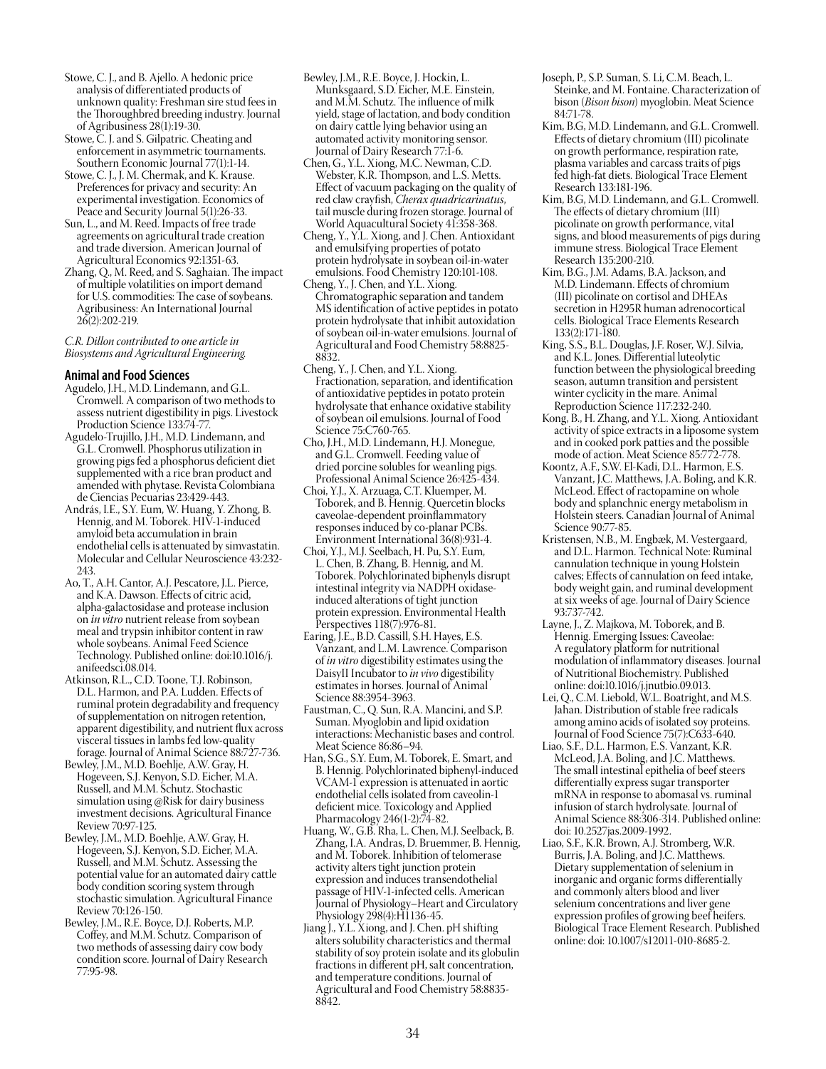Stowe, C. J., and B. Ajello. A hedonic price analysis of differentiated products of unknown quality: Freshman sire stud fees in the Thoroughbred breeding industry. Journal of Agribusiness 28(1):19-30.

Stowe, C. J. and S. Gilpatric. Cheating and enforcement in asymmetric tournaments. Southern Economic Journal 77(1):1-14.

Stowe, C. J., J. M. Chermak, and K. Krause. Preferences for privacy and security: An experimental investigation. Economics of Peace and Security Journal 5(1):26-33.

Sun, L., and M. Reed. Impacts of free trade agreements on agricultural trade creation and trade diversion. American Journal of Agricultural Economics 92:1351-63.

Zhang, Q., M. Reed, and S. Saghaian. The impact of multiple volatilities on import demand for U.S. commodities: The case of soybeans. Agribusiness: An International Journal 26(2):202-219.

*C.R. Dillon contributed to one article in Biosystems and Agricultural Engineering.*

## Animal and Food Sciences

Agudelo, J.H., M.D. Lindemann, and G.L. Cromwell. A comparison of two methods to assess nutrient digestibility in pigs. Livestock Production Science 133:74-77.

Agudelo-Trujillo, J.H., M.D. Lindemann, and G.L. Cromwell. Phosphorus utilization in growing pigs fed a phosphorus deficient diet supplemented with a rice bran product and amended with phytase. Revista Colombiana de Ciencias Pecuarias 23:429-443.

András, I.E., S.Y. Eum, W. Huang, Y. Zhong, B. Hennig, and M. Toborek. HIV-1-induced amyloid beta accumulation in brain endothelial cells is attenuated by simvastatin. Molecular and Cellular Neuroscience 43:232-243.

Ao, T., A.H. Cantor, A.J. Pescatore, J.L. Pierce, and K.A. Dawson. Effects of citric acid, alpha-galactosidase and protease inclusion on *in vitro* nutrient release from soybean meal and trypsin inhibitor content in raw whole soybeans. Animal Feed Science Technology. Published online: doi:10.1016/j.anifeedsci.08.014.

Atkinson, R.L., C.D. Toone, T.J. Robinson, D.L. Harmon, and P.A. Ludden. Effects of ruminal protein degradability and frequency of supplementation on nitrogen retention, apparent digestibility, and nutrient flux across visceral tissues in lambs fed low-quality forage. Journal of Animal Science 88:727-736.

Bewley, J.M., M.D. Boehlje, A.W. Gray, H. Hogeveen, S.J. Kenyon, S.D. Eicher, M.A. Russell, and M.M. Schutz. Stochastic simulation using @Risk for dairy business investment decisions. Agricultural Finance Review 70:97-125.

Bewley, J.M., M.D. Boehlje, A.W. Gray, H. Hogeveen, S.J. Kenyon, S.D. Eicher, M.A. Russell, and M.M. Schutz. Assessing the potential value for an automated dairy cattle body condition scoring system through stochastic simulation. Agricultural Finance Review 70:126-150.

Bewley, J.M., R.E. Boyce, D.J. Roberts, M.P. Coffey, and M.M. Schutz. Comparison of two methods of assessing dairy cow body condition score. Journal of Dairy Research 77:95-98.

Bewley, J.M., R.E. Boyce, J. Hockin, L. Munksgaard, S.D. Eicher, M.E. Einstein, and M.M. Schutz. The influence of milk yield, stage of lactation, and body condition on dairy cattle lying behavior using an automated activity monitoring sensor. Journal of Dairy Research 77:1-6.

Chen, G., Y.L. Xiong, M.C. Newman, C.D. Webster, K.R. Thompson, and L.S. Metts. Effect of vacuum packaging on the quality of red claw crayfish, *Cherax quadricarinatus*, tail muscle during frozen storage. Journal of World Aquacultural Society 41:358-368.

Cheng, Y., Y.L. Xiong, and J. Chen. Antioxidant and emulsifying properties of potato protein hydrolysate in soybean oil-in-water emulsions. Food Chemistry 120:101-108.

Cheng, Y., J. Chen, and Y.L. Xiong. Chromatographic separation and tandem MS identification of active peptides in potato protein hydrolysate that inhibit autoxidation of soybean oil-in-water emulsions. Journal of Agricultural and Food Chemistry 58:8825-8832.

Cheng, Y., J. Chen, and Y.L. Xiong. Fractionation, separation, and identification of antioxidative peptides in potato protein hydrolysate that enhance oxidative stability of soybean oil emulsions. Journal of Food Science 75:C760-765.

Cho, J.H., M.D. Lindemann, H.J. Monegue, and G.L. Cromwell. Feeding value of dried porcine solubles for weanling pigs. Professional Animal Science 26:425-434.

Choi, Y.J., X. Arzuaga, C.T. Kluemper, M. Toborek, and B. Hennig. Quercetin blocks caveolae-dependent proinflammatory responses induced by co-planar PCBs. Environment International 36(8):931-4.

Choi, Y.J., M.J. Seelbach, H. Pu, S.Y. Eum, L. Chen, B. Zhang, B. Hennig, and M. Toborek. Polychlorinated biphenyls disrupt intestinal integrity via NADPH oxidase-induced alterations of tight junction protein expression. Environmental Health Perspectives 118(7):976-81.

Earing, J.E., B.D. Cassill, S.H. Hayes, E.S. Vanzant, and L.M. Lawrence. Comparison of *in vitro* digestibility estimates using the DaisyII Incubator to *in vivo* digestibility estimates in horses. Journal of Animal Science 88:3954-3963.

Faustman, C., Q. Sun, R.A. Mancini, and S.P. Suman. Myoglobin and lipid oxidation interactions: Mechanistic bases and control. Meat Science 86:86–94.

Han, S.G., S.Y. Eum, M. Toborek, E. Smart, and B. Hennig. Polychlorinated biphenyl-induced VCAM-1 expression is attenuated in aortic endothelial cells isolated from caveolin-1 deficient mice. Toxicology and Applied Pharmacology 246(1-2):74-82.

Huang, W., G.B. Rha, L. Chen, M.J. Seelback, B. Zhang, I.A. Andras, D. Bruemmer, B. Hennig, and M. Toborek. Inhibition of telomerase activity alters tight junction protein expression and induces transendothelial passage of HIV-1-infected cells. American Journal of Physiology–Heart and Circulatory Physiology 298(4):H1136-45.

Jiang J., Y.L. Xiong, and J. Chen. pH shifting alters solubility characteristics and thermal stability of soy protein isolate and its globulin fractions in different pH, salt concentration, and temperature conditions. Journal of Agricultural and Food Chemistry 58:8835-8842.

Joseph, P., S.P. Suman, S. Li, C.M. Beach, L. Steinke, and M. Fontaine. Characterization of bison (*Bison bison*) myoglobin. Meat Science 84:71-78.

Kim, B.G, M.D. Lindemann, and G.L. Cromwell. Effects of dietary chromium (III) picolinate on growth performance, respiration rate, plasma variables and carcass traits of pigs fed high-fat diets. Biological Trace Element Research 133:181-196.

Kim, B.G, M.D. Lindemann, and G.L. Cromwell. The effects of dietary chromium (III) picolinate on growth performance, vital signs, and blood measurements of pigs during immune stress. Biological Trace Element Research 135:200-210.

Kim, B.G., J.M. Adams, B.A. Jackson, and M.D. Lindemann. Effects of chromium (III) picolinate on cortisol and DHEAs secretion in H295R human adrenocortical cells. Biological Trace Elements Research 133(2):171-180.

King, S.S., B.L. Douglas, J.F. Roser, W.J. Silvia, and K.L. Jones. Differential luteolytic function between the physiological breeding season, autumn transition and persistent winter cyclicity in the mare. Animal Reproduction Science 117:232-240.

Kong, B., H. Zhang, and Y.L. Xiong. Antioxidant activity of spice extracts in a liposome system and in cooked pork patties and the possible mode of action. Meat Science 85:772-778.

Koontz, A.F., S.W. El-Kadi, D.L. Harmon, E.S. Vanzant, J.C. Matthews, J.A. Boling, and K.R. McLeod. Effect of ractopamine on whole body and splanchnic energy metabolism in Holstein steers. Canadian Journal of Animal Science 90:77-85.

Kristensen, N.B., M. Engbæk, M. Vestergaard, and D.L. Harmon. Technical Note: Ruminal cannulation technique in young Holstein calves; Effects of cannulation on feed intake, body weight gain, and ruminal development at six weeks of age. Journal of Dairy Science 93:737-742.

Layne, J., Z. Majkova, M. Toborek, and B. Hennig. Emerging Issues: Caveolae: A regulatory platform for nutritional modulation of inflammatory diseases. Journal of Nutritional Biochemistry. Published online: doi:10.1016/j.jnutbio.09.013.

Lei, Q., C.M. Liebold, W.L. Boatright, and M.S. Jahan. Distribution of stable free radicals among amino acids of isolated soy proteins. Journal of Food Science 75(7):C633-640.

Liao, S.F., D.L. Harmon, E.S. Vanzant, K.R. McLeod, J.A. Boling, and J.C. Matthews. The small intestinal epithelia of beef steers differentially express sugar transporter mRNA in response to abomasal vs. ruminal infusion of starch hydrolysate. Journal of Animal Science 88:306-314. Published online: doi: 10.2527jas.2009-1992.

Liao, S.F., K.R. Brown, A.J. Stromberg, W.R. Burris, J.A. Boling, and J.C. Matthews. Dietary supplementation of selenium in inorganic and organic forms differentially and commonly alters blood and liver selenium concentrations and liver gene expression profiles of growing beef heifers. Biological Trace Element Research. Published online: doi: 10.1007/s12011-010-8685-2.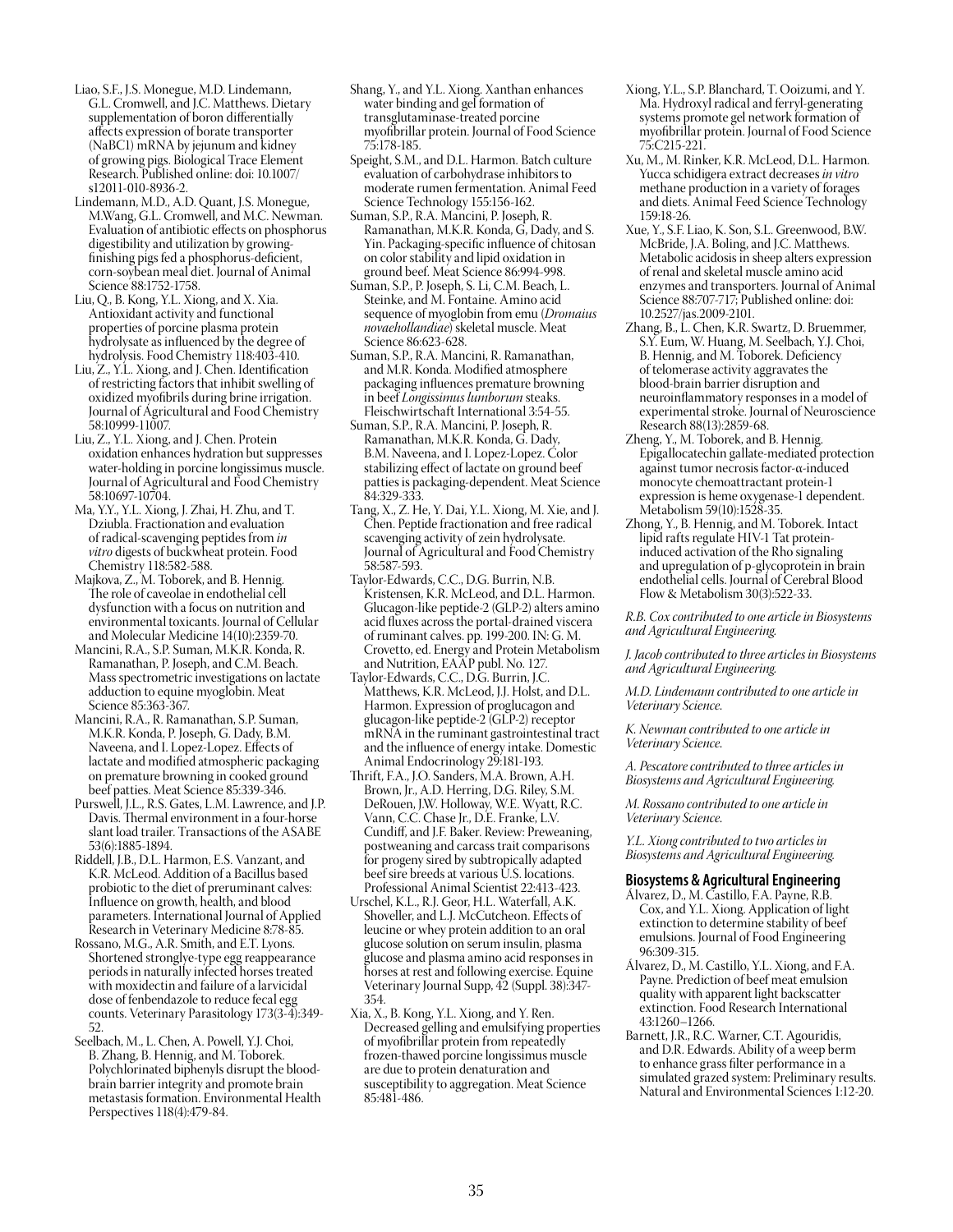Liao, S.F., J.S. Monegue, M.D. Lindemann, G.L. Cromwell, and J.C. Matthews. Dietary supplementation of boron differentially affects expression of borate transporter (NaBC1) mRNA by jejunum and kidney of growing pigs. Biological Trace Element Research. Published online: doi: 10.1007/s12011-010-8936-2.

Lindemann, M.D., A.D. Quant, J.S. Monegue, M.Wang, G.L. Cromwell, and M.C. Newman. Evaluation of antibiotic effects on phosphorus digestibility and utilization by growing-finishing pigs fed a phosphorus-deficient, corn-soybean meal diet. Journal of Animal Science 88:1752-1758.

Liu, Q., B. Kong, Y.L. Xiong, and X. Xia. Antioxidant activity and functional properties of porcine plasma protein hydrolysate as influenced by the degree of hydrolysis. Food Chemistry 118:403-410.

Liu, Z., Y.L. Xiong, and J. Chen. Identification of restricting factors that inhibit swelling of oxidized myofibrils during brine irrigation. Journal of Agricultural and Food Chemistry 58:10999-11007.

Liu, Z., Y.L. Xiong, and J. Chen. Protein oxidation enhances hydration but suppresses water-holding in porcine longissimus muscle. Journal of Agricultural and Food Chemistry 58:10697-10704.

Ma, Y.Y., Y.L. Xiong, J. Zhai, H. Zhu, and T. Dziubla. Fractionation and evaluation of radical-scavenging peptides from *in vitro* digests of buckwheat protein. Food Chemistry 118:582-588.

Majkova, Z., M. Toborek, and B. Hennig. The role of caveolae in endothelial cell dysfunction with a focus on nutrition and environmental toxicants. Journal of Cellular and Molecular Medicine 14(10):2359-70.

Mancini, R.A., S.P. Suman, M.K.R. Konda, R. Ramanathan, P. Joseph, and C.M. Beach. Mass spectrometric investigations on lactate adduction to equine myoglobin. Meat Science 85:363-367.

Mancini, R.A., R. Ramanathan, S.P. Suman, M.K.R. Konda, P. Joseph, G. Dady, B.M. Naveena, and I. Lopez-Lopez. Effects of lactate and modified atmospheric packaging on premature browning in cooked ground beef patties. Meat Science 85:339-346.

Purswell, J.L., R.S. Gates, L.M. Lawrence, and J.P. Davis. Thermal environment in a four-horse slant load trailer. Transactions of the ASABE 53(6):1885-1894.

Riddell, J.B., D.L. Harmon, E.S. Vanzant, and K.R. McLeod. Addition of a Bacillus based probiotic to the diet of preruminant calves: Influence on growth, health, and blood parameters. International Journal of Applied Research in Veterinary Medicine 8:78-85.

Rossano, M.G., A.R. Smith, and E.T. Lyons. Shortened stronglye-type egg reappearance periods in naturally infected horses treated with moxidectin and failure of a larvicidal dose of fenbendazole to reduce fecal egg counts. Veterinary Parasitology 173(3-4):349-52.

Seelbach, M., L. Chen, A. Powell, Y.J. Choi, B. Zhang, B. Hennig, and M. Toborek. Polychlorinated biphenyls disrupt the blood-brain barrier integrity and promote brain metastasis formation. Environmental Health Perspectives 118(4):479-84.

Shang, Y., and Y.L. Xiong. Xanthan enhances water binding and gel formation of transglutaminase-treated porcine myofibrillar protein. Journal of Food Science 75:178-185.

Speight, S.M., and D.L. Harmon. Batch culture evaluation of carbohydrase inhibitors to moderate rumen fermentation. Animal Feed Science Technology 155:156-162.

Suman, S.P., R.A. Mancini, P. Joseph, R. Ramanathan, M.K.R. Konda, G. Dady, and S. Yin. Packaging-specific influence of chitosan on color stability and lipid oxidation in ground beef. Meat Science 86:994-998.

Suman, S.P., P. Joseph, S. Li, C.M. Beach, L. Steinke, and M. Fontaine. Amino acid sequence of myoglobin from emu (*Dromaius novaehollandiae*) skeletal muscle. Meat Science 86:623-628.

Suman, S.P., R.A. Mancini, R. Ramanathan, and M.R. Konda. Modified atmosphere packaging influences premature browning in beef *Longissimus lumborum* steaks. Fleischwirtschaft International 3:54-55.

Suman, S.P., R.A. Mancini, P. Joseph, R. Ramanathan, M.K.R. Konda, G. Dady, B.M. Naveena, and I. Lopez-Lopez. Color stabilizing effect of lactate on ground beef patties is packaging-dependent. Meat Science 84:329-333.

Tang, X., Z. He, Y. Dai, Y.L. Xiong, M. Xie, and J. Chen. Peptide fractionation and free radical scavenging activity of zein hydrolysate. Journal of Agricultural and Food Chemistry 58:587-593.

Taylor-Edwards, C.C., D.G. Burrin, N.B. Kristensen, K.R. McLeod, and D.L. Harmon. Glucagon-like peptide-2 (GLP-2) alters amino acid fluxes across the portal-drained viscera of ruminant calves. pp. 199-200. IN: G. M. Crovetto, ed. Energy and Protein Metabolism and Nutrition, EAAP publ. No. 127.

Taylor-Edwards, C.C., D.G. Burrin, J.C. Matthews, K.R. McLeod, J.J. Holst, and D.L. Harmon. Expression of proglucagon and glucagon-like peptide-2 (GLP-2) receptor mRNA in the ruminant gastrointestinal tract and the influence of energy intake. Domestic Animal Endocrinology 29:181-193.

Thrift, F.A., J.O. Sanders, M.A. Brown, A.H. Brown, Jr., A.D. Herring, D.G. Riley, S.M. DeRouen, J.W. Holloway, W.E. Wyatt, R.C. Vann, C.C. Chase Jr., D.E. Franke, L.V. Cundiff, and J.F. Baker. Review: Preweaning, postweaning and carcass trait comparisons for progeny sired by subtropically adapted beef sire breeds at various U.S. locations. Professional Animal Scientist 22:413-423.

Urschel, K.L., R.J. Geor, H.L. Waterfall, A.K. Shoveller, and L.J. McCutcheon. Effects of leucine or whey protein addition to an oral glucose solution on serum insulin, plasma glucose and plasma amino acid responses in horses at rest and following exercise. Equine Veterinary Journal Supp, 42 (Suppl. 38):347-354.

Xia, X., B. Kong, Y.L. Xiong, and Y. Ren. Decreased gelling and emulsifying properties of myofibrillar protein from repeatedly frozen-thawed porcine longissimus muscle are due to protein denaturation and susceptibility to aggregation. Meat Science 85:481-486.

Xiong, Y.L., S.P. Blanchard, T. Ooizumi, and Y. Ma. Hydroxyl radical and ferryl-generating systems promote gel network formation of myofibrillar protein. Journal of Food Science 75:C215-221.

Xu, M., M. Rinker, K.R. McLeod, D.L. Harmon. Yucca schidigera extract decreases *in vitro* methane production in a variety of forages and diets. Animal Feed Science Technology 159:18-26.

Xue, Y., S.F. Liao, K. Son, S.L. Greenwood, B.W. McBride, J.A. Boling, and J.C. Matthews. Metabolic acidosis in sheep alters expression of renal and skeletal muscle amino acid enzymes and transporters. Journal of Animal Science 88:707-717; Published online: doi: 10.2527/jas.2009-2101.

Zhang, B., L. Chen, K.R. Swartz, D. Bruemmer, S.Y. Eum, W. Huang, M. Seelbach, Y.J. Choi, B. Hennig, and M. Toborek. Deficiency of telomerase activity aggravates the blood-brain barrier disruption and neuroinflammatory responses in a model of experimental stroke. Journal of Neuroscience Research 88(13):2859-68.

Zheng, Y., M. Toborek, and B. Hennig. Epigallocatechin gallate-mediated protection against tumor necrosis factor-α-induced monocyte chemoattractant protein-1 expression is heme oxygenase-1 dependent. Metabolism 59(10):1528-35.

Zhong, Y., B. Hennig, and M. Toborek. Intact lipid rafts regulate HIV-1 Tat protein-induced activation of the Rho signaling and upregulation of p-glycoprotein in brain endothelial cells. Journal of Cerebral Blood Flow & Metabolism 30(3):522-33.

*R.B. Cox contributed to one article in Biosystems and Agricultural Engineering.*

*J. Jacob contributed to three articles in Biosystems and Agricultural Engineering.*

*M.D. Lindemann contributed to one article in Veterinary Science.*

*K. Newman contributed to one article in Veterinary Science.*

*A. Pescatore contributed to three articles in Biosystems and Agricultural Engineering.*

*M. Rossano contributed to one article in Veterinary Science.*

*Y.L. Xiong contributed to two articles in Biosystems and Agricultural Engineering.*

## Biosystems & Agricultural Engineering

Álvarez, D., M. Castillo, F.A. Payne, R.B. Cox, and Y.L. Xiong. Application of light extinction to determine stability of beef emulsions. Journal of Food Engineering 96:309-315.

Álvarez, D., M. Castillo, Y.L. Xiong, and F.A. Payne. Prediction of beef meat emulsion quality with apparent light backscatter extinction. Food Research International 43:1260–1266.

Barnett, J.R., R.C. Warner, C.T. Agouridis, and D.R. Edwards. Ability of a weep berm to enhance grass filter performance in a simulated grazed system: Preliminary results. Natural and Environmental Sciences 1:12-20.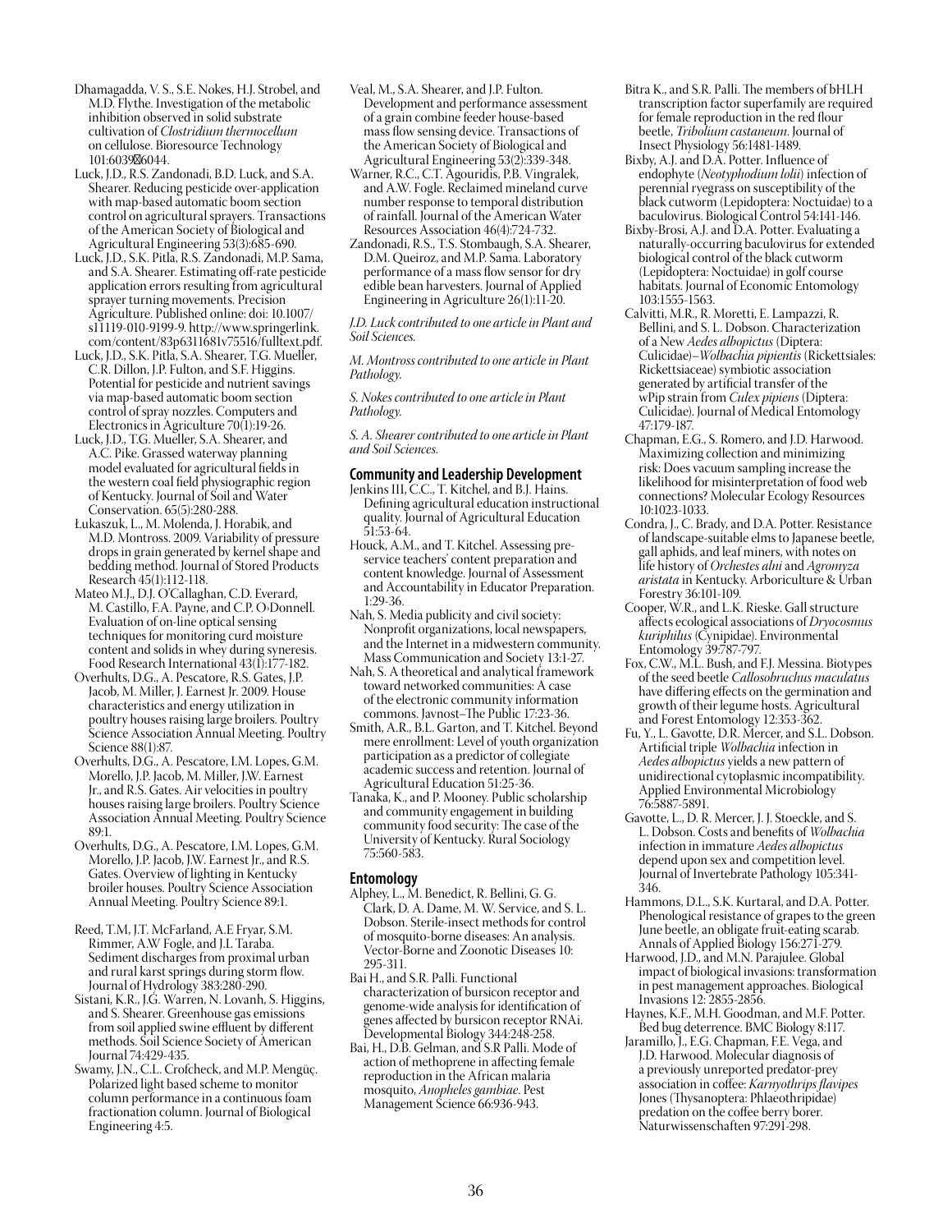Dhamagadda, V. S., S.E. Nokes, H.J. Strobel, and M.D. Flythe. Investigation of the metabolic inhibition observed in solid substrate cultivation of *Clostridium thermocellum* on cellulose. Bioresource Technology 101:6039–6044.

Luck, J.D., R.S. Zandonadi, B.D. Luck, and S.A. Shearer. Reducing pesticide over-application with map-based automatic boom section control on agricultural sprayers. Transactions of the American Society of Biological and Agricultural Engineering 53(3):685-690.

Luck, J.D., S.K. Pitla, R.S. Zandonadi, M.P. Sama, and S.A. Shearer. Estimating off-rate pesticide application errors resulting from agricultural sprayer turning movements. Precision Agriculture. Published online: doi: 10.1007/s11119-010-9199-9. http://www.springerlink.com/content/83p6311681v75516/fulltext.pdf.

Luck, J.D., S.K. Pitla, S.A. Shearer, T.G. Mueller, C.R. Dillon, J.P. Fulton, and S.F. Higgins. Potential for pesticide and nutrient savings via map-based automatic boom section control of spray nozzles. Computers and Electronics in Agriculture 70(1):19-26.

Luck, J.D., T.G. Mueller, S.A. Shearer, and A.C. Pike. Grassed waterway planning model evaluated for agricultural fields in the western coal field physiographic region of Kentucky. Journal of Soil and Water Conservation. 65(5):280-288.

Łukaszuk, L., M. Molenda, J. Horabik, and M.D. Montross. 2009. Variability of pressure drops in grain generated by kernel shape and bedding method. Journal of Stored Products Research 45(1):112-118.

Mateo M.J., D.J. O'Callaghan, C.D. Everard, M. Castillo, F.A. Payne, and C.P. O›Donnell. Evaluation of on-line optical sensing techniques for monitoring curd moisture content and solids in whey during syneresis. Food Research International 43(1):177-182.

Overhults, D.G., A. Pescatore, R.S. Gates, J.P. Jacob, M. Miller, J. Earnest Jr. 2009. House characteristics and energy utilization in poultry houses raising large broilers. Poultry Science Association Annual Meeting. Poultry Science 88(1):87.

Overhults, D.G., A. Pescatore, I.M. Lopes, G.M. Morello, J.P. Jacob, M. Miller, J.W. Earnest Jr., and R.S. Gates. Air velocities in poultry houses raising large broilers. Poultry Science Association Annual Meeting. Poultry Science 89:1.

Overhults, D.G., A. Pescatore, I.M. Lopes, G.M. Morello, J.P. Jacob, J.W. Earnest Jr., and R.S. Gates. Overview of lighting in Kentucky broiler houses. Poultry Science Association Annual Meeting. Poultry Science 89:1.

Reed, T.M, J.T. McFarland, A.E Fryar, S.M. Rimmer, A.W Fogle, and J.L Taraba. Sediment discharges from proximal urban and rural karst springs during storm flow. Journal of Hydrology 383:280-290.

Sistani, K.R., J.G. Warren, N. Lovanh, S. Higgins, and S. Shearer. Greenhouse gas emissions from soil applied swine effluent by different methods. Soil Science Society of American Journal 74:429-435.

Swamy, J.N., C.L. Crofcheck, and M.P. Mengüç. Polarized light based scheme to monitor column performance in a continuous foam fractionation column. Journal of Biological Engineering 4:5.

Veal, M., S.A. Shearer, and J.P. Fulton. Development and performance assessment of a grain combine feeder house-based mass flow sensing device. Transactions of the American Society of Biological and Agricultural Engineering 53(2):339-348.

Warner, R.C., C.T. Agouridis, P.B. Vingralek, and A.W. Fogle. Reclaimed mineland curve number response to temporal distribution of rainfall. Journal of the American Water Resources Association 46(4):724-732.

Zandonadi, R.S., T.S. Stombaugh, S.A. Shearer, D.M. Queiroz, and M.P. Sama. Laboratory performance of a mass flow sensor for dry edible bean harvesters. Journal of Applied Engineering in Agriculture 26(1):11-20.

*J.D. Luck contributed to one article in Plant and Soil Sciences.*

*M. Montross contributed to one article in Plant Pathology.*

*S. Nokes contributed to one article in Plant Pathology.*

*S. A. Shearer contributed to one article in Plant and Soil Sciences.*

## Community and Leadership Development

Jenkins III, C.C., T. Kitchel, and B.J. Hains. Defining agricultural education instructional quality. Journal of Agricultural Education 51:53-64.

Houck, A.M., and T. Kitchel. Assessing pre-service teachers' content preparation and content knowledge. Journal of Assessment and Accountability in Educator Preparation. 1:29-36.

Nah, S. Media publicity and civil society: Nonprofit organizations, local newspapers, and the Internet in a midwestern community. Mass Communication and Society 13:1-27.

Nah, S. A theoretical and analytical framework toward networked communities: A case of the electronic community information commons. Javnost–The Public 17:23-36.

Smith, A.R., B.L. Garton, and T. Kitchel. Beyond mere enrollment: Level of youth organization participation as a predictor of collegiate academic success and retention. Journal of Agricultural Education 51:25-36.

Tanaka, K., and P. Mooney. Public scholarship and community engagement in building community food security: The case of the University of Kentucky. Rural Sociology 75:560-583.

## Entomology

Alphey, L., M. Benedict, R. Bellini, G. G. Clark, D. A. Dame, M. W. Service, and S. L. Dobson. Sterile-insect methods for control of mosquito-borne diseases: An analysis. Vector-Borne and Zoonotic Diseases 10: 295-311.

Bai H., and S.R. Palli. Functional characterization of bursicon receptor and genome-wide analysis for identification of genes affected by bursicon receptor RNAi. Developmental Biology 344:248-258.

Bai, H., D.B. Gelman, and S.R Palli. Mode of action of methoprene in affecting female reproduction in the African malaria mosquito, *Anopheles gambiae*. Pest Management Science 66:936-943.

Bitra K., and S.R. Palli. The members of bHLH transcription factor superfamily are required for female reproduction in the red flour beetle, *Tribolium castaneum*. Journal of Insect Physiology 56:1481-1489.

Bixby, A.J. and D.A. Potter. Influence of endophyte (*Neotyphodium lolii*) infection of perennial ryegrass on susceptibility of the black cutworm (Lepidoptera: Noctuidae) to a baculovirus. Biological Control 54:141-146.

Bixby-Brosi, A.J. and D.A. Potter. Evaluating a naturally-occurring baculovirus for extended biological control of the black cutworm (Lepidoptera: Noctuidae) in golf course habitats. Journal of Economic Entomology 103:1555-1563.

Calvitti, M.R., R. Moretti, E. Lampazzi, R. Bellini, and S. L. Dobson. Characterization of a New *Aedes albopictus* (Diptera: Culicidae)–*Wolbachia pipientis* (Rickettsiales: Rickettsiaceae) symbiotic association generated by artificial transfer of the wPip strain from *Culex pipiens* (Diptera: Culicidae). Journal of Medical Entomology 47:179-187.

Chapman, E.G., S. Romero, and J.D. Harwood. Maximizing collection and minimizing risk: Does vacuum sampling increase the likelihood for misinterpretation of food web connections? Molecular Ecology Resources 10:1023-1033.

Condra, J., C. Brady, and D.A. Potter. Resistance of landscape-suitable elms to Japanese beetle, gall aphids, and leaf miners, with notes on life history of *Orchestes alni* and *Agromyza aristata* in Kentucky. Arboriculture & Urban Forestry 36:101-109.

Cooper, W.R., and L.K. Rieske. Gall structure affects ecological associations of *Dryocosmus kuriphilus* (Cynipidae). Environmental Entomology 39:787-797.

Fox, C.W., M.L. Bush, and F.J. Messina. Biotypes of the seed beetle *Callosobruchus maculatus* have differing effects on the germination and growth of their legume hosts. Agricultural and Forest Entomology 12:353-362.

Fu, Y., L. Gavotte, D.R. Mercer, and S.L. Dobson. Artificial triple *Wolbachia* infection in *Aedes albopictus* yields a new pattern of unidirectional cytoplasmic incompatibility. Applied Environmental Microbiology 76:5887-5891.

Gavotte, L., D. R. Mercer, J. J. Stoeckle, and S. L. Dobson. Costs and benefits of *Wolbachia* infection in immature *Aedes albopictus* depend upon sex and competition level. Journal of Invertebrate Pathology 105:341-346.

Hammons, D.L., S.K. Kurtaral, and D.A. Potter. Phenological resistance of grapes to the green June beetle, an obligate fruit-eating scarab. Annals of Applied Biology 156:271-279.

Harwood, J.D., and M.N. Parajulee. Global impact of biological invasions: transformation in pest management approaches. Biological Invasions 12: 2855-2856.

Haynes, K.F., M.H. Goodman, and M.F. Potter. Bed bug deterrence. BMC Biology 8:117.

Jaramillo, J., E.G. Chapman, F.E. Vega, and J.D. Harwood. Molecular diagnosis of a previously unreported predator-prey association in coffee: *Karnyothrips flavipes* Jones (Thysanoptera: Phlaeothripidae) predation on the coffee berry borer. Naturwissenschaften 97:291-298.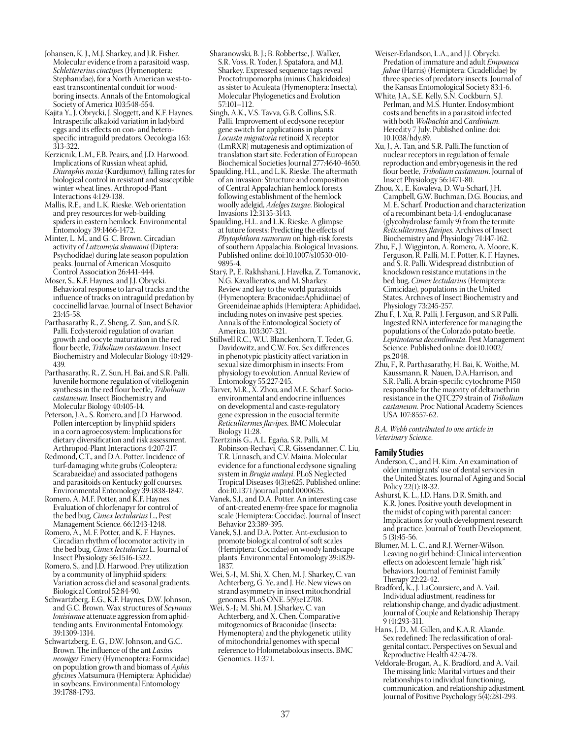Johansen, K. J., M.J. Sharkey, and J.R. Fisher. Molecular evidence from a parasitoid wasp, *Schlettererius cinctipes* (Hymenoptera: Stephanidae), for a North American west-to-east transcontinental conduit for wood-boring insects. Annals of the Entomological Society of America 103:548-554.

Kajita Y., J. Obrycki, J. Sloggett, and K.F. Haynes. Intraspecific alkaloid variation in ladybird eggs and its effects on con- and hetero-specific intraguild predators. Oecologia 163: 313-322.

Kerzicnik, L.M., F.B. Peairs, and J.D. Harwood. Implications of Russian wheat aphid, *Diuraphis noxia* (Kurdjumov), falling rates for biological control in resistant and susceptible winter wheat lines. Arthropod-Plant Interactions 4:129-138.

Mallis, R.E., and L.K. Rieske. Web orientation and prey resources for web-building spiders in eastern hemlock. Environmental Entomology 39:1466-1472.

Minter, L. M., and G. C. Brown. Circadian activity of *Lutzomyia shannoni* (Diptera: Psychodidae) during late season population peaks. Journal of American Mosquito Control Association 26:441-444.

Moser, S., K.F. Haynes, and J.J. Obrycki. Behavioral response to larval tracks and the influence of tracks on intraguild predation by coccinellid larvae. Journal of Insect Behavior 23:45-58.

Parthasarathy R., Z. Sheng, Z. Sun, and S.R. Palli. Ecdysteroid regulation of ovarian growth and oocyte maturation in the red flour beetle, *Tribolium castaneum*. Insect Biochemistry and Molecular Biology 40:429-439.

Parthasarathy, R., Z. Sun, H. Bai, and S.R. Palli. Juvenile hormone regulation of vitellogenin synthesis in the red flour beetle, *Tribolium castaneum*. Insect Biochemistry and Molecular Biology 40:405-14.

Peterson, J.A., S. Romero, and J.D. Harwood. Pollen interception by linyphiid spiders in a corn agroecosystem: Implications for dietary diversification and risk assessment. Arthropod-Plant Interactions 4:207-217.

Redmond, C.T., and D.A. Potter. Incidence of turf-damaging white grubs (Coleoptera: Scarabaeidae) and associated pathogens and parasitoids on Kentucky golf courses. Environmental Entomology 39:1838-1847.

Romero, A. M.F. Potter, and K.F. Haynes. Evaluation of chlorfenapyr for control of the bed bug, *Cimex lectularius* L., Pest Management Science. 66:1243-1248.

Romero, A., M. F. Potter, and K. F. Haynes. Circadian rhythm of locomotor activity in the bed bug, *Cimex lectularius* L. Journal of Insect Physiology 56:1516-1522.

Romero, S., and J.D. Harwood. Prey utilization by a community of linyphiid spiders: Variation across diel and seasonal gradients. Biological Control 52:84-90.

Schwartzberg, E.G., K.F. Haynes, D.W. Johnson, and G.C. Brown. Wax structures of *Scymnus louisianae* attenuate aggression from aphid-tending ants. Environmental Entomology. 39:1309-1314.

Schwartzberg, E. G., D.W. Johnson, and G.C. Brown. The influence of the ant *Lasius neoniger* Emery (Hymenoptera: Formicidae) on population growth and biomass of *Aphis glycines* Matsumura (Hemiptera: Aphididae) in soybeans. Environmental Entomology 39:1788-1793.

Sharanowski, B. J.; B. Robbertse, J. Walker, S.R. Voss, R. Yoder, J. Spatafora, and M.J. Sharkey. Expressed sequence tags reveal Proctotrupomorpha (minus Chalcidoidea) as sister to Aculeata (Hymenoptera: Insecta). Molecular Phylogenetics and Evolution 57:101–112.

Singh, A.K., V.S. Tavva, G.B. Collins, S.R. Palli. Improvement of ecdysone receptor gene switch for applications in plants: *Locusta migratoria* retinoid X receptor (LmRXR) mutagenesis and optimization of translation start site. Federation of European Biochemical Societies Journal 277:4640-4650.

Spaulding, H.L., and L.K. Rieske. The aftermath of an invasion: Structure and composition of Central Appalachian hemlock forests following establishment of the hemlock woolly adelgid, *Adelges tsugae*. Biological Invasions 12:3135-3143.

Spaulding, H.L. and L.K. Rieske. A glimpse at future forests: Predicting the effects of *Phytophthora ramorum* on high-risk forests of southern Appalachia. Biological Invasions. Published online: doi:10.1007/s10530-010-9895-4.

Starý, P., E. Rakhshani, J. Havelka, Z. Tomanovic, N.G. Kavallieratos, and M. Sharkey. Review and key to the world parasitoids (Hymenoptera: Braconidae:Aphidiinae) of Greenideinae aphids (Hemiptera: Aphididae), including notes on invasive pest species. Annals of the Entomological Society of America. 103:307-321.

Stillwell R.C., W.U. Blanckenhorn, T. Teder, G. Davidowitz, and C.W. Fox. Sex differences in phenotypic plasticity affect variation in sexual size dimorphism in insects: From physiology to evolution. Annual Review of Entomology 55:227-245.

Tarver, M.R., X. Zhou, and M.E. Scharf. Socio-environmental and endocrine influences on developmental and caste-regulatory gene expression in the eusocial termite *Reticulitermes flavipes*. BMC Molecular Biology 11:28.

Tzertzinis G., A.L. Egaña, S.R. Palli, M. Robinson-Rechavi, C.R. Gissendanner, C. Liu, T.R. Unnasch, and C.V. Maina. Molecular evidence for a functional ecdysone signaling system in *Brugia malayi*. PLoS Neglected Tropical Diseases 4(3):e625. Published online: doi:10.1371/journal.pntd.0000625.

Vanek, S.J., and D.A. Potter. An interesting case of ant-created enemy-free space for magnolia scale (Hemiptera: Coccidae). Journal of Insect Behavior 23:389-395.

Vanek, S.J. and D.A. Potter. Ant-exclusion to promote biological control of soft scales (Hemiptera: Coccidae) on woody landscape plants. Environmental Entomology 39:1829-1837.

Wei, S.-J., M. Shi, X. Chen, M. J. Sharkey, C. van Achterberg, G. Ye, and J. He. New views on strand asymmetry in insect mitochondrial genomes. PLoS ONE. 5(9):e12708.

Wei, S.-J.; M. Shi, M. J.Sharkey, C. van Achterberg, and X. Chen. Comparative mitogenomics of Braconidae (Insecta: Hymenoptera) and the phylogenetic utility of mitochondrial genomes with special reference to Holometabolous insects. BMC Genomics. 11:371.

Weiser-Erlandson, L.A., and J.J. Obrycki. Predation of immature and adult *Empoasca fabae* (Harris) (Hemiptera: Cicadellidae) by three species of predatory insects. Journal of the Kansas Entomological Society 83:1-6.

White, J.A., S.E. Kelly, S.N. Cockburn, S.J. Perlman, and M.S. Hunter. Endosymbiont costs and benefits in a parasitoid infected with both *Wolbachia* and *Cardinium*. Heredity 7 July. Published online: doi: 10.1038/hdy.89.

Xu, J., A. Tan, and S.R. Palli.The function of nuclear receptors in regulation of female reproduction and embryogenesis in the red flour beetle, *Tribolium castaneum*. Journal of Insect Physiology 56:1471-80.

Zhou, X., E. Kovaleva, D. Wu-Scharf, J.H. Campbell, G.W. Buchman, D.G. Boucias, and M. E. Scharf. Production and characterization of a recombinant beta-1,4-endoglucanase (glycohydrolase family 9) from the termite *Reticulitermes flavipes*. Archives of Insect Biochemistry and Physiology 74:147-162.

Zhu, F., J. Wigginton, A. Romero, A. Moore, K. Ferguson, R. Palli, M. F. Potter, K. F. Haynes, and S. R. Palli. Widespread distribution of knockdown resistance mutations in the bed bug, *Cimex lectularius* (Hemiptera: Cimicidae), populations in the United States. Archives of Insect Biochemistry and Physiology 73:245-257.

Zhu F., J. Xu, R. Palli, J. Ferguson, and S.R Palli. Ingested RNA interference for managing the populations of the Colorado potato beetle, *Leptinotarsa decemlineata*. Pest Management Science. Published online: doi:10.1002/ps.2048.

Zhu, F., R. Parthasarathy, H. Bai, K. Woithe, M. Kaussmann, R. Nauen, D.A.Harrison, and S.R. Palli. A brain-specific cytochrome P450 responsible for the majority of deltamethrin resistance in the QTC279 strain of *Tribolium castaneum*. Proc National Academy Sciences USA 107:8557-62.

*B.A. Webb contributed to one article in Veterinary Science.*

## Family Studies

Anderson, C., and H. Kim. An examination of older immigrants' use of dental services in the United States. Journal of Aging and Social Policy 22(1):18-32.

Ashurst, K. L., J.D. Hans, D.R. Smith, and K.R. Jones. Positive youth development in the midst of coping with parental cancer: Implications for youth development research and practice. Journal of Youth Development, 5 (3):45-56.

Blumer, M. L. C., and R.J. Werner-Wilson. Leaving no girl behind: Clinical intervention effects on adolescent female "high risk" behaviors. Journal of Feminist Family Therapy 22:22-42.

Bradford, K., J. LaCoursiere, and A. Vail. Individual adjustment, readiness for relationship change, and dyadic adjustment. Journal of Couple and Relationship Therapy 9 (4):293-311.

Hans, J. D., M. Gillen, and K.A.R. Akande. Sex redefined: The reclassification of oral-genital contact. Perspectives on Sexual and Reproductive Health 42:74-78.

Veldorale-Brogan, A., K. Bradford, and A. Vail. The missing link: Marital virtues and their relationships to individual functioning, communication, and relationship adjustment. Journal of Positive Psychology 5(4):281-293.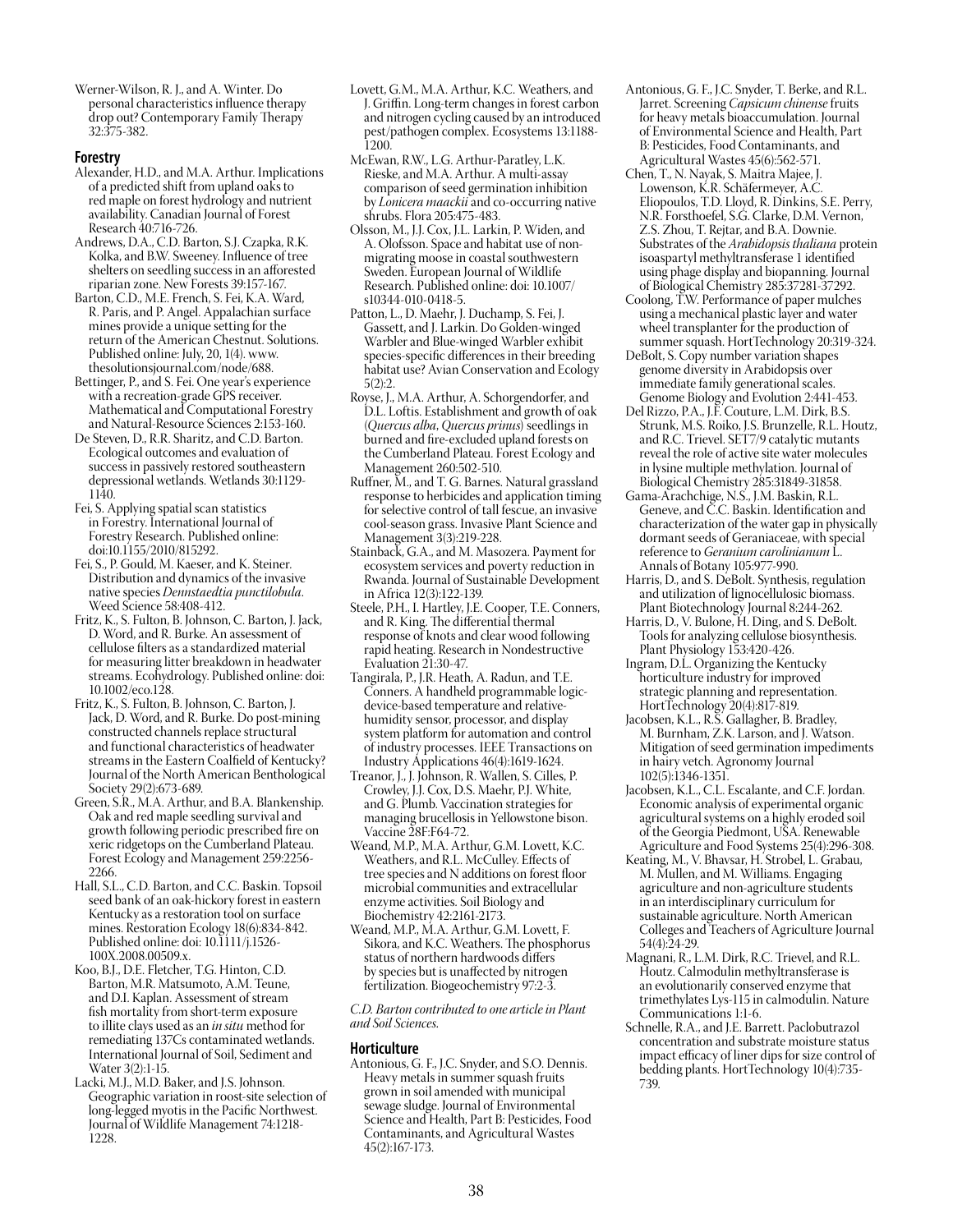Werner-Wilson, R. J., and A. Winter. Do personal characteristics influence therapy drop out? Contemporary Family Therapy 32:375-382.

## Forestry

Alexander, H.D., and M.A. Arthur. Implications of a predicted shift from upland oaks to red maple on forest hydrology and nutrient availability. Canadian Journal of Forest Research 40:716-726.

Andrews, D.A., C.D. Barton, S.J. Czapka, R.K. Kolka, and B.W. Sweeney. Influence of tree shelters on seedling success in an afforested riparian zone. New Forests 39:157-167.

Barton, C.D., M.E. French, S. Fei, K.A. Ward, R. Paris, and P. Angel. Appalachian surface mines provide a unique setting for the return of the American Chestnut. Solutions. Published online: July, 20, 1(4). www.thesolutionsjournal.com/node/688.

Bettinger, P., and S. Fei. One year's experience with a recreation-grade GPS receiver. Mathematical and Computational Forestry and Natural-Resource Sciences 2:153-160.

De Steven, D., R.R. Sharitz, and C.D. Barton. Ecological outcomes and evaluation of success in passively restored southeastern depressional wetlands. Wetlands 30:1129-1140.

Fei, S. Applying spatial scan statistics in Forestry. International Journal of Forestry Research. Published online: doi:10.1155/2010/815292.

Fei, S., P. Gould, M. Kaeser, and K. Steiner. Distribution and dynamics of the invasive native species *Dennstaedtia punctilobula*. Weed Science 58:408-412.

Fritz, K., S. Fulton, B. Johnson, C. Barton, J. Jack, D. Word, and R. Burke. An assessment of cellulose filters as a standardized material for measuring litter breakdown in headwater streams. Ecohydrology. Published online: doi: 10.1002/eco.128.

Fritz, K., S. Fulton, B. Johnson, C. Barton, J. Jack, D. Word, and R. Burke. Do post-mining constructed channels replace structural and functional characteristics of headwater streams in the Eastern Coalfield of Kentucky? Journal of the North American Benthological Society 29(2):673-689.

Green, S.R., M.A. Arthur, and B.A. Blankenship. Oak and red maple seedling survival and growth following periodic prescribed fire on xeric ridgetops on the Cumberland Plateau. Forest Ecology and Management 259:2256-2266.

Hall, S.L., C.D. Barton, and C.C. Baskin. Topsoil seed bank of an oak-hickory forest in eastern Kentucky as a restoration tool on surface mines. Restoration Ecology 18(6):834-842. Published online: doi: 10.1111/j.1526-100X.2008.00509.x.

Koo, B.J., D.E. Fletcher, T.G. Hinton, C.D. Barton, M.R. Matsumoto, A.M. Teune, and D.I. Kaplan. Assessment of stream fish mortality from short-term exposure to illite clays used as an *in situ* method for remediating 137Cs contaminated wetlands. International Journal of Soil, Sediment and Water 3(2):1-15.

Lacki, M.J., M.D. Baker, and J.S. Johnson. Geographic variation in roost-site selection of long-legged myotis in the Pacific Northwest. Journal of Wildlife Management 74:1218-1228.

Lovett, G.M., M.A. Arthur, K.C. Weathers, and J. Griffin. Long-term changes in forest carbon and nitrogen cycling caused by an introduced pest/pathogen complex. Ecosystems 13:1188-1200.

McEwan, R.W., L.G. Arthur-Paratley, L.K. Rieske, and M.A. Arthur. A multi-assay comparison of seed germination inhibition by *Lonicera maackii* and co-occurring native shrubs. Flora 205:475-483.

Olsson, M., J.J. Cox, J.L. Larkin, P. Widen, and A. Olofsson. Space and habitat use of non-migrating moose in coastal southwestern Sweden. European Journal of Wildlife Research. Published online: doi: 10.1007/s10344-010-0418-5.

Patton, L., D. Maehr, J. Duchamp, S. Fei, J. Gassett, and J. Larkin. Do Golden-winged Warbler and Blue-winged Warbler exhibit species-specific differences in their breeding habitat use? Avian Conservation and Ecology 5(2):2.

Royse, J., M.A. Arthur, A. Schorgendorfer, and D.L. Loftis. Establishment and growth of oak (*Quercus alba*, *Quercus prinus*) seedlings in burned and fire-excluded upland forests on the Cumberland Plateau. Forest Ecology and Management 260:502-510.

Ruffner, M., and T. G. Barnes. Natural grassland response to herbicides and application timing for selective control of tall fescue, an invasive cool-season grass. Invasive Plant Science and Management 3(3):219-228.

Stainback, G.A., and M. Masozera. Payment for ecosystem services and poverty reduction in Rwanda. Journal of Sustainable Development in Africa 12(3):122-139.

Steele, P.H., I. Hartley, J.E. Cooper, T.E. Conners, and R. King. The differential thermal response of knots and clear wood following rapid heating. Research in Nondestructive Evaluation 21:30-47.

Tangirala, P., J.R. Heath, A. Radun, and T.E. Conners. A handheld programmable logic-device-based temperature and relative-humidity sensor, processor, and display system platform for automation and control of industry processes. IEEE Transactions on Industry Applications 46(4):1619-1624.

Treanor, J., J. Johnson, R. Wallen, S. Cilles, P. Crowley, J.J. Cox, D.S. Maehr, P.J. White, and G. Plumb. Vaccination strategies for managing brucellosis in Yellowstone bison. Vaccine 28F:F64-72.

Weand, M.P., M.A. Arthur, G.M. Lovett, K.C. Weathers, and R.L. McCulley. Effects of tree species and N additions on forest floor microbial communities and extracellular enzyme activities. Soil Biology and Biochemistry 42:2161-2173.

Weand, M.P., M.A. Arthur, G.M. Lovett, F. Sikora, and K.C. Weathers. The phosphorus status of northern hardwoods differs by species but is unaffected by nitrogen fertilization. Biogeochemistry 97:2-3.

*C.D. Barton contributed to one article in Plant and Soil Sciences.*

## Horticulture

Antonious, G. F., J.C. Snyder, and S.O. Dennis. Heavy metals in summer squash fruits grown in soil amended with municipal sewage sludge. Journal of Environmental Science and Health, Part B: Pesticides, Food Contaminants, and Agricultural Wastes 45(2):167-173.

Antonious, G. F., J.C. Snyder, T. Berke, and R.L. Jarret. Screening *Capsicum chinense* fruits for heavy metals bioaccumulation. Journal of Environmental Science and Health, Part B: Pesticides, Food Contaminants, and Agricultural Wastes 45(6):562-571.

Chen, T., N. Nayak, S. Maitra Majee, J. Lowenson, K.R. Schäfermeyer, A.C. Eliopoulos, T.D. Lloyd, R. Dinkins, S.E. Perry, N.R. Forsthoefel, S.G. Clarke, D.M. Vernon, Z.S. Zhou, T. Rejtar, and B.A. Downie. Substrates of the *Arabidopsis thaliana* protein isoaspartyl methyltransferase 1 identified using phage display and biopanning. Journal of Biological Chemistry 285:37281-37292.

Coolong, T.W. Performance of paper mulches using a mechanical plastic layer and water wheel transplanter for the production of summer squash. HortTechnology 20:319-324.

DeBolt, S. Copy number variation shapes genome diversity in Arabidopsis over immediate family generational scales. Genome Biology and Evolution 2:441-453.

Del Rizzo, P.A., J.F. Couture, L.M. Dirk, B.S. Strunk, M.S. Roiko, J.S. Brunzelle, R.L. Houtz, and R.C. Trievel. SET7/9 catalytic mutants reveal the role of active site water molecules in lysine multiple methylation. Journal of Biological Chemistry 285:31849-31858.

Gama-Arachchige, N.S., J.M. Baskin, R.L. Geneve, and C.C. Baskin. Identification and characterization of the water gap in physically dormant seeds of Geraniaceae, with special reference to *Geranium carolinianum* L. Annals of Botany 105:977-990.

Harris, D., and S. DeBolt. Synthesis, regulation and utilization of lignocellulosic biomass. Plant Biotechnology Journal 8:244-262.

Harris, D., V. Bulone, H. Ding, and S. DeBolt. Tools for analyzing cellulose biosynthesis. Plant Physiology 153:420-426.

Ingram, D.L. Organizing the Kentucky horticulture industry for improved strategic planning and representation. HortTechnology 20(4):817-819.

Jacobsen, K.L., R.S. Gallagher, B. Bradley, M. Burnham, Z.K. Larson, and J. Watson. Mitigation of seed germination impediments in hairy vetch. Agronomy Journal 102(5):1346-1351.

Jacobsen, K.L., C.L. Escalante, and C.F. Jordan. Economic analysis of experimental organic agricultural systems on a highly eroded soil of the Georgia Piedmont, USA. Renewable Agriculture and Food Systems 25(4):296-308.

Keating, M., V. Bhavsar, H. Strobel, L. Grabau, M. Mullen, and M. Williams. Engaging agriculture and non-agriculture students in an interdisciplinary curriculum for sustainable agriculture. North American Colleges and Teachers of Agriculture Journal 54(4):24-29.

Magnani, R., L.M. Dirk, R.C. Trievel, and R.L. Houtz. Calmodulin methyltransferase is an evolutionarily conserved enzyme that trimethylates Lys-115 in calmodulin. Nature Communications 1:1-6.

Schnelle, R.A., and J.E. Barrett. Paclobutrazol concentration and substrate moisture status impact efficacy of liner dips for size control of bedding plants. HortTechnology 10(4):735-739.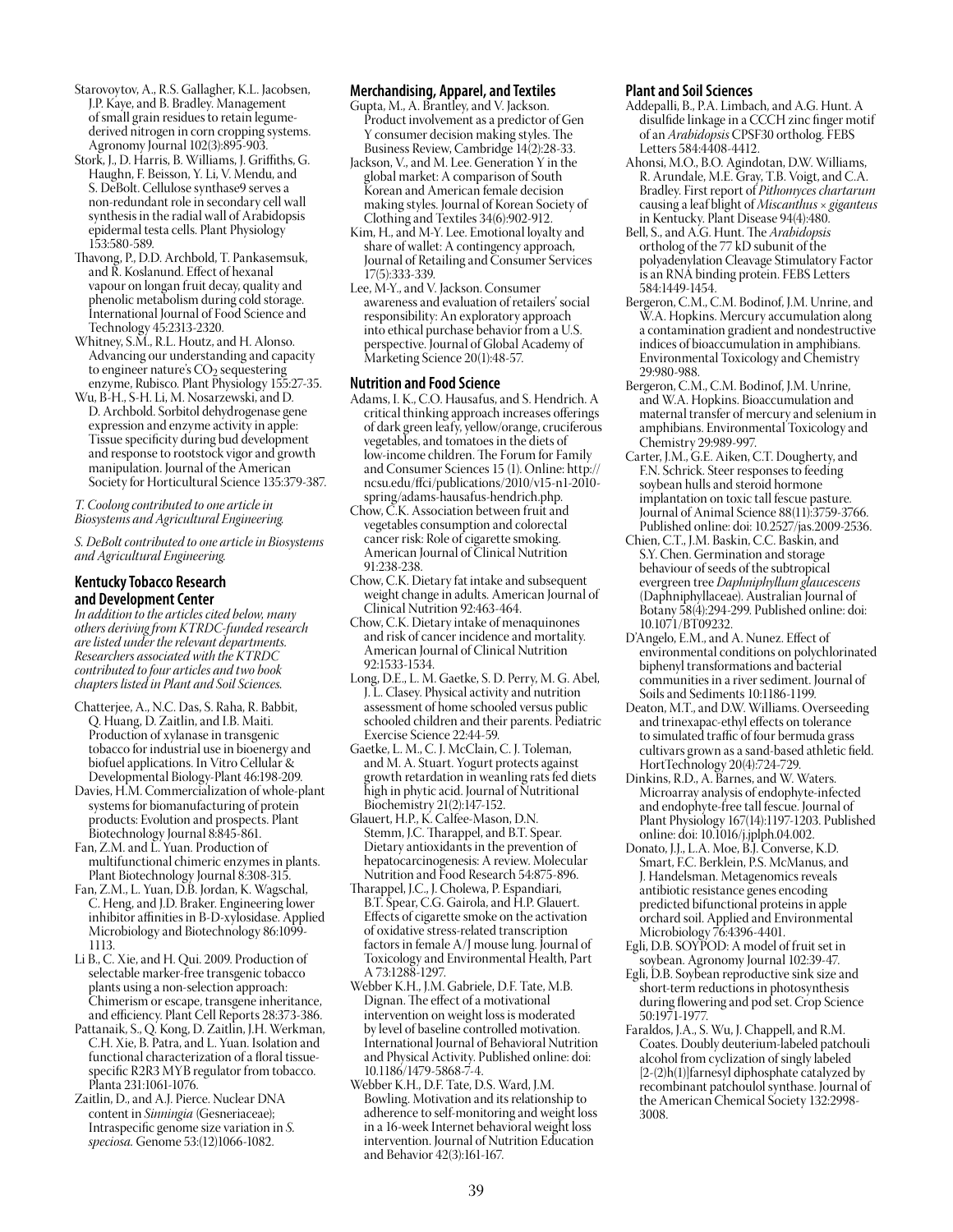Starovoytov, A., R.S. Gallagher, K.L. Jacobsen, J.P. Kaye, and B. Bradley. Management of small grain residues to retain legume-derived nitrogen in corn cropping systems. Agronomy Journal 102(3):895-903.

Stork, J., D. Harris, B. Williams, J. Griffiths, G. Haughn, F. Beisson, Y. Li, V. Mendu, and S. DeBolt. Cellulose synthase9 serves a non-redundant role in secondary cell wall synthesis in the radial wall of Arabidopsis epidermal testa cells. Plant Physiology 153:580-589.

Thavong, P., D.D. Archbold, T. Pankasemsuk, and R. Koslanund. Effect of hexanal vapour on longan fruit decay, quality and phenolic metabolism during cold storage. International Journal of Food Science and Technology 45:2313-2320.

Whitney, S.M., R.L. Houtz, and H. Alonso. Advancing our understanding and capacity to engineer nature's $CO_2$ sequestering enzyme, Rubisco. Plant Physiology 155:27-35.

Wu, B-H., S-H. Li, M. Nosarzewski, and D. D. Archbold. Sorbitol dehydrogenase gene expression and enzyme activity in apple: Tissue specificity during bud development and response to rootstock vigor and growth manipulation. Journal of the American Society for Horticultural Science 135:379-387.

*T. Coolong contributed to one article in Biosystems and Agricultural Engineering.*

*S. DeBolt contributed to one article in Biosystems and Agricultural Engineering.*

## Kentucky Tobacco Research and Development Center

*In addition to the articles cited below, many others deriving from KTRDC-funded research are listed under the relevant departments. Researchers associated with the KTRDC contributed to four articles and two book chapters listed in Plant and Soil Sciences.*

Chatterjee, A., N.C. Das, S. Raha, R. Babbit, Q. Huang, D. Zaitlin, and I.B. Maiti. Production of xylanase in transgenic tobacco for industrial use in bioenergy and biofuel applications. In Vitro Cellular & Developmental Biology-Plant 46:198-209.

Davies, H.M. Commercialization of whole-plant systems for biomanufacturing of protein products: Evolution and prospects. Plant Biotechnology Journal 8:845-861.

Fan, Z.M. and L. Yuan. Production of multifunctional chimeric enzymes in plants. Plant Biotechnology Journal 8:308-315.

Fan, Z.M., L. Yuan, D.B. Jordan, K. Wagschal, C. Heng, and J.D. Braker. Engineering lower inhibitor affinities in B-D-xylosidase. Applied Microbiology and Biotechnology 86:1099-1113.

Li B., C. Xie, and H. Qui. 2009. Production of selectable marker-free transgenic tobacco plants using a non-selection approach: Chimerism or escape, transgene inheritance, and efficiency. Plant Cell Reports 28:373-386.

Pattanaik, S., Q. Kong, D. Zaitlin, J.H. Werkman, C.H. Xie, B. Patra, and L. Yuan. Isolation and functional characterization of a floral tissue-specific R2R3 MYB regulator from tobacco. Planta 231:1061-1076.

Zaitlin, D., and A.J. Pierce. Nuclear DNA content in *Sinningia* (Gesneriaceae); Intraspecific genome size variation in *S. speciosa.* Genome 53:(12)1066-1082.

## Merchandising, Apparel, and Textiles

Gupta, M., A. Brantley, and V. Jackson. Product involvement as a predictor of Gen Y consumer decision making styles. The Business Review, Cambridge 14(2):28-33.

Jackson, V., and M. Lee. Generation Y in the global market: A comparison of South Korean and American female decision making styles. Journal of Korean Society of Clothing and Textiles 34(6):902-912.

Kim, H., and M-Y. Lee. Emotional loyalty and share of wallet: A contingency approach, Journal of Retailing and Consumer Services 17(5):333-339.

Lee, M-Y., and V. Jackson. Consumer awareness and evaluation of retailers' social responsibility: An exploratory approach into ethical purchase behavior from a U.S. perspective. Journal of Global Academy of Marketing Science 20(1):48-57.

## Nutrition and Food Science

Adams, I. K., C.O. Hausafus, and S. Hendrich. A critical thinking approach increases offerings of dark green leafy, yellow/orange, cruciferous vegetables, and tomatoes in the diets of low-income children. The Forum for Family and Consumer Sciences 15 (1). Online: http://ncsu.edu/ffci/publications/2010/v15-n1-2010-spring/adams-hausafus-hendrich.php.

Chow, C.K. Association between fruit and vegetables consumption and colorectal cancer risk: Role of cigarette smoking. American Journal of Clinical Nutrition 91:238-238.

Chow, C.K. Dietary fat intake and subsequent weight change in adults. American Journal of Clinical Nutrition 92:463-464.

Chow, C.K. Dietary intake of menaquinones and risk of cancer incidence and mortality. American Journal of Clinical Nutrition 92:1533-1534.

Long, D.E., L. M. Gaetke, S. D. Perry, M. G. Abel, J. L. Clasey. Physical activity and nutrition assessment of home schooled versus public schooled children and their parents. Pediatric Exercise Science 22:44-59.

Gaetke, L. M., C. J. McClain, C. J. Toleman, and M. A. Stuart. Yogurt protects against growth retardation in weanling rats fed diets high in phytic acid. Journal of Nutritional Biochemistry 21(2):147-152.

Glauert, H.P., K. Calfee-Mason, D.N. Stemm, J.C. Tharappel, and B.T. Spear. Dietary antioxidants in the prevention of hepatocarcinogenesis: A review. Molecular Nutrition and Food Research 54:875-896.

Tharappel, J.C., J. Cholewa, P. Espandiari, B.T. Spear, C.G. Gairola, and H.P. Glauert. Effects of cigarette smoke on the activation of oxidative stress-related transcription factors in female A/J mouse lung. Journal of Toxicology and Environmental Health, Part A 73:1288-1297.

Webber K.H., J.M. Gabriele, D.F. Tate, M.B. Dignan. The effect of a motivational intervention on weight loss is moderated by level of baseline controlled motivation. International Journal of Behavioral Nutrition and Physical Activity. Published online: doi: 10.1186/1479-5868-7-4.

Webber K.H., D.F. Tate, D.S. Ward, J.M. Bowling. Motivation and its relationship to adherence to self-monitoring and weight loss in a 16-week Internet behavioral weight loss intervention. Journal of Nutrition Education and Behavior 42(3):161-167.

## Plant and Soil Sciences

Addepalli, B., P.A. Limbach, and A.G. Hunt. A disulfide linkage in a CCCH zinc finger motif of an *Arabidopsis* CPSF30 ortholog. FEBS Letters 584:4408-4412.

Ahonsi, M.O., B.O. Agindotan, D.W. Williams, R. Arundale, M.E. Gray, T.B. Voigt, and C.A. Bradley. First report of *Pithomyces chartarum* causing a leaf blight of *Miscanthus × giganteus* in Kentucky. Plant Disease 94(4):480.

Bell, S., and A.G. Hunt. The *Arabidopsis* ortholog of the 77 kD subunit of the polyadenylation Cleavage Stimulatory Factor is an RNA binding protein. FEBS Letters 584:1449-1454.

Bergeron, C.M., C.M. Bodinof, J.M. Unrine, and W.A. Hopkins. Mercury accumulation along a contamination gradient and nondestructive indices of bioaccumulation in amphibians. Environmental Toxicology and Chemistry 29:980-988.

Bergeron, C.M., C.M. Bodinof, J.M. Unrine, and W.A. Hopkins. Bioaccumulation and maternal transfer of mercury and selenium in amphibians. Environmental Toxicology and Chemistry 29:989-997.

Carter, J.M., G.E. Aiken, C.T. Dougherty, and F.N. Schrick. Steer responses to feeding soybean hulls and steroid hormone implantation on toxic tall fescue pasture. Journal of Animal Science 88(11):3759-3766. Published online: doi: 10.2527/jas.2009-2536.

Chien, C.T., J.M. Baskin, C.C. Baskin, and S.Y. Chen. Germination and storage behaviour of seeds of the subtropical evergreen tree *Daphniphyllum glaucescens* (Daphniphyllaceae). Australian Journal of Botany 58(4):294-299. Published online: doi: 10.1071/BT09232.

D'Angelo, E.M., and A. Nunez. Effect of environmental conditions on polychlorinated biphenyl transformations and bacterial communities in a river sediment. Journal of Soils and Sediments 10:1186-1199.

Deaton, M.T., and D.W. Williams. Overseeding and trinexapac-ethyl effects on tolerance to simulated traffic of four bermuda grass cultivars grown as a sand-based athletic field. HortTechnology 20(4):724-729.

Dinkins, R.D., A. Barnes, and W. Waters. Microarray analysis of endophyte-infected and endophyte-free tall fescue. Journal of Plant Physiology 167(14):1197-1203. Published online: doi: 10.1016/j.jplph.04.002.

Donato, J.J., L.A. Moe, B.J. Converse, K.D. Smart, F.C. Berklein, P.S. McManus, and J. Handelsman. Metagenomics reveals antibiotic resistance genes encoding predicted bifunctional proteins in apple orchard soil. Applied and Environmental Microbiology 76:4396-4401.

Egli, D.B. SOYPOD: A model of fruit set in soybean. Agronomy Journal 102:39-47.

Egli, D.B. Soybean reproductive sink size and short-term reductions in photosynthesis during flowering and pod set. Crop Science 50:1971-1977.

Faraldos, J.A., S. Wu, J. Chappell, and R.M. Coates. Doubly deuterium-labeled patchouli alcohol from cyclization of singly labeled [2-(2)h(1)]farnesyl diphosphate catalyzed by recombinant patchoulol synthase. Journal of the American Chemical Society 132:2998-3008.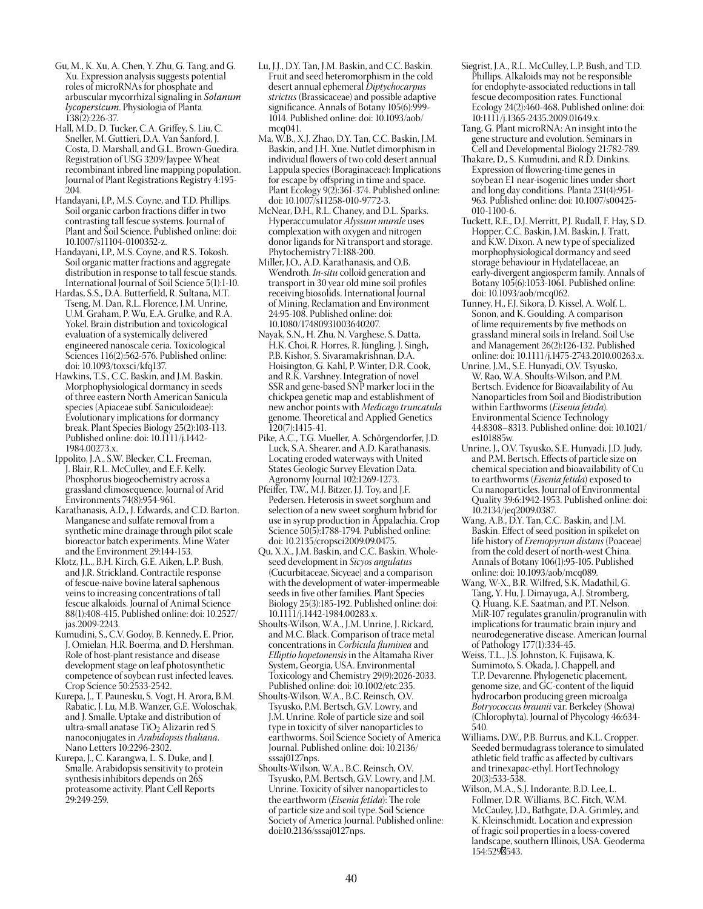Gu, M., K. Xu, A. Chen, Y. Zhu, G. Tang, and G. Xu. Expression analysis suggests potential roles of microRNAs for phosphate and arbuscular mycorrhizal signaling in *Solanum lycopersicum*. Physiologia of Planta 138(2):226-37.

Hall, M.D., D. Tucker, C.A. Griffey, S. Liu, C. Sneller, M. Guttieri, D.A. Van Sanford, J. Costa, D. Marshall, and G.L. Brown-Guedira. Registration of USG 3209/Jaypee Wheat recombinant inbred line mapping population. Journal of Plant Registrations Registry 4:195-204.

Handayani, I.P., M.S. Coyne, and T.D. Phillips. Soil organic carbon fractions differ in two contrasting tall fescue systems. Journal of Plant and Soil Science. Published online: doi: 10.1007/s11104-0100352-z.

Handayani, I.P., M.S. Coyne, and R.S. Tokosh. Soil organic matter fractions and aggregate distribution in response to tall fescue stands. International Journal of Soil Science 5(1):1-10.

Hardas, S.S., D.A. Butterfield, R. Sultana, M.T. Tseng, M. Dan, R.L. Florence, J.M. Unrine, U.M. Graham, P. Wu, E.A. Grulke, and R.A. Yokel. Brain distribution and toxicological evaluation of a systemically delivered engineered nanoscale ceria. Toxicological Sciences 116(2):562-576. Published online: doi: 10.1093/toxsci/kfq137.

Hawkins, T.S., C.C. Baskin, and J.M. Baskin. Morphophysiological dormancy in seeds of three eastern North American Sanicula species (Apiaceae subf. Saniculoideae): Evolutionary implications for dormancy break. Plant Species Biology 25(2):103-113. Published online: doi: 10.1111/j.1442-1984.00273.x.

Ippolito, J.A., S.W. Blecker, C.L. Freeman, J. Blair, R.L. McCulley, and E.F. Kelly. Phosphorus biogeochemistry across a grassland climosequence. Journal of Arid Environments 74(8):954-961.

Karathanasis, A.D., J. Edwards, and C.D. Barton. Manganese and sulfate removal from a synthetic mine drainage through pilot scale bioreactor batch experiments. Mine Water and the Environment 29:144-153.

Klotz, J.L., B.H. Kirch, G.E. Aiken, L.P. Bush, and J.R. Strickland. Contractile response of fescue-naive bovine lateral saphenous veins to increasing concentrations of tall fescue alkaloids. Journal of Animal Science 88(1):408-415. Published online: doi: 10.2527/jas.2009-2243.

Kumudini, S., C.V. Godoy, B. Kennedy, E. Prior, J. Omielan, H.R. Boerma, and D. Hershman. Role of host-plant resistance and disease development stage on leaf photosynthetic competence of soybean rust infected leaves. Crop Science 50:2533-2542.

Kurepa, J., T. Paunesku, S. Vogt, H. Arora, B.M. Rabatic, J. Lu, M.B. Wanzer, G.E. Woloschak, and J. Smalle. Uptake and distribution of ultra-small anatase $TiO_2$ Alizarin red S nanoconjugates in *Arabidopsis thaliana*. Nano Letters 10:2296-2302.

Kurepa, J., C. Karangwa, L. S. Duke, and J. Smalle. Arabidopsis sensitivity to protein synthesis inhibitors depends on 26S proteasome activity. Plant Cell Reports 29:249-259.

Lu, J.J., D.Y. Tan, J.M. Baskin, and C.C. Baskin. Fruit and seed heteromorphism in the cold desert annual ephemeral *Diptychocarpus strictus* (Brassicaceae) and possible adaptive significance. Annals of Botany 105(6):999-1014. Published online: doi: 10.1093/aob/mcq041.

Ma, W.B., X.J. Zhao, D.Y. Tan, C.C. Baskin, J.M. Baskin, and J.H. Xue. Nutlet dimorphism in individual flowers of two cold desert annual Lappula species (Boraginaceae): Implications for escape by offspring in time and space. Plant Ecology 9(2):361-374. Published online: doi: 10.1007/s11258-010-9772-3.

McNear, D.H., R.L. Chaney, and D.L. Sparks. Hyperaccumulator *Alyssum murale* uses complexation with oxygen and nitrogen donor ligands for Ni transport and storage. Phytochemistry 71:188-200.

Miller, J.O., A.D. Karathanasis, and O.B. Wendroth. *In-situ* colloid generation and transport in 30 year old mine soil profiles receiving biosolids. International Journal of Mining, Reclamation and Environment 24:95-108. Published online: doi: 10.1080/17480931003640207.

Nayak, S.N., H. Zhu, N. Varghese, S. Datta, H.K. Choi, R. Horres, R. Jüngling, J. Singh, P.B. Kishor, S. Sivaramakrishnan, D.A. Hoisington, G. Kahl, P. Winter, D.R. Cook, and R.K. Varshney. Integration of novel SSR and gene-based SNP marker loci in the chickpea genetic map and establishment of new anchor points with *Medicago truncatula* genome. Theoretical and Applied Genetics 120(7):1415-41.

Pike, A.C., T.G. Mueller, A. Schörgendorfer, J.D. Luck, S.A. Shearer, and A.D. Karathanasis. Locating eroded waterways with United States Geologic Survey Elevation Data. Agronomy Journal 102:1269-1273.

Pfeiffer, T.W., M.J. Bitzer, J.J. Toy, and J.F. Pedersen. Heterosis in sweet sorghum and selection of a new sweet sorghum hybrid for use in syrup production in Appalachia. Crop Science 50(5):1788-1794. Published online: doi: 10.2135/cropsci2009.09.0475.

Qu, X.X., J.M. Baskin, and C.C. Baskin. Whole-seed development in *Sicyos angulatus* (Cucurbitaceae, Sicyeae) and a comparison with the development of water-impermeable seeds in five other families. Plant Species Biology 25(3):185-192. Published online: doi: 10.1111/j.1442-1984.00283.x.

Shoults-Wilson, W.A., J.M. Unrine, J. Rickard, and M.C. Black. Comparison of trace metal concentrations in *Corbicula fluminea* and *Elliptio hopetonensis* in the Altamaha River System, Georgia, USA. Environmental Toxicology and Chemistry 29(9):2026-2033. Published online: doi: 10.1002/etc.235.

Shoults-Wilson, W.A., B.C. Reinsch, O.V. Tsyusko, P.M. Bertsch, G.V. Lowry, and J.M. Unrine. Role of particle size and soil type in toxicity of silver nanoparticles to earthworms. Soil Science Society of America Journal. Published online: doi: 10.2136/sssaj0127nps.

Shoults-Wilson, W.A., B.C. Reinsch, O.V. Tsyusko, P.M. Bertsch, G.V. Lowry, and J.M. Unrine. Toxicity of silver nanoparticles to the earthworm (*Eisenia fetida*): The role of particle size and soil type. Soil Science Society of America Journal. Published online: doi:10.2136/sssaj0127nps.

Siegrist, J.A., R.L. McCulley, L.P. Bush, and T.D. Phillips. Alkaloids may not be responsible for endophyte-associated reductions in tall fescue decomposition rates. Functional Ecology 24(2):460-468. Published online: doi: 10:1111/j.1365-2435.2009.01649.x.

Tang, G. Plant microRNA: An insight into the gene structure and evolution. Seminars in Cell and Developmental Biology 21:782-789.

Thakare, D., S. Kumudini, and R.D. Dinkins. Expression of flowering-time genes in soybean E1 near-isogenic lines under short and long day conditions. Planta 231(4):951-963. Published online: doi: 10.1007/s00425-010-1100-6.

Tuckett, R.E., D.J. Merritt, P.J. Rudall, F. Hay, S.D. Hopper, C.C. Baskin, J.M. Baskin, J. Tratt, and K.W. Dixon. A new type of specialized morphophysiological dormancy and seed storage behaviour in Hydatellaceae, an early-divergent angiosperm family. Annals of Botany 105(6):1053-1061. Published online: doi: 10.1093/aob/mcq062.

Tunney, H., F.J. Sikora, D. Kissel, A. Wolf, L. Sonon, and K. Goulding. A comparison of lime requirements by five methods on grassland mineral soils in Ireland. Soil Use and Management 26(2):126-132. Published online: doi: 10.1111/j.1475-2743.2010.00263.x.

Unrine, J.M., S.E. Hunyadi, O.V. Tsyusko, W. Rao, W.A. Shoults-Wilson, and P.M. Bertsch. Evidence for Bioavailability of Au Nanoparticles from Soil and Biodistribution within Earthworms (*Eisenia fetida*). Environmental Science Technology 44:8308–8313. Published online: doi: 10.1021/es101885w.

Unrine, J., O.V. Tsyusko, S.E. Hunyadi, J.D. Judy, and P.M. Bertsch. Effects of particle size on chemical speciation and bioavailability of Cu to earthworms (*Eisenia fetida*) exposed to Cu nanoparticles. Journal of Environmental Quality 39:6:1942-1953. Published online: doi: 10.2134/jeq2009.0387.

Wang, A.B., D.Y. Tan, C.C. Baskin, and J.M. Baskin. Effect of seed position in spikelet on life history of *Eremopyrum distans* (Poaceae) from the cold desert of north-west China. Annals of Botany 106(1):95-105. Published online: doi: 10.1093/aob/mcq089.

Wang, W-X., B.R. Wilfred, S.K. Madathil, G. Tang, Y. Hu, J. Dimayuga, A.J. Stromberg, Q. Huang, K.E. Saatman, and P.T. Nelson. MiR-107 regulates granulin/progranulin with implications for traumatic brain injury and neurodegenerative disease. American Journal of Pathology 177(1):334-45.

Weiss, T.L., J.S. Johnston, K. Fujisawa, K. Sumimoto, S. Okada, J. Chappell, and T.P. Devarenne. Phylogenetic placement, genome size, and GC-content of the liquid hydrocarbon producing green microalga *Botryococcus braunii* var. Berkeley (Showa) (Chlorophyta). Journal of Phycology 46:634-540.

Williams, D.W., P.B. Burrus, and K.L. Cropper. Seeded bermudagrass tolerance to simulated athletic field traffic as affected by cultivars and trinexapac-ethyl. HortTechnology 20(3):533-538.

Wilson, M.A., S.J. Indorante, B.D. Lee, L. Follmer, D.R. Williams, B.C. Fitch, W.M. McCauley, J.D., Bathgate, D.A. Grimley, and K. Kleinschmidt. Location and expression of fragic soil properties in a loess-covered landscape, southern Illinois, USA. Geoderma 154:529–543.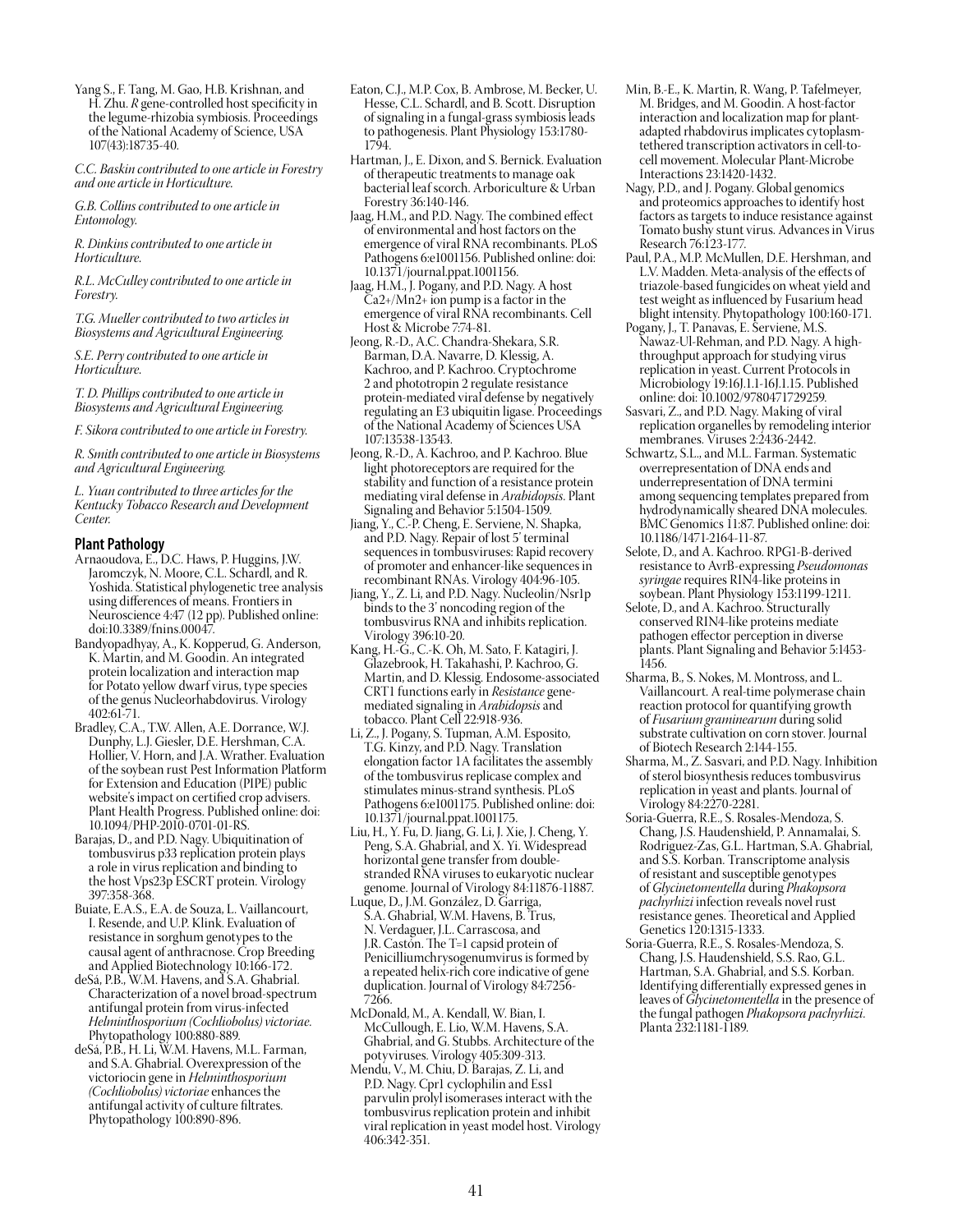Yang S., F. Tang, M. Gao, H.B. Krishnan, and H. Zhu. *R* gene-controlled host specificity in the legume-rhizobia symbiosis. Proceedings of the National Academy of Science, USA 107(43):18735-40.

*C.C. Baskin contributed to one article in Forestry and one article in Horticulture.*

*G.B. Collins contributed to one article in Entomology.*

*R. Dinkins contributed to one article in Horticulture.*

*R.L. McCulley contributed to one article in Forestry.*

*T.G. Mueller contributed to two articles in Biosystems and Agricultural Engineering.*

*S.E. Perry contributed to one article in Horticulture.*

*T. D. Phillips contributed to one article in Biosystems and Agricultural Engineering.*

*F. Sikora contributed to one article in Forestry.*

*R. Smith contributed to one article in Biosystems and Agricultural Engineering.*

*L. Yuan contributed to three articles for the Kentucky Tobacco Research and Development Center.*

## Plant Pathology

Arnaoudova, E., D.C. Haws, P. Huggins, J.W. Jaromczyk, N. Moore, C.L. Schardl, and R. Yoshida. Statistical phylogenetic tree analysis using differences of means. Frontiers in Neuroscience 4:47 (12 pp). Published online: doi:10.3389/fnins.00047.

Bandyopadhyay, A., K. Kopperud, G. Anderson, K. Martin, and M. Goodin. An integrated protein localization and interaction map for Potato yellow dwarf virus, type species of the genus Nucleorhabdovirus. Virology 402:61-71.

Bradley, C.A., T.W. Allen, A.E. Dorrance, W.J. Dunphy, L.J. Giesler, D.E. Hershman, C.A. Hollier, V. Horn, and J.A. Wrather. Evaluation of the soybean rust Pest Information Platform for Extension and Education (PIPE) public website's impact on certified crop advisers. Plant Health Progress. Published online: doi: 10.1094/PHP-2010-0701-01-RS.

Barajas, D., and P.D. Nagy. Ubiquitination of tombusvirus p33 replication protein plays a role in virus replication and binding to the host Vps23p ESCRT protein. Virology 397:358-368.

Buiate, E.A.S., E.A. de Souza, L. Vaillancourt, I. Resende, and U.P. Klink. Evaluation of resistance in sorghum genotypes to the causal agent of anthracnose. Crop Breeding and Applied Biotechnology 10:166-172.

deSá, P.B., W.M. Havens, and S.A. Ghabrial. Characterization of a novel broad-spectrum antifungal protein from virus-infected *Helminthosporium (Cochliobolus) victoriae*. Phytopathology 100:880-889.

deSá, P.B., H. Li, W.M. Havens, M.L. Farman, and S.A. Ghabrial. Overexpression of the victoriocin gene in *Helminthosporium (Cochliobolus) victoriae* enhances the antifungal activity of culture filtrates. Phytopathology 100:890-896.

Eaton, C.J., M.P. Cox, B. Ambrose, M. Becker, U. Hesse, C.L. Schardl, and B. Scott. Disruption of signaling in a fungal-grass symbiosis leads to pathogenesis. Plant Physiology 153:1780-1794.

Hartman, J., E. Dixon, and S. Bernick. Evaluation of therapeutic treatments to manage oak bacterial leaf scorch. Arboriculture & Urban Forestry 36:140-146.

Jaag, H.M., and P.D. Nagy. The combined effect of environmental and host factors on the emergence of viral RNA recombinants. PLoS Pathogens 6:e1001156. Published online: doi: 10.1371/journal.ppat.1001156.

Jaag, H.M., J. Pogany, and P.D. Nagy. A host $Ca2+/Mn2+$ ion pump is a factor in the emergence of viral RNA recombinants. Cell Host & Microbe 7:74-81.

Jeong, R.-D., A.C. Chandra-Shekara, S.R. Barman, D.A. Navarre, D. Klessig, A. Kachroo, and P. Kachroo. Cryptochrome 2 and phototropin 2 regulate resistance protein-mediated viral defense by negatively regulating an E3 ubiquitin ligase. Proceedings of the National Academy of Sciences USA 107:13538-13543.

Jeong, R.-D., A. Kachroo, and P. Kachroo. Blue light photoreceptors are required for the stability and function of a resistance protein mediating viral defense in *Arabidopsis*. Plant Signaling and Behavior 5:1504-1509.

Jiang, Y., C.-P. Cheng, E. Serviene, N. Shapka, and P.D. Nagy. Repair of lost 5' terminal sequences in tombusviruses: Rapid recovery of promoter and enhancer-like sequences in recombinant RNAs. Virology 404:96-105.

Jiang, Y., Z. Li, and P.D. Nagy. Nucleolin/Nsr1p binds to the 3' noncoding region of the tombusvirus RNA and inhibits replication. Virology 396:10-20.

Kang, H.-G., C.-K. Oh, M. Sato, F. Katagiri, J. Glazebrook, H. Takahashi, P. Kachroo, G. Martin, and D. Klessig. Endosome-associated CRT1 functions early in *Resistance* gene-mediated signaling in *Arabidopsis* and tobacco. Plant Cell 22:918-936.

Li, Z., J. Pogany, S. Tupman, A.M. Esposito, T.G. Kinzy, and P.D. Nagy. Translation elongation factor 1A facilitates the assembly of the tombusvirus replicase complex and stimulates minus-strand synthesis. PLoS Pathogens 6:e1001175. Published online: doi: 10.1371/journal.ppat.1001175.

Liu, H., Y. Fu, D. Jiang, G. Li, J. Xie, J. Cheng, Y. Peng, S.A. Ghabrial, and X. Yi. Widespread horizontal gene transfer from double-stranded RNA viruses to eukaryotic nuclear genome. Journal of Virology 84:11876-11887.

Luque, D., J.M. González, D. Garriga, S.A. Ghabrial, W.M. Havens, B. Trus, N. Verdaguer, J.L. Carrascosa, and J.R. Castón. The T=1 capsid protein of Penicilliumchrysogenumvirus is formed by a repeated helix-rich core indicative of gene duplication. Journal of Virology 84:7256-7266.

McDonald, M., A. Kendall, W. Bian, I. McCullough, E. Lio, W.M. Havens, S.A. Ghabrial, and G. Stubbs. Architecture of the potyviruses. Virology 405:309-313.

Mendu, V., M. Chiu, D. Barajas, Z. Li, and P.D. Nagy. Cpr1 cyclophilin and Ess1 parvulin prolyl isomerases interact with the tombusvirus replication protein and inhibit viral replication in yeast model host. Virology 406:342-351.

Min, B.-E., K. Martin, R. Wang, P. Tafelmeyer, M. Bridges, and M. Goodin. A host-factor interaction and localization map for plant-adapted rhabdovirus implicates cytoplasm-tethered transcription activators in cell-to-cell movement. Molecular Plant-Microbe Interactions 23:1420-1432.

Nagy, P.D., and J. Pogany. Global genomics and proteomics approaches to identify host factors as targets to induce resistance against Tomato bushy stunt virus. Advances in Virus Research 76:123-177.

Paul, P.A., M.P. McMullen, D.E. Hershman, and L.V. Madden. Meta-analysis of the effects of triazole-based fungicides on wheat yield and test weight as influenced by Fusarium head blight intensity. Phytopathology 100:160-171.

Pogany, J., T. Panavas, E. Serviene, M.S. Nawaz-Ul-Rehman, and P.D. Nagy. A high-throughput approach for studying virus replication in yeast. Current Protocols in Microbiology 19:16J.1.1-16J.1.15. Published online: doi: 10.1002/9780471729259.

Sasvari, Z., and P.D. Nagy. Making of viral replication organelles by remodeling interior membranes. Viruses 2:2436-2442.

Schwartz, S.L., and M.L. Farman. Systematic overrepresentation of DNA ends and underrepresentation of DNA termini among sequencing templates prepared from hydrodynamically sheared DNA molecules. BMC Genomics 11:87. Published online: doi: 10.1186/1471-2164-11-87.

Selote, D., and A. Kachroo. RPG1-B-derived resistance to AvrB-expressing *Pseudomonas syringae* requires RIN4-like proteins in soybean. Plant Physiology 153:1199-1211.

Selote, D., and A. Kachroo. Structurally conserved RIN4-like proteins mediate pathogen effector perception in diverse plants. Plant Signaling and Behavior 5:1453-1456.

Sharma, B., S. Nokes, M. Montross, and L. Vaillancourt. A real-time polymerase chain reaction protocol for quantifying growth of *Fusarium graminearum* during solid substrate cultivation on corn stover. Journal of Biotech Research 2:144-155.

Sharma, M., Z. Sasvari, and P.D. Nagy. Inhibition of sterol biosynthesis reduces tombusvirus replication in yeast and plants. Journal of Virology 84:2270-2281.

Soria-Guerra, R.E., S. Rosales-Mendoza, S. Chang, J.S. Haudenshield, P. Annamalai, S. Rodriguez-Zas, G.L. Hartman, S.A. Ghabrial, and S.S. Korban. Transcriptome analysis of resistant and susceptible genotypes of *Glycinetomentella* during *Phakopsora pachyrhizi* infection reveals novel rust resistance genes. Theoretical and Applied Genetics 120:1315-1333.

Soria-Guerra, R.E., S. Rosales-Mendoza, S. Chang, J.S. Haudenshield, S.S. Rao, G.L. Hartman, S.A. Ghabrial, and S.S. Korban. Identifying differentially expressed genes in leaves of *Glycinetomentella* in the presence of the fungal pathogen *Phakopsora pachyrhizi*. Planta 232:1181-1189.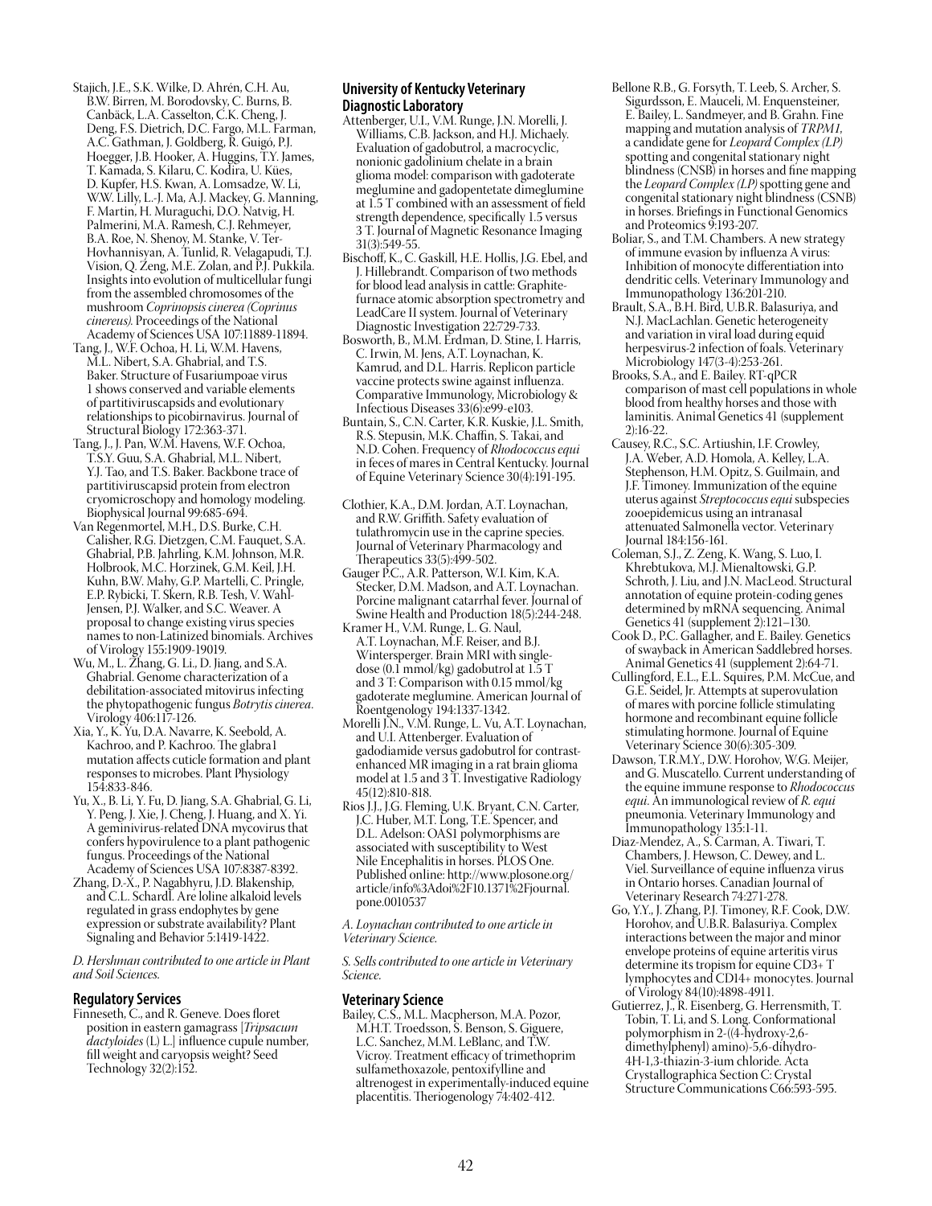Stajich, J.E., S.K. Wilke, D. Ahrén, C.H. Au, B.W. Birren, M. Borodovsky, C. Burns, B. Canbäck, L.A. Casselton, C.K. Cheng, J. Deng, F.S. Dietrich, D.C. Fargo, M.L. Farman, A.C. Gathman, J. Goldberg, R. Guigó, P.J. Hoegger, J.B. Hooker, A. Huggins, T.Y. James, T. Kamada, S. Kilaru, C. Kodira, U. Kües, D. Kupfer, H.S. Kwan, A. Lomsadze, W. Li, W.W. Lilly, L.-J. Ma, A.J. Mackey, G. Manning, F. Martin, H. Muraguchi, D.O. Natvig, H. Palmerini, M.A. Ramesh, C.J. Rehmeyer, B.A. Roe, N. Shenoy, M. Stanke, V. Ter-Hovhannisyan, A. Tunlid, R. Velagapudi, T.J. Vision, Q. Zeng, M.E. Zolan, and P.J. Pukkila. Insights into evolution of multicellular fungi from the assembled chromosomes of the mushroom *Coprinopsis cinerea (Coprinus cinereus).* Proceedings of the National Academy of Sciences USA 107:11889-11894.

Tang, J., W.F. Ochoa, H. Li, W.M. Havens, M.L. Nibert, S.A. Ghabrial, and T.S. Baker. Structure of Fusariumpoae virus 1 shows conserved and variable elements of partitiviruscapsids and evolutionary relationships to picobirnavirus. Journal of Structural Biology 172:363-371.

Tang, J., J. Pan, W.M. Havens, W.F. Ochoa, T.S.Y. Guu, S.A. Ghabrial, M.L. Nibert, Y.J. Tao, and T.S. Baker. Backbone trace of partitiviruscapsid protein from electron cryomicroschopy and homology modeling. Biophysical Journal 99:685-694.

Van Regenmortel, M.H., D.S. Burke, C.H. Calisher, R.G. Dietzgen, C.M. Fauquet, S.A. Ghabrial, P.B. Jahrling, K.M. Johnson, M.R. Holbrook, M.C. Horzinek, G.M. Keil, J.H. Kuhn, B.W. Mahy, G.P. Martelli, C. Pringle, E.P. Rybicki, T. Skern, R.B. Tesh, V. Wahl-Jensen, P.J. Walker, and S.C. Weaver. A proposal to change existing virus species names to non-Latinized binomials. Archives of Virology 155:1909-19019.

Wu, M., L. Zhang, G. Li., D. Jiang, and S.A. Ghabrial. Genome characterization of a debilitation-associated mitovirus infecting the phytopathogenic fungus *Botrytis cinerea*. Virology 406:117-126.

Xia, Y., K. Yu, D.A. Navarre, K. Seebold, A. Kachroo, and P. Kachroo. The glabra1 mutation affects cuticle formation and plant responses to microbes. Plant Physiology 154:833-846.

Yu, X., B. Li, Y. Fu, D. Jiang, S.A. Ghabrial, G. Li, Y. Peng, J. Xie, J. Cheng, J. Huang, and X. Yi. A geminivirus-related DNA mycovirus that confers hypovirulence to a plant pathogenic fungus. Proceedings of the National Academy of Sciences USA 107:8387-8392.

Zhang, D.-X., P. Nagabhyru, J.D. Blakenship, and C.L. Schardl. Are loline alkaloid levels regulated in grass endophytes by gene expression or substrate availability? Plant Signaling and Behavior 5:1419-1422.

*D. Hershman contributed to one article in Plant and Soil Sciences.*

## Regulatory Services

Finneseth, C., and R. Geneve. Does floret position in eastern gamagrass [*Tripsacum dactyloides* (L) L.] influence cupule number, fill weight and caryopsis weight? Seed Technology 32(2):152.

## University of Kentucky Veterinary Diagnostic Laboratory

Attenberger, U.I., V.M. Runge, J.N. Morelli, J. Williams, C.B. Jackson, and H.J. Michaely. Evaluation of gadobutrol, a macrocyclic, nonionic gadolinium chelate in a brain glioma model: comparison with gadoterate meglumine and gadopentetate dimeglumine at 1.5 T combined with an assessment of field strength dependence, specifically 1.5 versus 3 T. Journal of Magnetic Resonance Imaging 31(3):549-55.

Bischoff, K., C. Gaskill, H.E. Hollis, J.G. Ebel, and J. Hillebrandt. Comparison of two methods for blood lead analysis in cattle: Graphite-furnace atomic absorption spectrometry and LeadCare II system. Journal of Veterinary Diagnostic Investigation 22:729-733.

Bosworth, B., M.M. Erdman, D. Stine, I. Harris, C. Irwin, M. Jens, A.T. Loynachan, K. Kamrud, and D.L. Harris. Replicon particle vaccine protects swine against influenza. Comparative Immunology, Microbiology & Infectious Diseases 33(6):e99-e103.

Buntain, S., C.N. Carter, K.R. Kuskie, J.L. Smith, R.S. Stepusin, M.K. Chaffin, S. Takai, and N.D. Cohen. Frequency of *Rhodococcus equi* in feces of mares in Central Kentucky. Journal of Equine Veterinary Science 30(4):191-195.

Clothier, K.A., D.M. Jordan, A.T. Loynachan, and R.W. Griffith. Safety evaluation of tulathromycin use in the caprine species. Journal of Veterinary Pharmacology and Therapeutics 33(5):499-502.

Gauger P.C., A.R. Patterson, W.I. Kim, K.A. Stecker, D.M. Madson, and A.T. Loynachan. Porcine malignant catarrhal fever. Journal of Swine Health and Production 18(5):244-248.

Kramer H., V.M. Runge, L. G. Naul, A.T. Loynachan, M.F. Reiser, and B.J. Wintersperger. Brain MRI with single-dose (0.1 mmol/kg) gadobutrol at 1.5 T and 3 T: Comparison with 0.15 mmol/kg gadoterate meglumine. American Journal of Roentgenology 194:1337-1342.

Morelli J.N., V.M. Runge, L. Vu, A.T. Loynachan, and U.I. Attenberger. Evaluation of gadodiamide versus gadobutrol for contrast-enhanced MR imaging in a rat brain glioma model at 1.5 and 3 T. Investigative Radiology 45(12):810-818.

Rios J.J., J.G. Fleming, U.K. Bryant, C.N. Carter, J.C. Huber, M.T. Long, T.E. Spencer, and D.L. Adelson: OAS1 polymorphisms are associated with susceptibility to West Nile Encephalitis in horses. PLOS One. Published online: http://www.plosone.org/article/info%3Adoi%2F10.1371%2Fjournal.pone.0010537

*A. Loynachan contributed to one article in Veterinary Science.*

*S. Sells contributed to one article in Veterinary Science.*

## Veterinary Science

Bailey, C.S., M.L. Macpherson, M.A. Pozor, M.H.T. Troedsson, S. Benson, S. Giguere, L.C. Sanchez, M.M. LeBlanc, and T.W. Vicroy. Treatment efficacy of trimethoprim sulfamethoxazole, pentoxifylline and altrenogest in experimentally-induced equine placentitis. Theriogenology 74:402-412.

Bellone R.B., G. Forsyth, T. Leeb, S. Archer, S. Sigurdsson, E. Mauceli, M. Enquensteiner, E. Bailey, L. Sandmeyer, and B. Grahn. Fine mapping and mutation analysis of *TRPM1*, a candidate gene for *Leopard Complex (LP)* spotting and congenital stationary night blindness (CNSB) in horses and fine mapping the *Leopard Complex (LP)* spotting gene and congenital stationary night blindness (CSNB) in horses. Briefings in Functional Genomics and Proteomics 9:193-207.

Boliar, S., and T.M. Chambers. A new strategy of immune evasion by influenza A virus: Inhibition of monocyte differentiation into dendritic cells. Veterinary Immunology and Immunopathology 136:201-210.

Brault, S.A., B.H. Bird, U.B.R. Balasuriya, and N.J. MacLachlan. Genetic heterogeneity and variation in viral load during equid herpesvirus-2 infection of foals. Veterinary Microbiology 147(3-4):253-261.

Brooks, S.A., and E. Bailey. RT-qPCR comparison of mast cell populations in whole blood from healthy horses and those with laminitis. Animal Genetics 41 (supplement 2):16-22.

Causey, R.C., S.C. Artiushin, I.F. Crowley, J.A. Weber, A.D. Homola, A. Kelley, L.A. Stephenson, H.M. Opitz, S. Guilmain, and J.F. Timoney. Immunization of the equine uterus against *Streptococcus equi* subspecies zooepidemicus using an intranasal attenuated Salmonella vector. Veterinary Journal 184:156-161.

Coleman, S.J., Z. Zeng, K. Wang, S. Luo, I. Khrebtukova, M.J. Mienaltowski, G.P. Schroth, J. Liu, and J.N. MacLeod. Structural annotation of equine protein-coding genes determined by mRNA sequencing. Animal Genetics 41 (supplement 2):121–130.

Cook D., P.C. Gallagher, and E. Bailey. Genetics of swayback in American Saddlebred horses. Animal Genetics 41 (supplement 2):64-71.

Cullingford, E.L., E.L. Squires, P.M. McCue, and G.E. Seidel, Jr. Attempts at superovulation of mares with porcine follicle stimulating hormone and recombinant equine follicle stimulating hormone. Journal of Equine Veterinary Science 30(6):305-309.

Dawson, T.R.M.Y., D.W. Horohov, W.G. Meijer, and G. Muscatello. Current understanding of the equine immune response to *Rhodococcus equi*. An immunological review of *R. equi* pneumonia. Veterinary Immunology and Immunopathology 135:1-11.

Diaz-Mendez, A., S. Carman, A. Tiwari, T. Chambers, J. Hewson, C. Dewey, and L. Viel. Surveillance of equine influenza virus in Ontario horses. Canadian Journal of Veterinary Research 74:271-278.

Go, Y.Y., J. Zhang, P.J. Timoney, R.F. Cook, D.W. Horohov, and U.B.R. Balasuriya. Complex interactions between the major and minor envelope proteins of equine arteritis virus determine its tropism for equine CD3+ T lymphocytes and CD14+ monocytes. Journal of Virology 84(10):4898-4911.

Gutierrez, J., R. Eisenberg, G. Herrensmith, T. Tobin, T. Li, and S. Long. Conformational polymorphism in 2-((4-hydroxy-2,6-dimethylphenyl) amino)-5,6-dihydro-4H-1,3-thiazin-3-ium chloride. Acta Crystallographica Section C: Crystal Structure Communications C66:593-595.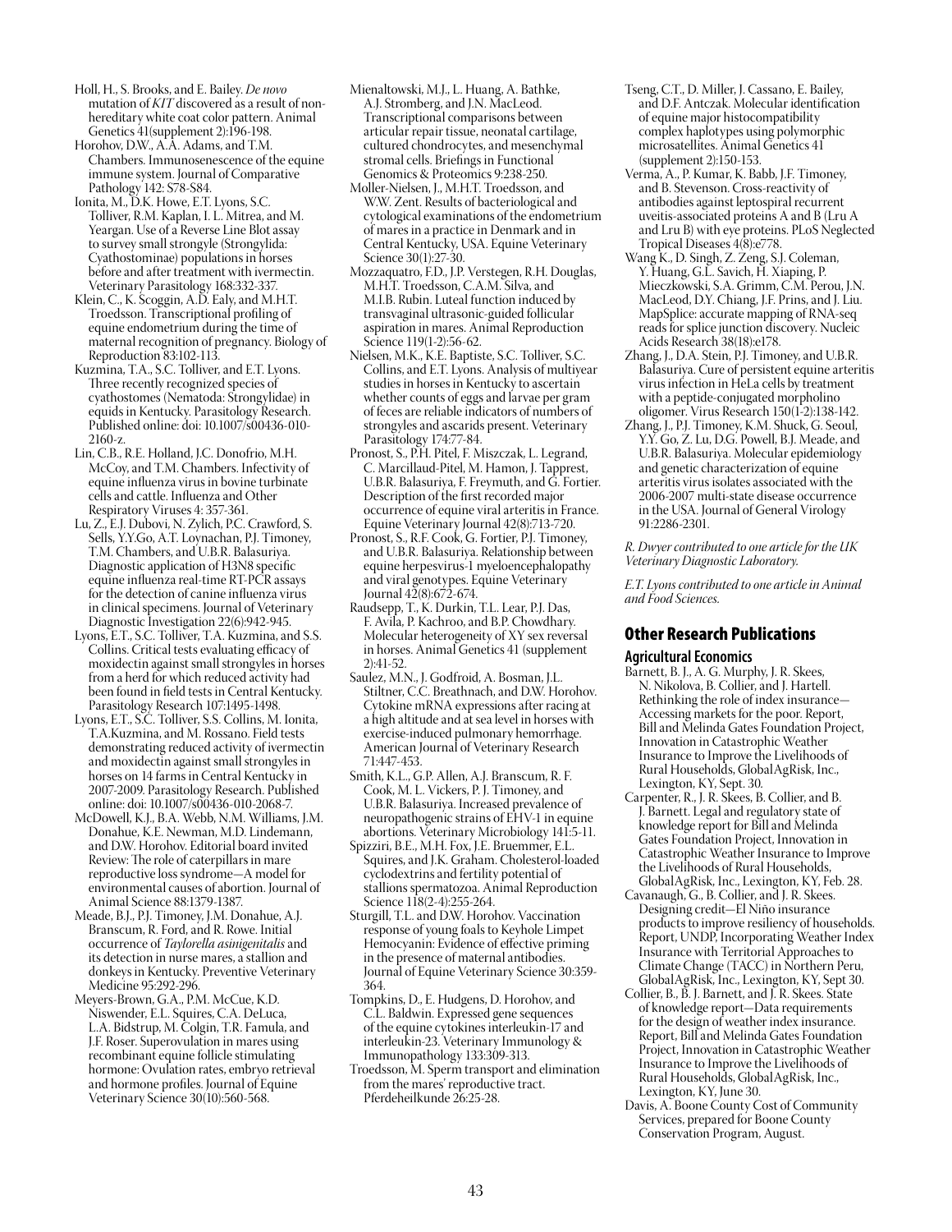Holl, H., S. Brooks, and E. Bailey. *De novo* mutation of *KIT* discovered as a result of non-hereditary white coat color pattern. Animal Genetics 41(supplement 2):196-198.

Horohov, D.W., A.A. Adams, and T.M. Chambers. Immunosenescence of the equine immune system. Journal of Comparative Pathology 142: S78-S84.

Ionita, M., D.K. Howe, E.T. Lyons, S.C. Tolliver, R.M. Kaplan, I. L. Mitrea, and M. Yeargan. Use of a Reverse Line Blot assay to survey small strongyle (Strongylida: Cyathostominae) populations in horses before and after treatment with ivermectin. Veterinary Parasitology 168:332-337.

Klein, C., K. Scoggin, A.D. Ealy, and M.H.T. Troedsson. Transcriptional profiling of equine endometrium during the time of maternal recognition of pregnancy. Biology of Reproduction 83:102-113.

Kuzmina, T.A., S.C. Tolliver, and E.T. Lyons. Three recently recognized species of cyathostomes (Nematoda: Strongylidae) in equids in Kentucky. Parasitology Research. Published online: doi: 10.1007/s00436-010-2186-z.

Lin, C.B., R.E. Holland, J.C. Donofrio, M.H. McCoy, and T.M. Chambers. Infectivity of equine influenza virus in bovine turbinate cells and cattle. Influenza and Other Respiratory Viruses 4: 357-361.

Lu, Z., E.J. Dubovi, N. Zylich, P.C. Crawford, S. Sells, Y.Y.Go, A.T. Loynachan, P.J. Timoney, T.M. Chambers, and U.B.R. Balasuriya. Diagnostic application of H3N8 specific equine influenza real-time RT-PCR assays for the detection of canine influenza virus in clinical specimens. Journal of Veterinary Diagnostic Investigation 22(6):942-945.

Lyons, E.T., S.C. Tolliver, T.A. Kuzmina, and S.S. Collins. Critical tests evaluating efficacy of moxidectin against small strongyles in horses from a herd for which reduced activity had been found in field tests in Central Kentucky. Parasitology Research 107:1495-1498.

Lyons, E.T., S.C. Tolliver, S.S. Collins, M. Ionita, T.A.Kuzmina, and M. Rossano. Field tests demonstrating reduced activity of ivermectin and moxidectin against small strongyles in horses on 14 farms in Central Kentucky in 2007-2009. Parasitology Research. Published online: doi: 10.1007/s00436-010-2068-7.

McDowell, K.J., B.A. Webb, N.M. Williams, J.M. Donahue, K.E. Newman, M.D. Lindemann, and D.W. Horohov. Editorial board invited Review: The role of caterpillars in mare reproductive loss syndrome—A model for environmental causes of abortion. Journal of Animal Science 88:1379-1387.

Meade, B.J., P.J. Timoney, J.M. Donahue, A.J. Branscum, R. Ford, and R. Rowe. Initial occurrence of *Taylorella asinigenitalis* and its detection in nurse mares, a stallion and donkeys in Kentucky. Preventive Veterinary Medicine 95:292-296.

Meyers-Brown, G.A., P.M. McCue, K.D. Niswender, E.L. Squires, C.A. DeLuca, L.A. Bidstrup, M. Colgin, T.R. Famula, and J.F. Roser. Superovulation in mares using recombinant equine follicle stimulating hormone: Ovulation rates, embryo retrieval and hormone profiles. Journal of Equine Veterinary Science 30(10):560-568.

Mienaltowski, M.J., L. Huang, A. Bathke, A.J. Stromberg, and J.N. MacLeod. Transcriptional comparisons between articular repair tissue, neonatal cartilage, cultured chondrocytes, and mesenchymal stromal cells. Briefings in Functional Genomics & Proteomics 9:238-250.

Moller-Nielsen, J., M.H.T. Troedsson, and W.W. Zent. Results of bacteriological and cytological examinations of the endometrium of mares in a practice in Denmark and in Central Kentucky, USA. Equine Veterinary Science 30(1):27-30.

Mozzaquatro, F.D., J.P. Verstegen, R.H. Douglas, M.H.T. Troedsson, C.A.M. Silva, and M.I.B. Rubin. Luteal function induced by transvaginal ultrasonic-guided follicular aspiration in mares. Animal Reproduction Science 119(1-2):56-62.

Nielsen, M.K., K.E. Baptiste, S.C. Tolliver, S.C. Collins, and E.T. Lyons. Analysis of multiyear studies in horses in Kentucky to ascertain whether counts of eggs and larvae per gram of feces are reliable indicators of numbers of strongyles and ascarids present. Veterinary Parasitology 174:77-84.

Pronost, S., P.H. Pitel, F. Miszczak, L. Legrand, C. Marcillaud-Pitel, M. Hamon, J. Tapprest, U.B.R. Balasuriya, F. Freymuth, and G. Fortier. Description of the first recorded major occurrence of equine viral arteritis in France. Equine Veterinary Journal 42(8):713-720.

Pronost, S., R.F. Cook, G. Fortier, P.J. Timoney, and U.B.R. Balasuriya. Relationship between equine herpesvirus-1 myeloencephalopathy and viral genotypes. Equine Veterinary Journal 42(8):672-674.

Raudsepp, T., K. Durkin, T.L. Lear, P.J. Das, F. Avila, P. Kachroo, and B.P. Chowdhary. Molecular heterogeneity of XY sex reversal in horses. Animal Genetics 41 (supplement 2):41-52.

Saulez, M.N., J. Godfroid, A. Bosman, J.L. Stiltner, C.C. Breathnach, and D.W. Horohov. Cytokine mRNA expressions after racing at a high altitude and at sea level in horses with exercise-induced pulmonary hemorrhage. American Journal of Veterinary Research 71:447-453.

Smith, K.L., G.P. Allen, A.J. Branscum, R. F. Cook, M. L. Vickers, P. J. Timoney, and U.B.R. Balasuriya. Increased prevalence of neuropathogenic strains of EHV-1 in equine abortions. Veterinary Microbiology 141:5-11.

Spizziri, B.E., M.H. Fox, J.E. Bruemmer, E.L. Squires, and J.K. Graham. Cholesterol-loaded cyclodextrins and fertility potential of stallions spermatozoa. Animal Reproduction Science 118(2-4):255-264.

Sturgill, T.L. and D.W. Horohov. Vaccination response of young foals to Keyhole Limpet Hemocyanin: Evidence of effective priming in the presence of maternal antibodies. Journal of Equine Veterinary Science 30:359-364.

Tompkins, D., E. Hudgens, D. Horohov, and C.L. Baldwin. Expressed gene sequences of the equine cytokines interleukin-17 and interleukin-23. Veterinary Immunology & Immunopathology 133:309-313.

Troedsson, M. Sperm transport and elimination from the mares' reproductive tract. Pferdeheilkunde 26:25-28.

Tseng, C.T., D. Miller, J. Cassano, E. Bailey, and D.F. Antczak. Molecular identification of equine major histocompatibility complex haplotypes using polymorphic microsatellites. Animal Genetics 41 (supplement 2):150-153.

Verma, A., P. Kumar, K. Babb, J.F. Timoney, and B. Stevenson. Cross-reactivity of antibodies against leptospiral recurrent uveitis-associated proteins A and B (Lru A and Lru B) with eye proteins. PLoS Neglected Tropical Diseases 4(8):e778.

Wang K., D. Singh, Z. Zeng, S.J. Coleman, Y. Huang, G.L. Savich, H. Xiaping, P. Mieczkowski, S.A. Grimm, C.M. Perou, J.N. MacLeod, D.Y. Chiang, J.F. Prins, and J. Liu. MapSplice: accurate mapping of RNA-seq reads for splice junction discovery. Nucleic Acids Research 38(18):e178.

Zhang, J., D.A. Stein, P.J. Timoney, and U.B.R. Balasuriya. Cure of persistent equine arteritis virus infection in HeLa cells by treatment with a peptide-conjugated morpholino oligomer. Virus Research 150(1-2):138-142.

Zhang, J., P.J. Timoney, K.M. Shuck, G. Seoul, Y.Y. Go, Z. Lu, D.G. Powell, B.J. Meade, and U.B.R. Balasuriya. Molecular epidemiology and genetic characterization of equine arteritis virus isolates associated with the 2006-2007 multi-state disease occurrence in the USA. Journal of General Virology 91:2286-2301.

*R. Dwyer contributed to one article for the UK Veterinary Diagnostic Laboratory.*

*E.T. Lyons contributed to one article in Animal and Food Sciences.*

## Other Research Publications

### Agricultural Economics

Barnett, B. J., A. G. Murphy, J. R. Skees, N. Nikolova, B. Collier, and J. Hartell. Rethinking the role of index insurance—Accessing markets for the poor. Report, Bill and Melinda Gates Foundation Project, Innovation in Catastrophic Weather Insurance to Improve the Livelihoods of Rural Households, GlobalAgRisk, Inc., Lexington, KY, Sept. 30.

Carpenter, R., J. R. Skees, B. Collier, and B. J. Barnett. Legal and regulatory state of knowledge report for Bill and Melinda Gates Foundation Project, Innovation in Catastrophic Weather Insurance to Improve the Livelihoods of Rural Households, GlobalAgRisk, Inc., Lexington, KY, Feb. 28.

Cavanaugh, G., B. Collier, and J. R. Skees. Designing credit—El Niño insurance products to improve resiliency of households. Report, UNDP, Incorporating Weather Index Insurance with Territorial Approaches to Climate Change (TACC) in Northern Peru, GlobalAgRisk, Inc., Lexington, KY, Sept 30.

Collier, B., B. J. Barnett, and J. R. Skees. State of knowledge report—Data requirements for the design of weather index insurance. Report, Bill and Melinda Gates Foundation Project, Innovation in Catastrophic Weather Insurance to Improve the Livelihoods of Rural Households, GlobalAgRisk, Inc., Lexington, KY, June 30.

Davis, A. Boone County Cost of Community Services, prepared for Boone County Conservation Program, August.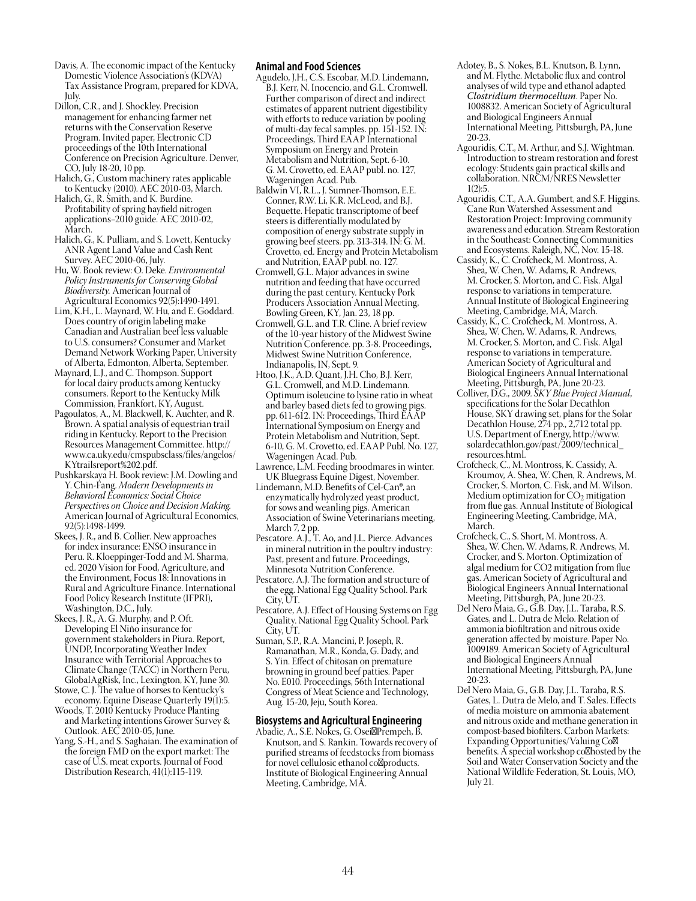Davis, A. The economic impact of the Kentucky Domestic Violence Association's (KDVA) Tax Assistance Program, prepared for KDVA, July.

Dillon, C.R., and J. Shockley. Precision management for enhancing farmer net returns with the Conservation Reserve Program. Invited paper, Electronic CD proceedings of the 10th International Conference on Precision Agriculture. Denver, CO, July 18-20, 10 pp.

Halich, G., Custom machinery rates applicable to Kentucky (2010). AEC 2010-03, March.

Halich, G., R. Smith, and K. Burdine. Profitability of spring hayfield nitrogen applications–2010 guide. AEC 2010-02, March.

Halich, G., K. Pulliam, and S. Lovett, Kentucky ANR Agent Land Value and Cash Rent Survey. AEC 2010-06, July.

Hu, W. Book review: O. Deke. *Environmental Policy Instruments for Conserving Global Biodiversity.* American Journal of Agricultural Economics 92(5):1490-1491.

Lim, K.H., L. Maynard, W. Hu, and E. Goddard. Does country of origin labeling make Canadian and Australian beef less valuable to U.S. consumers? Consumer and Market Demand Network Working Paper, University of Alberta, Edmonton, Alberta, September.

Maynard, L.J., and C. Thompson. Support for local dairy products among Kentucky consumers. Report to the Kentucky Milk Commission, Frankfort, KY, August.

Pagoulatos, A., M. Blackwell, K. Auchter, and R. Brown. A spatial analysis of equestrian trail riding in Kentucky. Report to the Precision Resources Management Committee. http://www.ca.uky.edu/cmspubsclass/files/angelos/KYtrailsreport%202.pdf.

Pushkarskaya H. Book review: J.M. Dowling and Y. Chin-Fang. *Modern Developments in Behavioral Economics: Social Choice Perspectives on Choice and Decision Making.* American Journal of Agricultural Economics, 92(5):1498-1499.

Skees, J. R., and B. Collier. New approaches for index insurance: ENSO insurance in Peru. R. Kloeppinger-Todd and M. Sharma, ed. 2020 Vision for Food, Agriculture, and the Environment, Focus 18: Innovations in Rural and Agriculture Finance. International Food Policy Research Institute (IFPRI), Washington, D.C., July.

Skees, J. R., A. G. Murphy, and P. Oft. Developing El Niño insurance for government stakeholders in Piura. Report, UNDP, Incorporating Weather Index Insurance with Territorial Approaches to Climate Change (TACC) in Northern Peru, GlobalAgRisk, Inc., Lexington, KY, June 30.

Stowe, C. J. The value of horses to Kentucky's economy. Equine Disease Quarterly 19(1):5.

Woods, T. 2010 Kentucky Produce Planting and Marketing intentions Grower Survey & Outlook. AEC 2010-05, June.

Yang, S.-H., and S. Saghaian. The examination of the foreign FMD on the export market: The case of U.S. meat exports. Journal of Food Distribution Research, 41(1):115-119.

## Animal and Food Sciences

Agudelo, J.H., C.S. Escobar, M.D. Lindemann, B.J. Kerr, N. Inocencio, and G.L. Cromwell. Further comparison of direct and indirect estimates of apparent nutrient digestibility with efforts to reduce variation by pooling of multi-day fecal samples. pp. 151-152. IN: Proceedings, Third EAAP International Symposium on Energy and Protein Metabolism and Nutrition, Sept. 6-10. G. M. Crovetto, ed. EAAP publ. no. 127, Wageningen Acad. Pub.

Baldwin VI, R.L., J. Sumner-Thomson, E.E. Conner, R.W. Li, K.R. McLeod, and B.J. Bequette. Hepatic transcriptome of beef steers is differentially modulated by composition of energy substrate supply in growing beef steers. pp. 313-314. IN: G. M. Crovetto, ed. Energy and Protein Metabolism and Nutrition, EAAP publ. no. 127.

Cromwell, G.L. Major advances in swine nutrition and feeding that have occurred during the past century. Kentucky Pork Producers Association Annual Meeting, Bowling Green, KY, Jan. 23, 18 pp.

Cromwell, G.L. and T.R. Cline. A brief review of the 10-year history of the Midwest Swine Nutrition Conference. pp. 3-8. Proceedings, Midwest Swine Nutrition Conference, Indianapolis, IN, Sept. 9.

Htoo, J.K., A.D. Quant, J.H. Cho, B.J. Kerr, G.L. Cromwell, and M.D. Lindemann. Optimum isoleucine to lysine ratio in wheat and barley based diets fed to growing pigs. pp. 611-612. IN: Proceedings, Third EAAP International Symposium on Energy and Protein Metabolism and Nutrition, Sept. 6-10, G. M. Crovetto, ed. EAAP Publ. No. 127, Wageningen Acad. Pub.

Lawrence, L.M. Feeding broodmares in winter. UK Bluegrass Equine Digest, November.

Lindemann, M.D. Benefits of Cel-Can®, an enzymatically hydrolyzed yeast product, for sows and weanling pigs. American Association of Swine Veterinarians meeting, March 7, 2 pp.

Pescatore. A.J., T. Ao, and J.L. Pierce. Advances in mineral nutrition in the poultry industry: Past, present and future. Proceedings, Minnesota Nutrition Conference.

Pescatore, A.J. The formation and structure of the egg. National Egg Quality School. Park City, UT.

Pescatore, A.J. Effect of Housing Systems on Egg Quality. National Egg Quality School. Park City, UT.

Suman, S.P., R.A. Mancini, P. Joseph, R. Ramanathan, M.R., Konda, G. Dady, and S. Yin. Effect of chitosan on premature browning in ground beef patties. Paper No. E010. Proceedings, 56th International Congress of Meat Science and Technology, Aug. 15-20, Jeju, South Korea.

## Biosystems and Agricultural Engineering

Abadie, A., S.E. Nokes, G. Osei-Prempeh, B. Knutson, and S. Rankin. Towards recovery of purified streams of feedstocks from biomass for novel cellulosic ethanol co-products. Institute of Biological Engineering Annual Meeting, Cambridge, MA.

Adotey, B., S. Nokes, B.L. Knutson, B. Lynn, and M. Flythe. Metabolic flux and control analyses of wild type and ethanol adapted *Clostridium thermocellum*. Paper No. 1008832. American Society of Agricultural and Biological Engineers Annual International Meeting, Pittsburgh, PA, June 20-23.

Agouridis, C.T., M. Arthur, and S.J. Wightman. Introduction to stream restoration and forest ecology: Students gain practical skills and collaboration. NRCM/NRES Newsletter 1(2):5.

Agouridis, C.T., A.A. Gumbert, and S.F. Higgins. Cane Run Watershed Assessment and Restoration Project: Improving community awareness and education. Stream Restoration in the Southeast: Connecting Communities and Ecosystems. Raleigh, NC, Nov. 15-18.

Cassidy, K., C. Crofcheck, M. Montross, A. Shea, W. Chen, W. Adams, R. Andrews, M. Crocker, S. Morton, and C. Fisk. Algal response to variations in temperature. Annual Institute of Biological Engineering Meeting, Cambridge, MA, March.

Cassidy, K., C. Crofcheck, M. Montross, A. Shea, W. Chen, W. Adams, R. Andrews, M. Crocker, S. Morton, and C. Fisk. Algal response to variations in temperature. American Society of Agricultural and Biological Engineers Annual International Meeting, Pittsburgh, PA, June 20-23.

Colliver, D.G., 2009. *SKY Blue Project Manual*, specifications for the Solar Decathlon House, SKY drawing set, plans for the Solar Decathlon House, 274 pp., 2,712 total pp. U.S. Department of Energy, http://www.solardecathlon.gov/past/2009/technical_resources.html.

Crofcheck, C., M. Montross, K. Cassidy, A. Kroumov, A. Shea, W. Chen, R. Andrews, M. Crocker, S. Morton, C. Fisk, and M. Wilson. Medium optimization for $CO_2$ mitigation from flue gas. Annual Institute of Biological Engineering Meeting, Cambridge, MA, March.

Crofcheck, C., S. Short, M. Montross, A. Shea, W. Chen, W. Adams, R. Andrews, M. Crocker, and S. Morton. Optimization of algal medium for CO2 mitigation from flue gas. American Society of Agricultural and Biological Engineers Annual International Meeting, Pittsburgh, PA, June 20-23.

Del Nero Maia, G., G.B. Day, J.L. Taraba, R.S. Gates, and L. Dutra de Melo. Relation of ammonia biofiltration and nitrous oxide generation affected by moisture. Paper No. 1009189. American Society of Agricultural and Biological Engineers Annual International Meeting, Pittsburgh, PA, June 20-23.

Del Nero Maia, G., G.B. Day, J.L. Taraba, R.S. Gates, L. Dutra de Melo, and T. Sales. Effects of media moisture on ammonia abatement and nitrous oxide and methane generation in compost-based biofilters. Carbon Markets: Expanding Opportunities/Valuing Co-benefits. A special workshop co-hosted by the Soil and Water Conservation Society and the National Wildlife Federation, St. Louis, MO, July 21.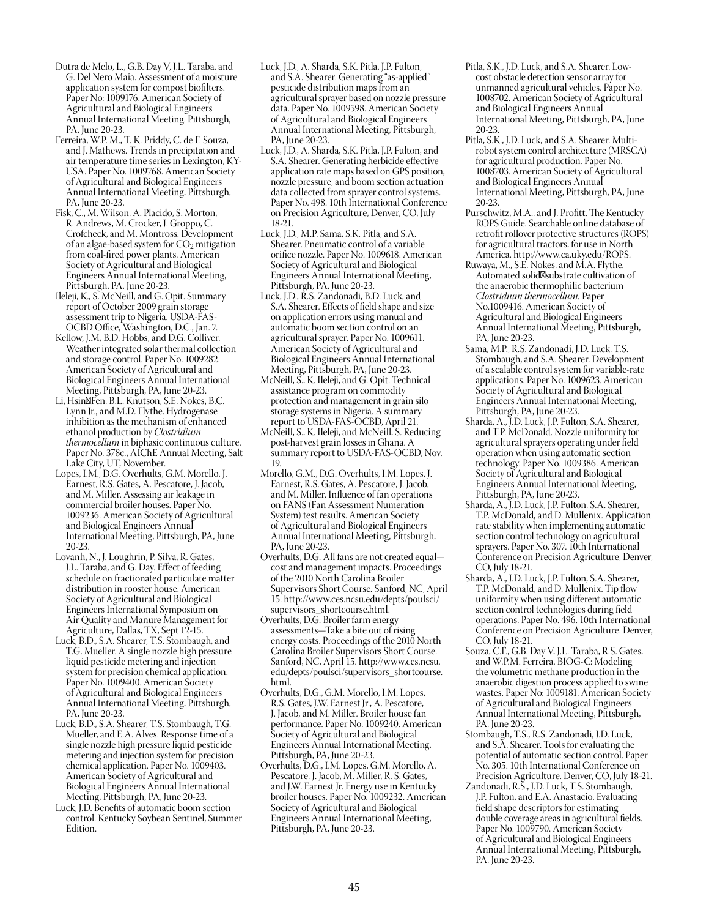Dutra de Melo, L., G.B. Day V, J.L. Taraba, and G. Del Nero Maia. Assessment of a moisture application system for compost biofilters. Paper No: 1009176. American Society of Agricultural and Biological Engineers Annual International Meeting. Pittsburgh, PA, June 20-23.

Ferreira, W.P. M., T. K. Priddy, C. de F. Souza, and J. Mathews. Trends in precipitation and air temperature time series in Lexington, KY-USA. Paper No. 1009768. American Society of Agricultural and Biological Engineers Annual International Meeting, Pittsburgh, PA, June 20-23.

Fisk, C., M. Wilson, A. Placido, S. Morton, R. Andrews, M. Crocker, J. Groppo, C. Crofcheck, and M. Montross. Development of an algae-based system for $CO_2$ mitigation from coal-fired power plants. American Society of Agricultural and Biological Engineers Annual International Meeting, Pittsburgh, PA, June 20-23.

Ileleji, K., S. McNeill, and G. Opit. Summary report of October 2009 grain storage assessment trip to Nigeria. USDA-FAS-OCBD Office, Washington, D.C., Jan. 7.

Kellow, J.M, B.D. Hobbs, and D.G. Colliver. Weather integrated solar thermal collection and storage control. Paper No. 1009282. American Society of Agricultural and Biological Engineers Annual International Meeting, Pittsburgh, PA, June 20-23.

Li, Hsin-Fen, B.L. Knutson, S.E. Nokes, B.C. Lynn Jr., and M.D. Flythe. Hydrogenase inhibition as the mechanism of enhanced ethanol production by *Clostridium thermocellum* in biphasic continuous culture. Paper No. 378c., AIChE Annual Meeting, Salt Lake City, UT, November.

Lopes, I.M., D.G. Overhults, G.M. Morello, J. Earnest, R.S. Gates, A. Pescatore, J. Jacob, and M. Miller. Assessing air leakage in commercial broiler houses. Paper No. 1009236. American Society of Agricultural and Biological Engineers Annual International Meeting, Pittsburgh, PA, June 20-23.

Lovanh, N., J. Loughrin, P. Silva, R. Gates, J.L. Taraba, and G. Day. Effect of feeding schedule on fractionated particulate matter distribution in rooster house. American Society of Agricultural and Biological Engineers International Symposium on Air Quality and Manure Management for Agriculture, Dallas, TX, Sept 12-15.

Luck, B.D., S.A. Shearer, T.S. Stombaugh, and T.G. Mueller. A single nozzle high pressure liquid pesticide metering and injection system for precision chemical application. Paper No. 1009400. American Society of Agricultural and Biological Engineers Annual International Meeting, Pittsburgh, PA, June 20-23.

Luck, B.D., S.A. Shearer, T.S. Stombaugh, T.G. Mueller, and E.A. Alves. Response time of a single nozzle high pressure liquid pesticide metering and injection system for precision chemical application. Paper No. 1009403. American Society of Agricultural and Biological Engineers Annual International Meeting, Pittsburgh, PA, June 20-23.

Luck, J.D. Benefits of automatic boom section control. Kentucky Soybean Sentinel, Summer Edition.

Luck, J.D., A. Sharda, S.K. Pitla, J.P. Fulton, and S.A. Shearer. Generating "as-applied" pesticide distribution maps from an agricultural sprayer based on nozzle pressure data. Paper No. 1009598. American Society of Agricultural and Biological Engineers Annual International Meeting, Pittsburgh, PA, June 20-23.

Luck, J.D., A. Sharda, S.K. Pitla, J.P. Fulton, and S.A. Shearer. Generating herbicide effective application rate maps based on GPS position, nozzle pressure, and boom section actuation data collected from sprayer control systems. Paper No. 498. 10th International Conference on Precision Agriculture, Denver, CO, July 18-21.

Luck, J.D., M.P. Sama, S.K. Pitla, and S.A. Shearer. Pneumatic control of a variable orifice nozzle. Paper No. 1009618. American Society of Agricultural and Biological Engineers Annual International Meeting, Pittsburgh, PA, June 20-23.

Luck, J.D., R.S. Zandonadi, B.D. Luck, and S.A. Shearer. Effects of field shape and size on application errors using manual and automatic boom section control on an agricultural sprayer. Paper No. 1009611. American Society of Agricultural and Biological Engineers Annual International Meeting, Pittsburgh, PA, June 20-23.

McNeill, S., K. Ileleji, and G. Opit. Technical assistance program on commodity protection and management in grain silo storage systems in Nigeria. A summary report to USDA-FAS-OCBD, April 21.

McNeill, S., K. Ileleji, and McNeill, S. Reducing post-harvest grain losses in Ghana. A summary report to USDA-FAS-OCBD, Nov. 19.

Morello, G.M., D.G. Overhults, I.M. Lopes, J. Earnest, R.S. Gates, A. Pescatore, J. Jacob, and M. Miller. Influence of fan operations on FANS (Fan Assessment Numeration System) test results. American Society of Agricultural and Biological Engineers Annual International Meeting, Pittsburgh, PA, June 20-23.

Overhults, D.G. All fans are not created equal—cost and management impacts. Proceedings of the 2010 North Carolina Broiler Supervisors Short Course. Sanford, NC, April 15. http://www.ces.ncsu.edu/depts/poulsci/supervisors_shortcourse.html.

Overhults, D.G. Broiler farm energy assessments—Take a bite out of rising energy costs. Proceedings of the 2010 North Carolina Broiler Supervisors Short Course. Sanford, NC, April 15. http://www.ces.ncsu.edu/depts/poulsci/supervisors_shortcourse.html.

Overhults, D.G., G.M. Morello, I.M. Lopes, R.S. Gates, J.W. Earnest Jr., A. Pescatore, J. Jacob, and M. Miller. Broiler house fan performance. Paper No. 1009240. American Society of Agricultural and Biological Engineers Annual International Meeting, Pittsburgh, PA, June 20-23.

Overhults, D.G., I.M. Lopes, G.M. Morello, A. Pescatore, J. Jacob, M. Miller, R. S. Gates, and J.W. Earnest Jr. Energy use in Kentucky broiler houses. Paper No. 1009232. American Society of Agricultural and Biological Engineers Annual International Meeting, Pittsburgh, PA, June 20-23.

Pitla, S.K., J.D. Luck, and S.A. Shearer. Low-cost obstacle detection sensor array for unmanned agricultural vehicles. Paper No. 1008702. American Society of Agricultural and Biological Engineers Annual International Meeting, Pittsburgh, PA, June 20-23.

Pitla, S.K., J.D. Luck, and S.A. Shearer. Multi-robot system control architecture (MRSCA) for agricultural production. Paper No. 1008703. American Society of Agricultural and Biological Engineers Annual International Meeting, Pittsburgh, PA, June 20-23.

Purschwitz, M.A., and J. Profitt. The Kentucky ROPS Guide. Searchable online database of retrofit rollover protective structures (ROPS) for agricultural tractors, for use in North America. http://www.ca.uky.edu/ROPS.

Ruwaya, M., S.E. Nokes, and M.A. Flythe. Automated solid-substrate cultivation of the anaerobic thermophilic bacterium *Clostridium thermocellum*. Paper No.1009416. American Society of Agricultural and Biological Engineers Annual International Meeting, Pittsburgh, PA, June 20-23.

Sama, M.P., R.S. Zandonadi, J.D. Luck, T.S. Stombaugh, and S.A. Shearer. Development of a scalable control system for variable-rate applications. Paper No. 1009623. American Society of Agricultural and Biological Engineers Annual International Meeting, Pittsburgh, PA, June 20-23.

Sharda, A., J.D. Luck, J.P. Fulton, S.A. Shearer, and T.P. McDonald. Nozzle uniformity for agricultural sprayers operating under field operation when using automatic section technology. Paper No. 1009386. American Society of Agricultural and Biological Engineers Annual International Meeting, Pittsburgh, PA, June 20-23.

Sharda, A., J.D. Luck, J.P. Fulton, S.A. Shearer, T.P. McDonald, and D. Mullenix. Application rate stability when implementing automatic section control technology on agricultural sprayers. Paper No. 307. 10th International Conference on Precision Agriculture, Denver, CO, July 18-21.

Sharda, A., J.D. Luck, J.P. Fulton, S.A. Shearer, T.P. McDonald, and D. Mullenix. Tip flow uniformity when using different automatic section control technologies during field operations. Paper No. 496. 10th International Conference on Precision Agriculture. Denver, CO, July 18-21.

Souza, C.F., G.B. Day V, J.L. Taraba, R.S. Gates, and W.P.M. Ferreira. BIOG-C: Modeling the volumetric methane production in the anaerobic digestion process applied to swine wastes. Paper No: 1009181. American Society of Agricultural and Biological Engineers Annual International Meeting, Pittsburgh, PA, June 20-23.

Stombaugh, T.S., R.S. Zandonadi, J.D. Luck, and S.A. Shearer. Tools for evaluating the potential of automatic section control. Paper No. 305. 10th International Conference on Precision Agriculture. Denver, CO, July 18-21.

Zandonadi, R.S., J.D. Luck, T.S. Stombaugh, J.P. Fulton, and E.A. Anastacio. Evaluating field shape descriptors for estimating double coverage areas in agricultural fields. Paper No. 1009790. American Society of Agricultural and Biological Engineers Annual International Meeting, Pittsburgh, PA, June 20-23.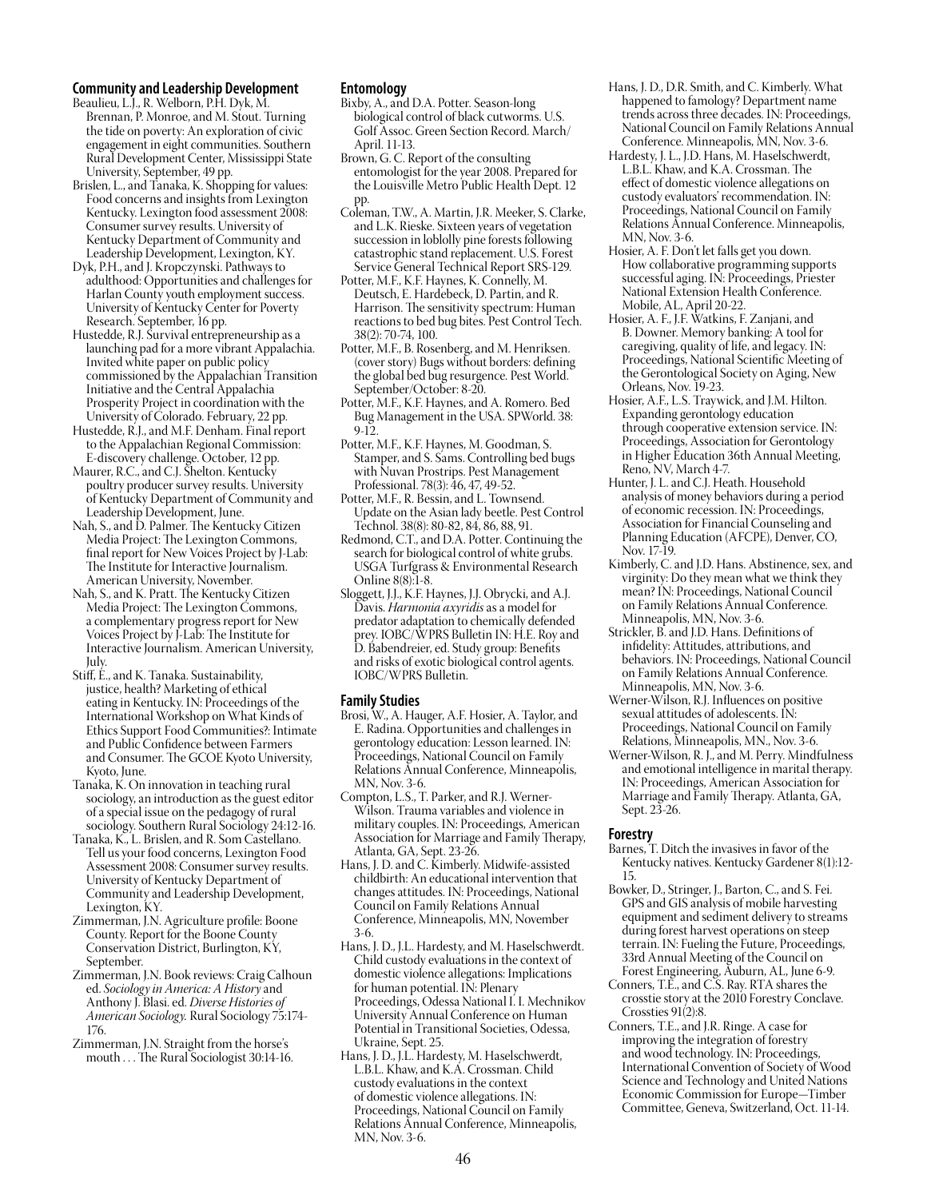### Community and Leadership Development

Beaulieu, L.J., R. Welborn, P.H. Dyk, M. Brennan, P. Monroe, and M. Stout. Turning the tide on poverty: An exploration of civic engagement in eight communities. Southern Rural Development Center, Mississippi State University, September, 49 pp.

Brislen, L., and Tanaka, K. Shopping for values: Food concerns and insights from Lexington Kentucky. Lexington food assessment 2008: Consumer survey results. University of Kentucky Department of Community and Leadership Development, Lexington, KY.

Dyk, P.H., and J. Kropczynski. Pathways to adulthood: Opportunities and challenges for Harlan County youth employment success. University of Kentucky Center for Poverty Research. September, 16 pp.

Hustedde, R.J. Survival entrepreneurship as a launching pad for a more vibrant Appalachia. Invited white paper on public policy commissioned by the Appalachian Transition Initiative and the Central Appalachia Prosperity Project in coordination with the University of Colorado. February, 22 pp.

Hustedde, R.J., and M.F. Denham. Final report to the Appalachian Regional Commission: E-discovery challenge. October, 12 pp.

Maurer, R.C., and C.J. Shelton. Kentucky poultry producer survey results. University of Kentucky Department of Community and Leadership Development, June.

Nah, S., and D. Palmer. The Kentucky Citizen Media Project: The Lexington Commons, final report for New Voices Project by J-Lab: The Institute for Interactive Journalism. American University, November.

Nah, S., and K. Pratt. The Kentucky Citizen Media Project: The Lexington Commons, a complementary progress report for New Voices Project by J-Lab: The Institute for Interactive Journalism. American University, July.

Stiff, E., and K. Tanaka. Sustainability, justice, health? Marketing of ethical eating in Kentucky. IN: Proceedings of the International Workshop on What Kinds of Ethics Support Food Communities?: Intimate and Public Confidence between Farmers and Consumer. The GCOE Kyoto University, Kyoto, June.

Tanaka, K. On innovation in teaching rural sociology, an introduction as the guest editor of a special issue on the pedagogy of rural sociology. Southern Rural Sociology 24:12-16.

Tanaka, K., L. Brislen, and R. Som Castellano. Tell us your food concerns, Lexington Food Assessment 2008: Consumer survey results. University of Kentucky Department of Community and Leadership Development, Lexington, KY.

Zimmerman, J.N. Agriculture profile: Boone County. Report for the Boone County Conservation District, Burlington, KY, September.

Zimmerman, J.N. Book reviews: Craig Calhoun ed. *Sociology in America: A History* and Anthony J. Blasi. ed. *Diverse Histories of American Sociology.* Rural Sociology 75:174-176.

Zimmerman, J.N. Straight from the horse's mouth . . . The Rural Sociologist 30:14-16.

### Entomology

Bixby, A., and D.A. Potter. Season-long biological control of black cutworms. U.S. Golf Assoc. Green Section Record. March/April. 11-13.

Brown, G. C. Report of the consulting entomologist for the year 2008. Prepared for the Louisville Metro Public Health Dept. 12 pp.

Coleman, T.W., A. Martin, J.R. Meeker, S. Clarke, and L.K. Rieske. Sixteen years of vegetation succession in loblolly pine forests following catastrophic stand replacement. U.S. Forest Service General Technical Report SRS-129.

Potter, M.F., K.F. Haynes, K. Connelly, M. Deutsch, E. Hardebeck, D. Partin, and R. Harrison. The sensitivity spectrum: Human reactions to bed bug bites. Pest Control Tech. 38(2): 70-74, 100.

Potter, M.F., B. Rosenberg, and M. Henriksen. (cover story) Bugs without borders: defining the global bed bug resurgence. Pest World. September/October: 8-20.

Potter, M.F., K.F. Haynes, and A. Romero. Bed Bug Management in the USA. SPWorld. 38: 9-12.

Potter, M.F., K.F. Haynes, M. Goodman, S. Stamper, and S. Sams. Controlling bed bugs with Nuvan Prostrips. Pest Management Professional. 78(3): 46, 47, 49-52.

Potter, M.F., R. Bessin, and L. Townsend. Update on the Asian lady beetle. Pest Control Technol. 38(8): 80-82, 84, 86, 88, 91.

Redmond, C.T., and D.A. Potter. Continuing the search for biological control of white grubs. USGA Turfgrass & Environmental Research Online 8(8):1-8.

Sloggett, J.J., K.F. Haynes, J.J. Obrycki, and A.J. Davis. *Harmonia axyridis* as a model for predator adaptation to chemically defended prey. IOBC/WPRS Bulletin IN: H.E. Roy and D. Babendreier, ed. Study group: Benefits and risks of exotic biological control agents. IOBC/WPRS Bulletin.

### Family Studies

Brosi, W., A. Hauger, A.F. Hosier, A. Taylor, and E. Radina. Opportunities and challenges in gerontology education: Lesson learned. IN: Proceedings, National Council on Family Relations Annual Conference, Minneapolis, MN, Nov. 3-6.

Compton, L.S., T. Parker, and R.J. Werner-Wilson. Trauma variables and violence in military couples. IN: Proceedings, American Association for Marriage and Family Therapy, Atlanta, GA, Sept. 23-26.

Hans, J. D. and C. Kimberly. Midwife-assisted childbirth: An educational intervention that changes attitudes. IN: Proceedings, National Council on Family Relations Annual Conference, Minneapolis, MN, November 3-6.

Hans, J. D., J.L. Hardesty, and M. Haselschwerdt. Child custody evaluations in the context of domestic violence allegations: Implications for human potential. IN: Plenary Proceedings, Odessa National I. I. Mechnikov University Annual Conference on Human Potential in Transitional Societies, Odessa, Ukraine, Sept. 25.

Hans, J. D., J.L. Hardesty, M. Haselschwerdt, L.B.L. Khaw, and K.A. Crossman. Child custody evaluations in the context of domestic violence allegations. IN: Proceedings, National Council on Family Relations Annual Conference, Minneapolis, MN, Nov. 3-6.

Hans, J. D., D.R. Smith, and C. Kimberly. What happened to famology? Department name trends across three decades. IN: Proceedings, National Council on Family Relations Annual Conference. Minneapolis, MN, Nov. 3-6.

Hardesty, J. L., J.D. Hans, M. Haselschwerdt, L.B.L. Khaw, and K.A. Crossman. The effect of domestic violence allegations on custody evaluators' recommendation. IN: Proceedings, National Council on Family Relations Annual Conference. Minneapolis, MN, Nov. 3-6.

Hosier, A. F. Don't let falls get you down. How collaborative programming supports successful aging. IN: Proceedings, Priester National Extension Health Conference. Mobile, AL, April 20-22.

Hosier, A. F., J.F. Watkins, F. Zanjani, and B. Downer. Memory banking: A tool for caregiving, quality of life, and legacy. IN: Proceedings, National Scientific Meeting of the Gerontological Society on Aging, New Orleans, Nov. 19-23.

Hosier, A.F., L.S. Traywick, and J.M. Hilton. Expanding gerontology education through cooperative extension service. IN: Proceedings, Association for Gerontology in Higher Education 36th Annual Meeting, Reno, NV, March 4-7.

Hunter, J. L. and C.J. Heath. Household analysis of money behaviors during a period of economic recession. IN: Proceedings, Association for Financial Counseling and Planning Education (AFCPE), Denver, CO, Nov. 17-19.

Kimberly, C. and J.D. Hans. Abstinence, sex, and virginity: Do they mean what we think they mean? IN: Proceedings, National Council on Family Relations Annual Conference. Minneapolis, MN, Nov. 3-6.

Strickler, B. and J.D. Hans. Definitions of infidelity: Attitudes, attributions, and behaviors. IN: Proceedings, National Council on Family Relations Annual Conference. Minneapolis, MN, Nov. 3-6.

Werner-Wilson, R.J. Influences on positive sexual attitudes of adolescents. IN: Proceedings, National Council on Family Relations, Minneapolis, MN., Nov. 3-6.

Werner-Wilson, R. J., and M. Perry. Mindfulness and emotional intelligence in marital therapy. IN: Proceedings, American Association for Marriage and Family Therapy. Atlanta, GA, Sept. 23-26.

### Forestry

Barnes, T. Ditch the invasives in favor of the Kentucky natives. Kentucky Gardener 8(1):12-15.

Bowker, D., Stringer, J., Barton, C., and S. Fei. GPS and GIS analysis of mobile harvesting equipment and sediment delivery to streams during forest harvest operations on steep terrain. IN: Fueling the Future, Proceedings, 33rd Annual Meeting of the Council on Forest Engineering, Auburn, AL, June 6-9.

Conners, T.E., and C.S. Ray. RTA shares the crosstie story at the 2010 Forestry Conclave. Crossties 91(2):8.

Conners, T.E., and J.R. Ringe. A case for improving the integration of forestry and wood technology. IN: Proceedings, International Convention of Society of Wood Science and Technology and United Nations Economic Commission for Europe—Timber Committee, Geneva, Switzerland, Oct. 11-14.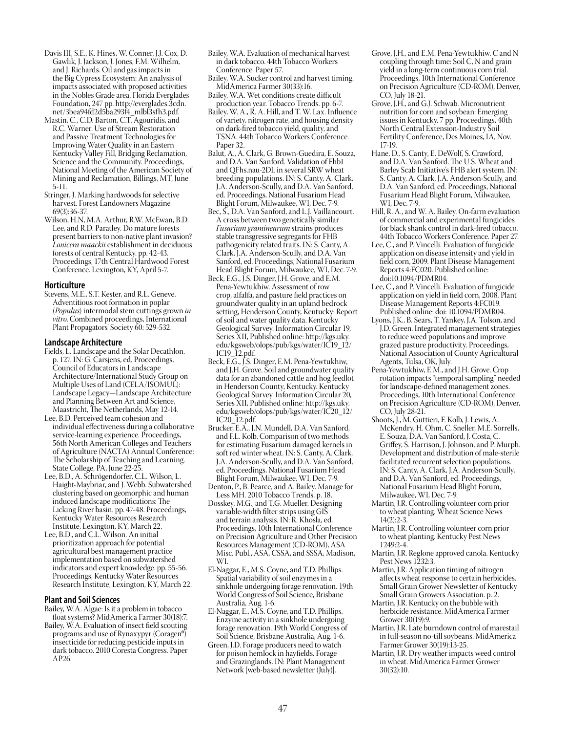Davis III, S.E., K. Hines, W. Conner, J.J. Cox, D. Gawlik, J. Jackson, J. Jones, F.M. Wilhelm, and J. Richards. Oil and gas impacts in the Big Cypress Ecosystem: An analysis of impacts associated with proposed activities in the Nobles Grade area. Florida Everglades Foundation, 247 pp. http://everglades.3cdn.net/3bea94fd2d5ba293f4_mlbl3sfh3.pdf.

Mastin, C., C.D. Barton, C.T. Agouridis, and R.C. Warner. Use of Stream Restoration and Passive Treatment Technologies for Improving Water Quality in an Eastern Kentucky Valley Fill, Bridging Reclamation, Science and the Community. Proceedings, National Meeting of the American Society of Mining and Reclamation, Billings, MT, June 5-11.

Stringer, J. Marking hardwoods for selective harvest. Forest Landowners Magazine 69(3):36-37.

Wilson, H.N, M.A. Arthur, R.W. McEwan, B.D. Lee, and R.D. Paratley. Do mature forests present barriers to non-native plant invasion? *Lonicera maackii* establishment in deciduous forests of central Kentucky. pp. 42-43. Proceedings, 17th Central Hardwood Forest Conference. Lexington, KY, April 5-7.

## Horticulture

Stevens, M.E., S.T. Kester, and R.L. Geneve. Adventitious root formation in poplar (*Populus*) intermodal stem cuttings grown *in vitro*. Combined proceedings, International Plant Propagators' Society 60: 529-532.

## Landscape Architecture

Fields, L. Landscape and the Solar Decathlon. p. 127. IN: G. Carsjens, ed. Proceedings, Council of Educators in Landscape Architecture/International Study Group on Multiple Uses of Land (CELA/ISOMUL): Landscape Legacy—Landscape Architecture and Planning Between Art and Science, Maastricht, The Netherlands, May 12-14.

Lee, B.D. Perceived team cohesion and individual effectiveness during a collaborative service-learning experience. Proceedings, 56th North American Colleges and Teachers of Agriculture (NACTA) Annual Conference: The Scholarship of Teaching and Learning. State College, PA, June 22-25.

Lee, B.D., A. Schrögendorfer, C.L. Wilson, L. Haight-Maybriar, and J. Webb. Subwatershed clustering based on geomorphic and human induced landscape modifications: The Licking River basin. pp. 47-48. Proceedings, Kentucky Water Resources Research Institute, Lexington, KY, March 22.

Lee, B.D., and C.L. Wilson. An initial prioritization approach for potential agricultural best management practice implementation based on subwatershed indicators and expert knowledge. pp. 55-56. Proceedings, Kentucky Water Resources Research Institute, Lexington, KY, March 22.

## Plant and Soil Sciences

Bailey, W.A. Algae: Is it a problem in tobacco float systems? MidAmerica Farmer 30(18):7.

Bailey, W.A. Evaluation of insect field scouting programs and use of Rynaxypyr (Coragen®) insecticide for reducing pesticide inputs in dark tobacco. 2010 Coresta Congress. Paper AP26.

Bailey, W.A. Evaluation of mechanical harvest in dark tobacco. 44th Tobacco Workers Conference. Paper 57.

Bailey, W.A. Sucker control and harvest timing. MidAmerica Farmer 30(33):16.

Bailey, W.A. Wet conditions create difficult production year. Tobacco Trends. pp. 6-7.

Bailey, W. A., R. A. Hill, and T. W. Lax. Influence of variety, nitrogen rate, and housing density on dark-fired tobacco yield, quality, and TSNA. 44th Tobacco Workers Conference. Paper 32.

Balut, A., A. Clark, G. Brown-Guedira, E. Souza, and D.A. Van Sanford. Validation of Fhb1 and QFhs.nau-2DL in several SRW wheat breeding populations. IN: S. Canty, A. Clark, J.A. Anderson-Scully, and D.A. Van Sanford, ed. Proceedings, National Fusarium Head Blight Forum, Milwaukee, WI, Dec. 7-9.

Bec, S., D.A. Van Sanford, and L.J. Vaillancourt. A cross between two genetically similar *Fusarium graminearum* strains produces stable transgressive segregants for FHB pathogenicity related traits. IN: S. Canty, A. Clark, J.A. Anderson-Scully, and D.A. Van Sanford, ed. Proceedings, National Fusarium Head Blight Forum, Milwaukee, WI, Dec. 7-9.

Beck, E.G., J.S. Dinger, J.H. Grove, and E.M. Pena-Yewtukhiw. Assessment of row crop, alfalfa, and pasture field practices on groundwater quality in an upland bedrock setting, Henderson County, Kentucky: Report of soil and water quality data. Kentucky Geological Survey. Information Circular 19, Series XII, Published online: http://kgs.uky.edu/kgsweb/olops/pub/kgs/water/IC19_12/IC19_12.pdf.

Beck, E.G., J.S. Dinger, E.M. Pena-Yewtukhiw, and J.H. Grove. Soil and groundwater quality data for an abandoned cattle and hog feedlot in Henderson County, Kentucky. Kentucky Geological Survey. Information Circular 20, Series XII, Published online: http://kgs.uky.edu/kgsweb/olops/pub/kgs/water/IC20_12/IC20_12.pdf.

Brucker, E.A., J.N. Mundell, D.A. Van Sanford, and F.L. Kolb. Comparison of two methods for estimating Fusarium damaged kernels in soft red winter wheat. IN: S. Canty, A. Clark, J.A. Anderson-Scully, and D.A. Van Sanford, ed. Proceedings, National Fusarium Head Blight Forum, Milwaukee, WI, Dec. 7-9.

Denton, P., B. Pearce, and A. Bailey. Manage for Less MH. 2010 Tobacco Trends. p. 18.

Dosskey, M.G., and T.G. Mueller. Designing variable-width filter strips using GIS and terrain analysis. IN: R. Khosla, ed. Proceedings, 10th International Conference on Precision Agriculture and Other Precision Resources Management (CD-ROM), ASA Misc. Publ., ASA, CSSA, and SSSA, Madison, WI.

El-Naggar, E., M.S. Coyne, and T.D. Phillips. Spatial variability of soil enzymes in a sinkhole undergoing forage renovation. 19th World Congress of Soil Science, Brisbane Australia, Aug. 1-6.

El-Naggar, E., M.S. Coyne, and T.D. Phillips. Enzyme activity in a sinkhole undergoing forage renovation. 19th World Congress of Soil Science, Brisbane Australia, Aug. 1-6.

Green, J.D. Forage producers need to watch for poison hemlock in hayfields. Forage and Grazinglands. IN: Plant Management Network [web-based newsletter (July)].

Grove, J.H., and E.M. Pena-Yewtukhiw. C and N coupling through time: Soil C, N and grain yield in a long-term continuous corn trial. Proceedings, 10th International Conference on Precision Agriculture (CD-ROM), Denver, CO, July 18-21.

Grove, J.H., and G.J. Schwab. Micronutrient nutrition for corn and soybean: Emerging issues in Kentucky. 7 pp. Proceedings, 40th North Central Extension-Industry Soil Fertility Conference, Des Moines, IA, Nov. 17-19.

Hane, D., S. Canty, E. DeWolf, S. Crawford, and D.A. Van Sanford. The U.S. Wheat and Barley Scab Initiative's FHB alert system. IN: S. Canty, A. Clark, J.A. Anderson-Scully, and D.A. Van Sanford, ed. Proceedings, National Fusarium Head Blight Forum, Milwaukee, WI, Dec. 7-9.

Hill, R. A., and W. A. Bailey. On-farm evaluation of commercial and experimental fungicides for black shank control in dark-fired tobacco. 44th Tobacco Workers Conference. Paper 27.

Lee, C., and P. Vincelli. Evaluation of fungicide application on disease intensity and yield in field corn, 2009. Plant Disease Management Reports 4:FC020. Published online: doi:10.1094/PDMR04.

Lee, C., and P. Vincelli. Evaluation of fungicide application on yield in field corn, 2008. Plant Disease Management Reports 4:FC019. Published online: doi: 10.1094/PDMR04.

Lyons, J.K., B. Sears, T. Yankey, J.A. Tolson, and J.D. Green. Integrated management strategies to reduce weed populations and improve grazed pasture productivity. Proceedings, National Association of County Agricultural Agents, Tulsa, OK, July.

Pena-Yewtukhiw, E.M., and J.H. Grove. Crop rotation impacts "temporal sampling" needed for landscape-defined management zones. Proceedings, 10th International Conference on Precision Agriculture (CD-ROM), Denver, CO, July 28-21.

Shoots, J., M. Guttieri, F. Kolb, J. Lewis, A. McKendry, H. Ohm, C. Sneller, M.E. Sorrells, E. Souza, D.A. Van Sanford, J. Costa, C. Griffey, S. Harrison, J. Johnson, and P. Murph. Development and distribution of male-sterile facilitated recurrent selection populations. IN: S. Canty, A. Clark, J.A. Anderson-Scully, and D.A. Van Sanford, ed. Proceedings, National Fusarium Head Blight Forum, Milwaukee, WI, Dec. 7-9.

Martin, J.R. Controlling volunteer corn prior to wheat planting. Wheat Science News 14(2):2-3.

Martin, J.R. Controlling volunteer corn prior to wheat planting. Kentucky Pest News 1249:2-4.

Martin, J.R. Reglone approved canola. Kentucky Pest News 1232:3.

Martin, J.R. Application timing of nitrogen affects wheat response to certain herbicides. Small Grain Grower Newsletter of Kentucky Small Grain Growers Association. p. 2.

Martin, J.R. Kentucky on the bubble with herbicide resistance. MidAmerica Farmer Grower 30(19):9.

Martin, J.R. Late burndown control of marestail in full-season no-till soybeans. MidAmerica Farmer Grower 30(19):13-25.

Martin, J.R. Dry weather impacts weed control in wheat. MidAmerica Farmer Grower 30(32):10.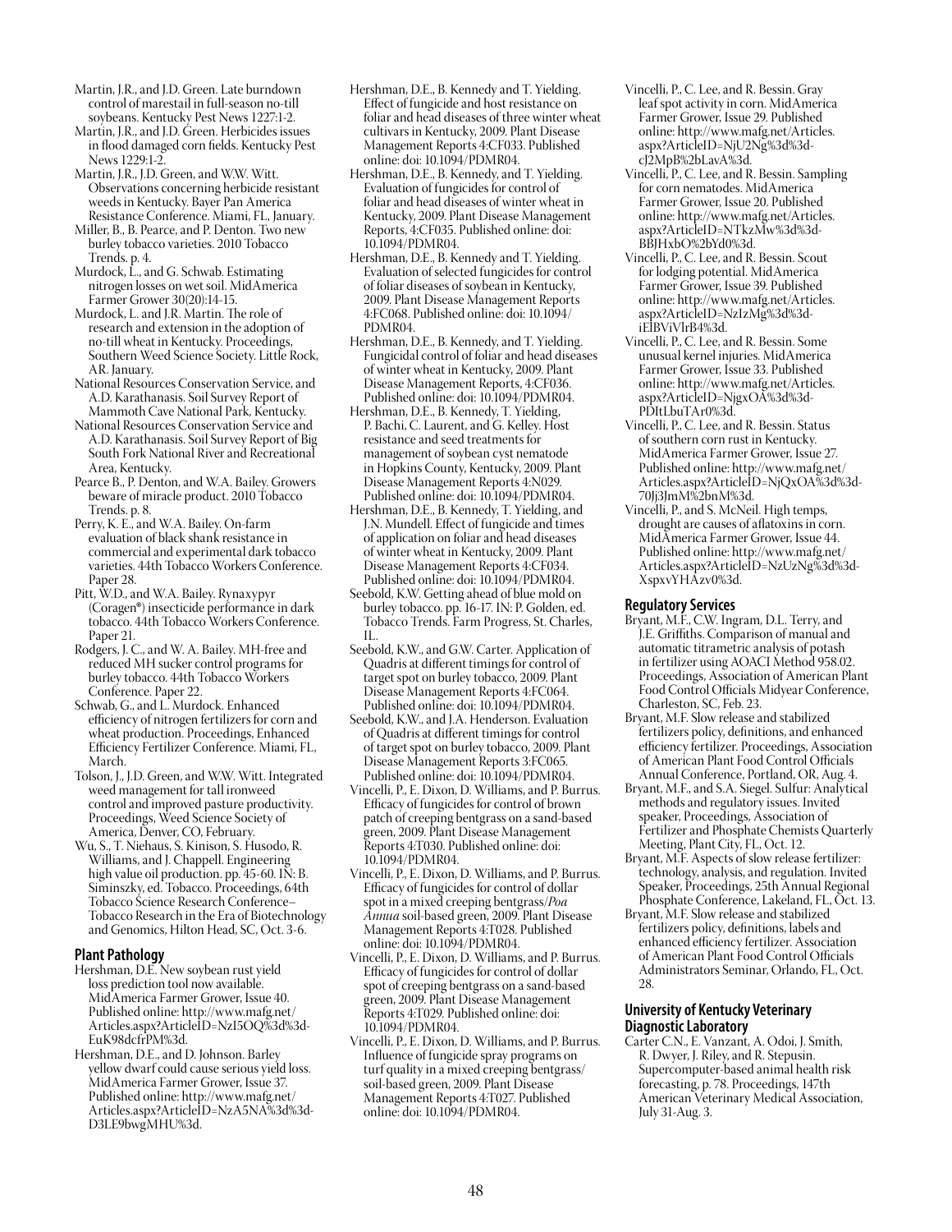Martin, J.R., and J.D. Green. Late burndown control of marestail in full-season no-till soybeans. Kentucky Pest News 1227:1-2.

Martin, J.R., and J.D. Green. Herbicides issues in flood damaged corn fields. Kentucky Pest News 1229:1-2.

Martin, J.R., J.D. Green, and W.W. Witt. Observations concerning herbicide resistant weeds in Kentucky. Bayer Pan America Resistance Conference. Miami, FL, January.

Miller, B., B. Pearce, and P. Denton. Two new burley tobacco varieties. 2010 Tobacco Trends. p. 4.

Murdock, L., and G. Schwab. Estimating nitrogen losses on wet soil. MidAmerica Farmer Grower 30(20):14-15.

Murdock, L. and J.R. Martin. The role of research and extension in the adoption of no-till wheat in Kentucky. Proceedings, Southern Weed Science Society. Little Rock, AR. January.

National Resources Conservation Service, and A.D. Karathanasis. Soil Survey Report of Mammoth Cave National Park, Kentucky.

National Resources Conservation Service and A.D. Karathanasis. Soil Survey Report of Big South Fork National River and Recreational Area, Kentucky.

Pearce B., P. Denton, and W.A. Bailey. Growers beware of miracle product. 2010 Tobacco Trends. p. 8.

Perry, K. E., and W.A. Bailey. On-farm evaluation of black shank resistance in commercial and experimental dark tobacco varieties. 44th Tobacco Workers Conference. Paper 28.

Pitt, W.D., and W.A. Bailey. Rynaxypyr (Coragen®) insecticide performance in dark tobacco. 44th Tobacco Workers Conference. Paper 21.

Rodgers, J. C., and W. A. Bailey. MH-free and reduced MH sucker control programs for burley tobacco. 44th Tobacco Workers Conference. Paper 22.

Schwab, G., and L. Murdock. Enhanced efficiency of nitrogen fertilizers for corn and wheat production. Proceedings, Enhanced Efficiency Fertilizer Conference. Miami, FL, March.

Tolson, J., J.D. Green, and W.W. Witt. Integrated weed management for tall ironweed control and improved pasture productivity. Proceedings, Weed Science Society of America, Denver, CO, February.

Wu, S., T. Niehaus, S. Kinison, S. Husodo, R. Williams, and J. Chappell. Engineering high value oil production. pp. 45-60. IN: B. Siminszky, ed. Tobacco. Proceedings, 64th Tobacco Science Research Conference– Tobacco Research in the Era of Biotechnology and Genomics, Hilton Head, SC, Oct. 3-6.

### Plant Pathology

Hershman, D.E. New soybean rust yield loss prediction tool now available. MidAmerica Farmer Grower, Issue 40. Published online: http://www.mafg.net/Articles.aspx?ArticleID=NzI5OQ%3d%3d-EuK98dcfrPM%3d.

Hershman, D.E., and D. Johnson. Barley yellow dwarf could cause serious yield loss. MidAmerica Farmer Grower, Issue 37. Published online: http://www.mafg.net/Articles.aspx?ArticleID=NzA5NA%3d%3d-D3LE9bwgMHU%3d.

Hershman, D.E., B. Kennedy and T. Yielding. Effect of fungicide and host resistance on foliar and head diseases of three winter wheat cultivars in Kentucky, 2009. Plant Disease Management Reports 4:CF033. Published online: doi: 10.1094/PDMR04.

Hershman, D.E., B. Kennedy, and T. Yielding. Evaluation of fungicides for control of foliar and head diseases of winter wheat in Kentucky, 2009. Plant Disease Management Reports, 4:CF035. Published online: doi: 10.1094/PDMR04.

Hershman, D.E., B. Kennedy, and T. Yielding. Evaluation of selected fungicides for control of foliar diseases of soybean in Kentucky, 2009. Plant Disease Management Reports 4:FC068. Published online: doi: 10.1094/PDMR04.

Hershman, D.E., B. Kennedy, and T. Yielding. Fungicidal control of foliar and head diseases of winter wheat in Kentucky, 2009. Plant Disease Management Reports, 4:CF036. Published online: doi: 10.1094/PDMR04.

Hershman, D.E., B. Kennedy, T. Yielding, P. Bachi, C. Laurent, and G. Kelley. Host resistance and seed treatments for management of soybean cyst nematode in Hopkins County, Kentucky, 2009. Plant Disease Management Reports 4:N029. Published online: doi: 10.1094/PDMR04.

Hershman, D.E., B. Kennedy, T. Yielding, and J.N. Mundell. Effect of fungicide and times of application on foliar and head diseases of winter wheat in Kentucky, 2009. Plant Disease Management Reports 4:CF034. Published online: doi: 10.1094/PDMR04.

Seebold, K.W. Getting ahead of blue mold on burley tobacco. pp. 16-17. IN: P. Golden, ed. Tobacco Trends. Farm Progress, St. Charles, IL.

Seebold, K.W., and G.W. Carter. Application of Quadris at different timings for control of target spot on burley tobacco, 2009. Plant Disease Management Reports 4:FC064. Published online: doi: 10.1094/PDMR04.

Seebold, K.W., and J.A. Henderson. Evaluation of Quadris at different timings for control of target spot on burley tobacco, 2009. Plant Disease Management Reports 3:FC065. Published online: doi: 10.1094/PDMR04.

Vincelli, P., E. Dixon, D. Williams, and P. Burrus. Efficacy of fungicides for control of brown patch of creeping bentgrass on a sand-based green, 2009. Plant Disease Management Reports 4:T030. Published online: doi: 10.1094/PDMR04.

Vincelli, P., E. Dixon, D. Williams, and P. Burrus. Efficacy of fungicides for control of dollar spot in a mixed creeping bentgrass/*Poa Annua* soil-based green, 2009. Plant Disease Management Reports 4:T028. Published online: doi: 10.1094/PDMR04.

Vincelli, P., E. Dixon, D. Williams, and P. Burrus. Efficacy of fungicides for control of dollar spot of creeping bentgrass on a sand-based green, 2009. Plant Disease Management Reports 4:T029. Published online: doi: 10.1094/PDMR04.

Vincelli, P., E. Dixon, D. Williams, and P. Burrus. Influence of fungicide spray programs on turf quality in a mixed creeping bentgrass/soil-based green, 2009. Plant Disease Management Reports 4:T027. Published online: doi: 10.1094/PDMR04.

Vincelli, P., C. Lee, and R. Bessin. Gray leaf spot activity in corn. MidAmerica Farmer Grower, Issue 29. Published online: http://www.mafg.net/Articles.aspx?ArticleID=NjU2Ng%3d%3d-cJ2MpB%2bLavA%3d.

Vincelli, P., C. Lee, and R. Bessin. Sampling for corn nematodes. MidAmerica Farmer Grower, Issue 20. Published online: http://www.mafg.net/Articles.aspx?ArticleID=NTkzMw%3d%3d-BBJHxbO%2bYd0%3d.

Vincelli, P., C. Lee, and R. Bessin. Scout for lodging potential. MidAmerica Farmer Grower, Issue 39. Published online: http://www.mafg.net/Articles.aspx?ArticleID=NzIzMg%3d%3d-iElBViVlrB4%3d.

Vincelli, P., C. Lee, and R. Bessin. Some unusual kernel injuries. MidAmerica Farmer Grower, Issue 33. Published online: http://www.mafg.net/Articles.aspx?ArticleID=NjgxOA%3d%3d-PDItLbuTAr0%3d.

Vincelli, P., C. Lee, and R. Bessin. Status of southern corn rust in Kentucky. MidAmerica Farmer Grower, Issue 27. Published online: http://www.mafg.net/Articles.aspx?ArticleID=NjQxOA%3d%3d-70Jj3JmM%2bnM%3d.

Vincelli, P., and S. McNeil. High temps, drought are causes of aflatoxins in corn. MidAmerica Farmer Grower, Issue 44. Published online: http://www.mafg.net/Articles.aspx?ArticleID=NzUzNg%3d%3d-XspxvYHAzv0%3d.

### Regulatory Services

Bryant, M.F., C.W. Ingram, D.L. Terry, and J.E. Griffiths. Comparison of manual and automatic titrametric analysis of potash in fertilizer using AOACI Method 958.02. Proceedings, Association of American Plant Food Control Officials Midyear Conference, Charleston, SC, Feb. 23.

Bryant, M.F. Slow release and stabilized fertilizers policy, definitions, and enhanced efficiency fertilizer. Proceedings, Association of American Plant Food Control Officials Annual Conference, Portland, OR, Aug. 4.

Bryant, M.F., and S.A. Siegel. Sulfur: Analytical methods and regulatory issues. Invited speaker, Proceedings, Association of Fertilizer and Phosphate Chemists Quarterly Meeting, Plant City, FL, Oct. 12.

Bryant, M.F. Aspects of slow release fertilizer: technology, analysis, and regulation. Invited Speaker, Proceedings, 25th Annual Regional Phosphate Conference, Lakeland, FL, Oct. 13.

Bryant, M.F. Slow release and stabilized fertilizers policy, definitions, labels and enhanced efficiency fertilizer. Association of American Plant Food Control Officials Administrators Seminar, Orlando, FL, Oct. 28.

### University of Kentucky Veterinary Diagnostic Laboratory

Carter C.N., E. Vanzant, A. Odoi, J. Smith, R. Dwyer, J. Riley, and R. Stepusin. Supercomputer-based animal health risk forecasting, p. 78. Proceedings, 147th American Veterinary Medical Association, July 31-Aug. 3.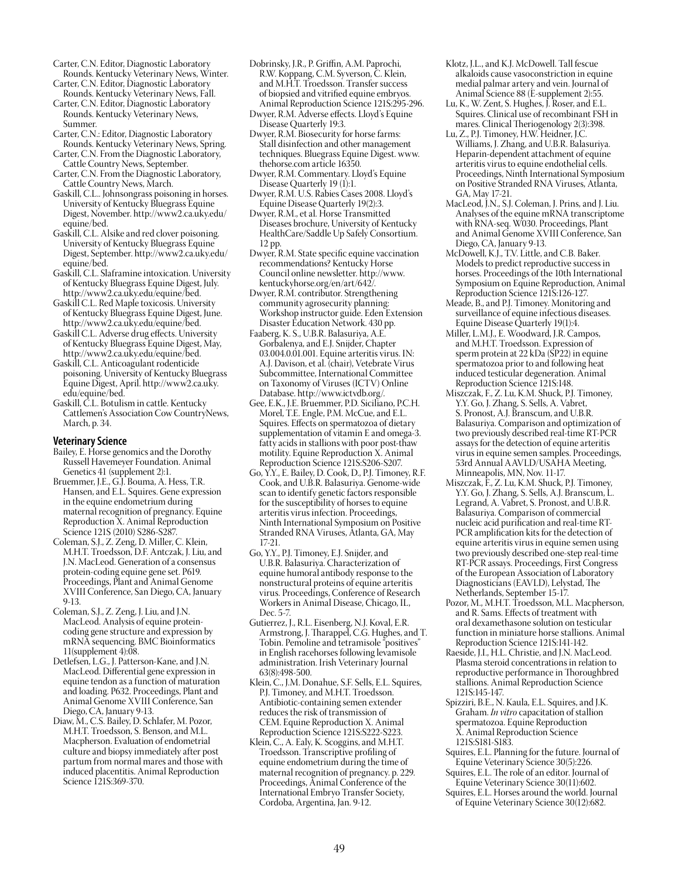Carter, C.N. Editor, Diagnostic Laboratory Rounds. Kentucky Veterinary News, Winter.

Carter, C.N. Editor, Diagnostic Laboratory Rounds. Kentucky Veterinary News, Fall.

Carter, C.N. Editor, Diagnostic Laboratory Rounds. Kentucky Veterinary News, Summer.

Carter, C.N.: Editor, Diagnostic Laboratory Rounds. Kentucky Veterinary News, Spring.

Carter, C.N. From the Diagnostic Laboratory, Cattle Country News, September.

Carter, C.N. From the Diagnostic Laboratory, Cattle Country News, March.

Gaskill, C.L.. Johnsongrass poisoning in horses. University of Kentucky Bluegrass Equine Digest, November. http://www2.ca.uky.edu/equine/bed.

Gaskill, C.L. Alsike and red clover poisoning. University of Kentucky Bluegrass Equine Digest, September. http://www2.ca.uky.edu/equine/bed.

Gaskill, C.L. Slaframine intoxication. University of Kentucky Bluegrass Equine Digest, July. http://www2.ca.uky.edu/equine/bed.

Gaskill C.L. Red Maple toxicosis. University of Kentucky Bluegrass Equine Digest, June. http://www2.ca.uky.edu/equine/bed.

Gaskill C.L. Adverse drug effects. University of Kentucky Bluegrass Equine Digest, May, http://www2.ca.uky.edu/equine/bed.

Gaskill, C.L. Anticoagulant rodenticide poisoning. University of Kentucky Bluegrass Equine Digest, April. http://www2.ca.uky.edu/equine/bed.

Gaskill, C.L. Botulism in cattle. Kentucky Cattlemen's Association Cow CountryNews, March, p. 34.

## Veterinary Science

Bailey, E. Horse genomics and the Dorothy Russell Havemeyer Foundation. Animal Genetics 41 (supplement 2):1.

Bruemmer, J.E., G.J. Bouma, A. Hess, T.R. Hansen, and E.L. Squires. Gene expression in the equine endometrium during maternal recognition of pregnancy. Equine Reproduction X. Animal Reproduction Science 121S (2010) S286-S287.

Coleman, S.J., Z. Zeng, D. Miller, C. Klein, M.H.T. Troedsson, D.F. Antczak, J. Liu, and J.N. MacLeod. Generation of a consensus protein-coding equine gene set. P619. Proceedings, Plant and Animal Genome XVIII Conference, San Diego, CA, January 9-13.

Coleman, S.J., Z. Zeng, J. Liu, and J.N. MacLeod. Analysis of equine protein-coding gene structure and expression by mRNA sequencing. BMC Bioinformatics 11(supplement 4):08.

Detlefsen, L.G., J. Patterson-Kane, and J.N. MacLeod. Differential gene expression in equine tendon as a function of maturation and loading. P632. Proceedings, Plant and Animal Genome XVIII Conference, San Diego, CA, January 9-13.

Diaw, M., C.S. Bailey, D. Schlafer, M. Pozor, M.H.T. Troedsson, S. Benson, and M.L. Macpherson. Evaluation of endometrial culture and biopsy immediately after post partum from normal mares and those with induced placentitis. Animal Reproduction Science 121S:369-370.

Dobrinsky, J.R., P. Griffin, A.M. Paprochi, R.W. Koppang, C.M. Syverson, C. Klein, and M.H.T. Troedsson. Transfer success of biopsied and vitrified equine embryos. Animal Reproduction Science 121S:295-296.

Dwyer, R.M. Adverse effects. Lloyd's Equine Disease Quarterly 19:3.

Dwyer, R.M. Biosecurity for horse farms: Stall disinfection and other management techniques. Bluegrass Equine Digest. www.thehorse.com article 16350.

Dwyer, R.M. Commentary. Lloyd's Equine Disease Quarterly 19 (1):1.

Dwyer, R.M. U.S. Rabies Cases 2008. Lloyd's Equine Disease Quarterly 19(2):3.

Dwyer, R.M., et al. Horse Transmitted Diseases brochure, University of Kentucky HealthCare/Saddle Up Safely Consortium. 12 pp.

Dwyer, R.M. State specific equine vaccination recommendations? Kentucky Horse Council online newsletter. http://www.kentuckyhorse.org/en/art/642/.

Dwyer, R.M. contributor. Strengthening community agrosecurity planning: Workshop instructor guide. Eden Extension Disaster Education Network. 430 pp.

Faaberg, K. S., U.B.R. Balasuriya, A.E. Gorbalenya, and E.J. Snijder, Chapter 03.004.0.01.001. Equine arteritis virus. IN: A.J. Davison, et al. (chair), Vetebrate Virus Subcommittee, International Committee on Taxonomy of Viruses (ICTV) Online Database. http://www.ictvdb.org/.

Gee, E.K., J.E. Bruemmer, P.D. Siciliano, P.C.H. Morel, T.E. Engle, P.M. McCue, and E.L. Squires. Effects on spermatozoa of dietary supplementation of vitamin E and omega-3. fatty acids in stallions with poor post-thaw motility. Equine Reproduction X. Animal Reproduction Science 121S:S206-S207.

Go, Y.Y., E. Bailey, D. Cook, D., P.J. Timoney, R.F. Cook, and U.B.R. Balasuriya. Genome-wide scan to identify genetic factors responsible for the susceptibility of horses to equine arteritis virus infection. Proceedings, Ninth International Symposium on Positive Stranded RNA Viruses, Atlanta, GA, May 17-21.

Go, Y.Y., P.J. Timoney, E.J. Snijder, and U.B.R. Balasuriya. Characterization of equine humoral antibody response to the nonstructural proteins of equine arteritis virus. Proceedings, Conference of Research Workers in Animal Disease, Chicago, IL, Dec. 5-7.

Gutierrez, J., R.L. Eisenberg, N.J. Koval, E.R. Armstrong, J. Tharappel, C.G. Hughes, and T. Tobin. Pemoline and tetramisole "positives" in English racehorses following levamisole administration. Irish Veterinary Journal 63(8):498-500.

Klein, C., J.M. Donahue, S.F. Sells, E.L. Squires, P.J. Timoney, and M.H.T. Troedsson. Antibiotic-containing semen extender reduces the risk of transmission of CEM. Equine Reproduction X. Animal Reproduction Science 121S:S222-S223.

Klein, C., A. Ealy, K. Scoggins, and M.H.T. Troedsson. Transcriptive profiling of equine endometrium during the time of maternal recognition of pregnancy. p. 229. Proceedings, Animal Conference of the International Embryo Transfer Society, Cordoba, Argentina, Jan. 9-12.

Klotz, J.L., and K.J. McDowell. Tall fescue alkaloids cause vasoconstriction in equine medial palmar artery and vein. Journal of Animal Science 88 (E-supplement 2):55.

Lu, K., W. Zent, S. Hughes, J. Roser, and E.L. Squires. Clinical use of recombinant FSH in mares. Clinical Theriogenology 2(3):398.

Lu, Z., P.J. Timoney, H.W. Heidner, J.C. Williams, J. Zhang, and U.B.R. Balasuriya. Heparin-dependent attachment of equine arteritis virus to equine endothelial cells. Proceedings, Ninth International Symposium on Positive Stranded RNA Viruses, Atlanta, GA, May 17-21.

MacLeod, J.N., S.J. Coleman, J. Prins, and J. Liu. Analyses of the equine mRNA transcriptome with RNA-seq. W030. Proceedings, Plant and Animal Genome XVIII Conference, San Diego, CA, January 9-13.

McDowell, K.J., T.V. Little, and C.B. Baker. Models to predict reproductive success in horses. Proceedings of the 10th International Symposium on Equine Reproduction, Animal Reproduction Science 121S:126-127.

Meade, B., and P.J. Timoney. Monitoring and surveillance of equine infectious diseases. Equine Disease Quarterly 19(1):4.

Miller, L.M.J., E. Woodward, J.R. Campos, and M.H.T. Troedsson. Expression of sperm protein at 22 kDa (SP22) in equine spermatozoa prior to and following heat induced testicular degeneration. Animal Reproduction Science 121S:148.

Miszczak, F., Z. Lu, K.M. Shuck, P.J. Timoney, Y.Y. Go, J. Zhang, S. Sells, A. Vabret, S. Pronost, A.J. Branscum, and U.B.R. Balasuriya. Comparison and optimization of two previously described real-time RT-PCR assays for the detection of equine arteritis virus in equine semen samples. Proceedings, 53rd Annual AAVLD/USAHA Meeting, Minneapolis, MN, Nov. 11-17.

Miszczak, F., Z. Lu, K.M. Shuck, P.J. Timoney, Y.Y. Go, J. Zhang, S. Sells, A.J. Branscum, L. Legrand, A. Vabret, S. Pronost, and U.B.R. Balasuriya. Comparison of commercial nucleic acid purification and real-time RT-PCR amplification kits for the detection of equine arteritis virus in equine semen using two previously described one-step real-time RT-PCR assays. Proceedings, First Congress of the European Association of Laboratory Diagnosticians (EAVLD), Lelystad, The Netherlands, September 15-17.

Pozor, M., M.H.T. Troedsson, M.L. Macpherson, and R. Sams. Effects of treatment with oral dexamethasone solution on testicular function in miniature horse stallions. Animal Reproduction Science 121S:141-142.

Raeside, J.I., H.L. Christie, and J.N. MacLeod. Plasma steroid concentrations in relation to reproductive performance in Thoroughbred stallions. Animal Reproduction Science 121S:145-147.

Spizziri, B.E., N. Kaula, E.L. Squires, and J.K. Graham. *In vitro* capacitation of stallion spermatozoa. Equine Reproduction X. Animal Reproduction Science 121S:S181-S183.

Squires, E.L. Planning for the future. Journal of Equine Veterinary Science 30(5):226.

Squires, E.L. The role of an editor. Journal of Equine Veterinary Science 30(11):602.

Squires, E.L. Horses around the world. Journal of Equine Veterinary Science 30(12):682.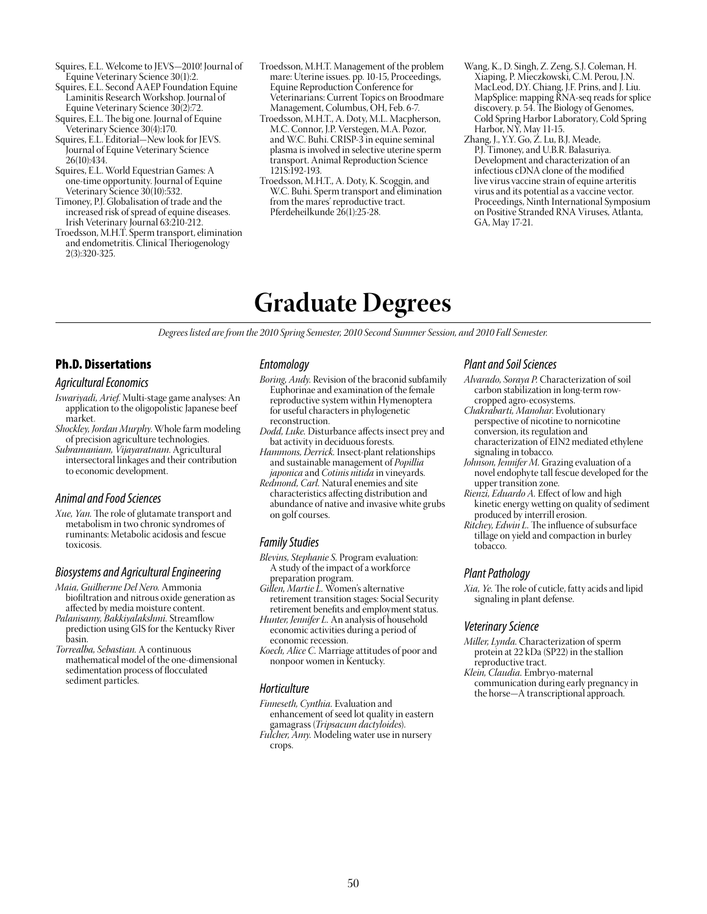Squires, E.L. Welcome to JEVS—2010! Journal of Equine Veterinary Science 30(1):2.

Squires, E.L. Second AAEP Foundation Equine Laminitis Research Workshop. Journal of Equine Veterinary Science 30(2):72.

Squires, E.L. The big one. Journal of Equine Veterinary Science 30(4):170.

Squires, E.L. Editorial—New look for JEVS. Journal of Equine Veterinary Science 26(10):434.

Squires, E.L. World Equestrian Games: A one-time opportunity. Journal of Equine Veterinary Science 30(10):532.

Timoney, P.J. Globalisation of trade and the increased risk of spread of equine diseases. Irish Veterinary Journal 63:210-212.

Troedsson, M.H.T. Sperm transport, elimination and endometritis. Clinical Theriogenology 2(3):320-325.

Troedsson, M.H.T. Management of the problem mare: Uterine issues. pp. 10-15, Proceedings, Equine Reproduction Conference for Veterinarians: Current Topics on Broodmare Management, Columbus, OH, Feb. 6-7.

Troedsson, M.H.T., A. Doty, M.L. Macpherson, M.C. Connor, J.P. Verstegen, M.A. Pozor, and W.C. Buhi. CRISP-3 in equine seminal plasma is involved in selective uterine sperm transport. Animal Reproduction Science 121S:192-193.

Troedsson, M.H.T., A. Doty, K. Scoggin, and W.C. Buhi. Sperm transport and elimination from the mares' reproductive tract. Pferdeheilkunde 26(1):25-28.

Wang, K., D. Singh, Z. Zeng, S.J. Coleman, H. Xiaping, P. Mieczkowski, C.M. Perou, J.N. MacLeod, D.Y. Chiang, J.F. Prins, and J. Liu. MapSplice: mapping RNA-seq reads for splice discovery. p. 54. The Biology of Genomes, Cold Spring Harbor Laboratory, Cold Spring Harbor, NY, May 11-15.

Zhang, J., Y.Y. Go, Z. Lu, B.J. Meade, P.J. Timoney, and U.B.R. Balasuriya. Development and characterization of an infectious cDNA clone of the modified live virus vaccine strain of equine arteritis virus and its potential as a vaccine vector. Proceedings, Ninth International Symposium on Positive Stranded RNA Viruses, Atlanta, GA, May 17-21.

# Graduate Degrees

*Degrees listed are from the 2010 Spring Semester, 2010 Second Summer Session, and 2010 Fall Semester.*

## Ph.D. Dissertations

### Agricultural Economics

*Iswariyadi, Arief.* Multi-stage game analyses: An application to the oligopolistic Japanese beef market.

*Shockley, Jordan Murphy.* Whole farm modeling of precision agriculture technologies.

*Subramaniam, Vijayaratnam.* Agricultural intersectoral linkages and their contribution to economic development.

### Animal and Food Sciences

*Xue, Yan.* The role of glutamate transport and metabolism in two chronic syndromes of ruminants: Metabolic acidosis and fescue toxicosis.

### Biosystems and Agricultural Engineering

*Maia, Guilherme Del Nero.* Ammonia biofiltration and nitrous oxide generation as affected by media moisture content.

*Palanisamy, Bakkiyalakshmi.* Streamflow prediction using GIS for the Kentucky River basin.

*Torrealba, Sebastian.* A continuous mathematical model of the one-dimensional sedimentation process of flocculated sediment particles.

### Entomology

*Boring, Andy.* Revision of the braconid subfamily Euphorinae and examination of the female reproductive system within Hymenoptera for useful characters in phylogenetic reconstruction.

*Dodd, Luke.* Disturbance affects insect prey and bat activity in deciduous forests.

*Hammons, Derrick.* Insect-plant relationships and sustainable management of *Popillia japonica* and *Cotinis nitida* in vineyards.

*Redmond, Carl.* Natural enemies and site characteristics affecting distribution and abundance of native and invasive white grubs on golf courses.

### Family Studies

*Blevins, Stephanie S.* Program evaluation: A study of the impact of a workforce preparation program.

*Gillen, Martie L.* Women's alternative retirement transition stages: Social Security retirement benefits and employment status.

*Hunter, Jennifer L.* An analysis of household economic activities during a period of economic recession.

*Koech, Alice C.* Marriage attitudes of poor and nonpoor women in Kentucky.

### Horticulture

*Finneseth, Cynthia.* Evaluation and enhancement of seed lot quality in eastern gamagrass (*Tripsacum dactyloides*).

*Fulcher, Amy.* Modeling water use in nursery crops.

### Plant and Soil Sciences

*Alvarado, Soraya P.* Characterization of soil carbon stabilization in long-term row-cropped agro-ecosystems.

*Chakrabarti, Manohar.* Evolutionary perspective of nicotine to nornicotine conversion, its regulation and characterization of EIN2 mediated ethylene signaling in tobacco.

*Johnson, Jennifer M.* Grazing evaluation of a novel endophyte tall fescue developed for the upper transition zone.

*Rienzi, Eduardo A.* Effect of low and high kinetic energy wetting on quality of sediment produced by interrill erosion.

*Ritchey, Edwin L.* The influence of subsurface tillage on yield and compaction in burley tobacco.

### Plant Pathology

*Xia, Ye.* The role of cuticle, fatty acids and lipid signaling in plant defense.

### Veterinary Science

*Miller, Lynda.* Characterization of sperm protein at 22 kDa (SP22) in the stallion reproductive tract.

*Klein, Claudia.* Embryo-maternal communication during early pregnancy in the horse—A transcriptional approach.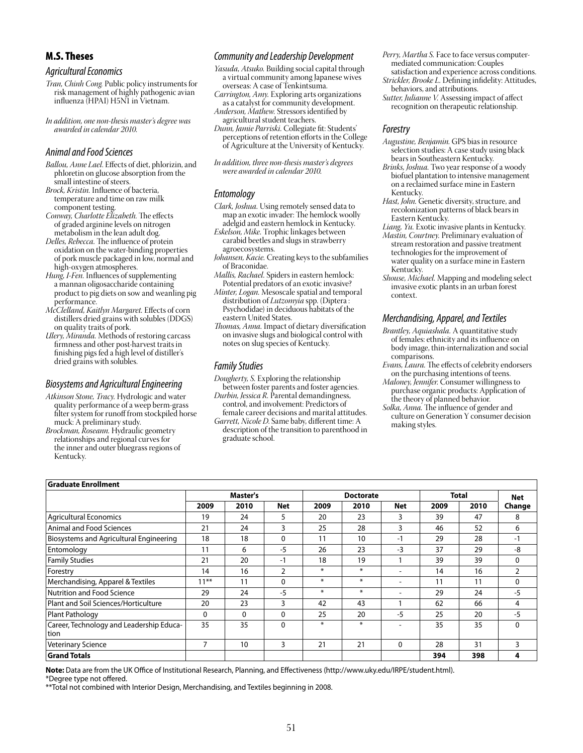## M.S. Theses

### Agricultural Economics

*Tran, Chinh Cong.* Public policy instruments for risk management of highly pathogenic avian influenza (HPAI) H5N1 in Vietnam.

*In addition, one non-thesis master's degree was awarded in calendar 2010.*

### Animal and Food Sciences

*Ballou, Anne Lael.* Effects of diet, phlorizin, and phloretin on glucose absorption from the small intestine of steers.

*Brock, Kristin.* Influence of bacteria, temperature and time on raw milk component testing.

*Conway, Charlotte Elizabeth.* The effects of graded arginine levels on nitrogen metabolism in the lean adult dog.

*Delles, Rebecca.* The influence of protein oxidation on the water-binding properties of pork muscle packaged in low, normal and high-oxygen atmospheres.

*Hung, I-Fen.* Influences of supplementing a mannan oligosaccharide containing product to pig diets on sow and weanling pig performance.

*McClelland, Kaitlyn Margaret.* Effects of corn distillers dried grains with solubles (DDGS) on quality traits of pork.

*Ullery, Miranda.* Methods of restoring carcass firmness and other post-harvest traits in finishing pigs fed a high level of distiller's dried grains with solubles.

### Biosystems and Agricultural Engineering

*Atkinson Stone, Tracy.* Hydrologic and water quality performance of a weep berm-grass filter system for runoff from stockpiled horse muck: A preliminary study.

*Brockman, Roseann.* Hydraulic geometry relationships and regional curves for the inner and outer bluegrass regions of Kentucky.

### Community and Leadership Development

*Yasuda, Atsuko.* Building social capital through a virtual community among Japanese wives overseas: A case of Tenkintsuma.

*Carrington, Amy.* Exploring arts organizations as a catalyst for community development.

*Anderson, Mathew.* Stressors identified by agricultural student teachers.

*Dunn, Jamie Parriski.* Collegiate fit: Students' perceptions of retention efforts in the College of Agriculture at the University of Kentucky.

*In addition, three non-thesis master's degrees were awarded in calendar 2010.*

### Entomology

*Clark, Joshua.* Using remotely sensed data to map an exotic invader: The hemlock woolly adelgid and eastern hemlock in Kentucky.

*Eskelson, Mike.* Trophic linkages between carabid beetles and slugs in strawberry agroecosystems.

*Johansen, Kacie.* Creating keys to the subfamilies of Braconidae.

*Mallis, Rachael.* Spiders in eastern hemlock: Potential predators of an exotic invasive?

*Minter, Logan.* Mesoscale spatial and temporal distribution of *Lutzomyia* spp. (Diptera : Psychodidae) in deciduous habitats of the eastern United States.

*Thomas, Anna.* Impact of dietary diversification on invasive slugs and biological control with notes on slug species of Kentucky.

### Family Studies

*Dougherty, S.* Exploring the relationship between foster parents and foster agencies.

*Durbin, Jessica R.* Parental demandingness, control, and involvement: Predictors of female career decisions and marital attitudes.

*Garrett, Nicole D.* Same baby, different time: A description of the transition to parenthood in graduate school.

*Perry, Martha S.* Face to face versus computer-mediated communication: Couples satisfaction and experience across conditions.

*Strickler, Brooke L.* Defining infidelity: Attitudes, behaviors, and attributions.

*Sutter, Julianne V.* Assessing impact of affect recognition on therapeutic relationship.

### Forestry

*Augustine, Benjamin.* GPS bias in resource selection studies: A case study using black bears in Southeastern Kentucky.

*Brinks, Joshua.* Two year response of a woody biofuel plantation to intensive management on a reclaimed surface mine in Eastern Kentucky.

*Hast, John.* Genetic diversity, structure, and recolonization patterns of black bears in Eastern Kentucky.

*Liang, Yu.* Exotic invasive plants in Kentucky.

*Mastin, Courtney.* Preliminary evaluation of stream restoration and passive treatment technologies for the improvement of water quality on a surface mine in Eastern Kentucky.

*Shouse, Michael.* Mapping and modeling select invasive exotic plants in an urban forest context.

### Merchandising, Apparel, and Textiles

*Brantley, Aquiashala.* A quantitative study of females: ethnicity and its influence on body image, thin-internalization and social comparisons.

*Evans, Laura.* The effects of celebrity endorsers on the purchasing intentions of teens.

*Maloney, Jennifer.* Consumer willingness to purchase organic products: Application of the theory of planned behavior.

*Solka, Anna.* The influence of gender and culture on Generation Y consumer decision making styles.

**Graduate Enrollment**

| | Master's | | | Doctorate | | | Total | | Net |
|---|---|---|---|---|---|---|---|---|---|
| | 2009 | 2010 | Net | 2009 | 2010 | Net | 2009 | 2010 | Change |
| Agricultural Economics | 19 | 24 | 5 | 20 | 23 | 3 | 39 | 47 | 8 |
| Animal and Food Sciences | 21 | 24 | 3 | 25 | 28 | 3 | 46 | 52 | 6 |
| Biosystems and Agricultural Engineering | 18 | 18 | 0 | 11 | 10 | -1 | 29 | 28 | -1 |
| Entomology | 11 | 6 | -5 | 26 | 23 | -3 | 37 | 29 | -8 |
| Family Studies | 21 | 20 | -1 | 18 | 19 | 1 | 39 | 39 | 0 |
| Forestry | 14 | 16 | 2 | * | * | - | 14 | 16 | 2 |
| Merchandising, Apparel & Textiles | 11** | 11 | 0 | * | * | - | 11 | 11 | 0 |
| Nutrition and Food Science | 29 | 24 | -5 | * | * | - | 29 | 24 | -5 |
| Plant and Soil Sciences/Horticulture | 20 | 23 | 3 | 42 | 43 | 1 | 62 | 66 | 4 |
| Plant Pathology | 0 | 0 | 0 | 25 | 20 | -5 | 25 | 20 | -5 |
| Career, Technology and Leadership Education | 35 | 35 | 0 | * | * | - | 35 | 35 | 0 |
| Veterinary Science | 7 | 10 | 3 | 21 | 21 | 0 | 28 | 31 | 3 |
| **Grand Totals** | | | | | | | **394** | **398** | **4** |

**Note:** Data are from the UK Office of Institutional Research, Planning, and Effectiveness (http://www.uky.edu/IRPE/student.html).

*Degree type not offered.

**Total not combined with Interior Design, Merchandising, and Textiles beginning in 2008.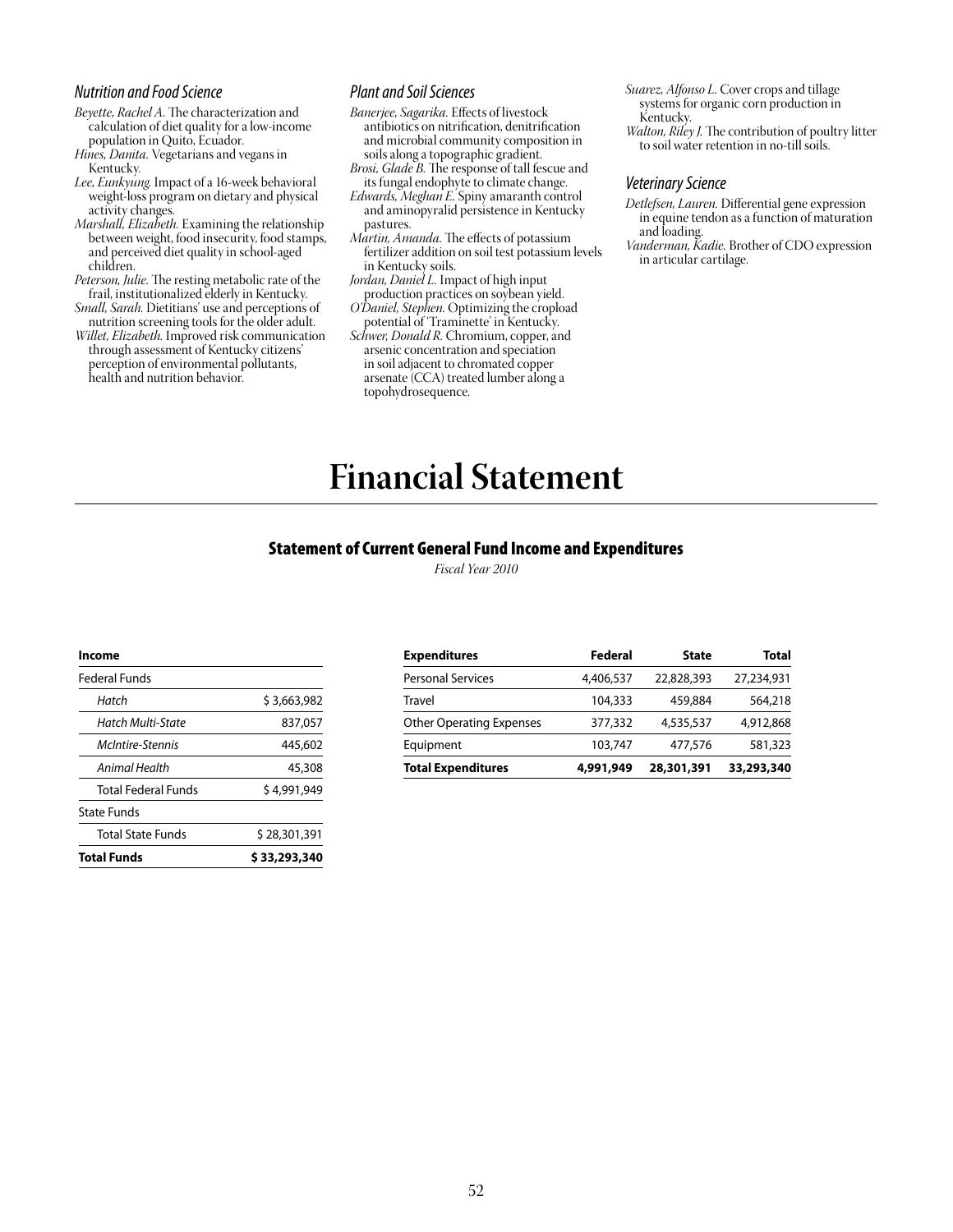### Nutrition and Food Science

*Beyette, Rachel A.* The characterization and calculation of diet quality for a low-income population in Quito, Ecuador.

*Hines, Danita.* Vegetarians and vegans in Kentucky.

*Lee, Eunkyung.* Impact of a 16-week behavioral weight-loss program on dietary and physical activity changes.

*Marshall, Elizabeth.* Examining the relationship between weight, food insecurity, food stamps, and perceived diet quality in school-aged children.

*Peterson, Julie.* The resting metabolic rate of the frail, institutionalized elderly in Kentucky.

*Small, Sarah.* Dietitians' use and perceptions of nutrition screening tools for the older adult.

*Willet, Elizabeth.* Improved risk communication through assessment of Kentucky citizens' perception of environmental pollutants, health and nutrition behavior.

### Plant and Soil Sciences

*Banerjee, Sagarika.* Effects of livestock antibiotics on nitrification, denitrification and microbial community composition in soils along a topographic gradient.

*Brosi, Glade B.* The response of tall fescue and its fungal endophyte to climate change.

*Edwards, Meghan E.* Spiny amaranth control and aminopyralid persistence in Kentucky pastures.

*Martin, Amanda.* The effects of potassium fertilizer addition on soil test potassium levels in Kentucky soils.

*Jordan, Daniel L.* Impact of high input production practices on soybean yield.

*O'Daniel, Stephen.* Optimizing the cropload potential of 'Traminette' in Kentucky.

*Schwer, Donald R.* Chromium, copper, and arsenic concentration and speciation in soil adjacent to chromated copper arsenate (CCA) treated lumber along a topohydrosequence.

*Suarez, Alfonso L.* Cover crops and tillage systems for organic corn production in Kentucky.

*Walton, Riley J.* The contribution of poultry litter to soil water retention in no-till soils.

### Veterinary Science

*Detlefsen, Lauren.* Differential gene expression in equine tendon as a function of maturation and loading.

*Vanderman, Kadie.* Brother of CDO expression in articular cartilage.

# Financial Statement

## Statement of Current General Fund Income and Expenditures

*Fiscal Year 2010*

| **Income** | |
|---|---|
| Federal Funds | |
| *Hatch* | $ 3,663,982 |
| *Hatch Multi-State* | 837,057 |
| *McIntire-Stennis* | 445,602 |
| *Animal Health* | 45,308 |
| Total Federal Funds | $ 4,991,949 |
| State Funds | |
| Total State Funds | $ 28,301,391 |
| **Total Funds** | **$ 33,293,340** |

| **Expenditures** | **Federal** | **State** | **Total** |
|---|---|---|---|
| Personal Services | 4,406,537 | 22,828,393 | 27,234,931 |
| Travel | 104,333 | 459,884 | 564,218 |
| Other Operating Expenses | 377,332 | 4,535,537 | 4,912,868 |
| Equipment | 103,747 | 477,576 | 581,323 |
| **Total Expenditures** | **4,991,949** | **28,301,391** | **33,293,340** |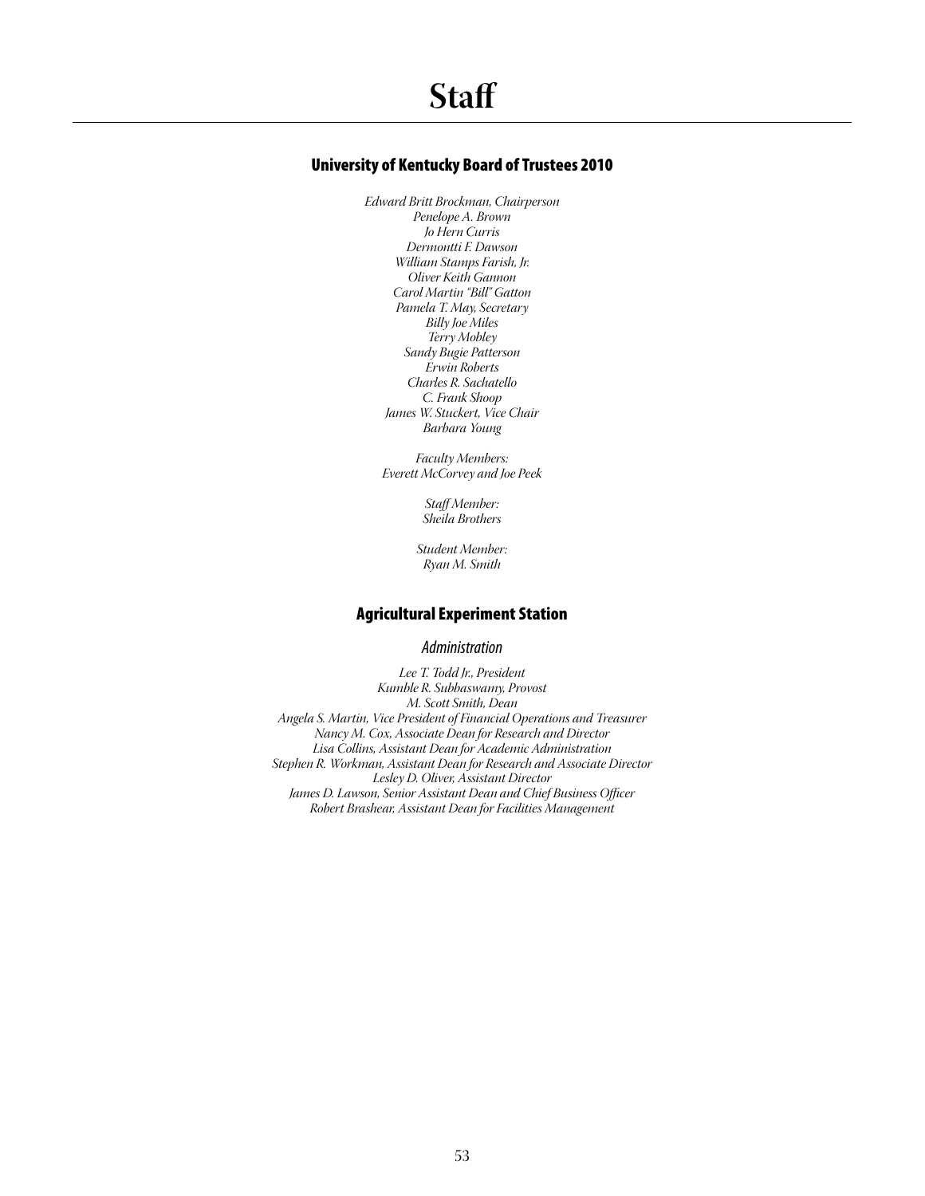# Staff

## University of Kentucky Board of Trustees 2010

*Edward Britt Brockman, Chairperson*
*Penelope A. Brown*
*Jo Hern Curris*
*Dermontti F. Dawson*
*William Stamps Farish, Jr.*
*Oliver Keith Gannon*
*Carol Martin "Bill" Gatton*
*Pamela T. May, Secretary*
*Billy Joe Miles*
*Terry Mobley*
*Sandy Bugie Patterson*
*Erwin Roberts*
*Charles R. Sachatello*
*C. Frank Shoop*
*James W. Stuckert, Vice Chair*
*Barbara Young*

*Faculty Members:*
*Everett McCorvey and Joe Peek*

*Staff Member:*
*Sheila Brothers*

*Student Member:*
*Ryan M. Smith*

## Agricultural Experiment Station

### Administration

*Lee T. Todd Jr., President*
*Kumble R. Subbaswamy, Provost*
*M. Scott Smith, Dean*
*Angela S. Martin, Vice President of Financial Operations and Treasurer*
*Nancy M. Cox, Associate Dean for Research and Director*
*Lisa Collins, Assistant Dean for Academic Administration*
*Stephen R. Workman, Assistant Dean for Research and Associate Director*
*Lesley D. Oliver, Assistant Director*
*James D. Lawson, Senior Assistant Dean and Chief Business Officer*
*Robert Brashear, Assistant Dean for Facilities Management*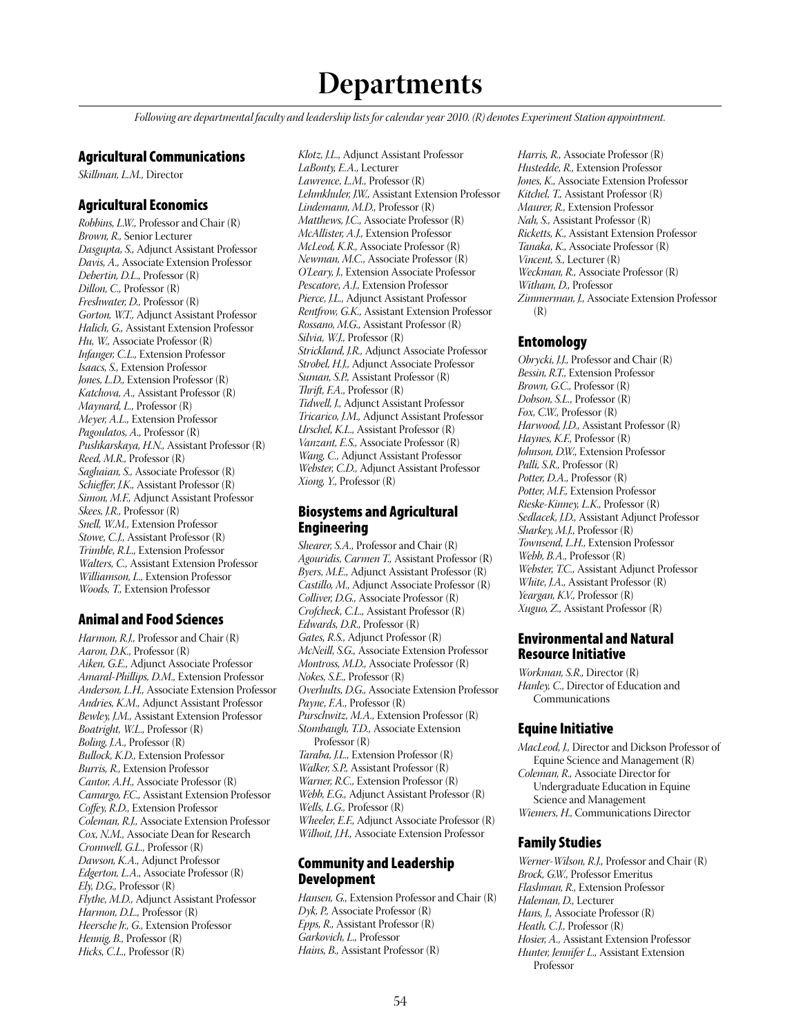# Departments

*Following are departmental faculty and leadership lists for calendar year 2010. (R) denotes Experiment Station appointment.*

## Agricultural Communications

*Skillman, L.M.,* Director

## Agricultural Economics

*Robbins, L.W.,* Professor and Chair (R)
*Brown, R.,* Senior Lecturer
*Dasgupta, S.,* Adjunct Assistant Professor
*Davis, A.,* Associate Extension Professor
*Debertin, D.L.,* Professor (R)
*Dillon, C.,* Professor (R)
*Freshwater, D.,* Professor (R)
*Gorton, W.T.,* Adjunct Assistant Professor
*Halich, G.,* Assistant Extension Professor
*Hu, W.,* Associate Professor (R)
*Infanger, C.L.,* Extension Professor
*Isaacs, S.,* Extension Professor
*Jones, L.D.,* Extension Professor (R)
*Katchova, A.,* Assistant Professor (R)
*Maynard, L.,* Professor (R)
*Meyer, A.L.,* Extension Professor
*Pagoulatos, A.,* Professor (R)
*Pushkarskaya, H.N.,* Assistant Professor (R)
*Reed, M.R.,* Professor (R)
*Saghaian, S.,* Associate Professor (R)
*Schieffer, J.K.,* Assistant Professor (R)
*Simon, M.F.,* Adjunct Assistant Professor
*Skees, J.R.,* Professor (R)
*Snell, W.M.,* Extension Professor
*Stowe, C.J.,* Assistant Professor (R)
*Trimble, R.L.,* Extension Professor
*Walters, C.,* Assistant Extension Professor
*Williamson, L.,* Extension Professor
*Woods, T.,* Extension Professor

## Animal and Food Sciences

*Harmon, R.J.,* Professor and Chair (R)
*Aaron, D.K.,* Professor (R)
*Aiken, G.E.,* Adjunct Associate Professor
*Amaral-Phillips, D.M.,* Extension Professor
*Anderson, L.H.,* Associate Extension Professor
*Andries, K.M.,* Adjunct Assistant Professor
*Bewley, J.M.,* Assistant Extension Professor
*Boatright, W.L.,* Professor (R)
*Boling, J.A.,* Professor (R)
*Bullock, K.D.,* Extension Professor
*Burris, R.,* Extension Professor
*Cantor, A.H.,* Associate Professor (R)
*Camargo, F.C.,* Assistant Extension Professor
*Coffey, R.D.,* Extension Professor
*Coleman, R.J.,* Associate Extension Professor
*Cox, N.M.,* Associate Dean for Research
*Cromwell, G.L.,* Professor (R)
*Dawson, K.A.,* Adjunct Professor
*Edgerton, L.A.,* Associate Professor (R)
*Ely, D.G.,* Professor (R)
*Flythe, M.D.,* Adjunct Assistant Professor
*Harmon, D.L.,* Professor (R)
*Heersche Jr., G.,* Extension Professor
*Hennig, B.,* Professor (R)
*Hicks, C.L.,* Professor (R)
*Klotz, J.L.,* Adjunct Assistant Professor
*LaBonty, E.A.,* Lecturer
*Lawrence, L.M.,* Professor (R)
*Lehmkhuler, J.W.,* Assistant Extension Professor
*Lindemann, M.D.,* Professor (R)
*Matthews, J.C.,* Associate Professor (R)
*McAllister, A.J.,* Extension Professor
*McLeod, K.R.,* Associate Professor (R)
*Newman, M.C.,* Associate Professor (R)
*O'Leary, J.,* Extension Associate Professor
*Pescatore, A.J.,* Extension Professor
*Pierce, J.L.,* Adjunct Assistant Professor
*Rentfrow, G.K.,* Assistant Extension Professor
*Rossano, M.G.,* Assistant Professor (R)
*Silvia, W.J.,* Professor (R)
*Strickland, J.R.,* Adjunct Associate Professor
*Strobel, H.J.,* Adjunct Associate Professor
*Suman, S.P.,* Assistant Professor (R)
*Thrift, F.A.,* Professor (R)
*Tidwell, J.,* Adjunct Assistant Professor
*Tricarico, J.M.,* Adjunct Assistant Professor
*Urschel, K.L.,* Assistant Professor (R)
*Vanzant, E.S.,* Associate Professor (R)
*Wang, C.,* Adjunct Assistant Professor
*Webster, C.D.,* Adjunct Assistant Professor
*Xiong, Y.,* Professor (R)

## Biosystems and Agricultural Engineering

*Shearer, S.A.,* Professor and Chair (R)
*Agouridis, Carmen T.,* Assistant Professor (R)
*Byers, M.E.,* Adjunct Assistant Professor (R)
*Castillo, M.,* Adjunct Associate Professor (R)
*Colliver, D.G.,* Associate Professor (R)
*Crofcheck, C.L.,* Assistant Professor (R)
*Edwards, D.R.,* Professor (R)
*Gates, R.S.,* Adjunct Professor (R)
*McNeill, S.G.,* Associate Extension Professor
*Montross, M.D.,* Associate Professor (R)
*Nokes, S.E.,* Professor (R)
*Overhults, D.G.,* Associate Extension Professor
*Payne, F.A.,* Professor (R)
*Purschwitz, M.A.,* Extension Professor (R)
*Stombaugh, T.D.,* Associate Extension Professor (R)
*Taraba, J.L.,* Extension Professor (R)
*Walker, S.P.,* Assistant Professor (R)
*Warner, R.C.,* Extension Professor (R)
*Webb, E.G.,* Adjunct Assistant Professor (R)
*Wells, L.G.,* Professor (R)
*Wheeler, E.F.,* Adjunct Associate Professor (R)
*Wilhoit, J.H.,* Associate Extension Professor

## Community and Leadership Development

*Hansen, G.,* Extension Professor and Chair (R)
*Dyk, P.,* Associate Professor (R)
*Epps, R.,* Assistant Professor (R)
*Garkovich, L.,* Professor
*Hains, B.,* Assistant Professor (R)
*Harris, R.,* Associate Professor (R)
*Hustedde, R.,* Extension Professor
*Jones, K.,* Associate Extension Professor
*Kitchel, T.,* Assistant Professor (R)
*Maurer, R.,* Extension Professor
*Nah, S.,* Assistant Professor (R)
*Ricketts, K.,* Assistant Extension Professor
*Tanaka, K.,* Associate Professor (R)
*Vincent, S.,* Lecturer (R)
*Weckman, R.,* Associate Professor (R)
*Witham, D.,* Professor
*Zimmerman, J.,* Associate Extension Professor (R)

## Entomology

*Obrycki, J.J.,* Professor and Chair (R)
*Bessin, R.T.,* Extension Professor
*Brown, G.C.,* Professor (R)
*Dobson, S.L.,* Professor (R)
*Fox, C.W.,* Professor (R)
*Harwood, J.D.,* Assistant Professor (R)
*Haynes, K.F.,* Professor (R)
*Johnson, D.W.,* Extension Professor
*Palli, S.R.,* Professor (R)
*Potter, D.A.,* Professor (R)
*Potter, M.F.,* Extension Professor
*Rieske-Kinney, L.K.,* Professor (R)
*Sedlacek, J.D.,* Assistant Adjunct Professor
*Sharkey, M.J.,* Professor (R)
*Townsend, L.H.,* Extension Professor
*Webb, B.A.,* Professor (R)
*Webster, T.C.,* Assistant Adjunct Professor
*White, J.A.,* Assistant Professor (R)
*Yeargan, K.V.,* Professor (R)
*Xuguo, Z.,* Assistant Professor (R)

## Environmental and Natural Resource Initiative

*Workman, S.R.,* Director (R)
*Hanley, C.,* Director of Education and Communications

## Equine Initiative

*MacLeod, J.,* Director and Dickson Professor of Equine Science and Management (R)
*Coleman, R.,* Associate Director for Undergraduate Education in Equine Science and Management
*Wiemers, H.,* Communications Director

## Family Studies

*Werner-Wilson, R.J.,* Professor and Chair (R)
*Brock, G.W.,* Professor Emeritus
*Flashman, R.,* Extension Professor
*Haleman, D.,* Lecturer
*Hans, J.,* Associate Professor (R)
*Heath, C.J.,* Professor (R)
*Hosier, A.,* Assistant Extension Professor
*Hunter, Jennifer L.,* Assistant Extension Professor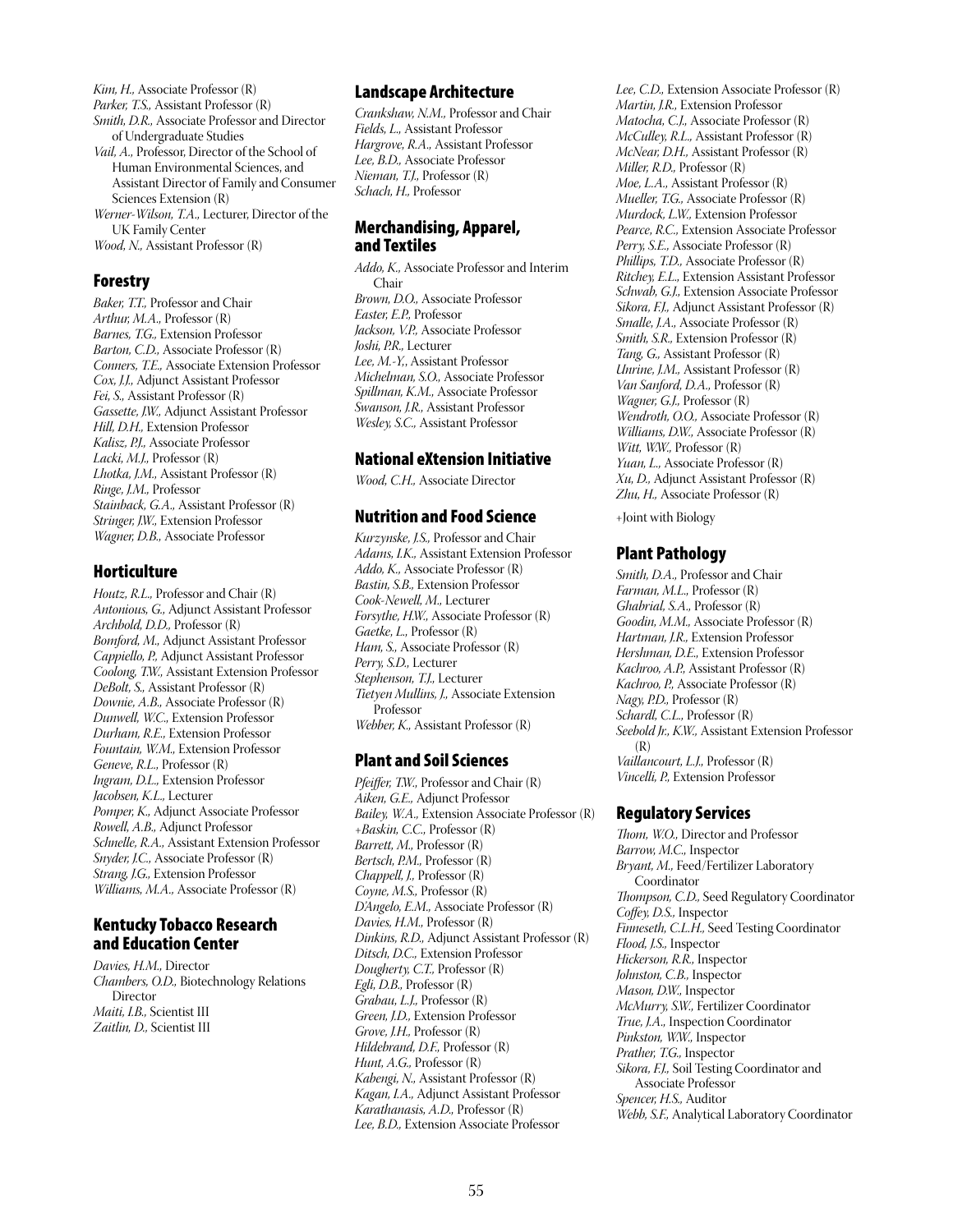*Kim, H.,* Associate Professor (R)
*Parker, T.S.,* Assistant Professor (R)
*Smith, D.R.,* Associate Professor and Director of Undergraduate Studies
*Vail, A.,* Professor, Director of the School of Human Environmental Sciences, and Assistant Director of Family and Consumer Sciences Extension (R)
*Werner-Wilson, T.A.,* Lecturer, Director of the UK Family Center
*Wood, N.,* Assistant Professor (R)

## Forestry

*Baker, T.T.,* Professor and Chair
*Arthur, M.A.,* Professor (R)
*Barnes, T.G.,* Extension Professor
*Barton, C.D.,* Associate Professor (R)
*Conners, T.E.,* Associate Extension Professor
*Cox, J.J.,* Adjunct Assistant Professor
*Fei, S.,* Assistant Professor (R)
*Gassette, J.W.,* Adjunct Assistant Professor
*Hill, D.H.,* Extension Professor
*Kalisz, P.J.,* Associate Professor
*Lacki, M.J.,* Professor (R)
*Lhotka, J.M.,* Assistant Professor (R)
*Ringe, J.M.,* Professor
*Stainback, G.A.,* Assistant Professor (R)
*Stringer, J.W.,* Extension Professor
*Wagner, D.B.,* Associate Professor

## Horticulture

*Houtz, R.L.,* Professor and Chair (R)
*Antonious, G.,* Adjunct Assistant Professor
*Archbold, D.D.,* Professor (R)
*Bomford, M.,* Adjunct Assistant Professor
*Cappiello, P.,* Adjunct Assistant Professor
*Coolong, T.W.,* Assistant Extension Professor
*DeBolt, S.,* Assistant Professor (R)
*Downie, A.B.,* Associate Professor (R)
*Dunwell, W.C.,* Extension Professor
*Durham, R.E.,* Extension Professor
*Fountain, W.M.,* Extension Professor
*Geneve, R.L.,* Professor (R)
*Ingram, D.L.,* Extension Professor
*Jacobsen, K.L.,* Lecturer
*Pomper, K.,* Adjunct Associate Professor
*Rowell, A.B.,* Adjunct Professor
*Schnelle, R.A.,* Assistant Extension Professor
*Snyder, J.C.,* Associate Professor (R)
*Strang, J.G.,* Extension Professor
*Williams, M.A.,* Associate Professor (R)

## Kentucky Tobacco Research and Education Center

*Davies, H.M.,* Director
*Chambers, O.D.,* Biotechnology Relations Director
*Maiti, I.B.,* Scientist III
*Zaitlin, D.,* Scientist III

## Landscape Architecture

*Crankshaw, N.M.,* Professor and Chair
*Fields, L.,* Assistant Professor
*Hargrove, R.A.,* Assistant Professor
*Lee, B.D.,* Associate Professor
*Nieman, T.J.,* Professor (R)
*Schach, H.,* Professor

## Merchandising, Apparel, and Textiles

*Addo, K.,* Associate Professor and Interim Chair
*Brown, D.O.,* Associate Professor
*Easter, E.P.,* Professor
*Jackson, V.P.,* Associate Professor
*Joshi, P.R.,* Lecturer
*Lee, M.-Y.,* Assistant Professor
*Michelman, S.O.,* Associate Professor
*Spillman, K.M.,* Associate Professor
*Swanson, J.R.,* Assistant Professor
*Wesley, S.C.,* Assistant Professor

## National eXtension Initiative

*Wood, C.H.,* Associate Director

## Nutrition and Food Science

*Kurzynske, J.S.,* Professor and Chair
*Adams, I.K.,* Assistant Extension Professor
*Addo, K.,* Associate Professor (R)
*Bastin, S.B.,* Extension Professor
*Cook-Newell, M.,* Lecturer
*Forsythe, H.W.,* Associate Professor (R)
*Gaetke, L.,* Professor (R)
*Ham, S.,* Associate Professor (R)
*Perry, S.D.,* Lecturer
*Stephenson, T.J.,* Lecturer
*Tietyen Mullins, J.,* Associate Extension Professor
*Webber, K.,* Assistant Professor (R)

## Plant and Soil Sciences

*Pfeiffer, T.W.,* Professor and Chair (R)
*Aiken, G.E.,* Adjunct Professor
*Bailey, W.A.,* Extension Associate Professor (R)
*+Baskin, C.C.,* Professor (R)
*Barrett, M.,* Professor (R)
*Bertsch, P.M.,* Professor (R)
*Chappell, J.,* Professor (R)
*Coyne, M.S.,* Professor (R)
*D'Angelo, E.M.,* Associate Professor (R)
*Davies, H.M.,* Professor (R)
*Dinkins, R.D.,* Adjunct Assistant Professor (R)
*Ditsch, D.C.,* Extension Professor
*Dougherty, C.T.,* Professor (R)
*Egli, D.B.,* Professor (R)
*Grabau, L.J.,* Professor (R)
*Green, J.D.,* Extension Professor
*Grove, J.H.,* Professor (R)
*Hildebrand, D.F.,* Professor (R)
*Hunt, A.G.,* Professor (R)
*Kabengi, N.,* Assistant Professor (R)
*Kagan, I.A.,* Adjunct Assistant Professor
*Karathanasis, A.D.,* Professor (R)
*Lee, B.D.,* Extension Associate Professor
*Lee, C.D.,* Extension Associate Professor (R)
*Martin, J.R.,* Extension Professor
*Matocha, C.J.,* Associate Professor (R)
*McCulley, R.L.,* Assistant Professor (R)
*McNear, D.H.,* Assistant Professor (R)
*Miller, R.D.,* Professor (R)
*Moe, L.A.,* Assistant Professor (R)
*Mueller, T.G.,* Associate Professor (R)
*Murdock, L.W.,* Extension Professor
*Pearce, R.C.,* Extension Associate Professor
*Perry, S.E.,* Associate Professor (R)
*Phillips, T.D.,* Associate Professor (R)
*Ritchey, E.L.,* Extension Assistant Professor
*Schwab, G.J.,* Extension Associate Professor
*Sikora, F.J.,* Adjunct Assistant Professor (R)
*Smalle, J.A.,* Associate Professor (R)
*Smith, S.R.,* Extension Professor (R)
*Tang, G.,* Assistant Professor (R)
*Unrine, J.M.,* Assistant Professor (R)
*Van Sanford, D.A.,* Professor (R)
*Wagner, G.J.,* Professor (R)
*Wendroth, O.O.,* Associate Professor (R)
*Williams, D.W.,* Associate Professor (R)
*Witt, W.W.,* Professor (R)
*Yuan, L.,* Associate Professor (R)
*Xu, D.,* Adjunct Assistant Professor (R)
*Zhu, H.,* Associate Professor (R)

+Joint with Biology

## Plant Pathology

*Smith, D.A.,* Professor and Chair
*Farman, M.L.,* Professor (R)
*Ghabrial, S.A.,* Professor (R)
*Goodin, M.M.,* Associate Professor (R)
*Hartman, J.R.,* Extension Professor
*Hershman, D.E.,* Extension Professor
*Kachroo, A.P.,* Assistant Professor (R)
*Kachroo, P.,* Associate Professor (R)
*Nagy, P.D.,* Professor (R)
*Schardl, C.L.,* Professor (R)
*Seebold Jr., K.W.,* Assistant Extension Professor (R)
*Vaillancourt, L.J.,* Professor (R)
*Vincelli, P.,* Extension Professor

## Regulatory Services

*Thom, W.O.,* Director and Professor
*Barrow, M.C.,* Inspector
*Bryant, M.,* Feed/Fertilizer Laboratory Coordinator
*Thompson, C.D.,* Seed Regulatory Coordinator
*Coffey, D.S.,* Inspector
*Finneseth, C.L.H.,* Seed Testing Coordinator
*Flood, J.S.,* Inspector
*Hickerson, R.R.,* Inspector
*Johnston, C.B.,* Inspector
*Mason, D.W.,* Inspector
*McMurry, S.W.,* Fertilizer Coordinator
*True, J.A.,* Inspection Coordinator
*Pinkston, W.W.,* Inspector
*Prather, T.G.,* Inspector
*Sikora, F.J.,* Soil Testing Coordinator and Associate Professor
*Spencer, H.S.,* Auditor
*Webb, S.F.,* Analytical Laboratory Coordinator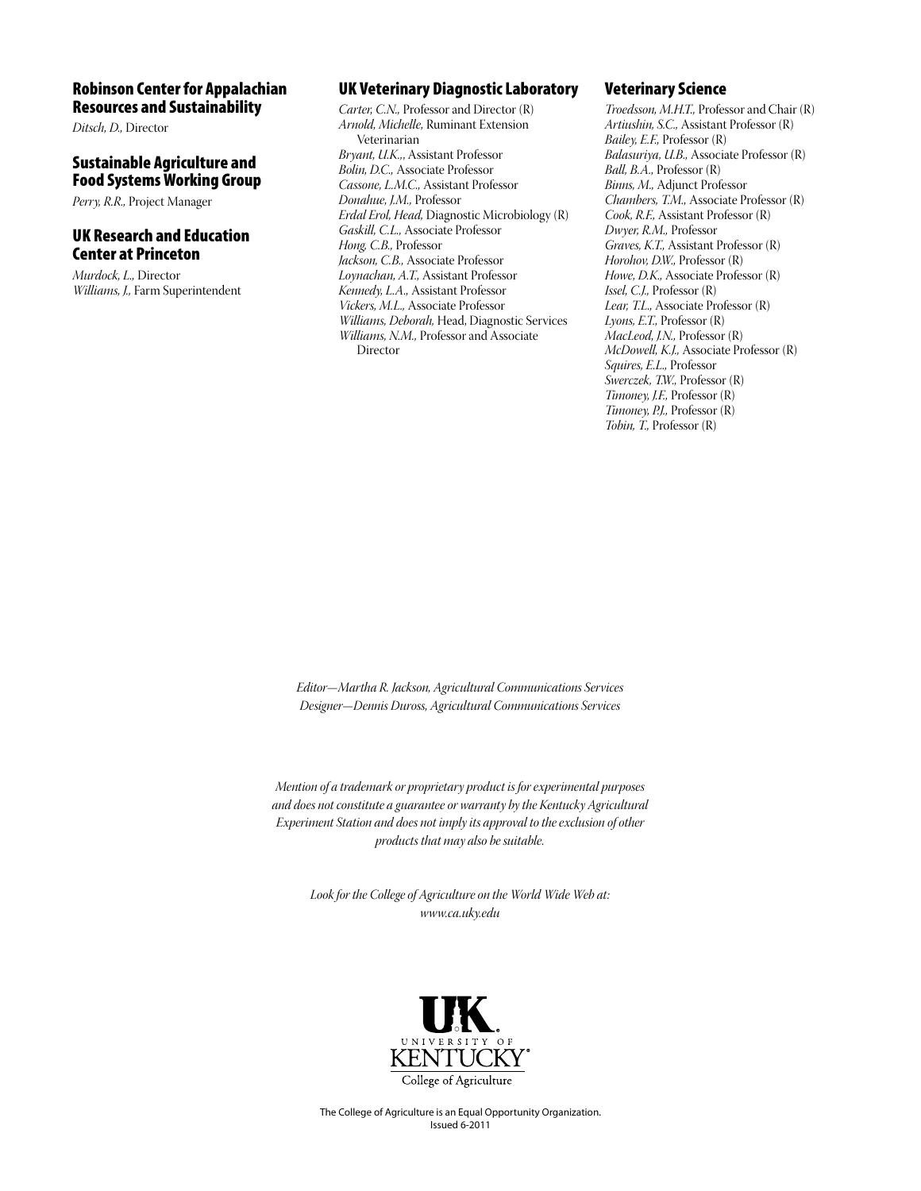## Robinson Center for Appalachian Resources and Sustainability

*Ditsch, D.,* Director

## Sustainable Agriculture and Food Systems Working Group

*Perry, R.R.,* Project Manager

## UK Research and Education Center at Princeton

*Murdock, L.,* Director
*Williams, J.,* Farm Superintendent

## UK Veterinary Diagnostic Laboratory

*Carter, C.N.,* Professor and Director (R)
*Arnold, Michelle,* Ruminant Extension Veterinarian
*Bryant, U.K.,*, Assistant Professor
*Bolin, D.C.,* Associate Professor
*Cassone, L.M.C.,* Assistant Professor
*Donahue, J.M.,* Professor
*Erdal Erol, Head,* Diagnostic Microbiology (R)
*Gaskill, C.L.,* Associate Professor
*Hong, C.B.,* Professor
*Jackson, C.B.,* Associate Professor
*Loynachan, A.T.,* Assistant Professor
*Kennedy, L.A.,* Assistant Professor
*Vickers, M.L.,* Associate Professor
*Williams, Deborah,* Head, Diagnostic Services
*Williams, N.M.,* Professor and Associate Director

## Veterinary Science

*Troedsson, M.H.T.,* Professor and Chair (R)
*Artiushin, S.C.,* Assistant Professor (R)
*Bailey, E.F.,* Professor (R)
*Balasuriya, U.B.,* Associate Professor (R)
*Ball, B.A.,* Professor (R)
*Binns, M.,* Adjunct Professor
*Chambers, T.M.,* Associate Professor (R)
*Cook, R.F.,* Assistant Professor (R)
*Dwyer, R.M.,* Professor
*Graves, K.T.,* Assistant Professor (R)
*Horohov, D.W.,* Professor (R)
*Howe, D.K.,* Associate Professor (R)
*Issel, C.J.,* Professor (R)
*Lear, T.L.,* Associate Professor (R)
*Lyons, E.T.,* Professor (R)
*MacLeod, J.N.,* Professor (R)
*McDowell, K.J.,* Associate Professor (R)
*Squires, E.L.,* Professor
*Swerczek, T.W.,* Professor (R)
*Timoney, J.F.,* Professor (R)
*Timoney, P.J.,* Professor (R)
*Tobin, T.,* Professor (R)

*Editor—Martha R. Jackson, Agricultural Communications Services*
*Designer—Dennis Duross, Agricultural Communications Services*

*Mention of a trademark or proprietary product is for experimental purposes and does not constitute a guarantee or warranty by the Kentucky Agricultural Experiment Station and does not imply its approval to the exclusion of other products that may also be suitable.*

*Look for the College of Agriculture on the World Wide Web at: www.ca.uky.edu*

UK
UNIVERSITY OF KENTUCKY®
College of Agriculture

The College of Agriculture is an Equal Opportunity Organization.
Issued 6-2011